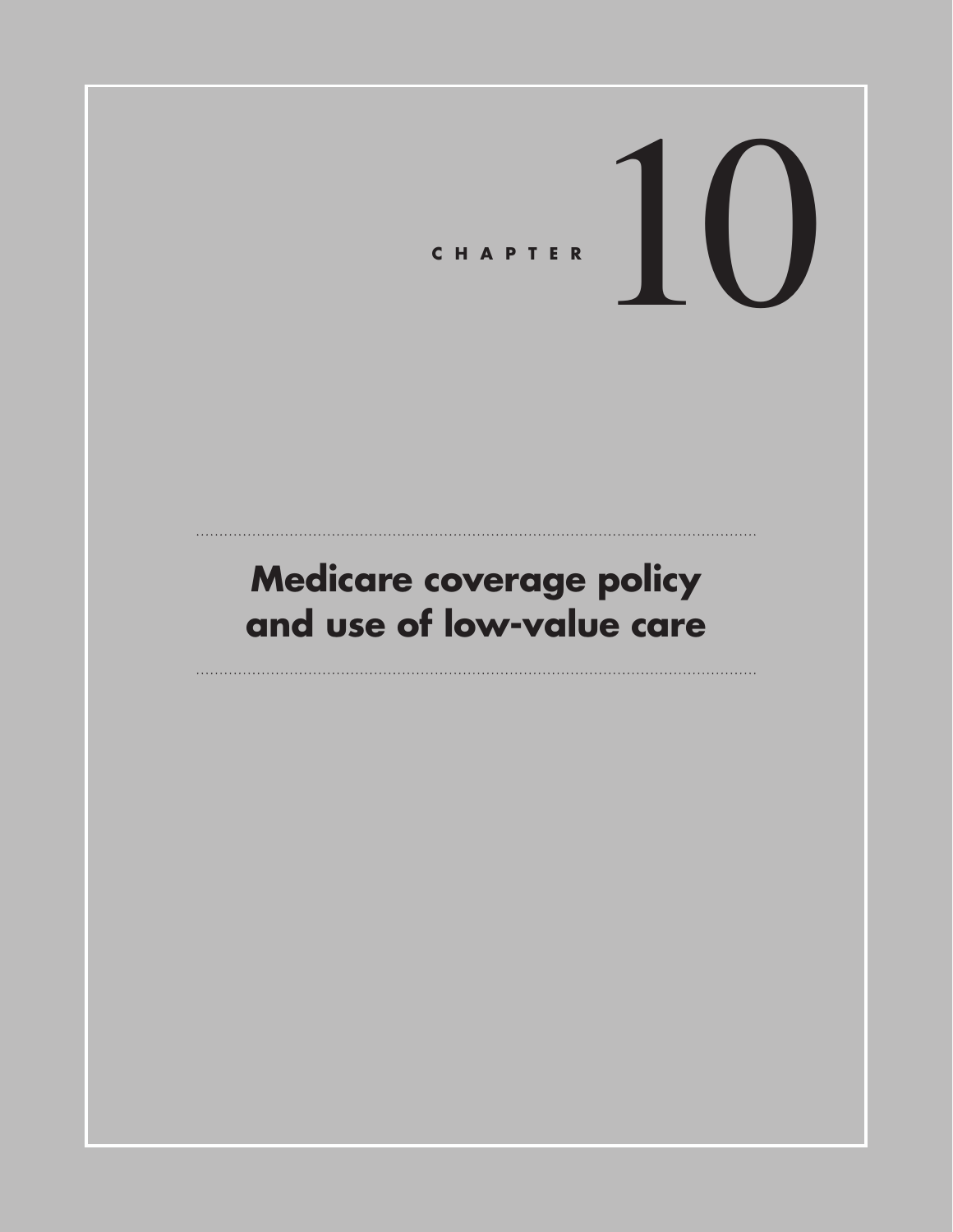CHAPTER 10

# Medicare coverage policy and use of low-value care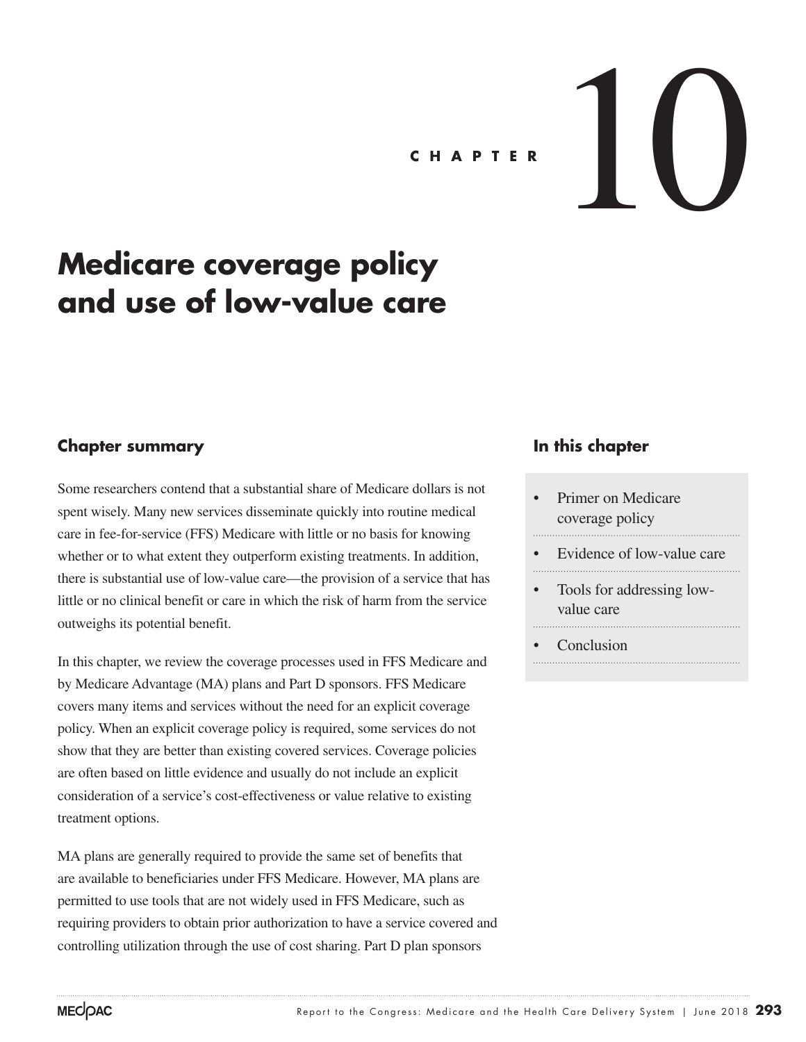CHAPTER 10

# Medicare coverage policy and use of low-value care

## Chapter summary

Some researchers contend that a substantial share of Medicare dollars is not spent wisely. Many new services disseminate quickly into routine medical care in fee-for-service (FFS) Medicare with little or no basis for knowing whether or to what extent they outperform existing treatments. In addition, there is substantial use of low-value care—the provision of a service that has little or no clinical benefit or care in which the risk of harm from the service outweighs its potential benefit.

In this chapter, we review the coverage processes used in FFS Medicare and by Medicare Advantage (MA) plans and Part D sponsors. FFS Medicare covers many items and services without the need for an explicit coverage policy. When an explicit coverage policy is required, some services do not show that they are better than existing covered services. Coverage policies are often based on little evidence and usually do not include an explicit consideration of a service's cost-effectiveness or value relative to existing treatment options.

MA plans are generally required to provide the same set of benefits that are available to beneficiaries under FFS Medicare. However, MA plans are permitted to use tools that are not widely used in FFS Medicare, such as requiring providers to obtain prior authorization to have a service covered and controlling utilization through the use of cost sharing. Part D plan sponsors

## In this chapter

- Primer on Medicare coverage policy
- Evidence of low-value care
- Tools for addressing low-value care
- Conclusion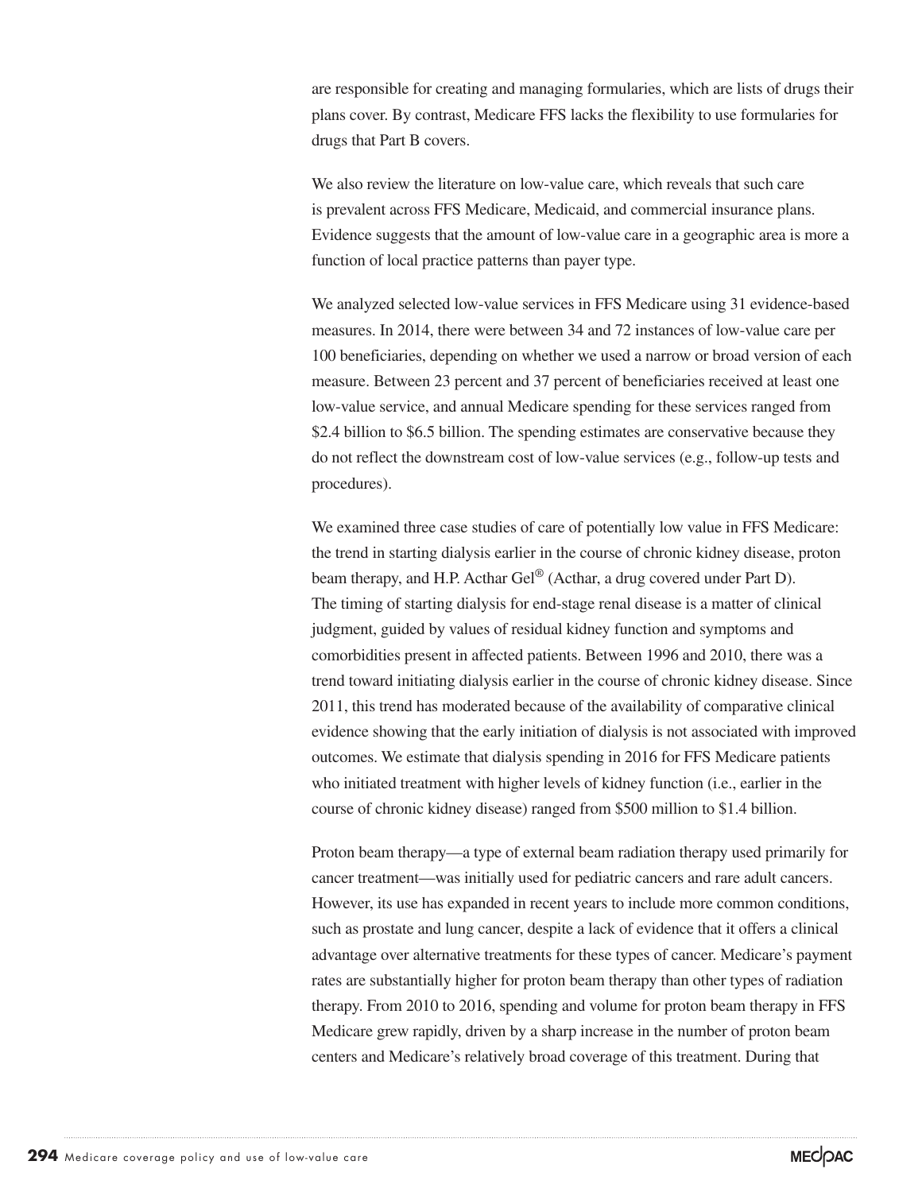are responsible for creating and managing formularies, which are lists of drugs their plans cover. By contrast, Medicare FFS lacks the flexibility to use formularies for drugs that Part B covers.

We also review the literature on low-value care, which reveals that such care is prevalent across FFS Medicare, Medicaid, and commercial insurance plans. Evidence suggests that the amount of low-value care in a geographic area is more a function of local practice patterns than payer type.

We analyzed selected low-value services in FFS Medicare using 31 evidence-based measures. In 2014, there were between 34 and 72 instances of low-value care per 100 beneficiaries, depending on whether we used a narrow or broad version of each measure. Between 23 percent and 37 percent of beneficiaries received at least one low-value service, and annual Medicare spending for these services ranged from \$2.4 billion to \$6.5 billion. The spending estimates are conservative because they do not reflect the downstream cost of low-value services (e.g., follow-up tests and procedures).

We examined three case studies of care of potentially low value in FFS Medicare: the trend in starting dialysis earlier in the course of chronic kidney disease, proton beam therapy, and H.P. Acthar Gel® (Acthar, a drug covered under Part D). The timing of starting dialysis for end-stage renal disease is a matter of clinical judgment, guided by values of residual kidney function and symptoms and comorbidities present in affected patients. Between 1996 and 2010, there was a trend toward initiating dialysis earlier in the course of chronic kidney disease. Since 2011, this trend has moderated because of the availability of comparative clinical evidence showing that the early initiation of dialysis is not associated with improved outcomes. We estimate that dialysis spending in 2016 for FFS Medicare patients who initiated treatment with higher levels of kidney function (i.e., earlier in the course of chronic kidney disease) ranged from \$500 million to \$1.4 billion.

Proton beam therapy—a type of external beam radiation therapy used primarily for cancer treatment—was initially used for pediatric cancers and rare adult cancers. However, its use has expanded in recent years to include more common conditions, such as prostate and lung cancer, despite a lack of evidence that it offers a clinical advantage over alternative treatments for these types of cancer. Medicare's payment rates are substantially higher for proton beam therapy than other types of radiation therapy. From 2010 to 2016, spending and volume for proton beam therapy in FFS Medicare grew rapidly, driven by a sharp increase in the number of proton beam centers and Medicare's relatively broad coverage of this treatment. During that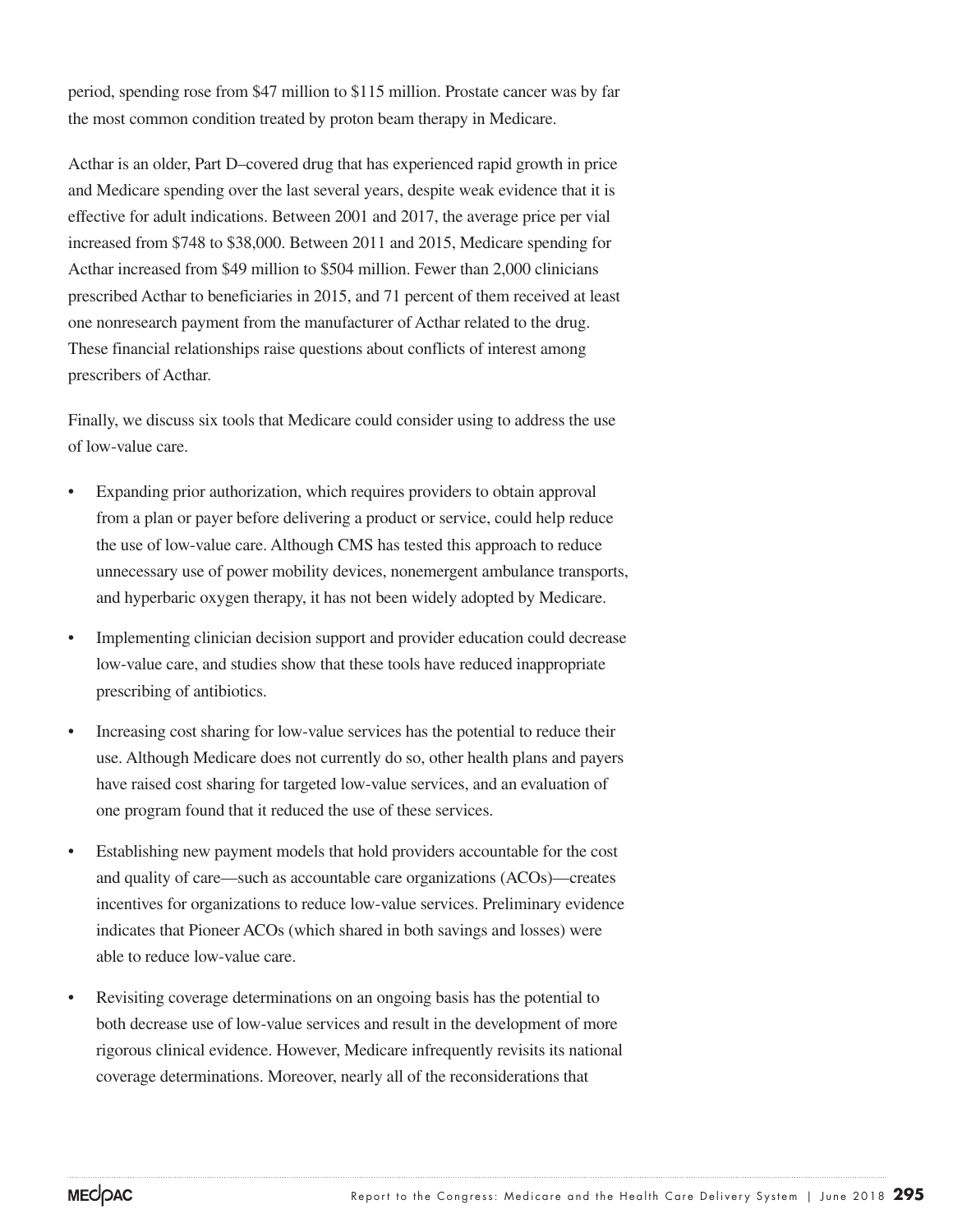period, spending rose from $47 million to $115 million. Prostate cancer was by far the most common condition treated by proton beam therapy in Medicare.

Acthar is an older, Part D–covered drug that has experienced rapid growth in price and Medicare spending over the last several years, despite weak evidence that it is effective for adult indications. Between 2001 and 2017, the average price per vial increased from $748 to $38,000. Between 2011 and 2015, Medicare spending for Acthar increased from $49 million to $504 million. Fewer than 2,000 clinicians prescribed Acthar to beneficiaries in 2015, and 71 percent of them received at least one nonresearch payment from the manufacturer of Acthar related to the drug. These financial relationships raise questions about conflicts of interest among prescribers of Acthar.

Finally, we discuss six tools that Medicare could consider using to address the use of low-value care.

- Expanding prior authorization, which requires providers to obtain approval from a plan or payer before delivering a product or service, could help reduce the use of low-value care. Although CMS has tested this approach to reduce unnecessary use of power mobility devices, nonemergent ambulance transports, and hyperbaric oxygen therapy, it has not been widely adopted by Medicare.
- Implementing clinician decision support and provider education could decrease low-value care, and studies show that these tools have reduced inappropriate prescribing of antibiotics.
- Increasing cost sharing for low-value services has the potential to reduce their use. Although Medicare does not currently do so, other health plans and payers have raised cost sharing for targeted low-value services, and an evaluation of one program found that it reduced the use of these services.
- Establishing new payment models that hold providers accountable for the cost and quality of care—such as accountable care organizations (ACOs)—creates incentives for organizations to reduce low-value services. Preliminary evidence indicates that Pioneer ACOs (which shared in both savings and losses) were able to reduce low-value care.
- Revisiting coverage determinations on an ongoing basis has the potential to both decrease use of low-value services and result in the development of more rigorous clinical evidence. However, Medicare infrequently revisits its national coverage determinations. Moreover, nearly all of the reconsiderations that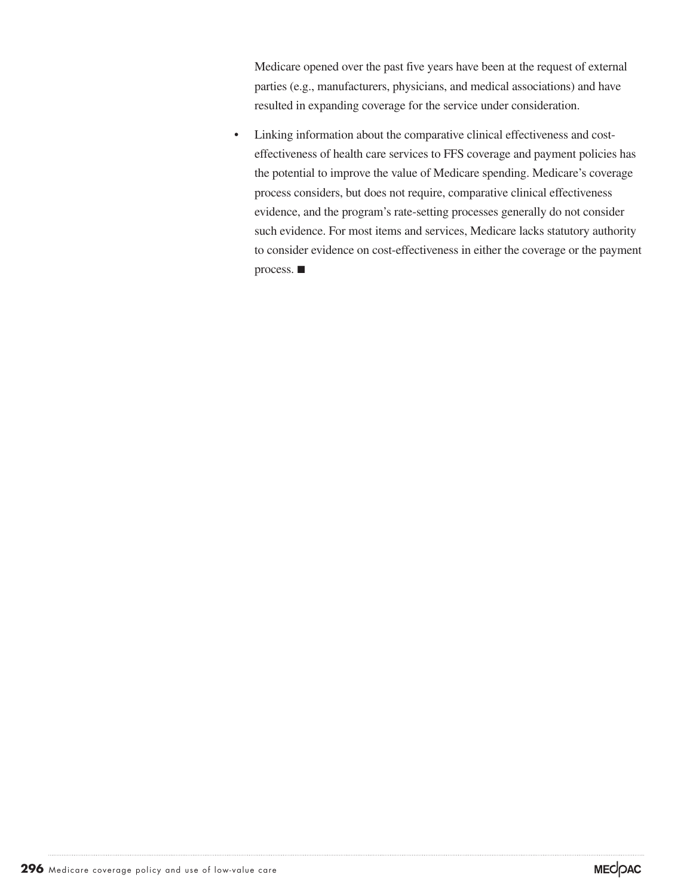Medicare opened over the past five years have been at the request of external parties (e.g., manufacturers, physicians, and medical associations) and have resulted in expanding coverage for the service under consideration.

- Linking information about the comparative clinical effectiveness and cost-effectiveness of health care services to FFS coverage and payment policies has the potential to improve the value of Medicare spending. Medicare's coverage process considers, but does not require, comparative clinical effectiveness evidence, and the program's rate-setting processes generally do not consider such evidence. For most items and services, Medicare lacks statutory authority to consider evidence on cost-effectiveness in either the coverage or the payment process. ■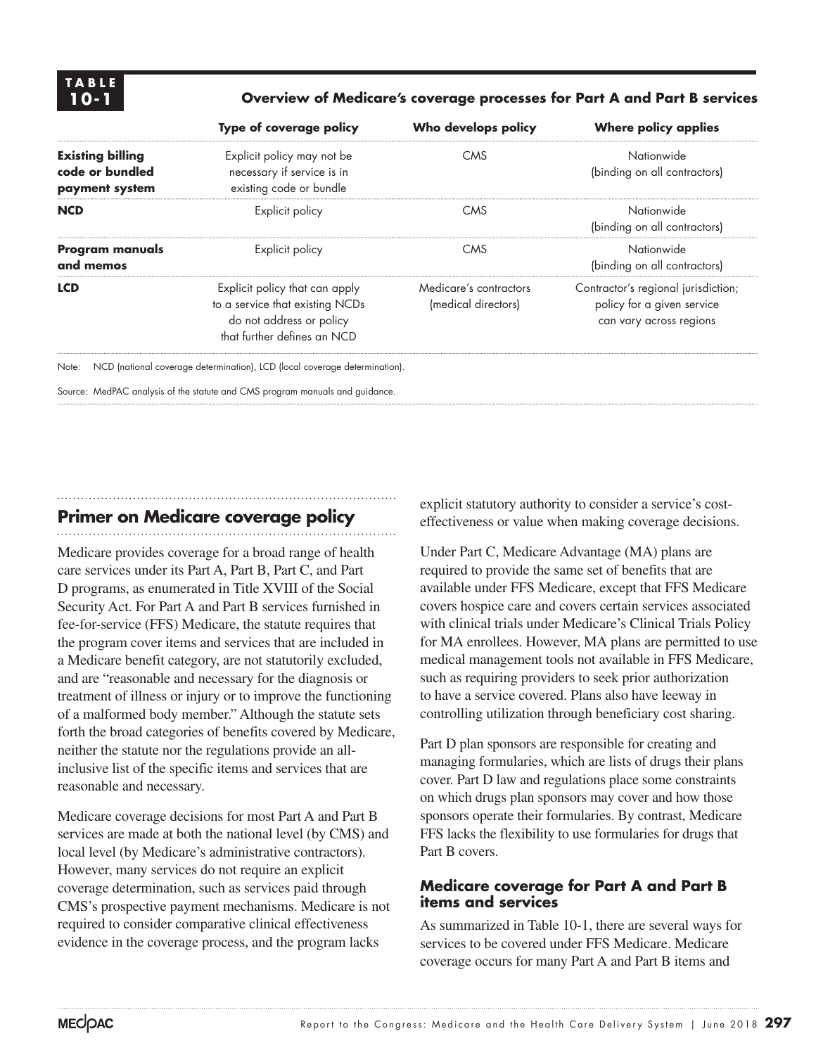**TABLE 10-1** **Overview of Medicare's coverage processes for Part A and Part B services**

| | Type of coverage policy | Who develops policy | Where policy applies |
|---|---|---|---|
| **Existing billing code or bundled payment system** | Explicit policy may not be necessary if service is in existing code or bundle | CMS | Nationwide (binding on all contractors) |
| **NCD** | Explicit policy | CMS | Nationwide (binding on all contractors) |
| **Program manuals and memos** | Explicit policy | CMS | Nationwide (binding on all contractors) |
| **LCD** | Explicit policy that can apply to a service that existing NCDs do not address or policy that further defines an NCD | Medicare's contractors (medical directors) | Contractor's regional jurisdiction; policy for a given service can vary across regions |

Note: NCD (national coverage determination), LCD (local coverage determination).

Source: MedPAC analysis of the statute and CMS program manuals and guidance.

## Primer on Medicare coverage policy

Medicare provides coverage for a broad range of health care services under its Part A, Part B, Part C, and Part D programs, as enumerated in Title XVIII of the Social Security Act. For Part A and Part B services furnished in fee-for-service (FFS) Medicare, the statute requires that the program cover items and services that are included in a Medicare benefit category, are not statutorily excluded, and are "reasonable and necessary for the diagnosis or treatment of illness or injury or to improve the functioning of a malformed body member." Although the statute sets forth the broad categories of benefits covered by Medicare, neither the statute nor the regulations provide an all-inclusive list of the specific items and services that are reasonable and necessary.

Medicare coverage decisions for most Part A and Part B services are made at both the national level (by CMS) and local level (by Medicare's administrative contractors). However, many services do not require an explicit coverage determination, such as services paid through CMS's prospective payment mechanisms. Medicare is not required to consider comparative clinical effectiveness evidence in the coverage process, and the program lacks explicit statutory authority to consider a service's cost-effectiveness or value when making coverage decisions.

Under Part C, Medicare Advantage (MA) plans are required to provide the same set of benefits that are available under FFS Medicare, except that FFS Medicare covers hospice care and covers certain services associated with clinical trials under Medicare's Clinical Trials Policy for MA enrollees. However, MA plans are permitted to use medical management tools not available in FFS Medicare, such as requiring providers to seek prior authorization to have a service covered. Plans also have leeway in controlling utilization through beneficiary cost sharing.

Part D plan sponsors are responsible for creating and managing formularies, which are lists of drugs their plans cover. Part D law and regulations place some constraints on which drugs plan sponsors may cover and how those sponsors operate their formularies. By contrast, Medicare FFS lacks the flexibility to use formularies for drugs that Part B covers.

### Medicare coverage for Part A and Part B items and services

As summarized in Table 10-1, there are several ways for services to be covered under FFS Medicare. Medicare coverage occurs for many Part A and Part B items and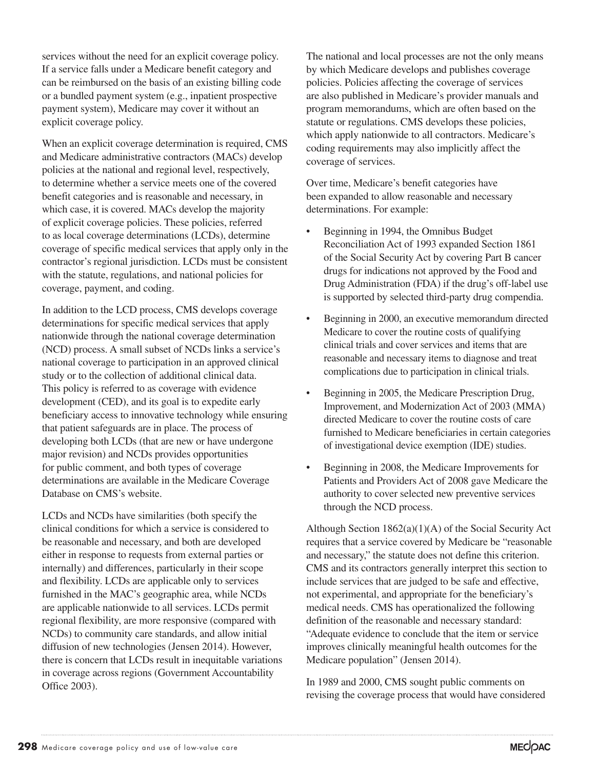services without the need for an explicit coverage policy. If a service falls under a Medicare benefit category and can be reimbursed on the basis of an existing billing code or a bundled payment system (e.g., inpatient prospective payment system), Medicare may cover it without an explicit coverage policy.

When an explicit coverage determination is required, CMS and Medicare administrative contractors (MACs) develop policies at the national and regional level, respectively, to determine whether a service meets one of the covered benefit categories and is reasonable and necessary, in which case, it is covered. MACs develop the majority of explicit coverage policies. These policies, referred to as local coverage determinations (LCDs), determine coverage of specific medical services that apply only in the contractor's regional jurisdiction. LCDs must be consistent with the statute, regulations, and national policies for coverage, payment, and coding.

In addition to the LCD process, CMS develops coverage determinations for specific medical services that apply nationwide through the national coverage determination (NCD) process. A small subset of NCDs links a service's national coverage to participation in an approved clinical study or to the collection of additional clinical data. This policy is referred to as coverage with evidence development (CED), and its goal is to expedite early beneficiary access to innovative technology while ensuring that patient safeguards are in place. The process of developing both LCDs (that are new or have undergone major revision) and NCDs provides opportunities for public comment, and both types of coverage determinations are available in the Medicare Coverage Database on CMS's website.

LCDs and NCDs have similarities (both specify the clinical conditions for which a service is considered to be reasonable and necessary, and both are developed either in response to requests from external parties or internally) and differences, particularly in their scope and flexibility. LCDs are applicable only to services furnished in the MAC's geographic area, while NCDs are applicable nationwide to all services. LCDs permit regional flexibility, are more responsive (compared with NCDs) to community care standards, and allow initial diffusion of new technologies (Jensen 2014). However, there is concern that LCDs result in inequitable variations in coverage across regions (Government Accountability Office 2003).

The national and local processes are not the only means by which Medicare develops and publishes coverage policies. Policies affecting the coverage of services are also published in Medicare's provider manuals and program memorandums, which are often based on the statute or regulations. CMS develops these policies, which apply nationwide to all contractors. Medicare's coding requirements may also implicitly affect the coverage of services.

Over time, Medicare's benefit categories have been expanded to allow reasonable and necessary determinations. For example:

- Beginning in 1994, the Omnibus Budget Reconciliation Act of 1993 expanded Section 1861 of the Social Security Act by covering Part B cancer drugs for indications not approved by the Food and Drug Administration (FDA) if the drug's off-label use is supported by selected third-party drug compendia.
- Beginning in 2000, an executive memorandum directed Medicare to cover the routine costs of qualifying clinical trials and cover services and items that are reasonable and necessary items to diagnose and treat complications due to participation in clinical trials.
- Beginning in 2005, the Medicare Prescription Drug, Improvement, and Modernization Act of 2003 (MMA) directed Medicare to cover the routine costs of care furnished to Medicare beneficiaries in certain categories of investigational device exemption (IDE) studies.
- Beginning in 2008, the Medicare Improvements for Patients and Providers Act of 2008 gave Medicare the authority to cover selected new preventive services through the NCD process.

Although Section 1862(a)(1)(A) of the Social Security Act requires that a service covered by Medicare be "reasonable and necessary," the statute does not define this criterion. CMS and its contractors generally interpret this section to include services that are judged to be safe and effective, not experimental, and appropriate for the beneficiary's medical needs. CMS has operationalized the following definition of the reasonable and necessary standard: "Adequate evidence to conclude that the item or service improves clinically meaningful health outcomes for the Medicare population" (Jensen 2014).

In 1989 and 2000, CMS sought public comments on revising the coverage process that would have considered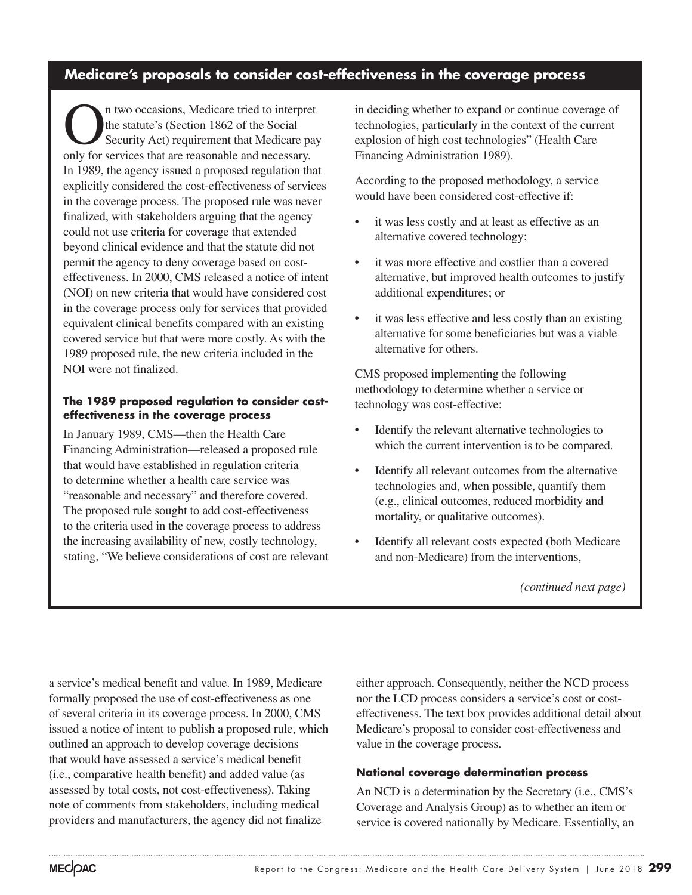## Medicare's proposals to consider cost-effectiveness in the coverage process

On two occasions, Medicare tried to interpret the statute's (Section 1862 of the Social Security Act) requirement that Medicare pay only for services that are reasonable and necessary. In 1989, the agency issued a proposed regulation that explicitly considered the cost-effectiveness of services in the coverage process. The proposed rule was never finalized, with stakeholders arguing that the agency could not use criteria for coverage that extended beyond clinical evidence and that the statute did not permit the agency to deny coverage based on cost-effectiveness. In 2000, CMS released a notice of intent (NOI) on new criteria that would have considered cost in the coverage process only for services that provided equivalent clinical benefits compared with an existing covered service but that were more costly. As with the 1989 proposed rule, the new criteria included in the NOI were not finalized.

### The 1989 proposed regulation to consider cost-effectiveness in the coverage process

In January 1989, CMS—then the Health Care Financing Administration—released a proposed rule that would have established in regulation criteria to determine whether a health care service was "reasonable and necessary" and therefore covered. The proposed rule sought to add cost-effectiveness to the criteria used in the coverage process to address the increasing availability of new, costly technology, stating, "We believe considerations of cost are relevant in deciding whether to expand or continue coverage of technologies, particularly in the context of the current explosion of high cost technologies" (Health Care Financing Administration 1989).

According to the proposed methodology, a service would have been considered cost-effective if:

- it was less costly and at least as effective as an alternative covered technology;
- it was more effective and costlier than a covered alternative, but improved health outcomes to justify additional expenditures; or
- it was less effective and less costly than an existing alternative for some beneficiaries but was a viable alternative for others.

CMS proposed implementing the following methodology to determine whether a service or technology was cost-effective:

- Identify the relevant alternative technologies to which the current intervention is to be compared.
- Identify all relevant outcomes from the alternative technologies and, when possible, quantify them (e.g., clinical outcomes, reduced morbidity and mortality, or qualitative outcomes).
- Identify all relevant costs expected (both Medicare and non-Medicare) from the interventions,

*(continued next page)*

a service's medical benefit and value. In 1989, Medicare formally proposed the use of cost-effectiveness as one of several criteria in its coverage process. In 2000, CMS issued a notice of intent to publish a proposed rule, which outlined an approach to develop coverage decisions that would have assessed a service's medical benefit (i.e., comparative health benefit) and added value (as assessed by total costs, not cost-effectiveness). Taking note of comments from stakeholders, including medical providers and manufacturers, the agency did not finalize either approach. Consequently, neither the NCD process nor the LCD process considers a service's cost or cost-effectiveness. The text box provides additional detail about Medicare's proposal to consider cost-effectiveness and value in the coverage process.

### National coverage determination process

An NCD is a determination by the Secretary (i.e., CMS's Coverage and Analysis Group) as to whether an item or service is covered nationally by Medicare. Essentially, an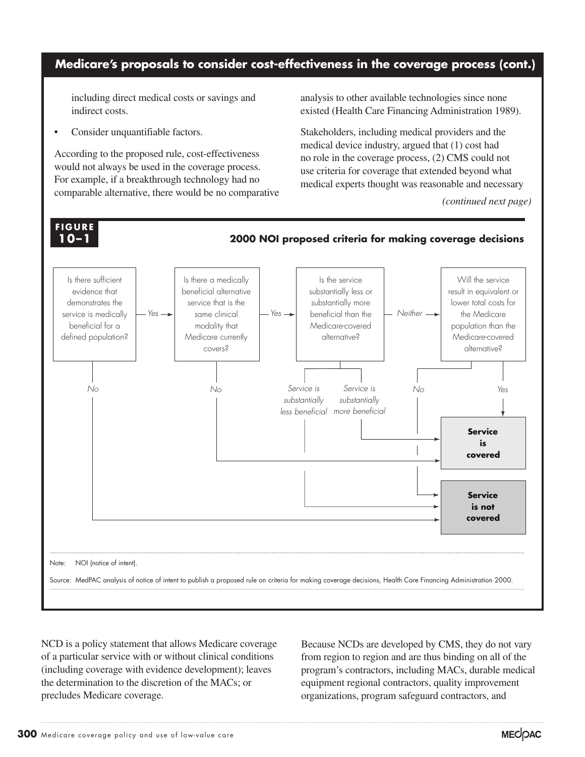## Medicare's proposals to consider cost-effectiveness in the coverage process (cont.)

including direct medical costs or savings and indirect costs.

- Consider unquantifiable factors.

According to the proposed rule, cost-effectiveness would not always be used in the coverage process. For example, if a breakthrough technology had no comparable alternative, there would be no comparative analysis to other available technologies since none existed (Health Care Financing Administration 1989).

Stakeholders, including medical providers and the medical device industry, argued that (1) cost had no role in the coverage process, (2) CMS could not use criteria for coverage that extended beyond what medical experts thought was reasonable and necessary

*(continued next page)*

**FIGURE 10–1**

**2000 NOI proposed criteria for making coverage decisions**

- Is there sufficient evidence that demonstrates the service is medically beneficial for a defined population?
  - *No* → **Service is not covered**
  - *Yes* → Is there a medically beneficial alternative service that is the same clinical modality that Medicare currently covers?
    - *No* → **Service is covered**
    - *Yes* → Is the service substantially less or substantially more beneficial than the Medicare-covered alternative?
      - *Service is substantially less beneficial* → **Service is not covered**
      - *Service is substantially more beneficial* → **Service is covered**
      - *Neither* → Will the service result in equivalent or lower total costs for the Medicare population than the Medicare-covered alternative?
        - *Yes* → **Service is covered**
        - *No* → **Service is not covered**

Note: NOI (notice of intent).

Source: MedPAC analysis of notice of intent to publish a proposed rule on criteria for making coverage decisions, Health Care Financing Administration 2000.

NCD is a policy statement that allows Medicare coverage of a particular service with or without clinical conditions (including coverage with evidence development); leaves the determination to the discretion of the MACs; or precludes Medicare coverage.

Because NCDs are developed by CMS, they do not vary from region to region and are thus binding on all of the program's contractors, including MACs, durable medical equipment regional contractors, quality improvement organizations, program safeguard contractors, and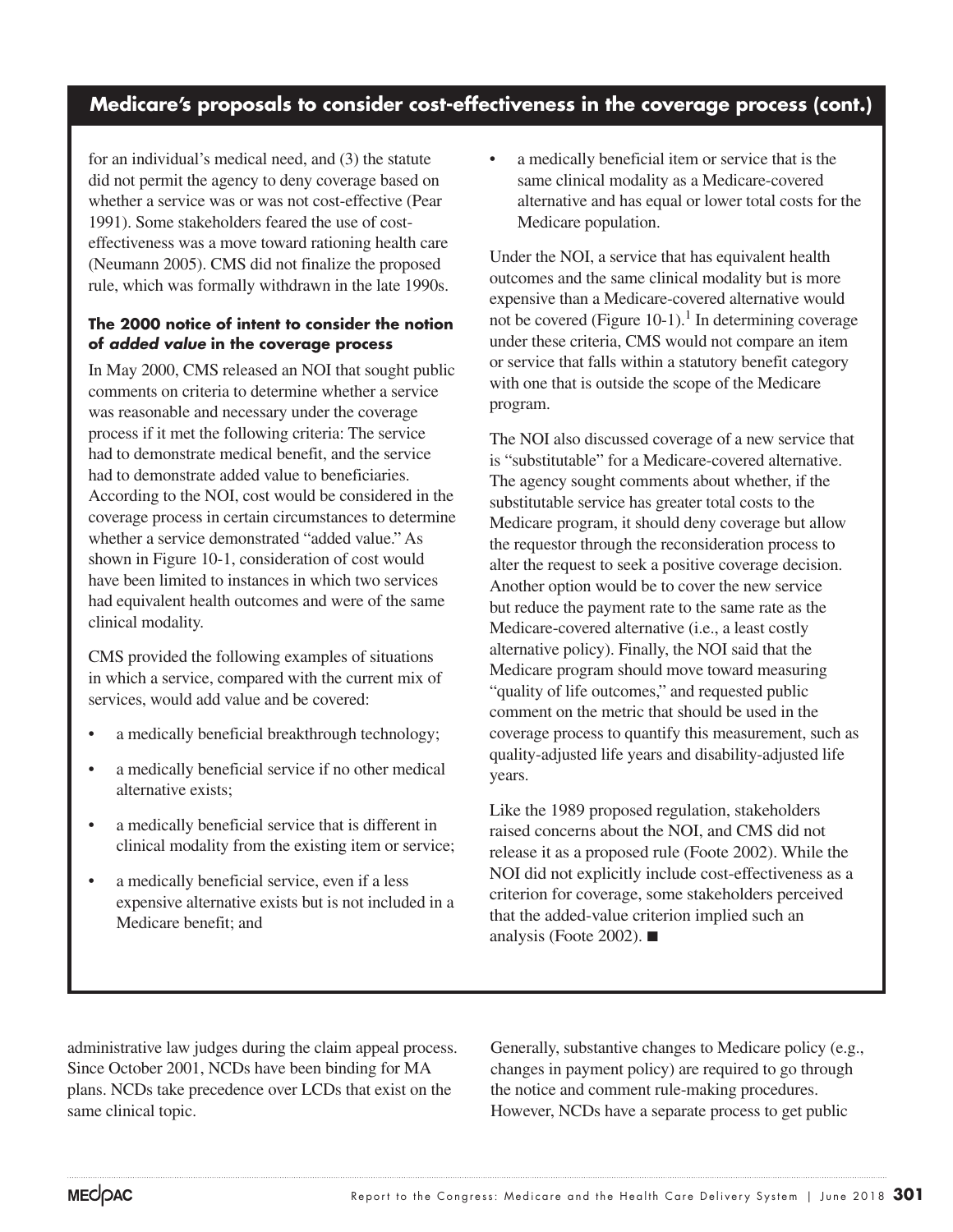## Medicare's proposals to consider cost-effectiveness in the coverage process (cont.)

for an individual's medical need, and (3) the statute did not permit the agency to deny coverage based on whether a service was or was not cost-effective (Pear 1991). Some stakeholders feared the use of cost-effectiveness was a move toward rationing health care (Neumann 2005). CMS did not finalize the proposed rule, which was formally withdrawn in the late 1990s.

### The 2000 notice of intent to consider the notion of *added value* in the coverage process

In May 2000, CMS released an NOI that sought public comments on criteria to determine whether a service was reasonable and necessary under the coverage process if it met the following criteria: The service had to demonstrate medical benefit, and the service had to demonstrate added value to beneficiaries. According to the NOI, cost would be considered in the coverage process in certain circumstances to determine whether a service demonstrated "added value." As shown in Figure 10-1, consideration of cost would have been limited to instances in which two services had equivalent health outcomes and were of the same clinical modality.

CMS provided the following examples of situations in which a service, compared with the current mix of services, would add value and be covered:

- a medically beneficial breakthrough technology;
- a medically beneficial service if no other medical alternative exists;
- a medically beneficial service that is different in clinical modality from the existing item or service;
- a medically beneficial service, even if a less expensive alternative exists but is not included in a Medicare benefit; and
- a medically beneficial item or service that is the same clinical modality as a Medicare-covered alternative and has equal or lower total costs for the Medicare population.

Under the NOI, a service that has equivalent health outcomes and the same clinical modality but is more expensive than a Medicare-covered alternative would not be covered (Figure 10-1).[1] In determining coverage under these criteria, CMS would not compare an item or service that falls within a statutory benefit category with one that is outside the scope of the Medicare program.

The NOI also discussed coverage of a new service that is "substitutable" for a Medicare-covered alternative. The agency sought comments about whether, if the substitutable service has greater total costs to the Medicare program, it should deny coverage but allow the requestor through the reconsideration process to alter the request to seek a positive coverage decision. Another option would be to cover the new service but reduce the payment rate to the same rate as the Medicare-covered alternative (i.e., a least costly alternative policy). Finally, the NOI said that the Medicare program should move toward measuring "quality of life outcomes," and requested public comment on the metric that should be used in the coverage process to quantify this measurement, such as quality-adjusted life years and disability-adjusted life years.

Like the 1989 proposed regulation, stakeholders raised concerns about the NOI, and CMS did not release it as a proposed rule (Foote 2002). While the NOI did not explicitly include cost-effectiveness as a criterion for coverage, some stakeholders perceived that the added-value criterion implied such an analysis (Foote 2002). ■

administrative law judges during the claim appeal process. Since October 2001, NCDs have been binding for MA plans. NCDs take precedence over LCDs that exist on the same clinical topic.

Generally, substantive changes to Medicare policy (e.g., changes in payment policy) are required to go through the notice and comment rule-making procedures. However, NCDs have a separate process to get public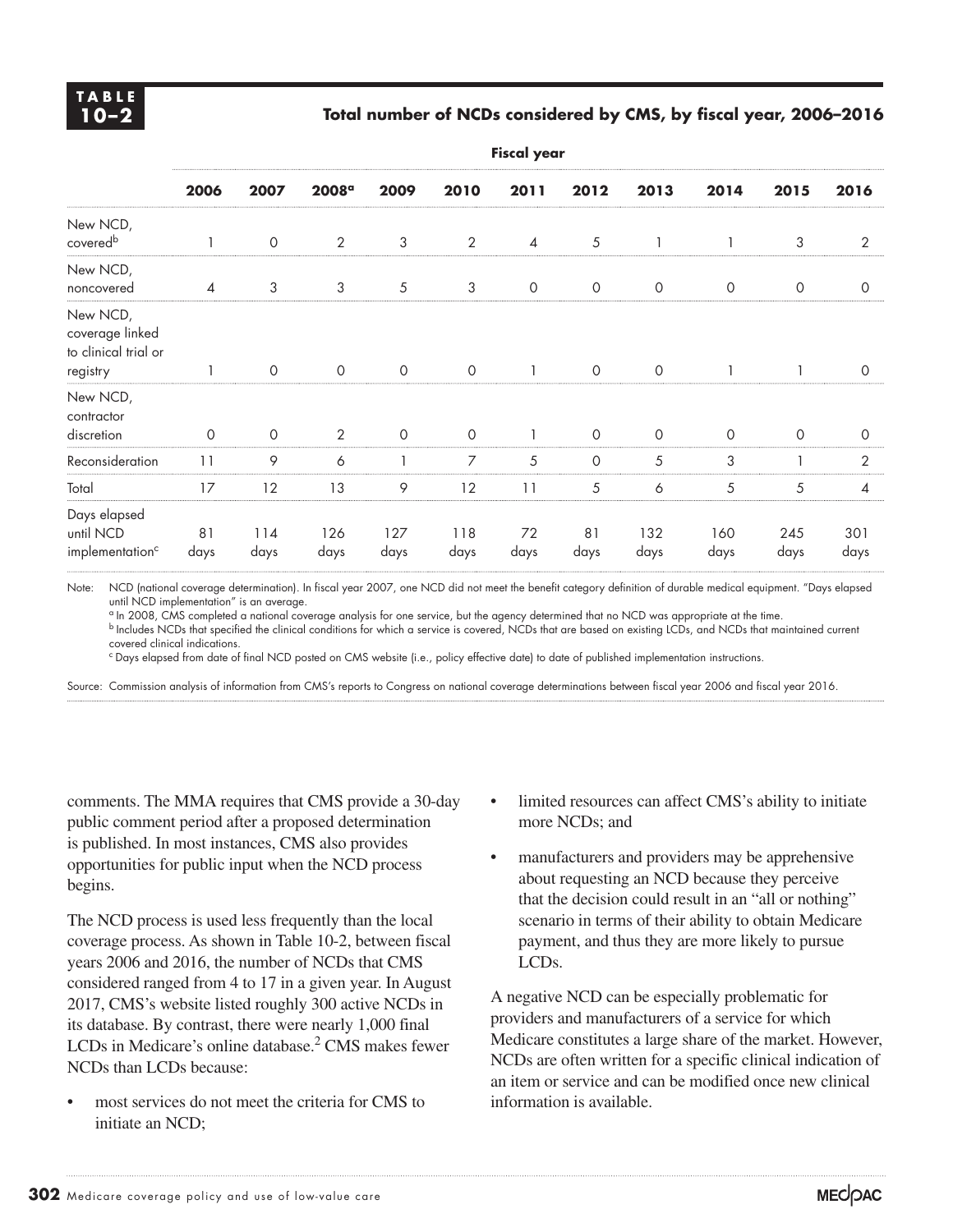**TABLE 10–2**

**Total number of NCDs considered by CMS, by fiscal year, 2006–2016**

| | Fiscal year | | | | | | | | | | |
|---|---|---|---|---|---|---|---|---|---|---|---|
| | 2006 | 2007 | 2008[a] | 2009 | 2010 | 2011 | 2012 | 2013 | 2014 | 2015 | 2016 |
| New NCD, covered[b] | 1 | 0 | 2 | 3 | 2 | 4 | 5 | 1 | 1 | 3 | 2 |
| New NCD, noncovered | 4 | 3 | 3 | 5 | 3 | 0 | 0 | 0 | 0 | 0 | 0 |
| New NCD, coverage linked to clinical trial or registry | 1 | 0 | 0 | 0 | 0 | 1 | 0 | 0 | 1 | 1 | 0 |
| New NCD, contractor discretion | 0 | 0 | 2 | 0 | 0 | 1 | 0 | 0 | 0 | 0 | 0 |
| Reconsideration | 11 | 9 | 6 | 1 | 7 | 5 | 0 | 5 | 3 | 1 | 2 |
| Total | 17 | 12 | 13 | 9 | 12 | 11 | 5 | 6 | 5 | 5 | 4 |
| Days elapsed until NCD implementation[c] | 81 days | 114 days | 126 days | 127 days | 118 days | 72 days | 81 days | 132 days | 160 days | 245 days | 301 days |

Note: NCD (national coverage determination). In fiscal year 2007, one NCD did not meet the benefit category definition of durable medical equipment. "Days elapsed until NCD implementation" is an average.
[a] In 2008, CMS completed a national coverage analysis for one service, but the agency determined that no NCD was appropriate at the time.
[b] Includes NCDs that specified the clinical conditions for which a service is covered, NCDs that are based on existing LCDs, and NCDs that maintained current covered clinical indications.
[c] Days elapsed from date of final NCD posted on CMS website (i.e., policy effective date) to date of published implementation instructions.

Source: Commission analysis of information from CMS's reports to Congress on national coverage determinations between fiscal year 2006 and fiscal year 2016.

comments. The MMA requires that CMS provide a 30-day public comment period after a proposed determination is published. In most instances, CMS also provides opportunities for public input when the NCD process begins.

The NCD process is used less frequently than the local coverage process. As shown in Table 10-2, between fiscal years 2006 and 2016, the number of NCDs that CMS considered ranged from 4 to 17 in a given year. In August 2017, CMS's website listed roughly 300 active NCDs in its database. By contrast, there were nearly 1,000 final LCDs in Medicare's online database.[2] CMS makes fewer NCDs than LCDs because:

- most services do not meet the criteria for CMS to initiate an NCD;
- limited resources can affect CMS's ability to initiate more NCDs; and
- manufacturers and providers may be apprehensive about requesting an NCD because they perceive that the decision could result in an "all or nothing" scenario in terms of their ability to obtain Medicare payment, and thus they are more likely to pursue LCDs.

A negative NCD can be especially problematic for providers and manufacturers of a service for which Medicare constitutes a large share of the market. However, NCDs are often written for a specific clinical indication of an item or service and can be modified once new clinical information is available.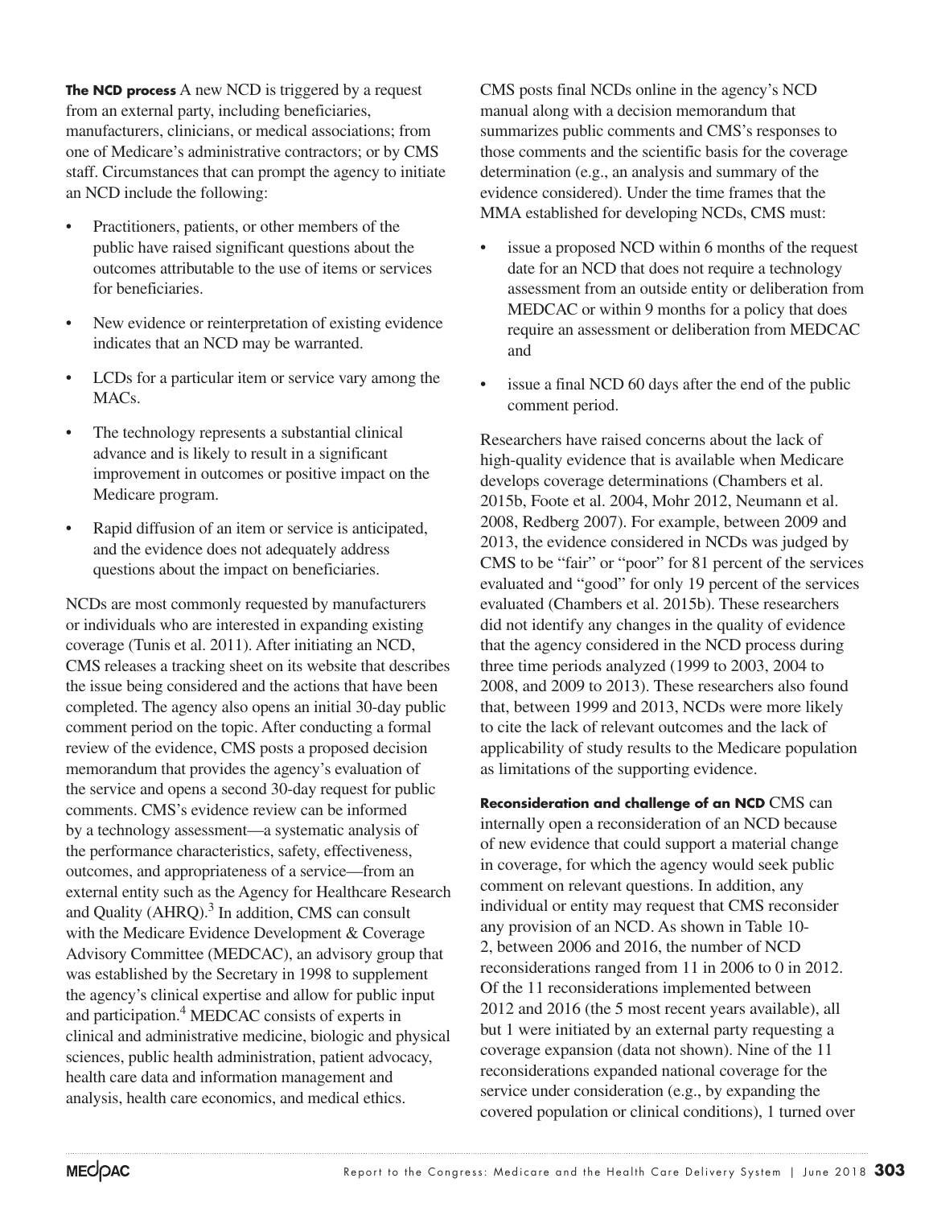**The NCD process** A new NCD is triggered by a request from an external party, including beneficiaries, manufacturers, clinicians, or medical associations; from one of Medicare's administrative contractors; or by CMS staff. Circumstances that can prompt the agency to initiate an NCD include the following:

- Practitioners, patients, or other members of the public have raised significant questions about the outcomes attributable to the use of items or services for beneficiaries.
- New evidence or reinterpretation of existing evidence indicates that an NCD may be warranted.
- LCDs for a particular item or service vary among the MACs.
- The technology represents a substantial clinical advance and is likely to result in a significant improvement in outcomes or positive impact on the Medicare program.
- Rapid diffusion of an item or service is anticipated, and the evidence does not adequately address questions about the impact on beneficiaries.

NCDs are most commonly requested by manufacturers or individuals who are interested in expanding existing coverage (Tunis et al. 2011). After initiating an NCD, CMS releases a tracking sheet on its website that describes the issue being considered and the actions that have been completed. The agency also opens an initial 30-day public comment period on the topic. After conducting a formal review of the evidence, CMS posts a proposed decision memorandum that provides the agency's evaluation of the service and opens a second 30-day request for public comments. CMS's evidence review can be informed by a technology assessment—a systematic analysis of the performance characteristics, safety, effectiveness, outcomes, and appropriateness of a service—from an external entity such as the Agency for Healthcare Research and Quality (AHRQ).[3] In addition, CMS can consult with the Medicare Evidence Development & Coverage Advisory Committee (MEDCAC), an advisory group that was established by the Secretary in 1998 to supplement the agency's clinical expertise and allow for public input and participation.[4] MEDCAC consists of experts in clinical and administrative medicine, biologic and physical sciences, public health administration, patient advocacy, health care data and information management and analysis, health care economics, and medical ethics.

CMS posts final NCDs online in the agency's NCD manual along with a decision memorandum that summarizes public comments and CMS's responses to those comments and the scientific basis for the coverage determination (e.g., an analysis and summary of the evidence considered). Under the time frames that the MMA established for developing NCDs, CMS must:

- issue a proposed NCD within 6 months of the request date for an NCD that does not require a technology assessment from an outside entity or deliberation from MEDCAC or within 9 months for a policy that does require an assessment or deliberation from MEDCAC and
- issue a final NCD 60 days after the end of the public comment period.

Researchers have raised concerns about the lack of high-quality evidence that is available when Medicare develops coverage determinations (Chambers et al. 2015b, Foote et al. 2004, Mohr 2012, Neumann et al. 2008, Redberg 2007). For example, between 2009 and 2013, the evidence considered in NCDs was judged by CMS to be "fair" or "poor" for 81 percent of the services evaluated and "good" for only 19 percent of the services evaluated (Chambers et al. 2015b). These researchers did not identify any changes in the quality of evidence that the agency considered in the NCD process during three time periods analyzed (1999 to 2003, 2004 to 2008, and 2009 to 2013). These researchers also found that, between 1999 and 2013, NCDs were more likely to cite the lack of relevant outcomes and the lack of applicability of study results to the Medicare population as limitations of the supporting evidence.

**Reconsideration and challenge of an NCD** CMS can internally open a reconsideration of an NCD because of new evidence that could support a material change in coverage, for which the agency would seek public comment on relevant questions. In addition, any individual or entity may request that CMS reconsider any provision of an NCD. As shown in Table 10-2, between 2006 and 2016, the number of NCD reconsiderations ranged from 11 in 2006 to 0 in 2012. Of the 11 reconsiderations implemented between 2012 and 2016 (the 5 most recent years available), all but 1 were initiated by an external party requesting a coverage expansion (data not shown). Nine of the 11 reconsiderations expanded national coverage for the service under consideration (e.g., by expanding the covered population or clinical conditions), 1 turned over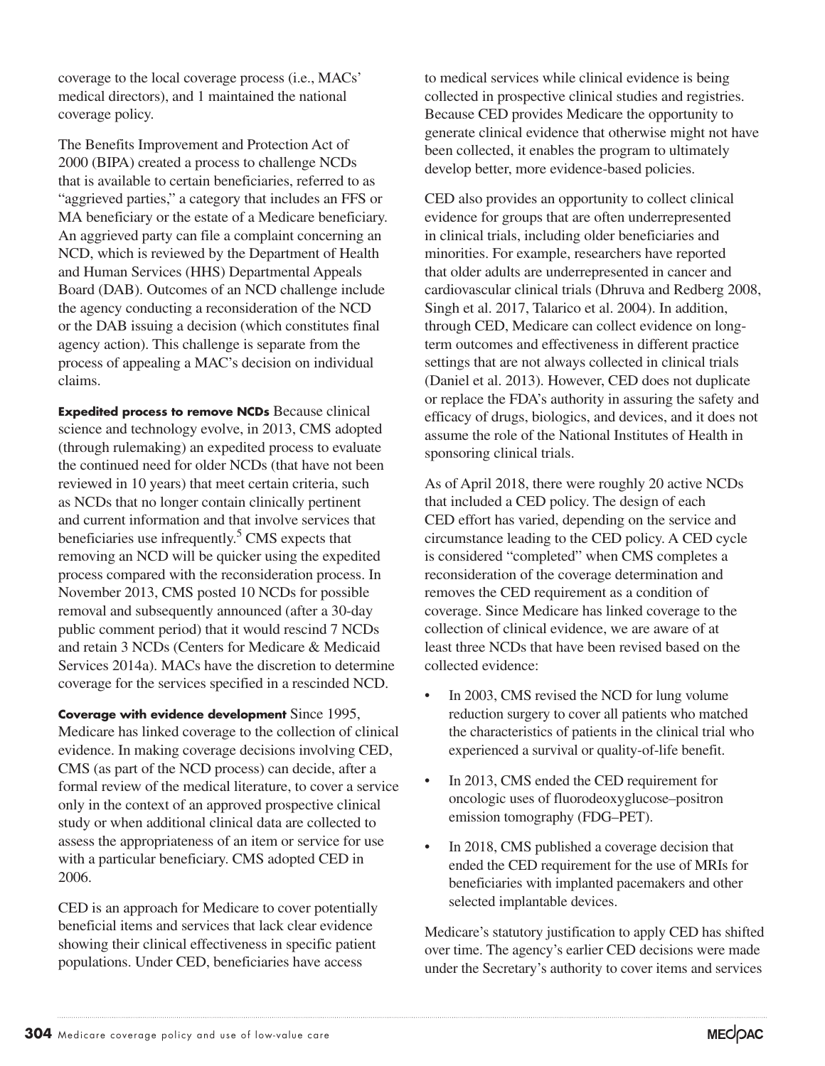coverage to the local coverage process (i.e., MACs' medical directors), and 1 maintained the national coverage policy.

The Benefits Improvement and Protection Act of 2000 (BIPA) created a process to challenge NCDs that is available to certain beneficiaries, referred to as "aggrieved parties," a category that includes an FFS or MA beneficiary or the estate of a Medicare beneficiary. An aggrieved party can file a complaint concerning an NCD, which is reviewed by the Department of Health and Human Services (HHS) Departmental Appeals Board (DAB). Outcomes of an NCD challenge include the agency conducting a reconsideration of the NCD or the DAB issuing a decision (which constitutes final agency action). This challenge is separate from the process of appealing a MAC's decision on individual claims.

**Expedited process to remove NCDs** Because clinical science and technology evolve, in 2013, CMS adopted (through rulemaking) an expedited process to evaluate the continued need for older NCDs (that have not been reviewed in 10 years) that meet certain criteria, such as NCDs that no longer contain clinically pertinent and current information and that involve services that beneficiaries use infrequently.[5] CMS expects that removing an NCD will be quicker using the expedited process compared with the reconsideration process. In November 2013, CMS posted 10 NCDs for possible removal and subsequently announced (after a 30-day public comment period) that it would rescind 7 NCDs and retain 3 NCDs (Centers for Medicare & Medicaid Services 2014a). MACs have the discretion to determine coverage for the services specified in a rescinded NCD.

**Coverage with evidence development** Since 1995, Medicare has linked coverage to the collection of clinical evidence. In making coverage decisions involving CED, CMS (as part of the NCD process) can decide, after a formal review of the medical literature, to cover a service only in the context of an approved prospective clinical study or when additional clinical data are collected to assess the appropriateness of an item or service for use with a particular beneficiary. CMS adopted CED in 2006.

CED is an approach for Medicare to cover potentially beneficial items and services that lack clear evidence showing their clinical effectiveness in specific patient populations. Under CED, beneficiaries have access to medical services while clinical evidence is being collected in prospective clinical studies and registries. Because CED provides Medicare the opportunity to generate clinical evidence that otherwise might not have been collected, it enables the program to ultimately develop better, more evidence-based policies.

CED also provides an opportunity to collect clinical evidence for groups that are often underrepresented in clinical trials, including older beneficiaries and minorities. For example, researchers have reported that older adults are underrepresented in cancer and cardiovascular clinical trials (Dhruva and Redberg 2008, Singh et al. 2017, Talarico et al. 2004). In addition, through CED, Medicare can collect evidence on long-term outcomes and effectiveness in different practice settings that are not always collected in clinical trials (Daniel et al. 2013). However, CED does not duplicate or replace the FDA's authority in assuring the safety and efficacy of drugs, biologics, and devices, and it does not assume the role of the National Institutes of Health in sponsoring clinical trials.

As of April 2018, there were roughly 20 active NCDs that included a CED policy. The design of each CED effort has varied, depending on the service and circumstance leading to the CED policy. A CED cycle is considered "completed" when CMS completes a reconsideration of the coverage determination and removes the CED requirement as a condition of coverage. Since Medicare has linked coverage to the collection of clinical evidence, we are aware of at least three NCDs that have been revised based on the collected evidence:

- In 2003, CMS revised the NCD for lung volume reduction surgery to cover all patients who matched the characteristics of patients in the clinical trial who experienced a survival or quality-of-life benefit.
- In 2013, CMS ended the CED requirement for oncologic uses of fluorodeoxyglucose–positron emission tomography (FDG–PET).
- In 2018, CMS published a coverage decision that ended the CED requirement for the use of MRIs for beneficiaries with implanted pacemakers and other selected implantable devices.

Medicare's statutory justification to apply CED has shifted over time. The agency's earlier CED decisions were made under the Secretary's authority to cover items and services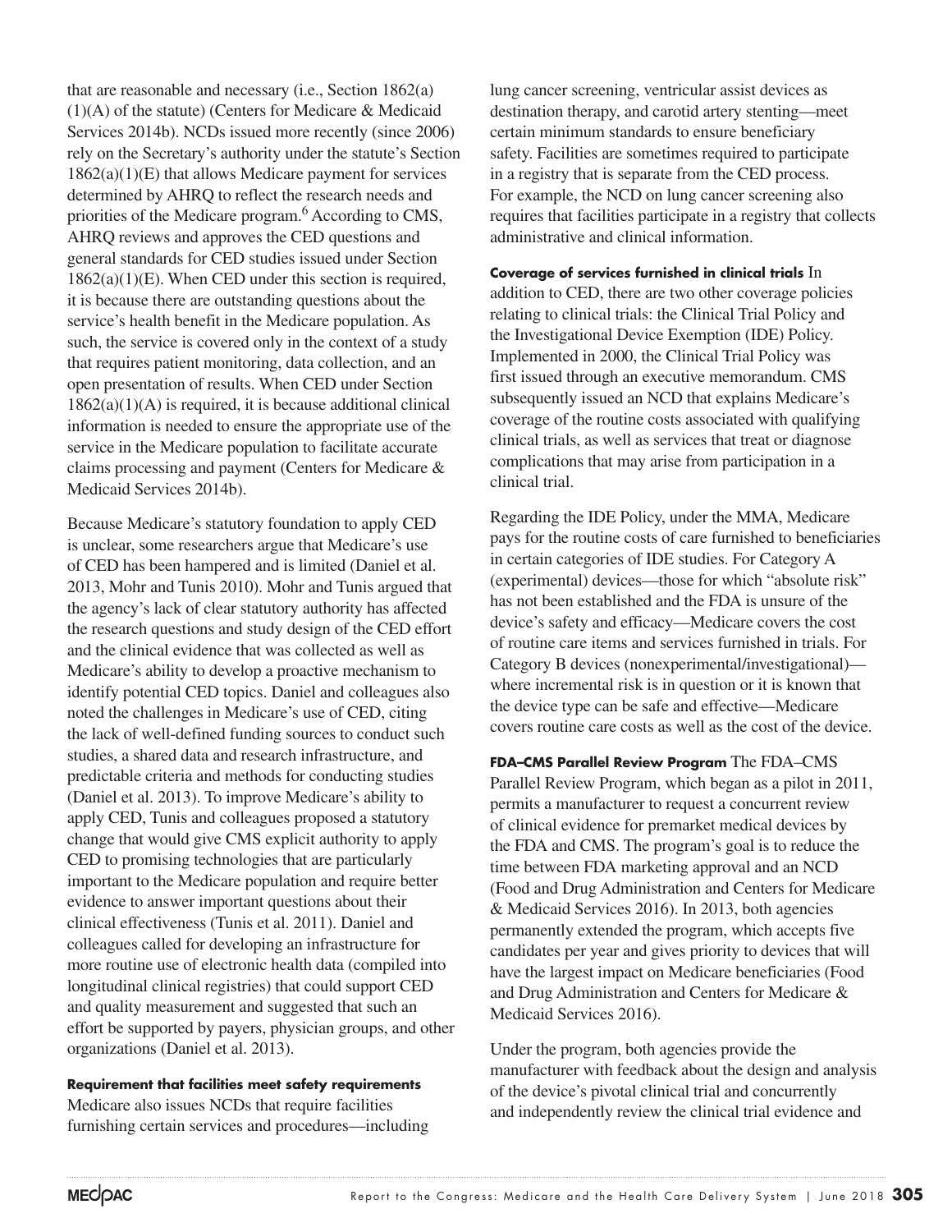that are reasonable and necessary (i.e., Section 1862(a)(1)(A) of the statute) (Centers for Medicare & Medicaid Services 2014b). NCDs issued more recently (since 2006) rely on the Secretary's authority under the statute's Section 1862(a)(1)(E) that allows Medicare payment for services determined by AHRQ to reflect the research needs and priorities of the Medicare program.[6] According to CMS, AHRQ reviews and approves the CED questions and general standards for CED studies issued under Section 1862(a)(1)(E). When CED under this section is required, it is because there are outstanding questions about the service's health benefit in the Medicare population. As such, the service is covered only in the context of a study that requires patient monitoring, data collection, and an open presentation of results. When CED under Section 1862(a)(1)(A) is required, it is because additional clinical information is needed to ensure the appropriate use of the service in the Medicare population to facilitate accurate claims processing and payment (Centers for Medicare & Medicaid Services 2014b).

Because Medicare's statutory foundation to apply CED is unclear, some researchers argue that Medicare's use of CED has been hampered and is limited (Daniel et al. 2013, Mohr and Tunis 2010). Mohr and Tunis argued that the agency's lack of clear statutory authority has affected the research questions and study design of the CED effort and the clinical evidence that was collected as well as Medicare's ability to develop a proactive mechanism to identify potential CED topics. Daniel and colleagues also noted the challenges in Medicare's use of CED, citing the lack of well-defined funding sources to conduct such studies, a shared data and research infrastructure, and predictable criteria and methods for conducting studies (Daniel et al. 2013). To improve Medicare's ability to apply CED, Tunis and colleagues proposed a statutory change that would give CMS explicit authority to apply CED to promising technologies that are particularly important to the Medicare population and require better evidence to answer important questions about their clinical effectiveness (Tunis et al. 2011). Daniel and colleagues called for developing an infrastructure for more routine use of electronic health data (compiled into longitudinal clinical registries) that could support CED and quality measurement and suggested that such an effort be supported by payers, physician groups, and other organizations (Daniel et al. 2013).

**Requirement that facilities meet safety requirements** Medicare also issues NCDs that require facilities furnishing certain services and procedures—including lung cancer screening, ventricular assist devices as destination therapy, and carotid artery stenting—meet certain minimum standards to ensure beneficiary safety. Facilities are sometimes required to participate in a registry that is separate from the CED process. For example, the NCD on lung cancer screening also requires that facilities participate in a registry that collects administrative and clinical information.

**Coverage of services furnished in clinical trials** In addition to CED, there are two other coverage policies relating to clinical trials: the Clinical Trial Policy and the Investigational Device Exemption (IDE) Policy. Implemented in 2000, the Clinical Trial Policy was first issued through an executive memorandum. CMS subsequently issued an NCD that explains Medicare's coverage of the routine costs associated with qualifying clinical trials, as well as services that treat or diagnose complications that may arise from participation in a clinical trial.

Regarding the IDE Policy, under the MMA, Medicare pays for the routine costs of care furnished to beneficiaries in certain categories of IDE studies. For Category A (experimental) devices—those for which "absolute risk" has not been established and the FDA is unsure of the device's safety and efficacy—Medicare covers the cost of routine care items and services furnished in trials. For Category B devices (nonexperimental/investigational)—where incremental risk is in question or it is known that the device type can be safe and effective—Medicare covers routine care costs as well as the cost of the device.

**FDA–CMS Parallel Review Program** The FDA–CMS Parallel Review Program, which began as a pilot in 2011, permits a manufacturer to request a concurrent review of clinical evidence for premarket medical devices by the FDA and CMS. The program's goal is to reduce the time between FDA marketing approval and an NCD (Food and Drug Administration and Centers for Medicare & Medicaid Services 2016). In 2013, both agencies permanently extended the program, which accepts five candidates per year and gives priority to devices that will have the largest impact on Medicare beneficiaries (Food and Drug Administration and Centers for Medicare & Medicaid Services 2016).

Under the program, both agencies provide the manufacturer with feedback about the design and analysis of the device's pivotal clinical trial and concurrently and independently review the clinical trial evidence and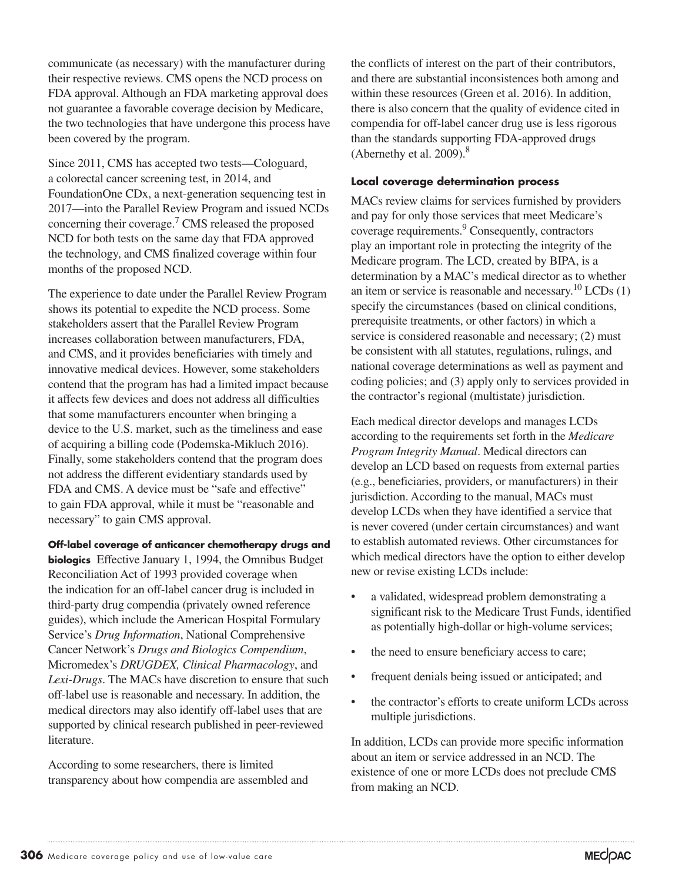communicate (as necessary) with the manufacturer during their respective reviews. CMS opens the NCD process on FDA approval. Although an FDA marketing approval does not guarantee a favorable coverage decision by Medicare, the two technologies that have undergone this process have been covered by the program.

Since 2011, CMS has accepted two tests—Cologuard, a colorectal cancer screening test, in 2014, and FoundationOne CDx, a next-generation sequencing test in 2017—into the Parallel Review Program and issued NCDs concerning their coverage.[7] CMS released the proposed NCD for both tests on the same day that FDA approved the technology, and CMS finalized coverage within four months of the proposed NCD.

The experience to date under the Parallel Review Program shows its potential to expedite the NCD process. Some stakeholders assert that the Parallel Review Program increases collaboration between manufacturers, FDA, and CMS, and it provides beneficiaries with timely and innovative medical devices. However, some stakeholders contend that the program has had a limited impact because it affects few devices and does not address all difficulties that some manufacturers encounter when bringing a device to the U.S. market, such as the timeliness and ease of acquiring a billing code (Podemska-Mikluch 2016). Finally, some stakeholders contend that the program does not address the different evidentiary standards used by FDA and CMS. A device must be "safe and effective" to gain FDA approval, while it must be "reasonable and necessary" to gain CMS approval.

**Off-label coverage of anticancer chemotherapy drugs and biologics** Effective January 1, 1994, the Omnibus Budget Reconciliation Act of 1993 provided coverage when the indication for an off-label cancer drug is included in third-party drug compendia (privately owned reference guides), which include the American Hospital Formulary Service's *Drug Information*, National Comprehensive Cancer Network's *Drugs and Biologics Compendium*, Micromedex's *DRUGDEX, Clinical Pharmacology*, and *Lexi-Drugs*. The MACs have discretion to ensure that such off-label use is reasonable and necessary. In addition, the medical directors may also identify off-label uses that are supported by clinical research published in peer-reviewed literature.

According to some researchers, there is limited transparency about how compendia are assembled and the conflicts of interest on the part of their contributors, and there are substantial inconsistences both among and within these resources (Green et al. 2016). In addition, there is also concern that the quality of evidence cited in compendia for off-label cancer drug use is less rigorous than the standards supporting FDA-approved drugs (Abernethy et al. 2009).[8]

#### Local coverage determination process

MACs review claims for services furnished by providers and pay for only those services that meet Medicare's coverage requirements.[9] Consequently, contractors play an important role in protecting the integrity of the Medicare program. The LCD, created by BIPA, is a determination by a MAC's medical director as to whether an item or service is reasonable and necessary.[10] LCDs (1) specify the circumstances (based on clinical conditions, prerequisite treatments, or other factors) in which a service is considered reasonable and necessary; (2) must be consistent with all statutes, regulations, rulings, and national coverage determinations as well as payment and coding policies; and (3) apply only to services provided in the contractor's regional (multistate) jurisdiction.

Each medical director develops and manages LCDs according to the requirements set forth in the *Medicare Program Integrity Manual*. Medical directors can develop an LCD based on requests from external parties (e.g., beneficiaries, providers, or manufacturers) in their jurisdiction. According to the manual, MACs must develop LCDs when they have identified a service that is never covered (under certain circumstances) and want to establish automated reviews. Other circumstances for which medical directors have the option to either develop new or revise existing LCDs include:

- a validated, widespread problem demonstrating a significant risk to the Medicare Trust Funds, identified as potentially high-dollar or high-volume services;
- the need to ensure beneficiary access to care;
- frequent denials being issued or anticipated; and
- the contractor's efforts to create uniform LCDs across multiple jurisdictions.

In addition, LCDs can provide more specific information about an item or service addressed in an NCD. The existence of one or more LCDs does not preclude CMS from making an NCD.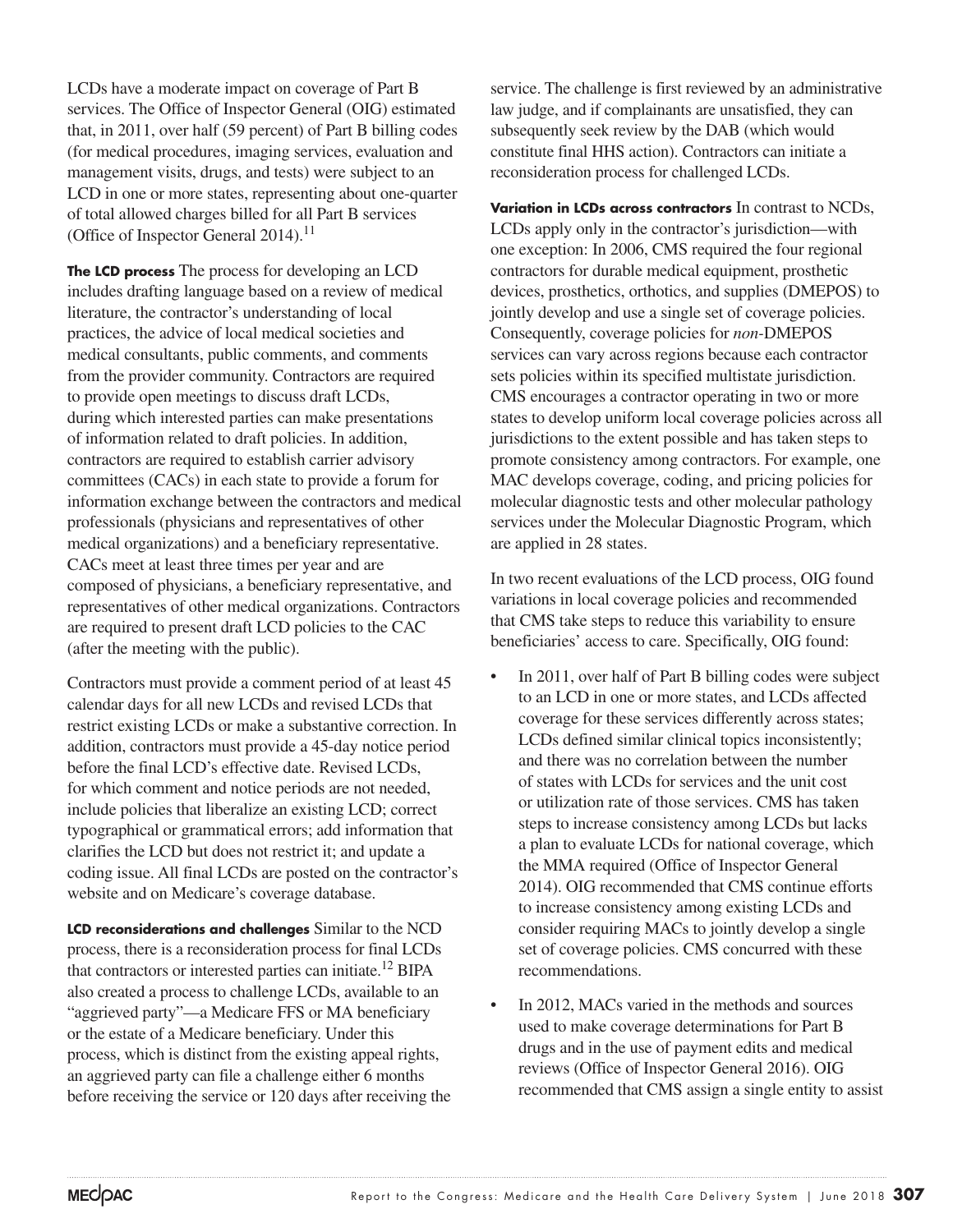LCDs have a moderate impact on coverage of Part B services. The Office of Inspector General (OIG) estimated that, in 2011, over half (59 percent) of Part B billing codes (for medical procedures, imaging services, evaluation and management visits, drugs, and tests) were subject to an LCD in one or more states, representing about one-quarter of total allowed charges billed for all Part B services (Office of Inspector General 2014).[11]

**The LCD process** The process for developing an LCD includes drafting language based on a review of medical literature, the contractor's understanding of local practices, the advice of local medical societies and medical consultants, public comments, and comments from the provider community. Contractors are required to provide open meetings to discuss draft LCDs, during which interested parties can make presentations of information related to draft policies. In addition, contractors are required to establish carrier advisory committees (CACs) in each state to provide a forum for information exchange between the contractors and medical professionals (physicians and representatives of other medical organizations) and a beneficiary representative. CACs meet at least three times per year and are composed of physicians, a beneficiary representative, and representatives of other medical organizations. Contractors are required to present draft LCD policies to the CAC (after the meeting with the public).

Contractors must provide a comment period of at least 45 calendar days for all new LCDs and revised LCDs that restrict existing LCDs or make a substantive correction. In addition, contractors must provide a 45-day notice period before the final LCD's effective date. Revised LCDs, for which comment and notice periods are not needed, include policies that liberalize an existing LCD; correct typographical or grammatical errors; add information that clarifies the LCD but does not restrict it; and update a coding issue. All final LCDs are posted on the contractor's website and on Medicare's coverage database.

**LCD reconsiderations and challenges** Similar to the NCD process, there is a reconsideration process for final LCDs that contractors or interested parties can initiate.[12] BIPA also created a process to challenge LCDs, available to an "aggrieved party"—a Medicare FFS or MA beneficiary or the estate of a Medicare beneficiary. Under this process, which is distinct from the existing appeal rights, an aggrieved party can file a challenge either 6 months before receiving the service or 120 days after receiving the service. The challenge is first reviewed by an administrative law judge, and if complainants are unsatisfied, they can subsequently seek review by the DAB (which would constitute final HHS action). Contractors can initiate a reconsideration process for challenged LCDs.

**Variation in LCDs across contractors** In contrast to NCDs, LCDs apply only in the contractor's jurisdiction—with one exception: In 2006, CMS required the four regional contractors for durable medical equipment, prosthetic devices, prosthetics, orthotics, and supplies (DMEPOS) to jointly develop and use a single set of coverage policies. Consequently, coverage policies for *non*-DMEPOS services can vary across regions because each contractor sets policies within its specified multistate jurisdiction. CMS encourages a contractor operating in two or more states to develop uniform local coverage policies across all jurisdictions to the extent possible and has taken steps to promote consistency among contractors. For example, one MAC develops coverage, coding, and pricing policies for molecular diagnostic tests and other molecular pathology services under the Molecular Diagnostic Program, which are applied in 28 states.

In two recent evaluations of the LCD process, OIG found variations in local coverage policies and recommended that CMS take steps to reduce this variability to ensure beneficiaries' access to care. Specifically, OIG found:

- In 2011, over half of Part B billing codes were subject to an LCD in one or more states, and LCDs affected coverage for these services differently across states; LCDs defined similar clinical topics inconsistently; and there was no correlation between the number of states with LCDs for services and the unit cost or utilization rate of those services. CMS has taken steps to increase consistency among LCDs but lacks a plan to evaluate LCDs for national coverage, which the MMA required (Office of Inspector General 2014). OIG recommended that CMS continue efforts to increase consistency among existing LCDs and consider requiring MACs to jointly develop a single set of coverage policies. CMS concurred with these recommendations.
- In 2012, MACs varied in the methods and sources used to make coverage determinations for Part B drugs and in the use of payment edits and medical reviews (Office of Inspector General 2016). OIG recommended that CMS assign a single entity to assist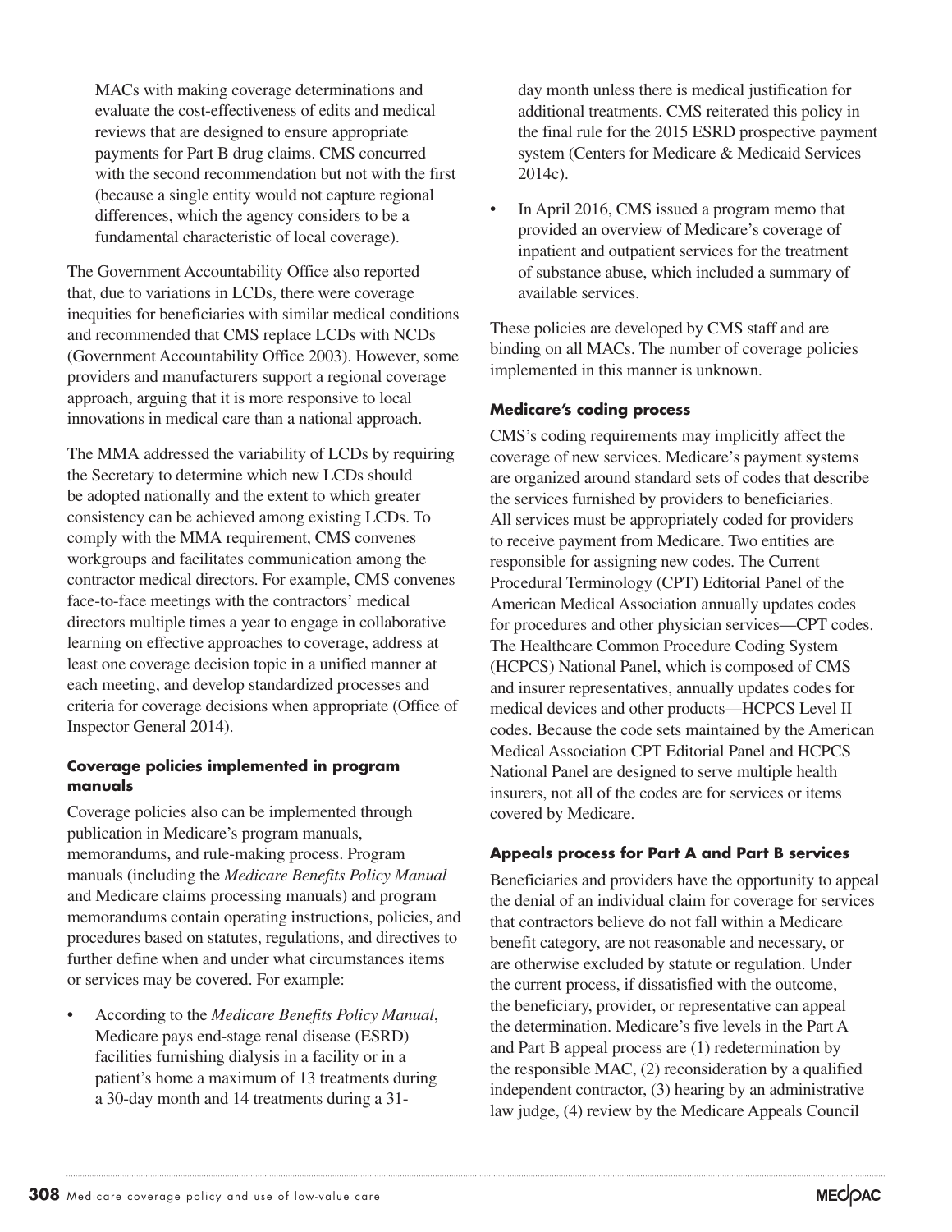MACs with making coverage determinations and evaluate the cost-effectiveness of edits and medical reviews that are designed to ensure appropriate payments for Part B drug claims. CMS concurred with the second recommendation but not with the first (because a single entity would not capture regional differences, which the agency considers to be a fundamental characteristic of local coverage).

The Government Accountability Office also reported that, due to variations in LCDs, there were coverage inequities for beneficiaries with similar medical conditions and recommended that CMS replace LCDs with NCDs (Government Accountability Office 2003). However, some providers and manufacturers support a regional coverage approach, arguing that it is more responsive to local innovations in medical care than a national approach.

The MMA addressed the variability of LCDs by requiring the Secretary to determine which new LCDs should be adopted nationally and the extent to which greater consistency can be achieved among existing LCDs. To comply with the MMA requirement, CMS convenes workgroups and facilitates communication among the contractor medical directors. For example, CMS convenes face-to-face meetings with the contractors' medical directors multiple times a year to engage in collaborative learning on effective approaches to coverage, address at least one coverage decision topic in a unified manner at each meeting, and develop standardized processes and criteria for coverage decisions when appropriate (Office of Inspector General 2014).

### Coverage policies implemented in program manuals

Coverage policies also can be implemented through publication in Medicare's program manuals, memorandums, and rule-making process. Program manuals (including the *Medicare Benefits Policy Manual* and Medicare claims processing manuals) and program memorandums contain operating instructions, policies, and procedures based on statutes, regulations, and directives to further define when and under what circumstances items or services may be covered. For example:

- According to the *Medicare Benefits Policy Manual*, Medicare pays end-stage renal disease (ESRD) facilities furnishing dialysis in a facility or in a patient's home a maximum of 13 treatments during a 30-day month and 14 treatments during a 31-day month unless there is medical justification for additional treatments. CMS reiterated this policy in the final rule for the 2015 ESRD prospective payment system (Centers for Medicare & Medicaid Services 2014c).
- In April 2016, CMS issued a program memo that provided an overview of Medicare's coverage of inpatient and outpatient services for the treatment of substance abuse, which included a summary of available services.

These policies are developed by CMS staff and are binding on all MACs. The number of coverage policies implemented in this manner is unknown.

### Medicare's coding process

CMS's coding requirements may implicitly affect the coverage of new services. Medicare's payment systems are organized around standard sets of codes that describe the services furnished by providers to beneficiaries. All services must be appropriately coded for providers to receive payment from Medicare. Two entities are responsible for assigning new codes. The Current Procedural Terminology (CPT) Editorial Panel of the American Medical Association annually updates codes for procedures and other physician services—CPT codes. The Healthcare Common Procedure Coding System (HCPCS) National Panel, which is composed of CMS and insurer representatives, annually updates codes for medical devices and other products—HCPCS Level II codes. Because the code sets maintained by the American Medical Association CPT Editorial Panel and HCPCS National Panel are designed to serve multiple health insurers, not all of the codes are for services or items covered by Medicare.

### Appeals process for Part A and Part B services

Beneficiaries and providers have the opportunity to appeal the denial of an individual claim for coverage for services that contractors believe do not fall within a Medicare benefit category, are not reasonable and necessary, or are otherwise excluded by statute or regulation. Under the current process, if dissatisfied with the outcome, the beneficiary, provider, or representative can appeal the determination. Medicare's five levels in the Part A and Part B appeal process are (1) redetermination by the responsible MAC, (2) reconsideration by a qualified independent contractor, (3) hearing by an administrative law judge, (4) review by the Medicare Appeals Council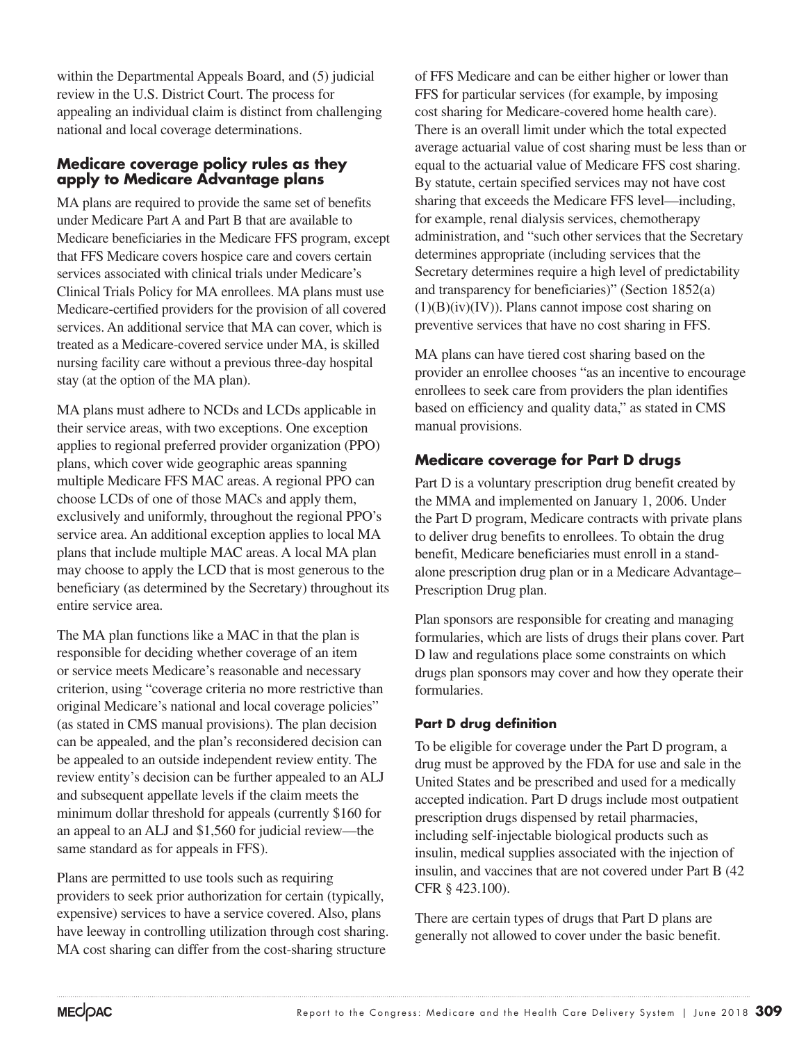within the Departmental Appeals Board, and (5) judicial review in the U.S. District Court. The process for appealing an individual claim is distinct from challenging national and local coverage determinations.

### Medicare coverage policy rules as they apply to Medicare Advantage plans

MA plans are required to provide the same set of benefits under Medicare Part A and Part B that are available to Medicare beneficiaries in the Medicare FFS program, except that FFS Medicare covers hospice care and covers certain services associated with clinical trials under Medicare's Clinical Trials Policy for MA enrollees. MA plans must use Medicare-certified providers for the provision of all covered services. An additional service that MA can cover, which is treated as a Medicare-covered service under MA, is skilled nursing facility care without a previous three-day hospital stay (at the option of the MA plan).

MA plans must adhere to NCDs and LCDs applicable in their service areas, with two exceptions. One exception applies to regional preferred provider organization (PPO) plans, which cover wide geographic areas spanning multiple Medicare FFS MAC areas. A regional PPO can choose LCDs of one of those MACs and apply them, exclusively and uniformly, throughout the regional PPO's service area. An additional exception applies to local MA plans that include multiple MAC areas. A local MA plan may choose to apply the LCD that is most generous to the beneficiary (as determined by the Secretary) throughout its entire service area.

The MA plan functions like a MAC in that the plan is responsible for deciding whether coverage of an item or service meets Medicare's reasonable and necessary criterion, using "coverage criteria no more restrictive than original Medicare's national and local coverage policies" (as stated in CMS manual provisions). The plan decision can be appealed, and the plan's reconsidered decision can be appealed to an outside independent review entity. The review entity's decision can be further appealed to an ALJ and subsequent appellate levels if the claim meets the minimum dollar threshold for appeals (currently $160 for an appeal to an ALJ and $1,560 for judicial review—the same standard as for appeals in FFS).

Plans are permitted to use tools such as requiring providers to seek prior authorization for certain (typically, expensive) services to have a service covered. Also, plans have leeway in controlling utilization through cost sharing. MA cost sharing can differ from the cost-sharing structure of FFS Medicare and can be either higher or lower than FFS for particular services (for example, by imposing cost sharing for Medicare-covered home health care). There is an overall limit under which the total expected average actuarial value of cost sharing must be less than or equal to the actuarial value of Medicare FFS cost sharing. By statute, certain specified services may not have cost sharing that exceeds the Medicare FFS level—including, for example, renal dialysis services, chemotherapy administration, and "such other services that the Secretary determines appropriate (including services that the Secretary determines require a high level of predictability and transparency for beneficiaries)" (Section 1852(a)(1)(B)(iv)(IV)). Plans cannot impose cost sharing on preventive services that have no cost sharing in FFS.

MA plans can have tiered cost sharing based on the provider an enrollee chooses "as an incentive to encourage enrollees to seek care from providers the plan identifies based on efficiency and quality data," as stated in CMS manual provisions.

### Medicare coverage for Part D drugs

Part D is a voluntary prescription drug benefit created by the MMA and implemented on January 1, 2006. Under the Part D program, Medicare contracts with private plans to deliver drug benefits to enrollees. To obtain the drug benefit, Medicare beneficiaries must enroll in a stand-alone prescription drug plan or in a Medicare Advantage–Prescription Drug plan.

Plan sponsors are responsible for creating and managing formularies, which are lists of drugs their plans cover. Part D law and regulations place some constraints on which drugs plan sponsors may cover and how they operate their formularies.

#### Part D drug definition

To be eligible for coverage under the Part D program, a drug must be approved by the FDA for use and sale in the United States and be prescribed and used for a medically accepted indication. Part D drugs include most outpatient prescription drugs dispensed by retail pharmacies, including self-injectable biological products such as insulin, medical supplies associated with the injection of insulin, and vaccines that are not covered under Part B (42 CFR § 423.100).

There are certain types of drugs that Part D plans are generally not allowed to cover under the basic benefit.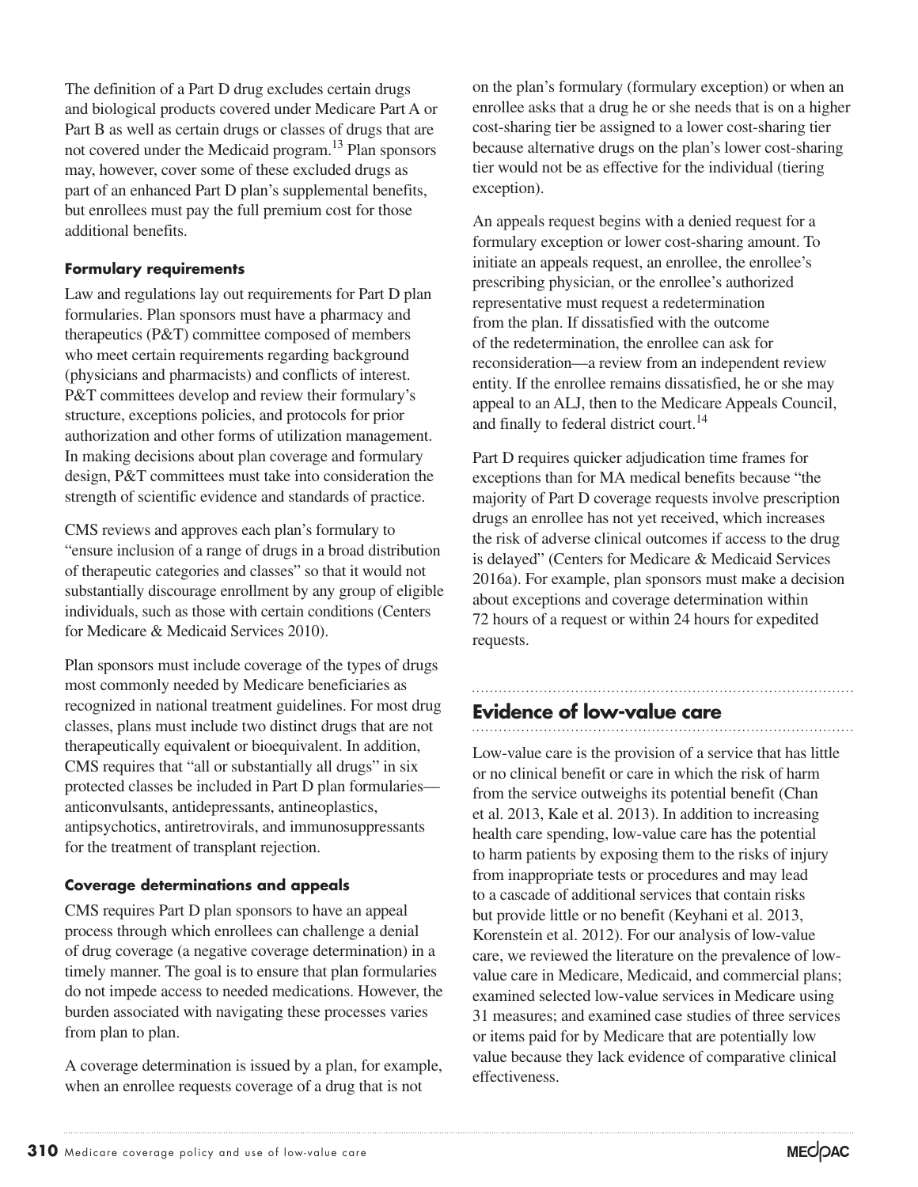The definition of a Part D drug excludes certain drugs and biological products covered under Medicare Part A or Part B as well as certain drugs or classes of drugs that are not covered under the Medicaid program.[13] Plan sponsors may, however, cover some of these excluded drugs as part of an enhanced Part D plan's supplemental benefits, but enrollees must pay the full premium cost for those additional benefits.

### Formulary requirements

Law and regulations lay out requirements for Part D plan formularies. Plan sponsors must have a pharmacy and therapeutics (P&T) committee composed of members who meet certain requirements regarding background (physicians and pharmacists) and conflicts of interest. P&T committees develop and review their formulary's structure, exceptions policies, and protocols for prior authorization and other forms of utilization management. In making decisions about plan coverage and formulary design, P&T committees must take into consideration the strength of scientific evidence and standards of practice.

CMS reviews and approves each plan's formulary to "ensure inclusion of a range of drugs in a broad distribution of therapeutic categories and classes" so that it would not substantially discourage enrollment by any group of eligible individuals, such as those with certain conditions (Centers for Medicare & Medicaid Services 2010).

Plan sponsors must include coverage of the types of drugs most commonly needed by Medicare beneficiaries as recognized in national treatment guidelines. For most drug classes, plans must include two distinct drugs that are not therapeutically equivalent or bioequivalent. In addition, CMS requires that "all or substantially all drugs" in six protected classes be included in Part D plan formularies—anticonvulsants, antidepressants, antineoplastics, antipsychotics, antiretrovirals, and immunosuppressants for the treatment of transplant rejection.

### Coverage determinations and appeals

CMS requires Part D plan sponsors to have an appeal process through which enrollees can challenge a denial of drug coverage (a negative coverage determination) in a timely manner. The goal is to ensure that plan formularies do not impede access to needed medications. However, the burden associated with navigating these processes varies from plan to plan.

A coverage determination is issued by a plan, for example, when an enrollee requests coverage of a drug that is not on the plan's formulary (formulary exception) or when an enrollee asks that a drug he or she needs that is on a higher cost-sharing tier be assigned to a lower cost-sharing tier because alternative drugs on the plan's lower cost-sharing tier would not be as effective for the individual (tiering exception).

An appeals request begins with a denied request for a formulary exception or lower cost-sharing amount. To initiate an appeals request, an enrollee, the enrollee's prescribing physician, or the enrollee's authorized representative must request a redetermination from the plan. If dissatisfied with the outcome of the redetermination, the enrollee can ask for reconsideration—a review from an independent review entity. If the enrollee remains dissatisfied, he or she may appeal to an ALJ, then to the Medicare Appeals Council, and finally to federal district court.[14]

Part D requires quicker adjudication time frames for exceptions than for MA medical benefits because "the majority of Part D coverage requests involve prescription drugs an enrollee has not yet received, which increases the risk of adverse clinical outcomes if access to the drug is delayed" (Centers for Medicare & Medicaid Services 2016a). For example, plan sponsors must make a decision about exceptions and coverage determination within 72 hours of a request or within 24 hours for expedited requests.

## Evidence of low-value care

Low-value care is the provision of a service that has little or no clinical benefit or care in which the risk of harm from the service outweighs its potential benefit (Chan et al. 2013, Kale et al. 2013). In addition to increasing health care spending, low-value care has the potential to harm patients by exposing them to the risks of injury from inappropriate tests or procedures and may lead to a cascade of additional services that contain risks but provide little or no benefit (Keyhani et al. 2013, Korenstein et al. 2012). For our analysis of low-value care, we reviewed the literature on the prevalence of low-value care in Medicare, Medicaid, and commercial plans; examined selected low-value services in Medicare using 31 measures; and examined case studies of three services or items paid for by Medicare that are potentially low value because they lack evidence of comparative clinical effectiveness.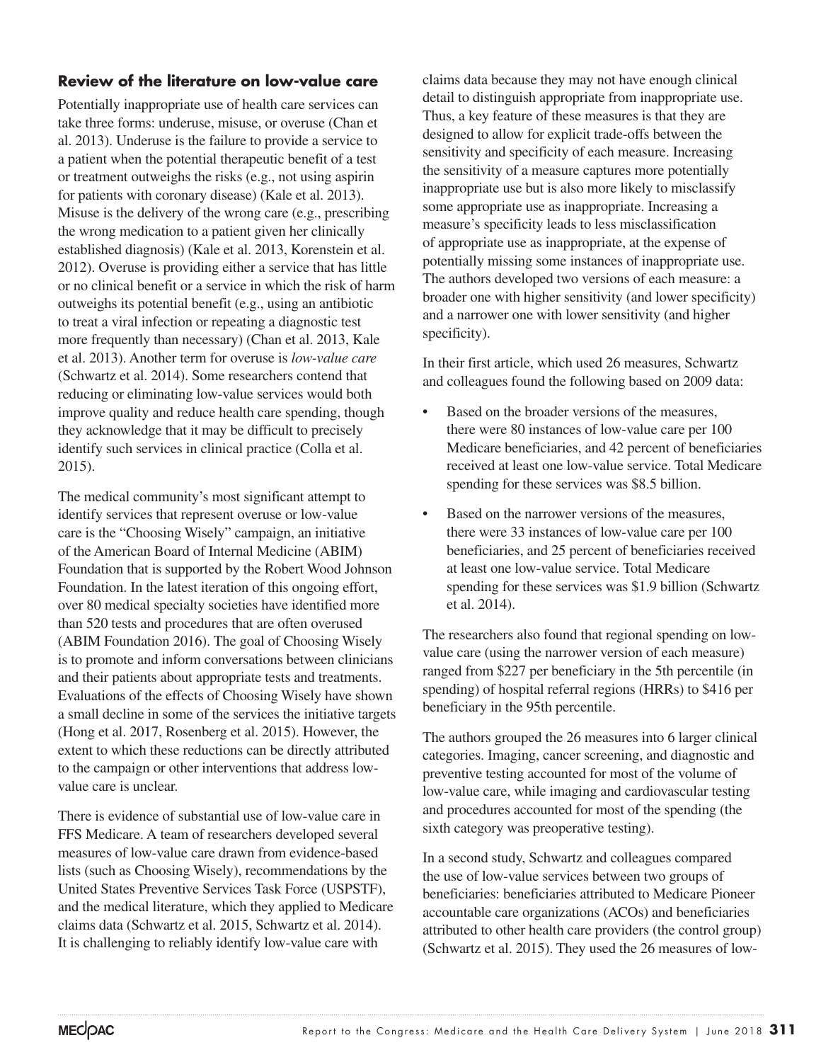## Review of the literature on low-value care

Potentially inappropriate use of health care services can take three forms: underuse, misuse, or overuse (Chan et al. 2013). Underuse is the failure to provide a service to a patient when the potential therapeutic benefit of a test or treatment outweighs the risks (e.g., not using aspirin for patients with coronary disease) (Kale et al. 2013). Misuse is the delivery of the wrong care (e.g., prescribing the wrong medication to a patient given her clinically established diagnosis) (Kale et al. 2013, Korenstein et al. 2012). Overuse is providing either a service that has little or no clinical benefit or a service in which the risk of harm outweighs its potential benefit (e.g., using an antibiotic to treat a viral infection or repeating a diagnostic test more frequently than necessary) (Chan et al. 2013, Kale et al. 2013). Another term for overuse is *low-value care* (Schwartz et al. 2014). Some researchers contend that reducing or eliminating low-value services would both improve quality and reduce health care spending, though they acknowledge that it may be difficult to precisely identify such services in clinical practice (Colla et al. 2015).

The medical community's most significant attempt to identify services that represent overuse or low-value care is the "Choosing Wisely" campaign, an initiative of the American Board of Internal Medicine (ABIM) Foundation that is supported by the Robert Wood Johnson Foundation. In the latest iteration of this ongoing effort, over 80 medical specialty societies have identified more than 520 tests and procedures that are often overused (ABIM Foundation 2016). The goal of Choosing Wisely is to promote and inform conversations between clinicians and their patients about appropriate tests and treatments. Evaluations of the effects of Choosing Wisely have shown a small decline in some of the services the initiative targets (Hong et al. 2017, Rosenberg et al. 2015). However, the extent to which these reductions can be directly attributed to the campaign or other interventions that address low-value care is unclear.

There is evidence of substantial use of low-value care in FFS Medicare. A team of researchers developed several measures of low-value care drawn from evidence-based lists (such as Choosing Wisely), recommendations by the United States Preventive Services Task Force (USPSTF), and the medical literature, which they applied to Medicare claims data (Schwartz et al. 2015, Schwartz et al. 2014). It is challenging to reliably identify low-value care with claims data because they may not have enough clinical detail to distinguish appropriate from inappropriate use. Thus, a key feature of these measures is that they are designed to allow for explicit trade-offs between the sensitivity and specificity of each measure. Increasing the sensitivity of a measure captures more potentially inappropriate use but is also more likely to misclassify some appropriate use as inappropriate. Increasing a measure's specificity leads to less misclassification of appropriate use as inappropriate, at the expense of potentially missing some instances of inappropriate use. The authors developed two versions of each measure: a broader one with higher sensitivity (and lower specificity) and a narrower one with lower sensitivity (and higher specificity).

In their first article, which used 26 measures, Schwartz and colleagues found the following based on 2009 data:

- Based on the broader versions of the measures, there were 80 instances of low-value care per 100 Medicare beneficiaries, and 42 percent of beneficiaries received at least one low-value service. Total Medicare spending for these services was $8.5 billion.
- Based on the narrower versions of the measures, there were 33 instances of low-value care per 100 beneficiaries, and 25 percent of beneficiaries received at least one low-value service. Total Medicare spending for these services was $1.9 billion (Schwartz et al. 2014).

The researchers also found that regional spending on low-value care (using the narrower version of each measure) ranged from $227 per beneficiary in the 5th percentile (in spending) of hospital referral regions (HRRs) to $416 per beneficiary in the 95th percentile.

The authors grouped the 26 measures into 6 larger clinical categories. Imaging, cancer screening, and diagnostic and preventive testing accounted for most of the volume of low-value care, while imaging and cardiovascular testing and procedures accounted for most of the spending (the sixth category was preoperative testing).

In a second study, Schwartz and colleagues compared the use of low-value services between two groups of beneficiaries: beneficiaries attributed to Medicare Pioneer accountable care organizations (ACOs) and beneficiaries attributed to other health care providers (the control group) (Schwartz et al. 2015). They used the 26 measures of low-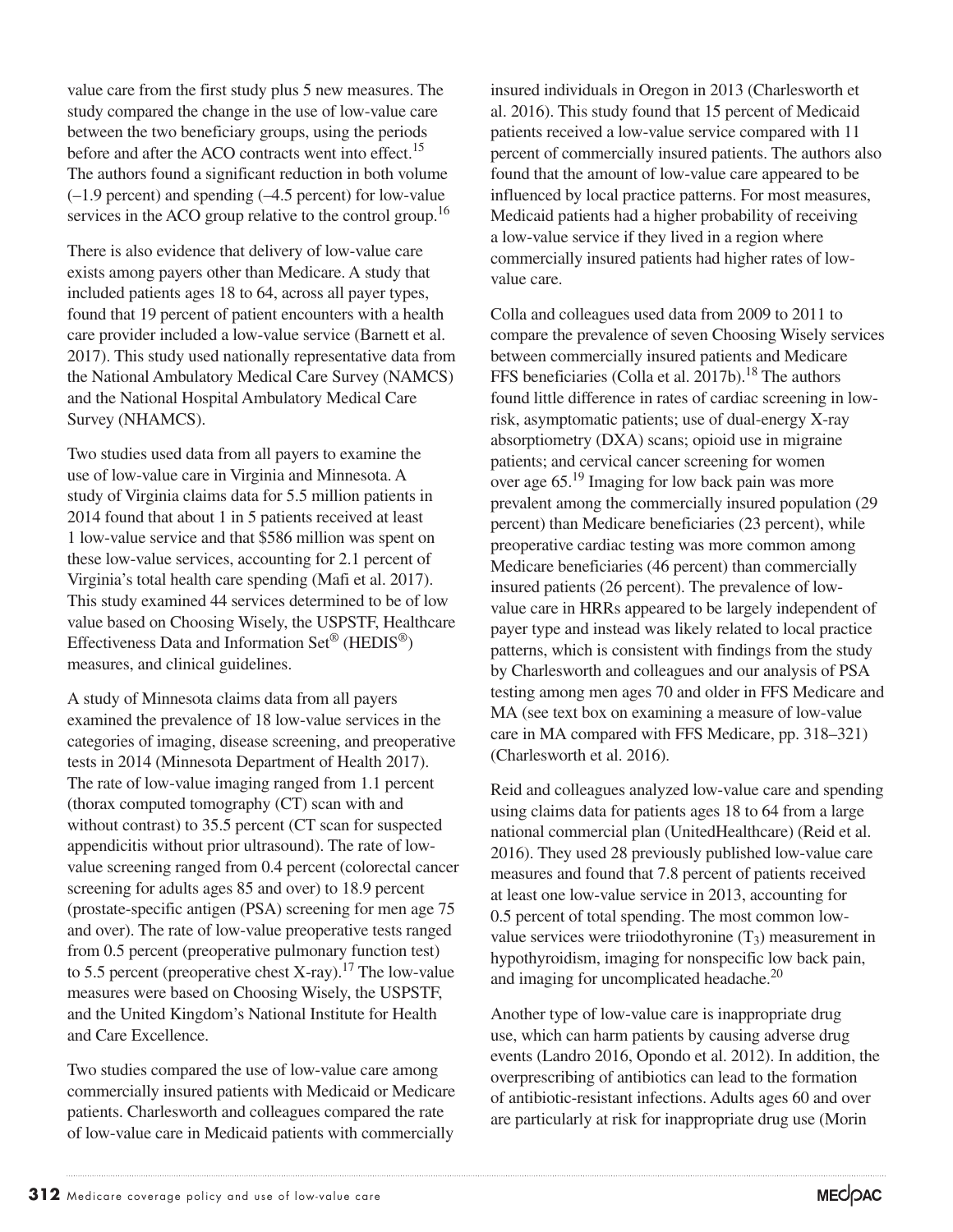value care from the first study plus 5 new measures. The study compared the change in the use of low-value care between the two beneficiary groups, using the periods before and after the ACO contracts went into effect.[15] The authors found a significant reduction in both volume (–1.9 percent) and spending (–4.5 percent) for low-value services in the ACO group relative to the control group.[16]

There is also evidence that delivery of low-value care exists among payers other than Medicare. A study that included patients ages 18 to 64, across all payer types, found that 19 percent of patient encounters with a health care provider included a low-value service (Barnett et al. 2017). This study used nationally representative data from the National Ambulatory Medical Care Survey (NAMCS) and the National Hospital Ambulatory Medical Care Survey (NHAMCS).

Two studies used data from all payers to examine the use of low-value care in Virginia and Minnesota. A study of Virginia claims data for 5.5 million patients in 2014 found that about 1 in 5 patients received at least 1 low-value service and that $586 million was spent on these low-value services, accounting for 2.1 percent of Virginia's total health care spending (Mafi et al. 2017). This study examined 44 services determined to be of low value based on Choosing Wisely, the USPSTF, Healthcare Effectiveness Data and Information Set® (HEDIS®) measures, and clinical guidelines.

A study of Minnesota claims data from all payers examined the prevalence of 18 low-value services in the categories of imaging, disease screening, and preoperative tests in 2014 (Minnesota Department of Health 2017). The rate of low-value imaging ranged from 1.1 percent (thorax computed tomography (CT) scan with and without contrast) to 35.5 percent (CT scan for suspected appendicitis without prior ultrasound). The rate of low-value screening ranged from 0.4 percent (colorectal cancer screening for adults ages 85 and over) to 18.9 percent (prostate-specific antigen (PSA) screening for men age 75 and over). The rate of low-value preoperative tests ranged from 0.5 percent (preoperative pulmonary function test) to 5.5 percent (preoperative chest X-ray).[17] The low-value measures were based on Choosing Wisely, the USPSTF, and the United Kingdom's National Institute for Health and Care Excellence.

Two studies compared the use of low-value care among commercially insured patients with Medicaid or Medicare patients. Charlesworth and colleagues compared the rate of low-value care in Medicaid patients with commercially insured individuals in Oregon in 2013 (Charlesworth et al. 2016). This study found that 15 percent of Medicaid patients received a low-value service compared with 11 percent of commercially insured patients. The authors also found that the amount of low-value care appeared to be influenced by local practice patterns. For most measures, Medicaid patients had a higher probability of receiving a low-value service if they lived in a region where commercially insured patients had higher rates of low-value care.

Colla and colleagues used data from 2009 to 2011 to compare the prevalence of seven Choosing Wisely services between commercially insured patients and Medicare FFS beneficiaries (Colla et al. 2017b).[18] The authors found little difference in rates of cardiac screening in low-risk, asymptomatic patients; use of dual-energy X-ray absorptiometry (DXA) scans; opioid use in migraine patients; and cervical cancer screening for women over age 65.[19] Imaging for low back pain was more prevalent among the commercially insured population (29 percent) than Medicare beneficiaries (23 percent), while preoperative cardiac testing was more common among Medicare beneficiaries (46 percent) than commercially insured patients (26 percent). The prevalence of low-value care in HRRs appeared to be largely independent of payer type and instead was likely related to local practice patterns, which is consistent with findings from the study by Charlesworth and colleagues and our analysis of PSA testing among men ages 70 and older in FFS Medicare and MA (see text box on examining a measure of low-value care in MA compared with FFS Medicare, pp. 318–321) (Charlesworth et al. 2016).

Reid and colleagues analyzed low-value care and spending using claims data for patients ages 18 to 64 from a large national commercial plan (UnitedHealthcare) (Reid et al. 2016). They used 28 previously published low-value care measures and found that 7.8 percent of patients received at least one low-value service in 2013, accounting for 0.5 percent of total spending. The most common low-value services were triiodothyronine ($T_3$) measurement in hypothyroidism, imaging for nonspecific low back pain, and imaging for uncomplicated headache.[20]

Another type of low-value care is inappropriate drug use, which can harm patients by causing adverse drug events (Landro 2016, Opondo et al. 2012). In addition, the overprescribing of antibiotics can lead to the formation of antibiotic-resistant infections. Adults ages 60 and over are particularly at risk for inappropriate drug use (Morin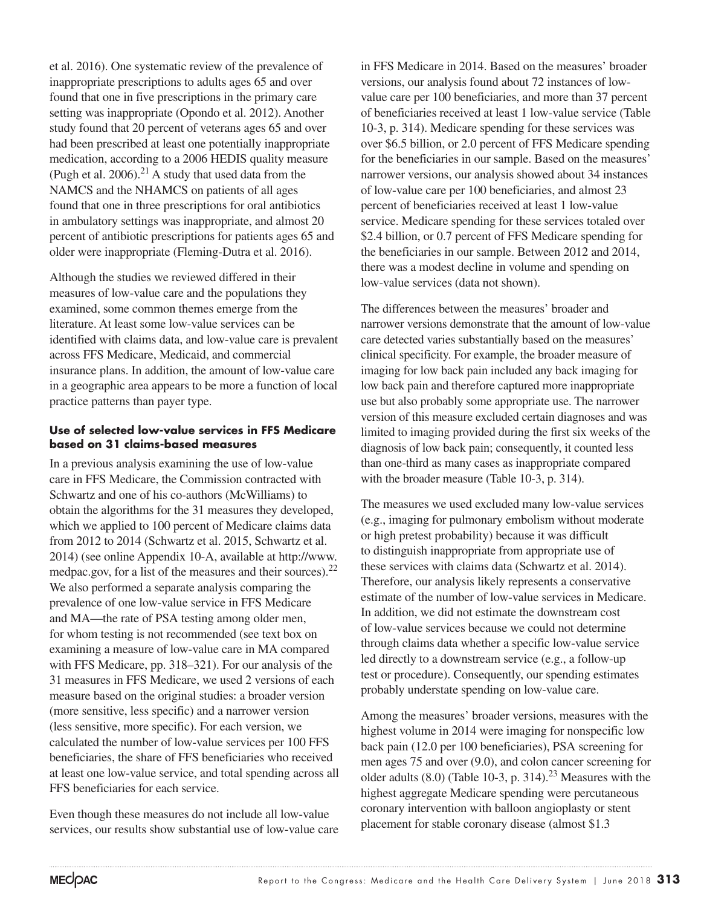et al. 2016). One systematic review of the prevalence of inappropriate prescriptions to adults ages 65 and over found that one in five prescriptions in the primary care setting was inappropriate (Opondo et al. 2012). Another study found that 20 percent of veterans ages 65 and over had been prescribed at least one potentially inappropriate medication, according to a 2006 HEDIS quality measure (Pugh et al. 2006).[21] A study that used data from the NAMCS and the NHAMCS on patients of all ages found that one in three prescriptions for oral antibiotics in ambulatory settings was inappropriate, and almost 20 percent of antibiotic prescriptions for patients ages 65 and older were inappropriate (Fleming-Dutra et al. 2016).

Although the studies we reviewed differed in their measures of low-value care and the populations they examined, some common themes emerge from the literature. At least some low-value services can be identified with claims data, and low-value care is prevalent across FFS Medicare, Medicaid, and commercial insurance plans. In addition, the amount of low-value care in a geographic area appears to be more a function of local practice patterns than payer type.

### Use of selected low-value services in FFS Medicare based on 31 claims-based measures

In a previous analysis examining the use of low-value care in FFS Medicare, the Commission contracted with Schwartz and one of his co-authors (McWilliams) to obtain the algorithms for the 31 measures they developed, which we applied to 100 percent of Medicare claims data from 2012 to 2014 (Schwartz et al. 2015, Schwartz et al. 2014) (see online Appendix 10-A, available at http://www.medpac.gov, for a list of the measures and their sources).[22] We also performed a separate analysis comparing the prevalence of one low-value service in FFS Medicare and MA—the rate of PSA testing among older men, for whom testing is not recommended (see text box on examining a measure of low-value care in MA compared with FFS Medicare, pp. 318–321). For our analysis of the 31 measures in FFS Medicare, we used 2 versions of each measure based on the original studies: a broader version (more sensitive, less specific) and a narrower version (less sensitive, more specific). For each version, we calculated the number of low-value services per 100 FFS beneficiaries, the share of FFS beneficiaries who received at least one low-value service, and total spending across all FFS beneficiaries for each service.

Even though these measures do not include all low-value services, our results show substantial use of low-value care in FFS Medicare in 2014. Based on the measures' broader versions, our analysis found about 72 instances of low-value care per 100 beneficiaries, and more than 37 percent of beneficiaries received at least 1 low-value service (Table 10-3, p. 314). Medicare spending for these services was over $6.5 billion, or 2.0 percent of FFS Medicare spending for the beneficiaries in our sample. Based on the measures' narrower versions, our analysis showed about 34 instances of low-value care per 100 beneficiaries, and almost 23 percent of beneficiaries received at least 1 low-value service. Medicare spending for these services totaled over $2.4 billion, or 0.7 percent of FFS Medicare spending for the beneficiaries in our sample. Between 2012 and 2014, there was a modest decline in volume and spending on low-value services (data not shown).

The differences between the measures' broader and narrower versions demonstrate that the amount of low-value care detected varies substantially based on the measures' clinical specificity. For example, the broader measure of imaging for low back pain included any back imaging for low back pain and therefore captured more inappropriate use but also probably some appropriate use. The narrower version of this measure excluded certain diagnoses and was limited to imaging provided during the first six weeks of the diagnosis of low back pain; consequently, it counted less than one-third as many cases as inappropriate compared with the broader measure (Table 10-3, p. 314).

The measures we used excluded many low-value services (e.g., imaging for pulmonary embolism without moderate or high pretest probability) because it was difficult to distinguish inappropriate from appropriate use of these services with claims data (Schwartz et al. 2014). Therefore, our analysis likely represents a conservative estimate of the number of low-value services in Medicare. In addition, we did not estimate the downstream cost of low-value services because we could not determine through claims data whether a specific low-value service led directly to a downstream service (e.g., a follow-up test or procedure). Consequently, our spending estimates probably understate spending on low-value care.

Among the measures' broader versions, measures with the highest volume in 2014 were imaging for nonspecific low back pain (12.0 per 100 beneficiaries), PSA screening for men ages 75 and over (9.0), and colon cancer screening for older adults (8.0) (Table 10-3, p. 314).[23] Measures with the highest aggregate Medicare spending were percutaneous coronary intervention with balloon angioplasty or stent placement for stable coronary disease (almost $1.3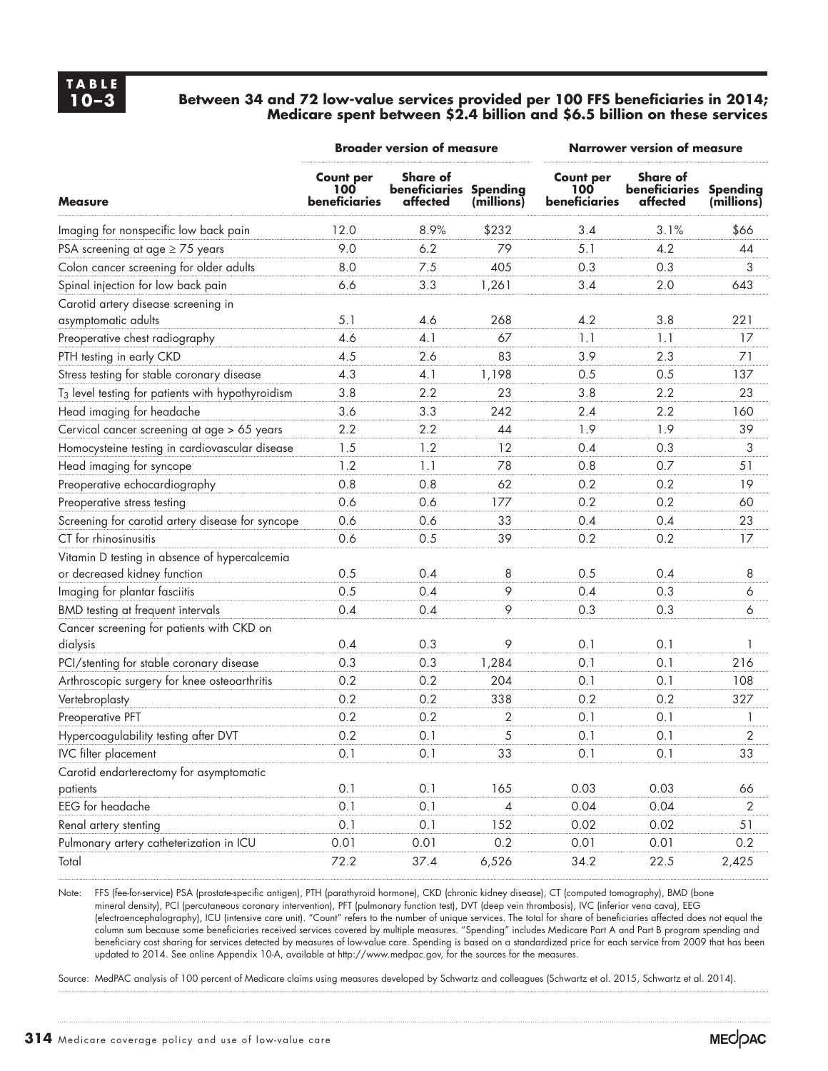**TABLE 10–3**

**Between 34 and 72 low-value services provided per 100 FFS beneficiaries in 2014; Medicare spent between $2.4 billion and $6.5 billion on these services**

| | Broader version of measure | | | Narrower version of measure | | |
|---|---|---|---|---|---|---|
| **Measure** | **Count per 100 beneficiaries** | **Share of beneficiaries affected** | **Spending (millions)** | **Count per 100 beneficiaries** | **Share of beneficiaries affected** | **Spending (millions)** |
| Imaging for nonspecific low back pain | 12.0 | 8.9% | $232 | 3.4 | 3.1% | $66 |
| PSA screening at age ≥ 75 years | 9.0 | 6.2 | 79 | 5.1 | 4.2 | 44 |
| Colon cancer screening for older adults | 8.0 | 7.5 | 405 | 0.3 | 0.3 | 3 |
| Spinal injection for low back pain | 6.6 | 3.3 | 1,261 | 3.4 | 2.0 | 643 |
| Carotid artery disease screening in asymptomatic adults | 5.1 | 4.6 | 268 | 4.2 | 3.8 | 221 |
| Preoperative chest radiography | 4.6 | 4.1 | 67 | 1.1 | 1.1 | 17 |
| PTH testing in early CKD | 4.5 | 2.6 | 83 | 3.9 | 2.3 | 71 |
| Stress testing for stable coronary disease | 4.3 | 4.1 | 1,198 | 0.5 | 0.5 | 137 |
| $T_3$ level testing for patients with hypothyroidism | 3.8 | 2.2 | 23 | 3.8 | 2.2 | 23 |
| Head imaging for headache | 3.6 | 3.3 | 242 | 2.4 | 2.2 | 160 |
| Cervical cancer screening at age > 65 years | 2.2 | 2.2 | 44 | 1.9 | 1.9 | 39 |
| Homocysteine testing in cardiovascular disease | 1.5 | 1.2 | 12 | 0.4 | 0.3 | 3 |
| Head imaging for syncope | 1.2 | 1.1 | 78 | 0.8 | 0.7 | 51 |
| Preoperative echocardiography | 0.8 | 0.8 | 62 | 0.2 | 0.2 | 19 |
| Preoperative stress testing | 0.6 | 0.6 | 177 | 0.2 | 0.2 | 60 |
| Screening for carotid artery disease for syncope | 0.6 | 0.6 | 33 | 0.4 | 0.4 | 23 |
| CT for rhinosinusitis | 0.6 | 0.5 | 39 | 0.2 | 0.2 | 17 |
| Vitamin D testing in absence of hypercalcemia or decreased kidney function | 0.5 | 0.4 | 8 | 0.5 | 0.4 | 8 |
| Imaging for plantar fasciitis | 0.5 | 0.4 | 9 | 0.4 | 0.3 | 6 |
| BMD testing at frequent intervals | 0.4 | 0.4 | 9 | 0.3 | 0.3 | 6 |
| Cancer screening for patients with CKD on dialysis | 0.4 | 0.3 | 9 | 0.1 | 0.1 | 1 |
| PCI/stenting for stable coronary disease | 0.3 | 0.3 | 1,284 | 0.1 | 0.1 | 216 |
| Arthroscopic surgery for knee osteoarthritis | 0.2 | 0.2 | 204 | 0.1 | 0.1 | 108 |
| Vertebroplasty | 0.2 | 0.2 | 338 | 0.2 | 0.2 | 327 |
| Preoperative PFT | 0.2 | 0.2 | 2 | 0.1 | 0.1 | 1 |
| Hypercoagulability testing after DVT | 0.2 | 0.1 | 5 | 0.1 | 0.1 | 2 |
| IVC filter placement | 0.1 | 0.1 | 33 | 0.1 | 0.1 | 33 |
| Carotid endarterectomy for asymptomatic patients | 0.1 | 0.1 | 165 | 0.03 | 0.03 | 66 |
| EEG for headache | 0.1 | 0.1 | 4 | 0.04 | 0.04 | 2 |
| Renal artery stenting | 0.1 | 0.1 | 152 | 0.02 | 0.02 | 51 |
| Pulmonary artery catheterization in ICU | 0.01 | 0.01 | 0.2 | 0.01 | 0.01 | 0.2 |
| Total | 72.2 | 37.4 | 6,526 | 34.2 | 22.5 | 2,425 |

Note: FFS (fee-for-service) PSA (prostate-specific antigen), PTH (parathyroid hormone), CKD (chronic kidney disease), CT (computed tomography), BMD (bone mineral density), PCI (percutaneous coronary intervention), PFT (pulmonary function test), DVT (deep vein thrombosis), IVC (inferior vena cava), EEG (electroencephalography), ICU (intensive care unit). "Count" refers to the number of unique services. The total for share of beneficiaries affected does not equal the column sum because some beneficiaries received services covered by multiple measures. "Spending" includes Medicare Part A and Part B program spending and beneficiary cost sharing for services detected by measures of low-value care. Spending is based on a standardized price for each service from 2009 that has been updated to 2014. See online Appendix 10-A, available at http://www.medpac.gov, for the sources for the measures.

Source: MedPAC analysis of 100 percent of Medicare claims using measures developed by Schwartz and colleagues (Schwartz et al. 2015, Schwartz et al. 2014).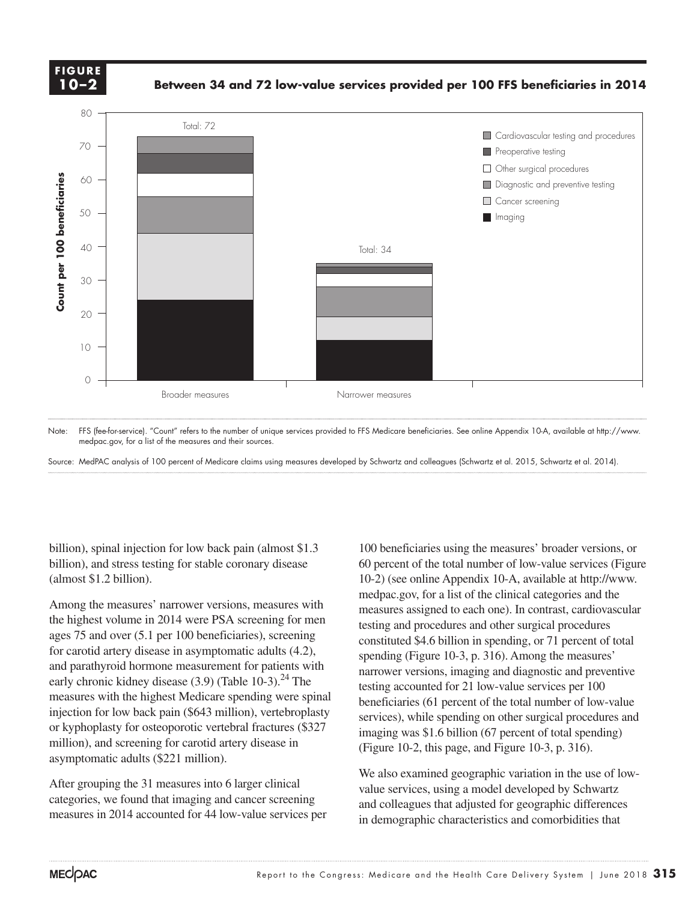**FIGURE 10–2**

**Between 34 and 72 low-value services provided per 100 FFS beneficiaries in 2014**

Note: FFS (fee-for-service). "Count" refers to the number of unique services provided to FFS Medicare beneficiaries. See online Appendix 10-A, available at http://www.medpac.gov, for a list of the measures and their sources.

Source: MedPAC analysis of 100 percent of Medicare claims using measures developed by Schwartz and colleagues (Schwartz et al. 2015, Schwartz et al. 2014).

billion), spinal injection for low back pain (almost $1.3 billion), and stress testing for stable coronary disease (almost $1.2 billion).

Among the measures' narrower versions, measures with the highest volume in 2014 were PSA screening for men ages 75 and over (5.1 per 100 beneficiaries), screening for carotid artery disease in asymptomatic adults (4.2), and parathyroid hormone measurement for patients with early chronic kidney disease (3.9) (Table 10-3).[24] The measures with the highest Medicare spending were spinal injection for low back pain ($643 million), vertebroplasty or kyphoplasty for osteoporotic vertebral fractures ($327 million), and screening for carotid artery disease in asymptomatic adults ($221 million).

After grouping the 31 measures into 6 larger clinical categories, we found that imaging and cancer screening measures in 2014 accounted for 44 low-value services per 100 beneficiaries using the measures' broader versions, or 60 percent of the total number of low-value services (Figure 10-2) (see online Appendix 10-A, available at http://www.medpac.gov, for a list of the clinical categories and the measures assigned to each one). In contrast, cardiovascular testing and procedures and other surgical procedures constituted $4.6 billion in spending, or 71 percent of total spending (Figure 10-3, p. 316). Among the measures' narrower versions, imaging and diagnostic and preventive testing accounted for 21 low-value services per 100 beneficiaries (61 percent of the total number of low-value services), while spending on other surgical procedures and imaging was $1.6 billion (67 percent of total spending) (Figure 10-2, this page, and Figure 10-3, p. 316).

We also examined geographic variation in the use of low-value services, using a model developed by Schwartz and colleagues that adjusted for geographic differences in demographic characteristics and comorbidities that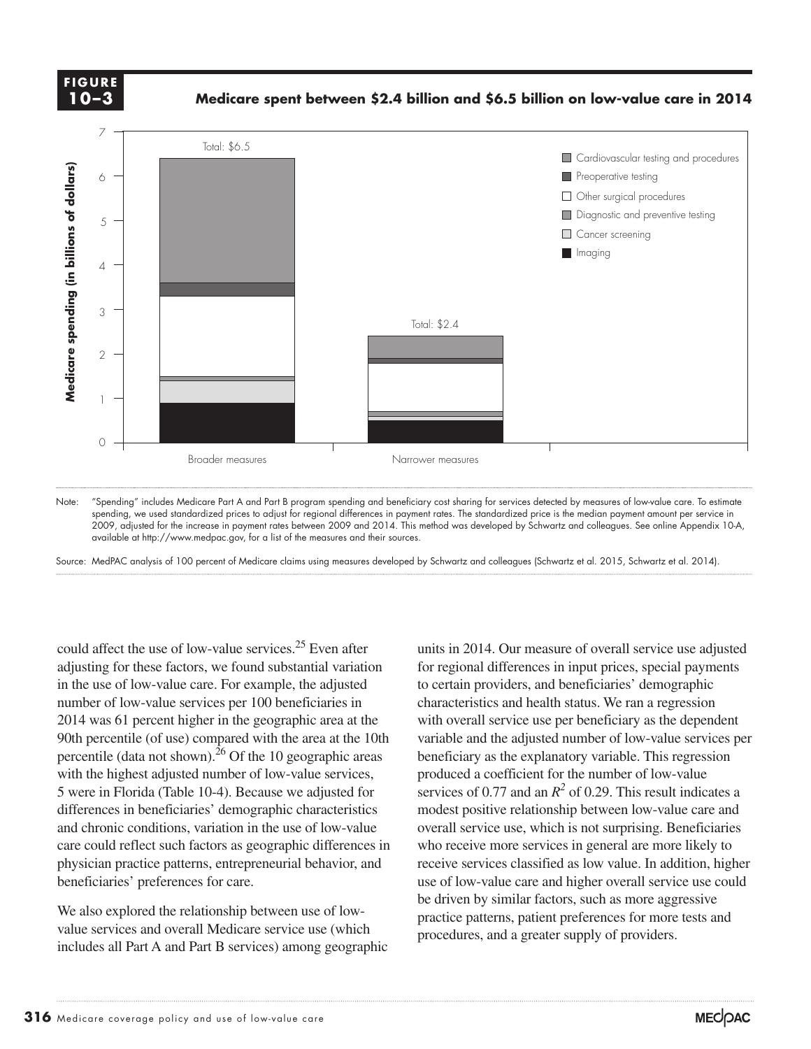**FIGURE 10–3**

**Medicare spent between $2.4 billion and $6.5 billion on low-value care in 2014**

Note: "Spending" includes Medicare Part A and Part B program spending and beneficiary cost sharing for services detected by measures of low-value care. To estimate spending, we used standardized prices to adjust for regional differences in payment rates. The standardized price is the median payment amount per service in 2009, adjusted for the increase in payment rates between 2009 and 2014. This method was developed by Schwartz and colleagues. See online Appendix 10-A, available at http://www.medpac.gov, for a list of the measures and their sources.

Source: MedPAC analysis of 100 percent of Medicare claims using measures developed by Schwartz and colleagues (Schwartz et al. 2015, Schwartz et al. 2014).

could affect the use of low-value services.[25] Even after adjusting for these factors, we found substantial variation in the use of low-value care. For example, the adjusted number of low-value services per 100 beneficiaries in 2014 was 61 percent higher in the geographic area at the 90th percentile (of use) compared with the area at the 10th percentile (data not shown).[26] Of the 10 geographic areas with the highest adjusted number of low-value services, 5 were in Florida (Table 10-4). Because we adjusted for differences in beneficiaries' demographic characteristics and chronic conditions, variation in the use of low-value care could reflect such factors as geographic differences in physician practice patterns, entrepreneurial behavior, and beneficiaries' preferences for care.

We also explored the relationship between use of low-value services and overall Medicare service use (which includes all Part A and Part B services) among geographic units in 2014. Our measure of overall service use adjusted for regional differences in input prices, special payments to certain providers, and beneficiaries' demographic characteristics and health status. We ran a regression with overall service use per beneficiary as the dependent variable and the adjusted number of low-value services per beneficiary as the explanatory variable. This regression produced a coefficient for the number of low-value services of 0.77 and an $R^2$ of 0.29. This result indicates a modest positive relationship between low-value care and overall service use, which is not surprising. Beneficiaries who receive more services in general are more likely to receive services classified as low value. In addition, higher use of low-value care and higher overall service use could be driven by similar factors, such as more aggressive practice patterns, patient preferences for more tests and procedures, and a greater supply of providers.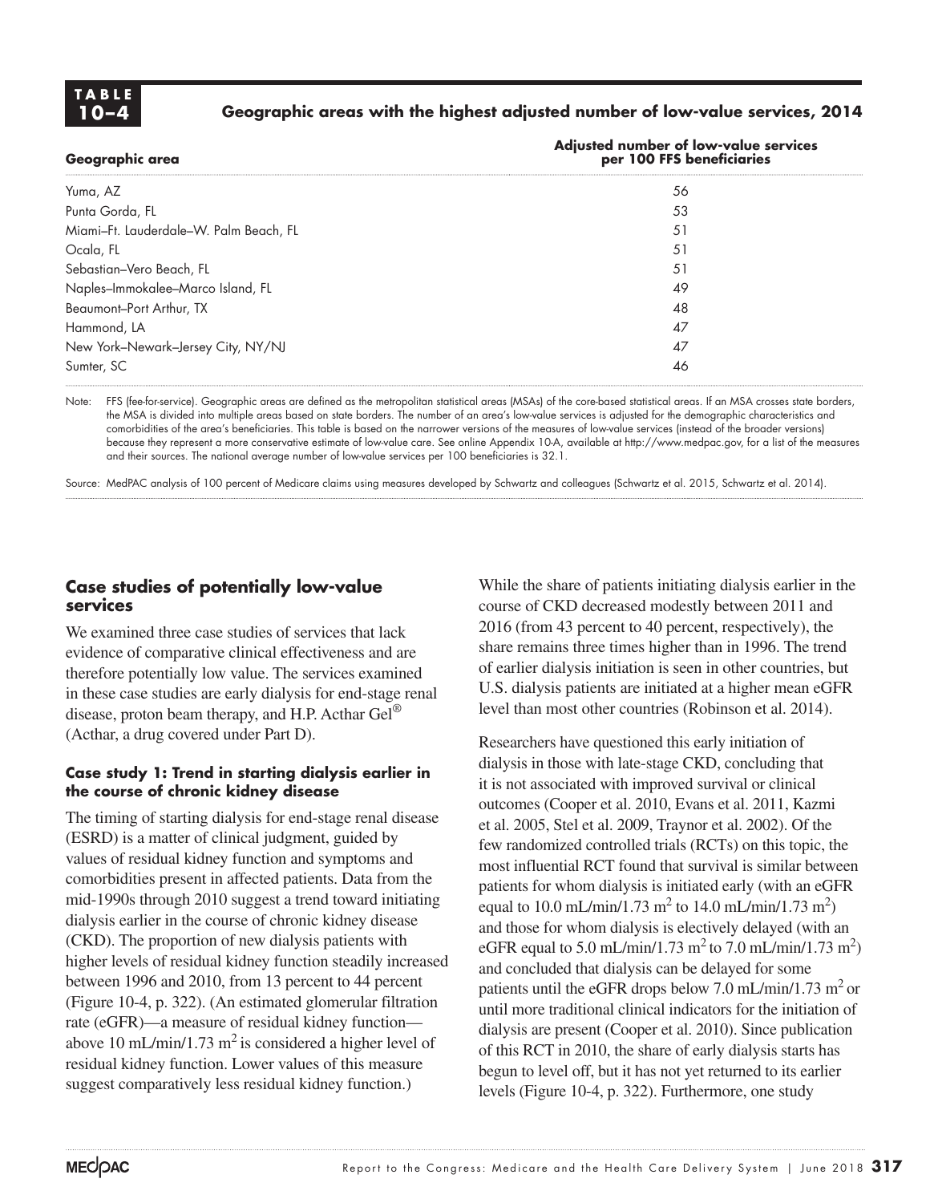**TABLE 10–4**

**Geographic areas with the highest adjusted number of low-value services, 2014**

| Geographic area | Adjusted number of low-value services per 100 FFS beneficiaries |
|---|---|
| Yuma, AZ | 56 |
| Punta Gorda, FL | 53 |
| Miami–Ft. Lauderdale–W. Palm Beach, FL | 51 |
| Ocala, FL | 51 |
| Sebastian–Vero Beach, FL | 51 |
| Naples–Immokalee–Marco Island, FL | 49 |
| Beaumont–Port Arthur, TX | 48 |
| Hammond, LA | 47 |
| New York–Newark–Jersey City, NY/NJ | 47 |
| Sumter, SC | 46 |

Note: FFS (fee-for-service). Geographic areas are defined as the metropolitan statistical areas (MSAs) of the core-based statistical areas. If an MSA crosses state borders, the MSA is divided into multiple areas based on state borders. The number of an area's low-value services is adjusted for the demographic characteristics and comorbidities of the area's beneficiaries. This table is based on the narrower versions of the measures of low-value services (instead of the broader versions) because they represent a more conservative estimate of low-value care. See online Appendix 10-A, available at http://www.medpac.gov, for a list of the measures and their sources. The national average number of low-value services per 100 beneficiaries is 32.1.

Source: MedPAC analysis of 100 percent of Medicare claims using measures developed by Schwartz and colleagues (Schwartz et al. 2015, Schwartz et al. 2014).

## Case studies of potentially low-value services

We examined three case studies of services that lack evidence of comparative clinical effectiveness and are therefore potentially low value. The services examined in these case studies are early dialysis for end-stage renal disease, proton beam therapy, and H.P. Acthar Gel® (Acthar, a drug covered under Part D).

### Case study 1: Trend in starting dialysis earlier in the course of chronic kidney disease

The timing of starting dialysis for end-stage renal disease (ESRD) is a matter of clinical judgment, guided by values of residual kidney function and symptoms and comorbidities present in affected patients. Data from the mid-1990s through 2010 suggest a trend toward initiating dialysis earlier in the course of chronic kidney disease (CKD). The proportion of new dialysis patients with higher levels of residual kidney function steadily increased between 1996 and 2010, from 13 percent to 44 percent (Figure 10-4, p. 322). (An estimated glomerular filtration rate (eGFR)—a measure of residual kidney function—above 10 mL/min/1.73 $m^2$ is considered a higher level of residual kidney function. Lower values of this measure suggest comparatively less residual kidney function.)

While the share of patients initiating dialysis earlier in the course of CKD decreased modestly between 2011 and 2016 (from 43 percent to 40 percent, respectively), the share remains three times higher than in 1996. The trend of earlier dialysis initiation is seen in other countries, but U.S. dialysis patients are initiated at a higher mean eGFR level than most other countries (Robinson et al. 2014).

Researchers have questioned this early initiation of dialysis in those with late-stage CKD, concluding that it is not associated with improved survival or clinical outcomes (Cooper et al. 2010, Evans et al. 2011, Kazmi et al. 2005, Stel et al. 2009, Traynor et al. 2002). Of the few randomized controlled trials (RCTs) on this topic, the most influential RCT found that survival is similar between patients for whom dialysis is initiated early (with an eGFR equal to 10.0 mL/min/1.73 $m^2$ to 14.0 mL/min/1.73 $m^2$) and those for whom dialysis is electively delayed (with an eGFR equal to 5.0 mL/min/1.73 $m^2$ to 7.0 mL/min/1.73 $m^2$) and concluded that dialysis can be delayed for some patients until the eGFR drops below 7.0 mL/min/1.73 $m^2$ or until more traditional clinical indicators for the initiation of dialysis are present (Cooper et al. 2010). Since publication of this RCT in 2010, the share of early dialysis starts has begun to level off, but it has not yet returned to its earlier levels (Figure 10-4, p. 322). Furthermore, one study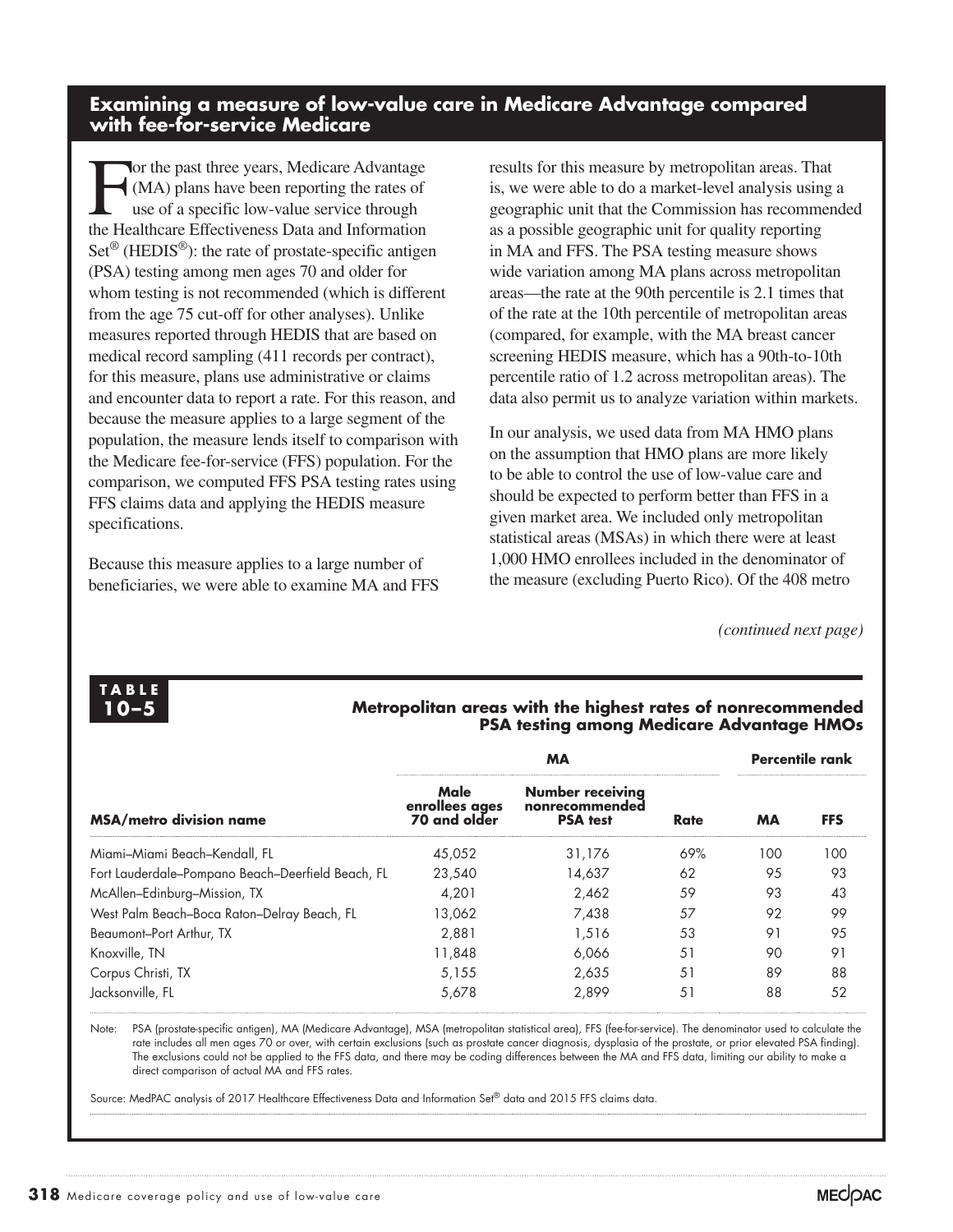## Examining a measure of low-value care in Medicare Advantage compared with fee-for-service Medicare

For the past three years, Medicare Advantage (MA) plans have been reporting the rates of use of a specific low-value service through the Healthcare Effectiveness Data and Information Set® (HEDIS®): the rate of prostate-specific antigen (PSA) testing among men ages 70 and older for whom testing is not recommended (which is different from the age 75 cut-off for other analyses). Unlike measures reported through HEDIS that are based on medical record sampling (411 records per contract), for this measure, plans use administrative or claims and encounter data to report a rate. For this reason, and because the measure applies to a large segment of the population, the measure lends itself to comparison with the Medicare fee-for-service (FFS) population. For the comparison, we computed FFS PSA testing rates using FFS claims data and applying the HEDIS measure specifications.

Because this measure applies to a large number of beneficiaries, we were able to examine MA and FFS results for this measure by metropolitan areas. That is, we were able to do a market-level analysis using a geographic unit that the Commission has recommended as a possible geographic unit for quality reporting in MA and FFS. The PSA testing measure shows wide variation among MA plans across metropolitan areas—the rate at the 90th percentile is 2.1 times that of the rate at the 10th percentile of metropolitan areas (compared, for example, with the MA breast cancer screening HEDIS measure, which has a 90th-to-10th percentile ratio of 1.2 across metropolitan areas). The data also permit us to analyze variation within markets.

In our analysis, we used data from MA HMO plans on the assumption that HMO plans are more likely to be able to control the use of low-value care and should be expected to perform better than FFS in a given market area. We included only metropolitan statistical areas (MSAs) in which there were at least 1,000 HMO enrollees included in the denominator of the measure (excluding Puerto Rico). Of the 408 metro

*(continued next page)*

**TABLE 10–5**

**Metropolitan areas with the highest rates of nonrecommended PSA testing among Medicare Advantage HMOs**

| | MA | | | Percentile rank | |
|---|---|---|---|---|---|
| **MSA/metro division name** | **Male enrollees ages 70 and older** | **Number receiving nonrecommended PSA test** | **Rate** | **MA** | **FFS** |
| Miami–Miami Beach–Kendall, FL | 45,052 | 31,176 | 69% | 100 | 100 |
| Fort Lauderdale–Pompano Beach–Deerfield Beach, FL | 23,540 | 14,637 | 62 | 95 | 93 |
| McAllen–Edinburg–Mission, TX | 4,201 | 2,462 | 59 | 93 | 43 |
| West Palm Beach–Boca Raton–Delray Beach, FL | 13,062 | 7,438 | 57 | 92 | 99 |
| Beaumont–Port Arthur, TX | 2,881 | 1,516 | 53 | 91 | 95 |
| Knoxville, TN | 11,848 | 6,066 | 51 | 90 | 91 |
| Corpus Christi, TX | 5,155 | 2,635 | 51 | 89 | 88 |
| Jacksonville, FL | 5,678 | 2,899 | 51 | 88 | 52 |

Note: PSA (prostate-specific antigen), MA (Medicare Advantage), MSA (metropolitan statistical area), FFS (fee-for-service). The denominator used to calculate the rate includes all men ages 70 or over, with certain exclusions (such as prostate cancer diagnosis, dysplasia of the prostate, or prior elevated PSA finding). The exclusions could not be applied to the FFS data, and there may be coding differences between the MA and FFS data, limiting our ability to make a direct comparison of actual MA and FFS rates.

Source: MedPAC analysis of 2017 Healthcare Effectiveness Data and Information Set® data and 2015 FFS claims data.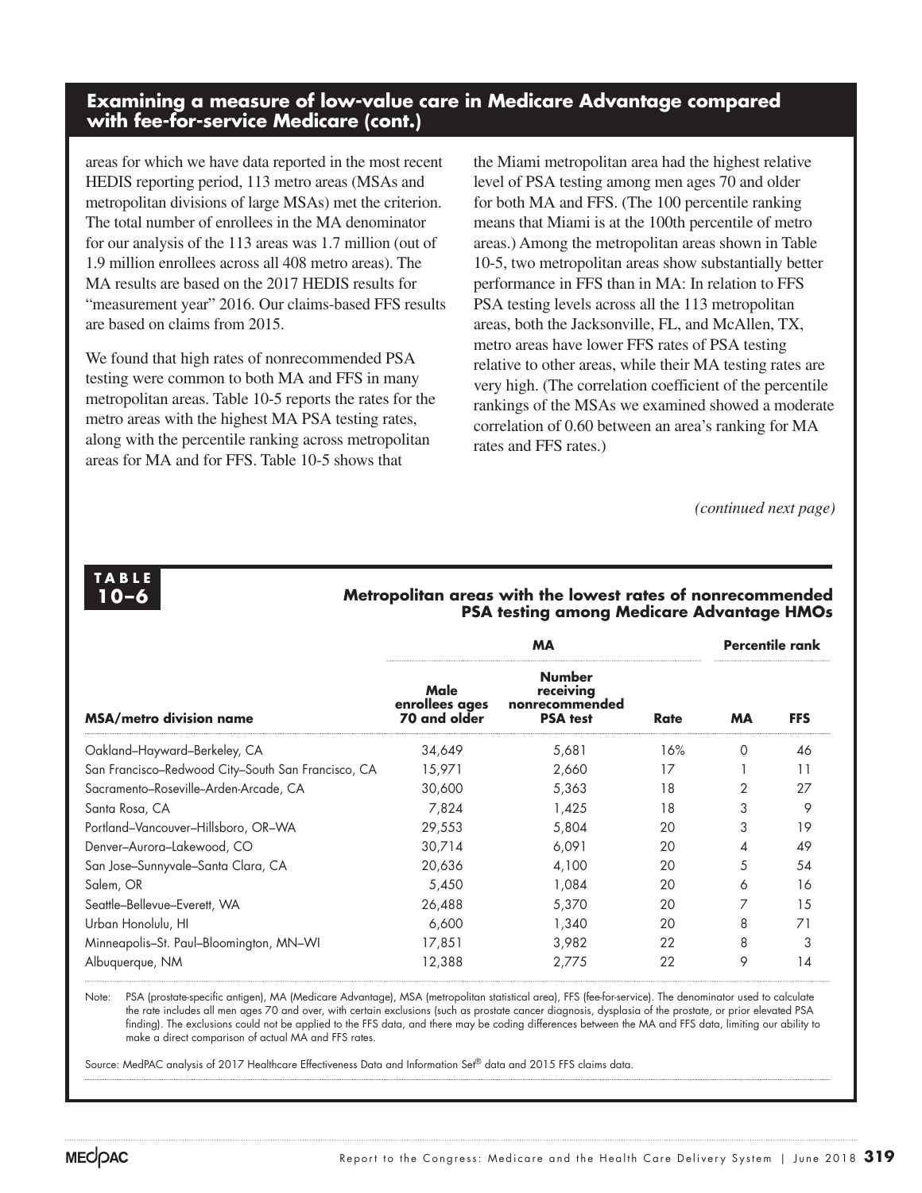## Examining a measure of low-value care in Medicare Advantage compared with fee-for-service Medicare (cont.)

areas for which we have data reported in the most recent HEDIS reporting period, 113 metro areas (MSAs and metropolitan divisions of large MSAs) met the criterion. The total number of enrollees in the MA denominator for our analysis of the 113 areas was 1.7 million (out of 1.9 million enrollees across all 408 metro areas). The MA results are based on the 2017 HEDIS results for "measurement year" 2016. Our claims-based FFS results are based on claims from 2015.

We found that high rates of nonrecommended PSA testing were common to both MA and FFS in many metropolitan areas. Table 10-5 reports the rates for the metro areas with the highest MA PSA testing rates, along with the percentile ranking across metropolitan areas for MA and for FFS. Table 10-5 shows that the Miami metropolitan area had the highest relative level of PSA testing among men ages 70 and older for both MA and FFS. (The 100 percentile ranking means that Miami is at the 100th percentile of metro areas.) Among the metropolitan areas shown in Table 10-5, two metropolitan areas show substantially better performance in FFS than in MA: In relation to FFS PSA testing levels across all the 113 metropolitan areas, both the Jacksonville, FL, and McAllen, TX, metro areas have lower FFS rates of PSA testing relative to other areas, while their MA testing rates are very high. (The correlation coefficient of the percentile rankings of the MSAs we examined showed a moderate correlation of 0.60 between an area's ranking for MA rates and FFS rates.)

*(continued next page)*

**TABLE 10–6**

**Metropolitan areas with the lowest rates of nonrecommended PSA testing among Medicare Advantage HMOs**

| | MA | | | Percentile rank | |
|---|---|---|---|---|---|
| **MSA/metro division name** | **Male enrollees ages 70 and older** | **Number receiving nonrecommended PSA test** | **Rate** | **MA** | **FFS** |
| Oakland–Hayward–Berkeley, CA | 34,649 | 5,681 | 16% | 0 | 46 |
| San Francisco–Redwood City–South San Francisco, CA | 15,971 | 2,660 | 17 | 1 | 11 |
| Sacramento–Roseville–Arden-Arcade, CA | 30,600 | 5,363 | 18 | 2 | 27 |
| Santa Rosa, CA | 7,824 | 1,425 | 18 | 3 | 9 |
| Portland–Vancouver–Hillsboro, OR–WA | 29,553 | 5,804 | 20 | 3 | 19 |
| Denver–Aurora–Lakewood, CO | 30,714 | 6,091 | 20 | 4 | 49 |
| San Jose–Sunnyvale–Santa Clara, CA | 20,636 | 4,100 | 20 | 5 | 54 |
| Salem, OR | 5,450 | 1,084 | 20 | 6 | 16 |
| Seattle–Bellevue–Everett, WA | 26,488 | 5,370 | 20 | 7 | 15 |
| Urban Honolulu, HI | 6,600 | 1,340 | 20 | 8 | 71 |
| Minneapolis–St. Paul–Bloomington, MN–WI | 17,851 | 3,982 | 22 | 8 | 3 |
| Albuquerque, NM | 12,388 | 2,775 | 22 | 9 | 14 |

Note: PSA (prostate-specific antigen), MA (Medicare Advantage), MSA (metropolitan statistical area), FFS (fee-for-service). The denominator used to calculate the rate includes all men ages 70 and over, with certain exclusions (such as prostate cancer diagnosis, dysplasia of the prostate, or prior elevated PSA finding). The exclusions could not be applied to the FFS data, and there may be coding differences between the MA and FFS data, limiting our ability to make a direct comparison of actual MA and FFS rates.

Source: MedPAC analysis of 2017 Healthcare Effectiveness Data and Information Set® data and 2015 FFS claims data.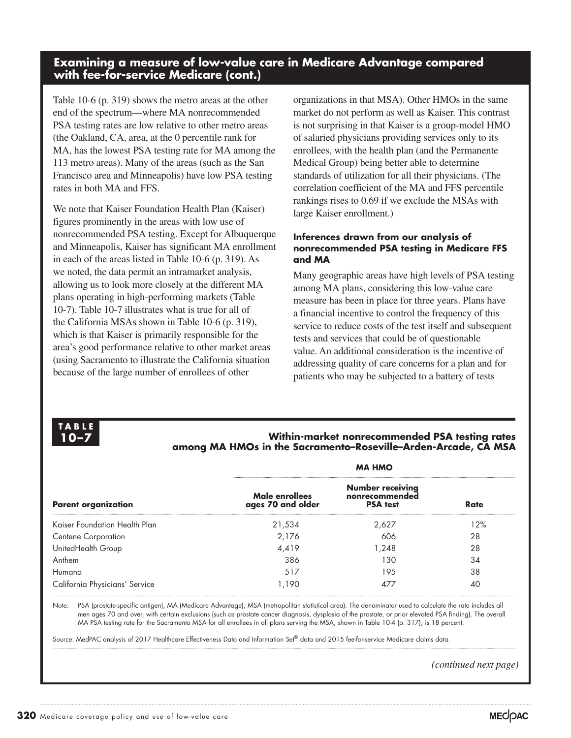## Examining a measure of low-value care in Medicare Advantage compared with fee-for-service Medicare (cont.)

Table 10-6 (p. 319) shows the metro areas at the other end of the spectrum—where MA nonrecommended PSA testing rates are low relative to other metro areas (the Oakland, CA, area, at the 0 percentile rank for MA, has the lowest PSA testing rate for MA among the 113 metro areas). Many of the areas (such as the San Francisco area and Minneapolis) have low PSA testing rates in both MA and FFS.

We note that Kaiser Foundation Health Plan (Kaiser) figures prominently in the areas with low use of nonrecommended PSA testing. Except for Albuquerque and Minneapolis, Kaiser has significant MA enrollment in each of the areas listed in Table 10-6 (p. 319). As we noted, the data permit an intramarket analysis, allowing us to look more closely at the different MA plans operating in high-performing markets (Table 10-7). Table 10-7 illustrates what is true for all of the California MSAs shown in Table 10-6 (p. 319), which is that Kaiser is primarily responsible for the area's good performance relative to other market areas (using Sacramento to illustrate the California situation because of the large number of enrollees of other organizations in that MSA). Other HMOs in the same market do not perform as well as Kaiser. This contrast is not surprising in that Kaiser is a group-model HMO of salaried physicians providing services only to its enrollees, with the health plan (and the Permanente Medical Group) being better able to determine standards of utilization for all their physicians. (The correlation coefficient of the MA and FFS percentile rankings rises to 0.69 if we exclude the MSAs with large Kaiser enrollment.)

### Inferences drawn from our analysis of nonrecommended PSA testing in Medicare FFS and MA

Many geographic areas have high levels of PSA testing among MA plans, considering this low-value care measure has been in place for three years. Plans have a financial incentive to control the frequency of this service to reduce costs of the test itself and subsequent tests and services that could be of questionable value. An additional consideration is the incentive of addressing quality of care concerns for a plan and for patients who may be subjected to a battery of tests

**TABLE 10–7**

**Within-market nonrecommended PSA testing rates among MA HMOs in the Sacramento–Roseville–Arden-Arcade, CA MSA**

| | MA HMO | | |
|---|---|---|---|
| **Parent organization** | **Male enrollees ages 70 and older** | **Number receiving nonrecommended PSA test** | **Rate** |
| Kaiser Foundation Health Plan | 21,534 | 2,627 | 12% |
| Centene Corporation | 2,176 | 606 | 28 |
| UnitedHealth Group | 4,419 | 1,248 | 28 |
| Anthem | 386 | 130 | 34 |
| Humana | 517 | 195 | 38 |
| California Physicians' Service | 1,190 | 477 | 40 |

Note: PSA (prostate-specific antigen), MA (Medicare Advantage), MSA (metropolitan statistical area). The denominator used to calculate the rate includes all men ages 70 and over, with certain exclusions (such as prostate cancer diagnosis, dysplasia of the prostate, or prior elevated PSA finding). The overall MA PSA testing rate for the Sacramento MSA for all enrollees in all plans serving the MSA, shown in Table 10-4 (p. 317), is 18 percent.

Source: MedPAC analysis of 2017 Healthcare Effectiveness Data and Information Set® data and 2015 fee-for-service Medicare claims data.

*(continued next page)*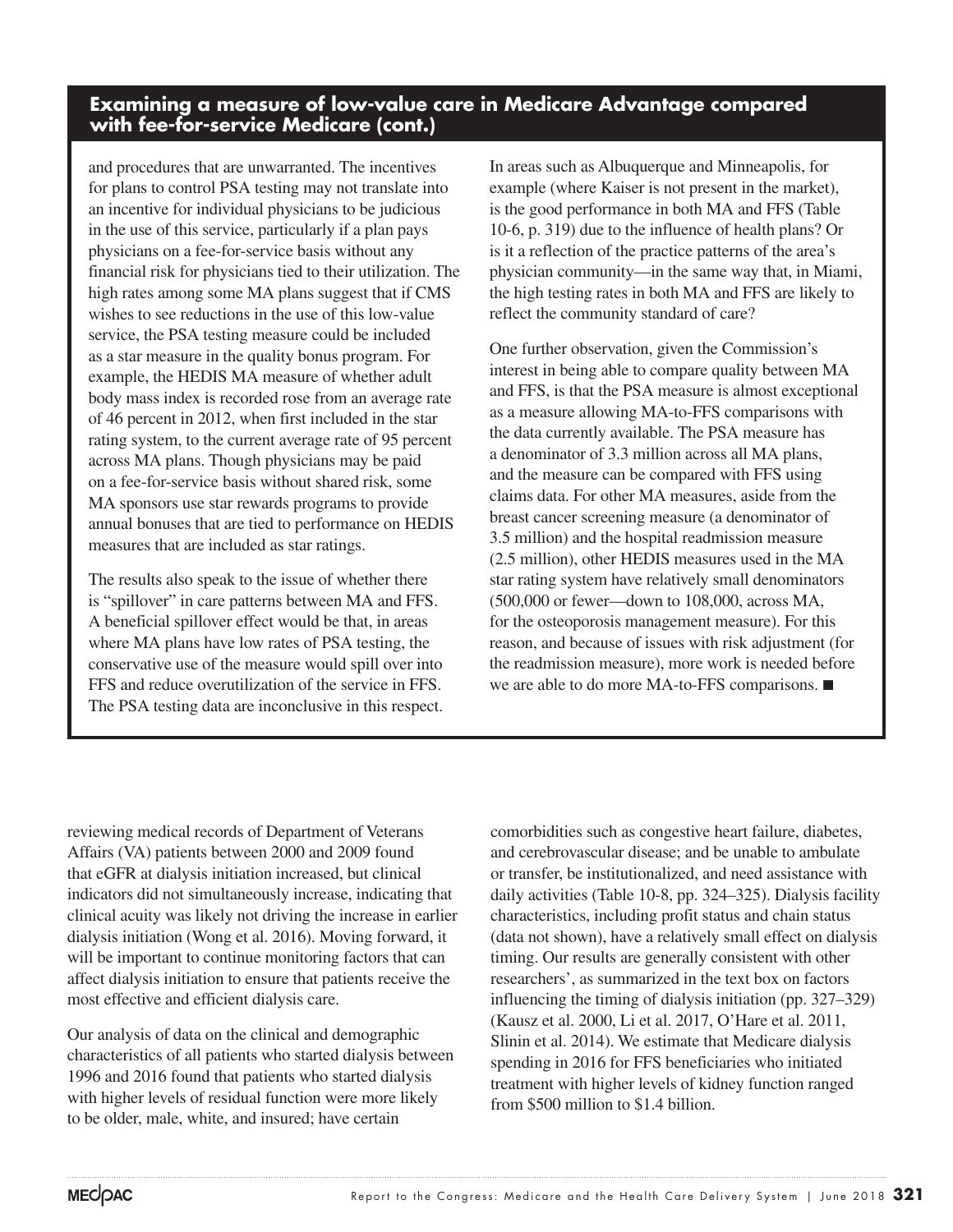## Examining a measure of low-value care in Medicare Advantage compared with fee-for-service Medicare (cont.)

and procedures that are unwarranted. The incentives for plans to control PSA testing may not translate into an incentive for individual physicians to be judicious in the use of this service, particularly if a plan pays physicians on a fee-for-service basis without any financial risk for physicians tied to their utilization. The high rates among some MA plans suggest that if CMS wishes to see reductions in the use of this low-value service, the PSA testing measure could be included as a star measure in the quality bonus program. For example, the HEDIS MA measure of whether adult body mass index is recorded rose from an average rate of 46 percent in 2012, when first included in the star rating system, to the current average rate of 95 percent across MA plans. Though physicians may be paid on a fee-for-service basis without shared risk, some MA sponsors use star rewards programs to provide annual bonuses that are tied to performance on HEDIS measures that are included as star ratings.

The results also speak to the issue of whether there is "spillover" in care patterns between MA and FFS. A beneficial spillover effect would be that, in areas where MA plans have low rates of PSA testing, the conservative use of the measure would spill over into FFS and reduce overutilization of the service in FFS. The PSA testing data are inconclusive in this respect. In areas such as Albuquerque and Minneapolis, for example (where Kaiser is not present in the market), is the good performance in both MA and FFS (Table 10-6, p. 319) due to the influence of health plans? Or is it a reflection of the practice patterns of the area's physician community—in the same way that, in Miami, the high testing rates in both MA and FFS are likely to reflect the community standard of care?

One further observation, given the Commission's interest in being able to compare quality between MA and FFS, is that the PSA measure is almost exceptional as a measure allowing MA-to-FFS comparisons with the data currently available. The PSA measure has a denominator of 3.3 million across all MA plans, and the measure can be compared with FFS using claims data. For other MA measures, aside from the breast cancer screening measure (a denominator of 3.5 million) and the hospital readmission measure (2.5 million), other HEDIS measures used in the MA star rating system have relatively small denominators (500,000 or fewer—down to 108,000, across MA, for the osteoporosis management measure). For this reason, and because of issues with risk adjustment (for the readmission measure), more work is needed before we are able to do more MA-to-FFS comparisons. ■

reviewing medical records of Department of Veterans Affairs (VA) patients between 2000 and 2009 found that eGFR at dialysis initiation increased, but clinical indicators did not simultaneously increase, indicating that clinical acuity was likely not driving the increase in earlier dialysis initiation (Wong et al. 2016). Moving forward, it will be important to continue monitoring factors that can affect dialysis initiation to ensure that patients receive the most effective and efficient dialysis care.

Our analysis of data on the clinical and demographic characteristics of all patients who started dialysis between 1996 and 2016 found that patients who started dialysis with higher levels of residual function were more likely to be older, male, white, and insured; have certain comorbidities such as congestive heart failure, diabetes, and cerebrovascular disease; and be unable to ambulate or transfer, be institutionalized, and need assistance with daily activities (Table 10-8, pp. 324–325). Dialysis facility characteristics, including profit status and chain status (data not shown), have a relatively small effect on dialysis timing. Our results are generally consistent with other researchers', as summarized in the text box on factors influencing the timing of dialysis initiation (pp. 327–329) (Kausz et al. 2000, Li et al. 2017, O'Hare et al. 2011, Slinin et al. 2014). We estimate that Medicare dialysis spending in 2016 for FFS beneficiaries who initiated treatment with higher levels of kidney function ranged from $500 million to $1.4 billion.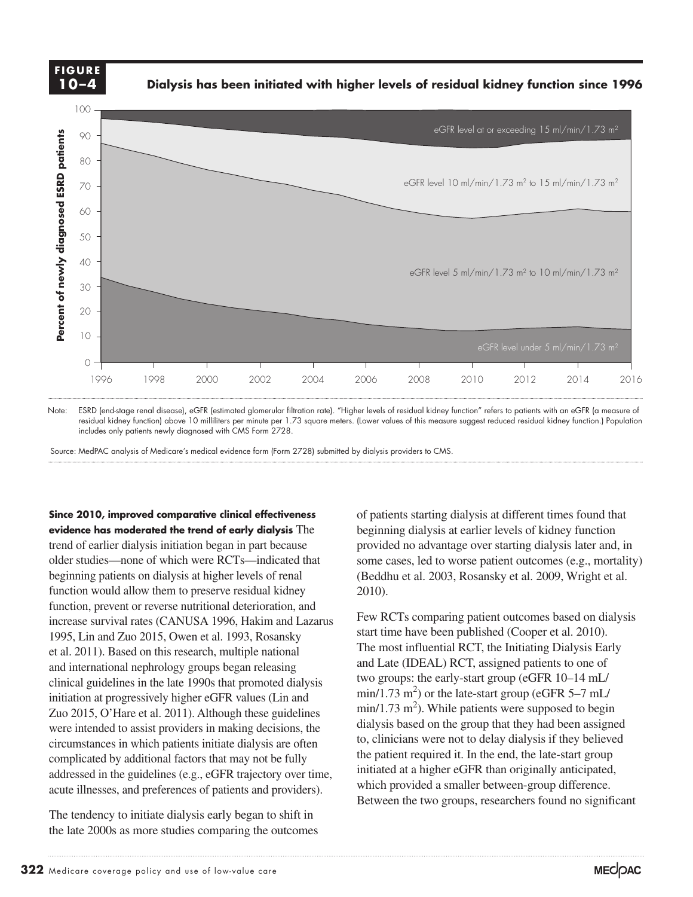**FIGURE 10–4**

**Dialysis has been initiated with higher levels of residual kidney function since 1996**

Note: ESRD (end-stage renal disease), eGFR (estimated glomerular filtration rate). "Higher levels of residual kidney function" refers to patients with an eGFR (a measure of residual kidney function) above 10 milliliters per minute per 1.73 square meters. (Lower values of this measure suggest reduced residual kidney function.) Population includes only patients newly diagnosed with CMS Form 2728.

Source: MedPAC analysis of Medicare's medical evidence form (Form 2728) submitted by dialysis providers to CMS.

**Since 2010, improved comparative clinical effectiveness evidence has moderated the trend of early dialysis** The trend of earlier dialysis initiation began in part because older studies—none of which were RCTs—indicated that beginning patients on dialysis at higher levels of renal function would allow them to preserve residual kidney function, prevent or reverse nutritional deterioration, and increase survival rates (CANUSA 1996, Hakim and Lazarus 1995, Lin and Zuo 2015, Owen et al. 1993, Rosansky et al. 2011). Based on this research, multiple national and international nephrology groups began releasing clinical guidelines in the late 1990s that promoted dialysis initiation at progressively higher eGFR values (Lin and Zuo 2015, O'Hare et al. 2011). Although these guidelines were intended to assist providers in making decisions, the circumstances in which patients initiate dialysis are often complicated by additional factors that may not be fully addressed in the guidelines (e.g., eGFR trajectory over time, acute illnesses, and preferences of patients and providers).

The tendency to initiate dialysis early began to shift in the late 2000s as more studies comparing the outcomes of patients starting dialysis at different times found that beginning dialysis at earlier levels of kidney function provided no advantage over starting dialysis later and, in some cases, led to worse patient outcomes (e.g., mortality) (Beddhu et al. 2003, Rosansky et al. 2009, Wright et al. 2010).

Few RCTs comparing patient outcomes based on dialysis start time have been published (Cooper et al. 2010). The most influential RCT, the Initiating Dialysis Early and Late (IDEAL) RCT, assigned patients to one of two groups: the early-start group (eGFR 10–14 mL/min/1.73 $m^2$) or the late-start group (eGFR 5–7 mL/min/1.73 $m^2$). While patients were supposed to begin dialysis based on the group that they had been assigned to, clinicians were not to delay dialysis if they believed the patient required it. In the end, the late-start group initiated at a higher eGFR than originally anticipated, which provided a smaller between-group difference. Between the two groups, researchers found no significant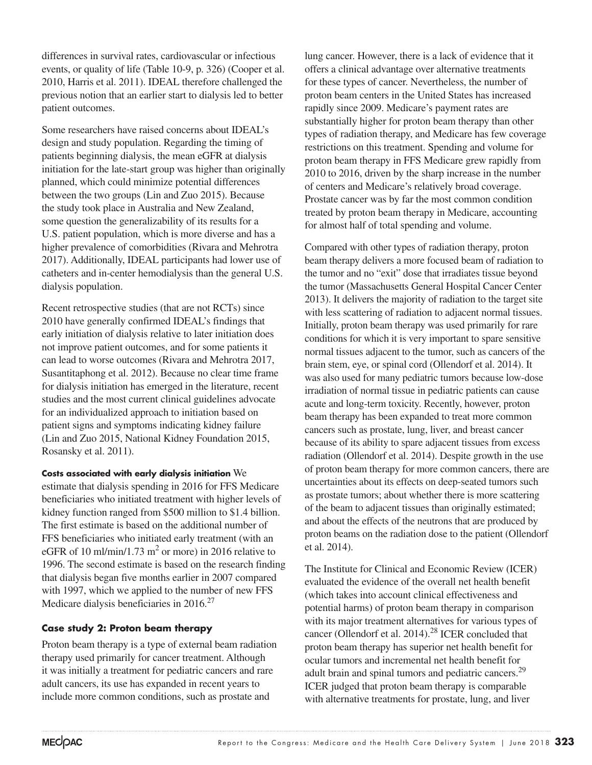differences in survival rates, cardiovascular or infectious events, or quality of life (Table 10-9, p. 326) (Cooper et al. 2010, Harris et al. 2011). IDEAL therefore challenged the previous notion that an earlier start to dialysis led to better patient outcomes.

Some researchers have raised concerns about IDEAL's design and study population. Regarding the timing of patients beginning dialysis, the mean eGFR at dialysis initiation for the late-start group was higher than originally planned, which could minimize potential differences between the two groups (Lin and Zuo 2015). Because the study took place in Australia and New Zealand, some question the generalizability of its results for a U.S. patient population, which is more diverse and has a higher prevalence of comorbidities (Rivara and Mehrotra 2017). Additionally, IDEAL participants had lower use of catheters and in-center hemodialysis than the general U.S. dialysis population.

Recent retrospective studies (that are not RCTs) since 2010 have generally confirmed IDEAL's findings that early initiation of dialysis relative to later initiation does not improve patient outcomes, and for some patients it can lead to worse outcomes (Rivara and Mehrotra 2017, Susantitaphong et al. 2012). Because no clear time frame for dialysis initiation has emerged in the literature, recent studies and the most current clinical guidelines advocate for an individualized approach to initiation based on patient signs and symptoms indicating kidney failure (Lin and Zuo 2015, National Kidney Foundation 2015, Rosansky et al. 2011).

**Costs associated with early dialysis initiation** We estimate that dialysis spending in 2016 for FFS Medicare beneficiaries who initiated treatment with higher levels of kidney function ranged from \$500 million to \$1.4 billion. The first estimate is based on the additional number of FFS beneficiaries who initiated early treatment (with an eGFR of 10 ml/min/1.73 $m^2$ or more) in 2016 relative to 1996. The second estimate is based on the research finding that dialysis began five months earlier in 2007 compared with 1997, which we applied to the number of new FFS Medicare dialysis beneficiaries in 2016.[27]

### Case study 2: Proton beam therapy

Proton beam therapy is a type of external beam radiation therapy used primarily for cancer treatment. Although it was initially a treatment for pediatric cancers and rare adult cancers, its use has expanded in recent years to include more common conditions, such as prostate and lung cancer. However, there is a lack of evidence that it offers a clinical advantage over alternative treatments for these types of cancer. Nevertheless, the number of proton beam centers in the United States has increased rapidly since 2009. Medicare's payment rates are substantially higher for proton beam therapy than other types of radiation therapy, and Medicare has few coverage restrictions on this treatment. Spending and volume for proton beam therapy in FFS Medicare grew rapidly from 2010 to 2016, driven by the sharp increase in the number of centers and Medicare's relatively broad coverage. Prostate cancer was by far the most common condition treated by proton beam therapy in Medicare, accounting for almost half of total spending and volume.

Compared with other types of radiation therapy, proton beam therapy delivers a more focused beam of radiation to the tumor and no "exit" dose that irradiates tissue beyond the tumor (Massachusetts General Hospital Cancer Center 2013). It delivers the majority of radiation to the target site with less scattering of radiation to adjacent normal tissues. Initially, proton beam therapy was used primarily for rare conditions for which it is very important to spare sensitive normal tissues adjacent to the tumor, such as cancers of the brain stem, eye, or spinal cord (Ollendorf et al. 2014). It was also used for many pediatric tumors because low-dose irradiation of normal tissue in pediatric patients can cause acute and long-term toxicity. Recently, however, proton beam therapy has been expanded to treat more common cancers such as prostate, lung, liver, and breast cancer because of its ability to spare adjacent tissues from excess radiation (Ollendorf et al. 2014). Despite growth in the use of proton beam therapy for more common cancers, there are uncertainties about its effects on deep-seated tumors such as prostate tumors; about whether there is more scattering of the beam to adjacent tissues than originally estimated; and about the effects of the neutrons that are produced by proton beams on the radiation dose to the patient (Ollendorf et al. 2014).

The Institute for Clinical and Economic Review (ICER) evaluated the evidence of the overall net health benefit (which takes into account clinical effectiveness and potential harms) of proton beam therapy in comparison with its major treatment alternatives for various types of cancer (Ollendorf et al. 2014).[28] ICER concluded that proton beam therapy has superior net health benefit for ocular tumors and incremental net health benefit for adult brain and spinal tumors and pediatric cancers.[29] ICER judged that proton beam therapy is comparable with alternative treatments for prostate, lung, and liver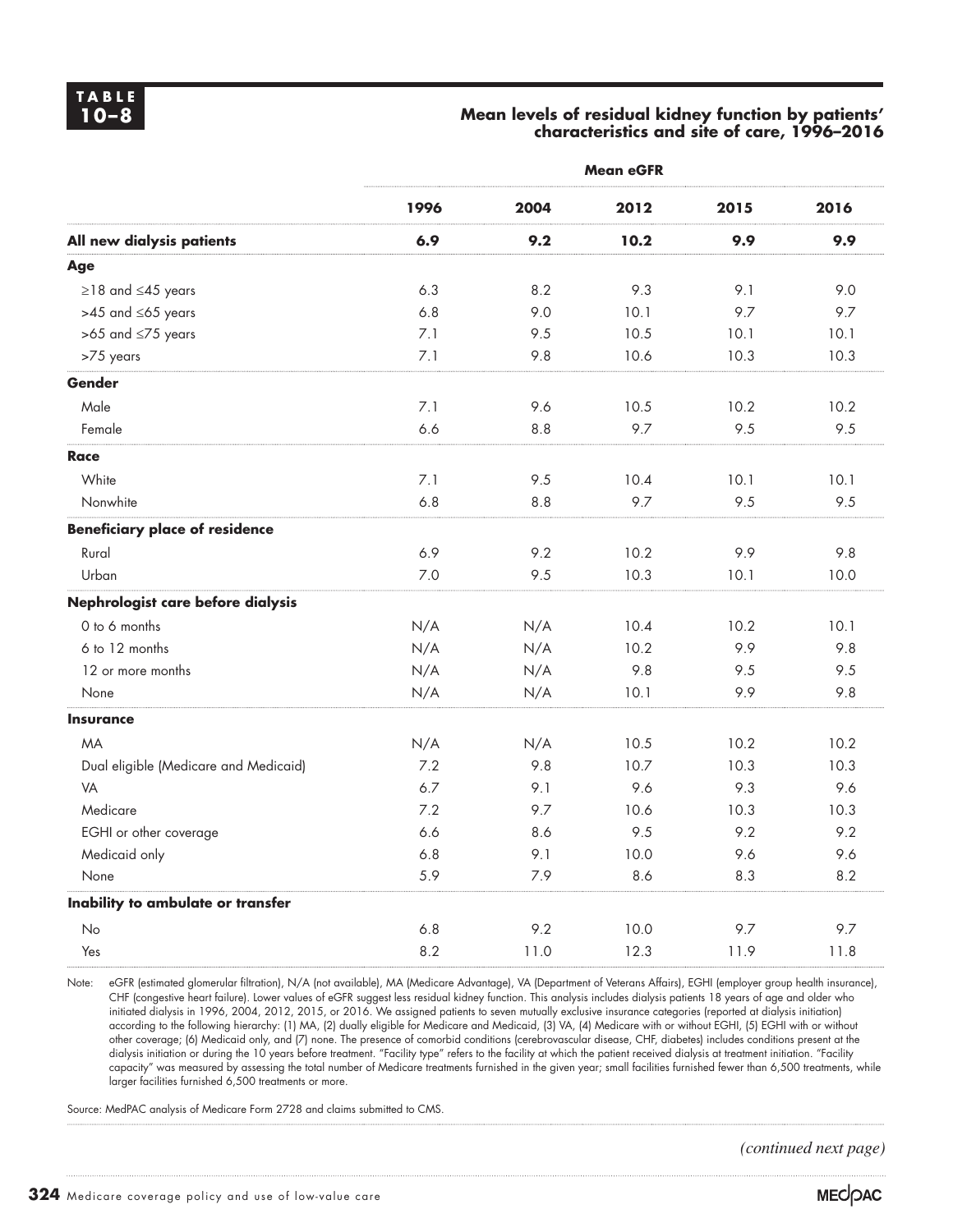**TABLE 10–8**

**Mean levels of residual kidney function by patients' characteristics and site of care, 1996–2016**

| | Mean eGFR | | | | |
|---|---|---|---|---|---|
| | **1996** | **2004** | **2012** | **2015** | **2016** |
| **All new dialysis patients** | **6.9** | **9.2** | **10.2** | **9.9** | **9.9** |
| **Age** | | | | | |
| ≥18 and ≤45 years | 6.3 | 8.2 | 9.3 | 9.1 | 9.0 |
| >45 and ≤65 years | 6.8 | 9.0 | 10.1 | 9.7 | 9.7 |
| >65 and ≤75 years | 7.1 | 9.5 | 10.5 | 10.1 | 10.1 |
| >75 years | 7.1 | 9.8 | 10.6 | 10.3 | 10.3 |
| **Gender** | | | | | |
| Male | 7.1 | 9.6 | 10.5 | 10.2 | 10.2 |
| Female | 6.6 | 8.8 | 9.7 | 9.5 | 9.5 |
| **Race** | | | | | |
| White | 7.1 | 9.5 | 10.4 | 10.1 | 10.1 |
| Nonwhite | 6.8 | 8.8 | 9.7 | 9.5 | 9.5 |
| **Beneficiary place of residence** | | | | | |
| Rural | 6.9 | 9.2 | 10.2 | 9.9 | 9.8 |
| Urban | 7.0 | 9.5 | 10.3 | 10.1 | 10.0 |
| **Nephrologist care before dialysis** | | | | | |
| 0 to 6 months | N/A | N/A | 10.4 | 10.2 | 10.1 |
| 6 to 12 months | N/A | N/A | 10.2 | 9.9 | 9.8 |
| 12 or more months | N/A | N/A | 9.8 | 9.5 | 9.5 |
| None | N/A | N/A | 10.1 | 9.9 | 9.8 |
| **Insurance** | | | | | |
| MA | N/A | N/A | 10.5 | 10.2 | 10.2 |
| Dual eligible (Medicare and Medicaid) | 7.2 | 9.8 | 10.7 | 10.3 | 10.3 |
| VA | 6.7 | 9.1 | 9.6 | 9.3 | 9.6 |
| Medicare | 7.2 | 9.7 | 10.6 | 10.3 | 10.3 |
| EGHI or other coverage | 6.6 | 8.6 | 9.5 | 9.2 | 9.2 |
| Medicaid only | 6.8 | 9.1 | 10.0 | 9.6 | 9.6 |
| None | 5.9 | 7.9 | 8.6 | 8.3 | 8.2 |
| **Inability to ambulate or transfer** | | | | | |
| No | 6.8 | 9.2 | 10.0 | 9.7 | 9.7 |
| Yes | 8.2 | 11.0 | 12.3 | 11.9 | 11.8 |

Note: eGFR (estimated glomerular filtration), N/A (not available), MA (Medicare Advantage), VA (Department of Veterans Affairs), EGHI (employer group health insurance), CHF (congestive heart failure). Lower values of eGFR suggest less residual kidney function. This analysis includes dialysis patients 18 years of age and older who initiated dialysis in 1996, 2004, 2012, 2015, or 2016. We assigned patients to seven mutually exclusive insurance categories (reported at dialysis initiation) according to the following hierarchy: (1) MA, (2) dually eligible for Medicare and Medicaid, (3) VA, (4) Medicare with or without EGHI, (5) EGHI with or without other coverage; (6) Medicaid only, and (7) none. The presence of comorbid conditions (cerebrovascular disease, CHF, diabetes) includes conditions present at the dialysis initiation or during the 10 years before treatment. "Facility type" refers to the facility at which the patient received dialysis at treatment initiation. "Facility capacity" was measured by assessing the total number of Medicare treatments furnished in the given year; small facilities furnished fewer than 6,500 treatments, while larger facilities furnished 6,500 treatments or more.

Source: MedPAC analysis of Medicare Form 2728 and claims submitted to CMS.

*(continued next page)*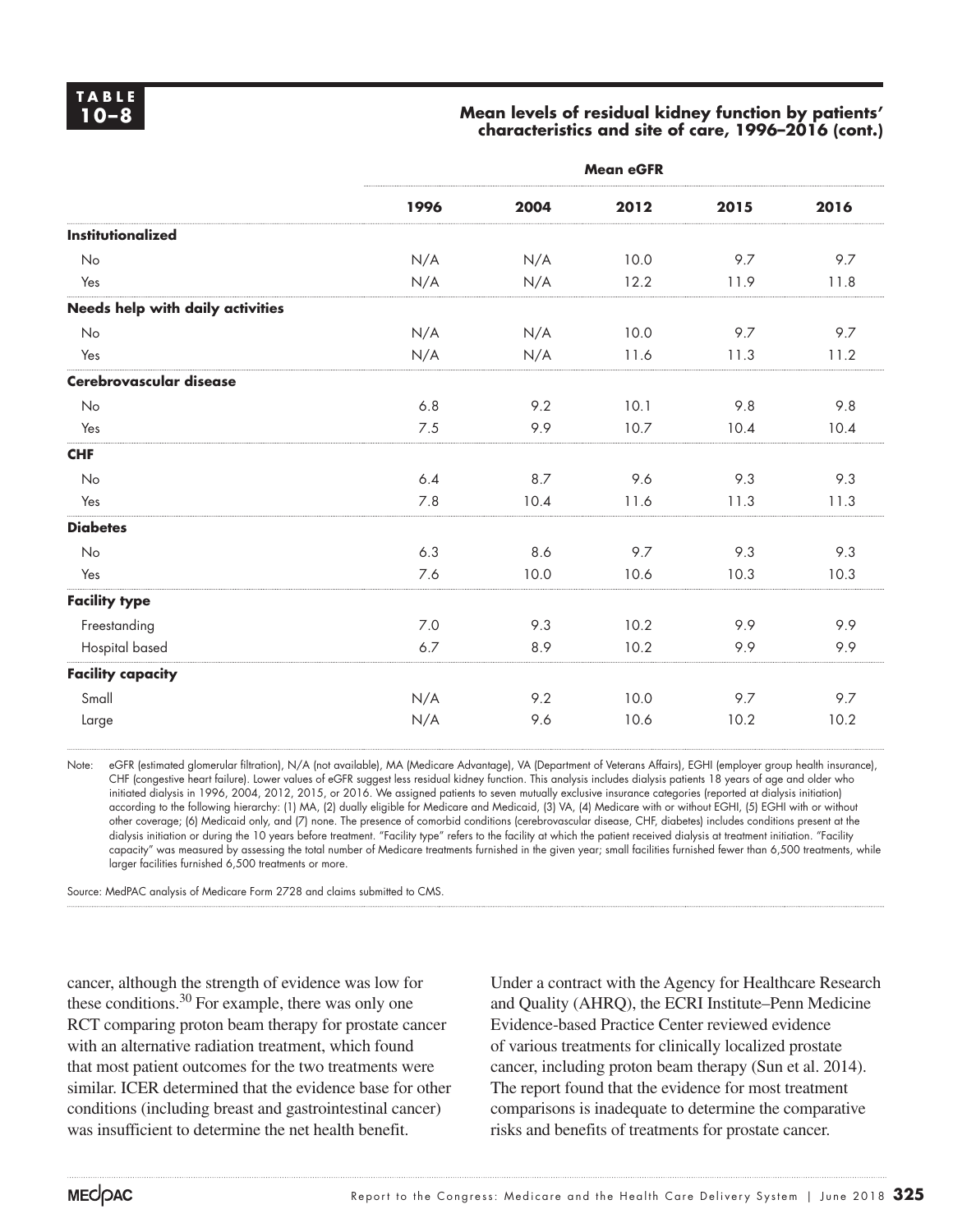**TABLE 10–8**

**Mean levels of residual kidney function by patients' characteristics and site of care, 1996–2016 (cont.)**

| | Mean eGFR | | | | |
|---|---|---|---|---|---|
| | **1996** | **2004** | **2012** | **2015** | **2016** |
| **Institutionalized** | | | | | |
| No | N/A | N/A | 10.0 | 9.7 | 9.7 |
| Yes | N/A | N/A | 12.2 | 11.9 | 11.8 |
| **Needs help with daily activities** | | | | | |
| No | N/A | N/A | 10.0 | 9.7 | 9.7 |
| Yes | N/A | N/A | 11.6 | 11.3 | 11.2 |
| **Cerebrovascular disease** | | | | | |
| No | 6.8 | 9.2 | 10.1 | 9.8 | 9.8 |
| Yes | 7.5 | 9.9 | 10.7 | 10.4 | 10.4 |
| **CHF** | | | | | |
| No | 6.4 | 8.7 | 9.6 | 9.3 | 9.3 |
| Yes | 7.8 | 10.4 | 11.6 | 11.3 | 11.3 |
| **Diabetes** | | | | | |
| No | 6.3 | 8.6 | 9.7 | 9.3 | 9.3 |
| Yes | 7.6 | 10.0 | 10.6 | 10.3 | 10.3 |
| **Facility type** | | | | | |
| Freestanding | 7.0 | 9.3 | 10.2 | 9.9 | 9.9 |
| Hospital based | 6.7 | 8.9 | 10.2 | 9.9 | 9.9 |
| **Facility capacity** | | | | | |
| Small | N/A | 9.2 | 10.0 | 9.7 | 9.7 |
| Large | N/A | 9.6 | 10.6 | 10.2 | 10.2 |

Note: eGFR (estimated glomerular filtration), N/A (not available), MA (Medicare Advantage), VA (Department of Veterans Affairs), EGHI (employer group health insurance), CHF (congestive heart failure). Lower values of eGFR suggest less residual kidney function. This analysis includes dialysis patients 18 years of age and older who initiated dialysis in 1996, 2004, 2012, 2015, or 2016. We assigned patients to seven mutually exclusive insurance categories (reported at dialysis initiation) according to the following hierarchy: (1) MA, (2) dually eligible for Medicare and Medicaid, (3) VA, (4) Medicare with or without EGHI, (5) EGHI with or without other coverage; (6) Medicaid only, and (7) none. The presence of comorbid conditions (cerebrovascular disease, CHF, diabetes) includes conditions present at the dialysis initiation or during the 10 years before treatment. "Facility type" refers to the facility at which the patient received dialysis at treatment initiation. "Facility capacity" was measured by assessing the total number of Medicare treatments furnished in the given year; small facilities furnished fewer than 6,500 treatments, while larger facilities furnished 6,500 treatments or more.

Source: MedPAC analysis of Medicare Form 2728 and claims submitted to CMS.

cancer, although the strength of evidence was low for these conditions.[30] For example, there was only one RCT comparing proton beam therapy for prostate cancer with an alternative radiation treatment, which found that most patient outcomes for the two treatments were similar. ICER determined that the evidence base for other conditions (including breast and gastrointestinal cancer) was insufficient to determine the net health benefit.

Under a contract with the Agency for Healthcare Research and Quality (AHRQ), the ECRI Institute–Penn Medicine Evidence-based Practice Center reviewed evidence of various treatments for clinically localized prostate cancer, including proton beam therapy (Sun et al. 2014). The report found that the evidence for most treatment comparisons is inadequate to determine the comparative risks and benefits of treatments for prostate cancer.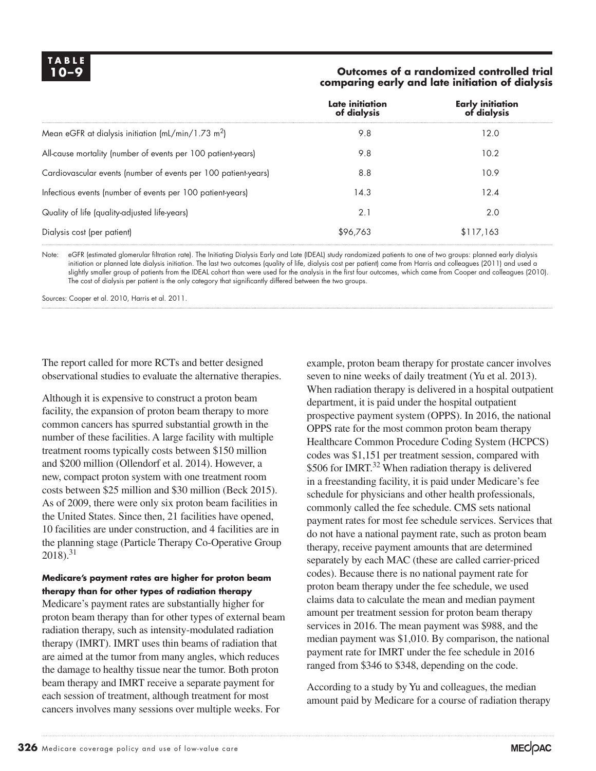**TABLE 10–9**

**Outcomes of a randomized controlled trial comparing early and late initiation of dialysis**

| | Late initiation of dialysis | Early initiation of dialysis |
|---|---|---|
| Mean eGFR at dialysis initiation (mL/min/1.73 m$^2$) | 9.8 | 12.0 |
| All-cause mortality (number of events per 100 patient-years) | 9.8 | 10.2 |
| Cardiovascular events (number of events per 100 patient-years) | 8.8 | 10.9 |
| Infectious events (number of events per 100 patient-years) | 14.3 | 12.4 |
| Quality of life (quality-adjusted life-years) | 2.1 | 2.0 |
| Dialysis cost (per patient) | $96,763 | $117,163 |

Note: eGFR (estimated glomerular filtration rate). The Initiating Dialysis Early and Late (IDEAL) study randomized patients to one of two groups: planned early dialysis initiation or planned late dialysis initiation. The last two outcomes (quality of life, dialysis cost per patient) came from Harris and colleagues (2011) and used a slightly smaller group of patients from the IDEAL cohort than were used for the analysis in the first four outcomes, which came from Cooper and colleagues (2010). The cost of dialysis per patient is the only category that significantly differed between the two groups.

Sources: Cooper et al. 2010, Harris et al. 2011.

The report called for more RCTs and better designed observational studies to evaluate the alternative therapies.

Although it is expensive to construct a proton beam facility, the expansion of proton beam therapy to more common cancers has spurred substantial growth in the number of these facilities. A large facility with multiple treatment rooms typically costs between $150 million and $200 million (Ollendorf et al. 2014). However, a new, compact proton system with one treatment room costs between $25 million and $30 million (Beck 2015). As of 2009, there were only six proton beam facilities in the United States. Since then, 21 facilities have opened, 10 facilities are under construction, and 4 facilities are in the planning stage (Particle Therapy Co-Operative Group 2018).[31]

#### Medicare's payment rates are higher for proton beam therapy than for other types of radiation therapy

Medicare's payment rates are substantially higher for proton beam therapy than for other types of external beam radiation therapy, such as intensity-modulated radiation therapy (IMRT). IMRT uses thin beams of radiation that are aimed at the tumor from many angles, which reduces the damage to healthy tissue near the tumor. Both proton beam therapy and IMRT receive a separate payment for each session of treatment, although treatment for most cancers involves many sessions over multiple weeks. For example, proton beam therapy for prostate cancer involves seven to nine weeks of daily treatment (Yu et al. 2013). When radiation therapy is delivered in a hospital outpatient department, it is paid under the hospital outpatient prospective payment system (OPPS). In 2016, the national OPPS rate for the most common proton beam therapy Healthcare Common Procedure Coding System (HCPCS) codes was $1,151 per treatment session, compared with $506 for IMRT.[32] When radiation therapy is delivered in a freestanding facility, it is paid under Medicare's fee schedule for physicians and other health professionals, commonly called the fee schedule. CMS sets national payment rates for most fee schedule services. Services that do not have a national payment rate, such as proton beam therapy, receive payment amounts that are determined separately by each MAC (these are called carrier-priced codes). Because there is no national payment rate for proton beam therapy under the fee schedule, we used claims data to calculate the mean and median payment amount per treatment session for proton beam therapy services in 2016. The mean payment was $988, and the median payment was $1,010. By comparison, the national payment rate for IMRT under the fee schedule in 2016 ranged from $346 to $348, depending on the code.

According to a study by Yu and colleagues, the median amount paid by Medicare for a course of radiation therapy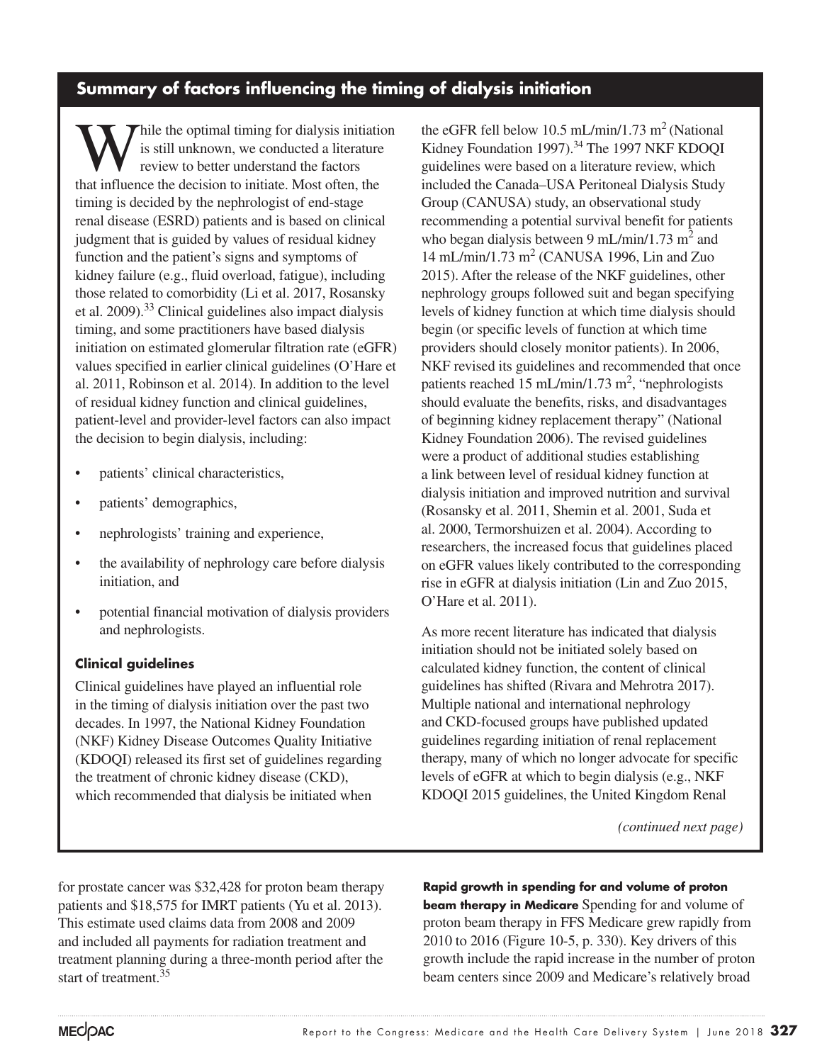## Summary of factors influencing the timing of dialysis initiation

While the optimal timing for dialysis initiation is still unknown, we conducted a literature review to better understand the factors that influence the decision to initiate. Most often, the timing is decided by the nephrologist of end-stage renal disease (ESRD) patients and is based on clinical judgment that is guided by values of residual kidney function and the patient's signs and symptoms of kidney failure (e.g., fluid overload, fatigue), including those related to comorbidity (Li et al. 2017, Rosansky et al. 2009).[33] Clinical guidelines also impact dialysis timing, and some practitioners have based dialysis initiation on estimated glomerular filtration rate (eGFR) values specified in earlier clinical guidelines (O'Hare et al. 2011, Robinson et al. 2014). In addition to the level of residual kidney function and clinical guidelines, patient-level and provider-level factors can also impact the decision to begin dialysis, including:

- patients' clinical characteristics,
- patients' demographics,
- nephrologists' training and experience,
- the availability of nephrology care before dialysis initiation, and
- potential financial motivation of dialysis providers and nephrologists.

### Clinical guidelines

Clinical guidelines have played an influential role in the timing of dialysis initiation over the past two decades. In 1997, the National Kidney Foundation (NKF) Kidney Disease Outcomes Quality Initiative (KDOQI) released its first set of guidelines regarding the treatment of chronic kidney disease (CKD), which recommended that dialysis be initiated when the eGFR fell below 10.5 mL/min/1.73 $m^2$ (National Kidney Foundation 1997).[34] The 1997 NKF KDOQI guidelines were based on a literature review, which included the Canada–USA Peritoneal Dialysis Study Group (CANUSA) study, an observational study recommending a potential survival benefit for patients who began dialysis between 9 mL/min/1.73 $m^2$ and 14 mL/min/1.73 $m^2$ (CANUSA 1996, Lin and Zuo 2015). After the release of the NKF guidelines, other nephrology groups followed suit and began specifying levels of kidney function at which time dialysis should begin (or specific levels of function at which time providers should closely monitor patients). In 2006, NKF revised its guidelines and recommended that once patients reached 15 mL/min/1.73 $m^2$, "nephrologists should evaluate the benefits, risks, and disadvantages of beginning kidney replacement therapy" (National Kidney Foundation 2006). The revised guidelines were a product of additional studies establishing a link between level of residual kidney function at dialysis initiation and improved nutrition and survival (Rosansky et al. 2011, Shemin et al. 2001, Suda et al. 2000, Termorshuizen et al. 2004). According to researchers, the increased focus that guidelines placed on eGFR values likely contributed to the corresponding rise in eGFR at dialysis initiation (Lin and Zuo 2015, O'Hare et al. 2011).

As more recent literature has indicated that dialysis initiation should not be initiated solely based on calculated kidney function, the content of clinical guidelines has shifted (Rivara and Mehrotra 2017). Multiple national and international nephrology and CKD-focused groups have published updated guidelines regarding initiation of renal replacement therapy, many of which no longer advocate for specific levels of eGFR at which to begin dialysis (e.g., NKF KDOQI 2015 guidelines, the United Kingdom Renal

*(continued next page)*

for prostate cancer was $32,428 for proton beam therapy patients and $18,575 for IMRT patients (Yu et al. 2013). This estimate used claims data from 2008 and 2009 and included all payments for radiation treatment and treatment planning during a three-month period after the start of treatment.[35]

**Rapid growth in spending for and volume of proton beam therapy in Medicare** Spending for and volume of proton beam therapy in FFS Medicare grew rapidly from 2010 to 2016 (Figure 10-5, p. 330). Key drivers of this growth include the rapid increase in the number of proton beam centers since 2009 and Medicare's relatively broad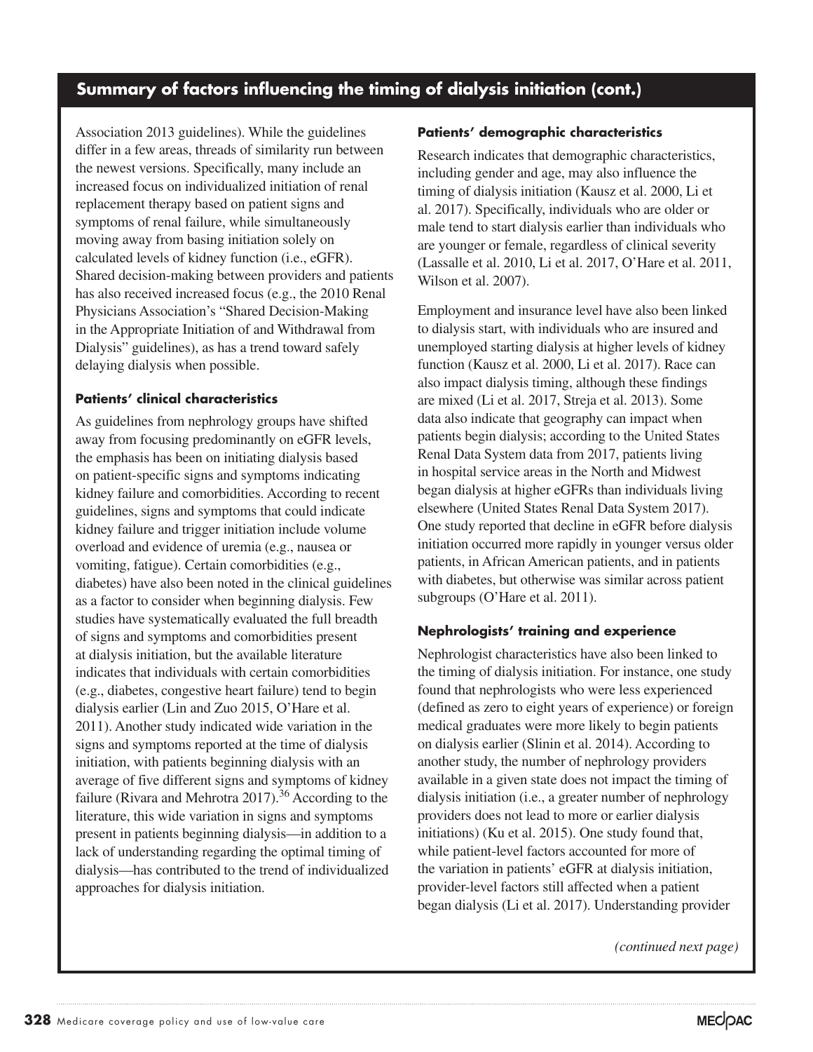## Summary of factors influencing the timing of dialysis initiation (cont.)

Association 2013 guidelines). While the guidelines differ in a few areas, threads of similarity run between the newest versions. Specifically, many include an increased focus on individualized initiation of renal replacement therapy based on patient signs and symptoms of renal failure, while simultaneously moving away from basing initiation solely on calculated levels of kidney function (i.e., eGFR). Shared decision-making between providers and patients has also received increased focus (e.g., the 2010 Renal Physicians Association's "Shared Decision-Making in the Appropriate Initiation of and Withdrawal from Dialysis" guidelines), as has a trend toward safely delaying dialysis when possible.

### Patients' clinical characteristics

As guidelines from nephrology groups have shifted away from focusing predominantly on eGFR levels, the emphasis has been on initiating dialysis based on patient-specific signs and symptoms indicating kidney failure and comorbidities. According to recent guidelines, signs and symptoms that could indicate kidney failure and trigger initiation include volume overload and evidence of uremia (e.g., nausea or vomiting, fatigue). Certain comorbidities (e.g., diabetes) have also been noted in the clinical guidelines as a factor to consider when beginning dialysis. Few studies have systematically evaluated the full breadth of signs and symptoms and comorbidities present at dialysis initiation, but the available literature indicates that individuals with certain comorbidities (e.g., diabetes, congestive heart failure) tend to begin dialysis earlier (Lin and Zuo 2015, O'Hare et al. 2011). Another study indicated wide variation in the signs and symptoms reported at the time of dialysis initiation, with patients beginning dialysis with an average of five different signs and symptoms of kidney failure (Rivara and Mehrotra 2017).[36] According to the literature, this wide variation in signs and symptoms present in patients beginning dialysis—in addition to a lack of understanding regarding the optimal timing of dialysis—has contributed to the trend of individualized approaches for dialysis initiation.

### Patients' demographic characteristics

Research indicates that demographic characteristics, including gender and age, may also influence the timing of dialysis initiation (Kausz et al. 2000, Li et al. 2017). Specifically, individuals who are older or male tend to start dialysis earlier than individuals who are younger or female, regardless of clinical severity (Lassalle et al. 2010, Li et al. 2017, O'Hare et al. 2011, Wilson et al. 2007).

Employment and insurance level have also been linked to dialysis start, with individuals who are insured and unemployed starting dialysis at higher levels of kidney function (Kausz et al. 2000, Li et al. 2017). Race can also impact dialysis timing, although these findings are mixed (Li et al. 2017, Streja et al. 2013). Some data also indicate that geography can impact when patients begin dialysis; according to the United States Renal Data System data from 2017, patients living in hospital service areas in the North and Midwest began dialysis at higher eGFRs than individuals living elsewhere (United States Renal Data System 2017). One study reported that decline in eGFR before dialysis initiation occurred more rapidly in younger versus older patients, in African American patients, and in patients with diabetes, but otherwise was similar across patient subgroups (O'Hare et al. 2011).

### Nephrologists' training and experience

Nephrologist characteristics have also been linked to the timing of dialysis initiation. For instance, one study found that nephrologists who were less experienced (defined as zero to eight years of experience) or foreign medical graduates were more likely to begin patients on dialysis earlier (Slinin et al. 2014). According to another study, the number of nephrology providers available in a given state does not impact the timing of dialysis initiation (i.e., a greater number of nephrology providers does not lead to more or earlier dialysis initiations) (Ku et al. 2015). One study found that, while patient-level factors accounted for more of the variation in patients' eGFR at dialysis initiation, provider-level factors still affected when a patient began dialysis (Li et al. 2017). Understanding provider

*(continued next page)*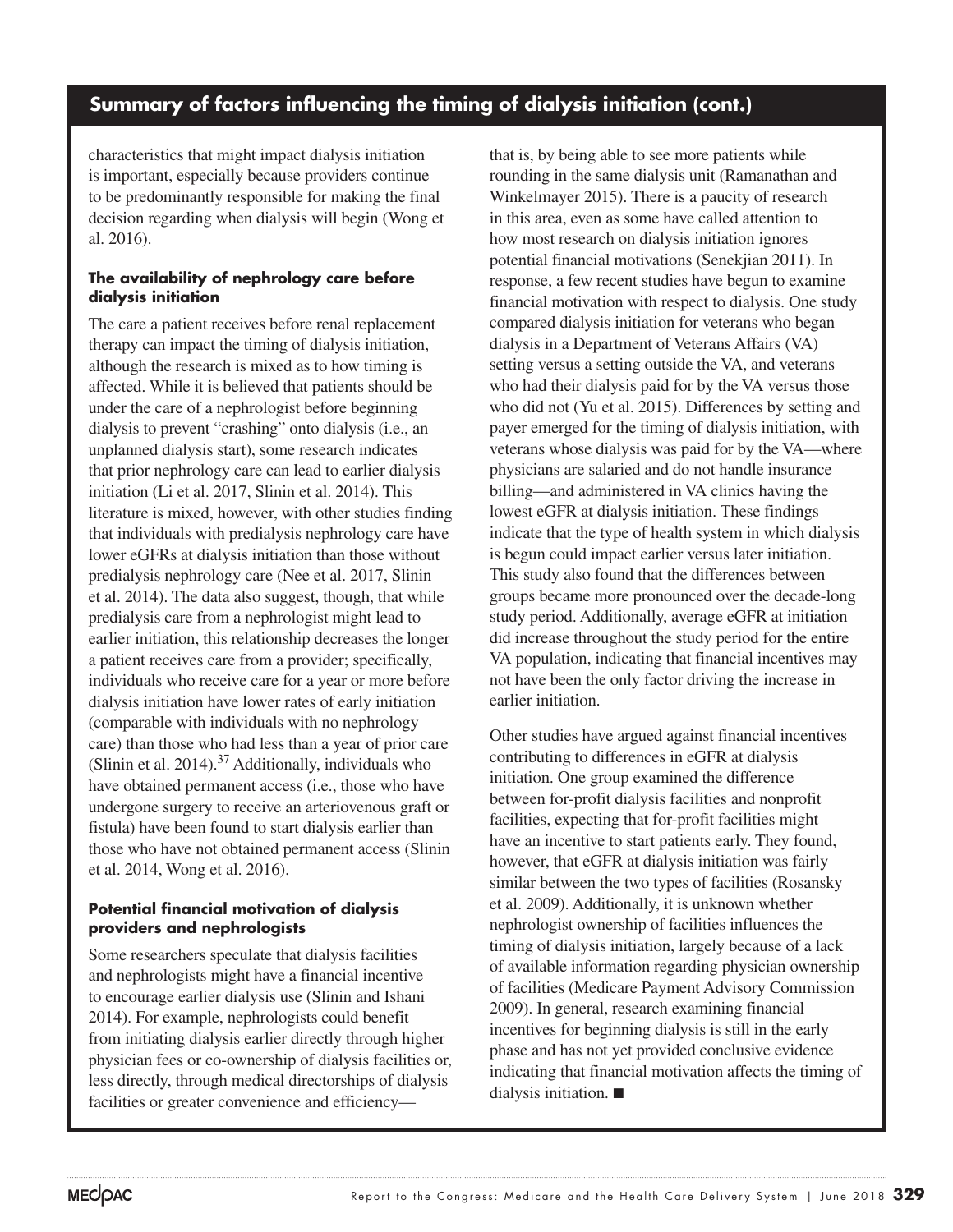## Summary of factors influencing the timing of dialysis initiation (cont.)

characteristics that might impact dialysis initiation is important, especially because providers continue to be predominantly responsible for making the final decision regarding when dialysis will begin (Wong et al. 2016).

### The availability of nephrology care before dialysis initiation

The care a patient receives before renal replacement therapy can impact the timing of dialysis initiation, although the research is mixed as to how timing is affected. While it is believed that patients should be under the care of a nephrologist before beginning dialysis to prevent "crashing" onto dialysis (i.e., an unplanned dialysis start), some research indicates that prior nephrology care can lead to earlier dialysis initiation (Li et al. 2017, Slinin et al. 2014). This literature is mixed, however, with other studies finding that individuals with predialysis nephrology care have lower eGFRs at dialysis initiation than those without predialysis nephrology care (Nee et al. 2017, Slinin et al. 2014). The data also suggest, though, that while predialysis care from a nephrologist might lead to earlier initiation, this relationship decreases the longer a patient receives care from a provider; specifically, individuals who receive care for a year or more before dialysis initiation have lower rates of early initiation (comparable with individuals with no nephrology care) than those who had less than a year of prior care (Slinin et al. 2014).[37] Additionally, individuals who have obtained permanent access (i.e., those who have undergone surgery to receive an arteriovenous graft or fistula) have been found to start dialysis earlier than those who have not obtained permanent access (Slinin et al. 2014, Wong et al. 2016).

### Potential financial motivation of dialysis providers and nephrologists

Some researchers speculate that dialysis facilities and nephrologists might have a financial incentive to encourage earlier dialysis use (Slinin and Ishani 2014). For example, nephrologists could benefit from initiating dialysis earlier directly through higher physician fees or co-ownership of dialysis facilities or, less directly, through medical directorships of dialysis facilities or greater convenience and efficiency—that is, by being able to see more patients while rounding in the same dialysis unit (Ramanathan and Winkelmayer 2015). There is a paucity of research in this area, even as some have called attention to how most research on dialysis initiation ignores potential financial motivations (Senekjian 2011). In response, a few recent studies have begun to examine financial motivation with respect to dialysis. One study compared dialysis initiation for veterans who began dialysis in a Department of Veterans Affairs (VA) setting versus a setting outside the VA, and veterans who had their dialysis paid for by the VA versus those who did not (Yu et al. 2015). Differences by setting and payer emerged for the timing of dialysis initiation, with veterans whose dialysis was paid for by the VA—where physicians are salaried and do not handle insurance billing—and administered in VA clinics having the lowest eGFR at dialysis initiation. These findings indicate that the type of health system in which dialysis is begun could impact earlier versus later initiation. This study also found that the differences between groups became more pronounced over the decade-long study period. Additionally, average eGFR at initiation did increase throughout the study period for the entire VA population, indicating that financial incentives may not have been the only factor driving the increase in earlier initiation.

Other studies have argued against financial incentives contributing to differences in eGFR at dialysis initiation. One group examined the difference between for-profit dialysis facilities and nonprofit facilities, expecting that for-profit facilities might have an incentive to start patients early. They found, however, that eGFR at dialysis initiation was fairly similar between the two types of facilities (Rosansky et al. 2009). Additionally, it is unknown whether nephrologist ownership of facilities influences the timing of dialysis initiation, largely because of a lack of available information regarding physician ownership of facilities (Medicare Payment Advisory Commission 2009). In general, research examining financial incentives for beginning dialysis is still in the early phase and has not yet provided conclusive evidence indicating that financial motivation affects the timing of dialysis initiation. ■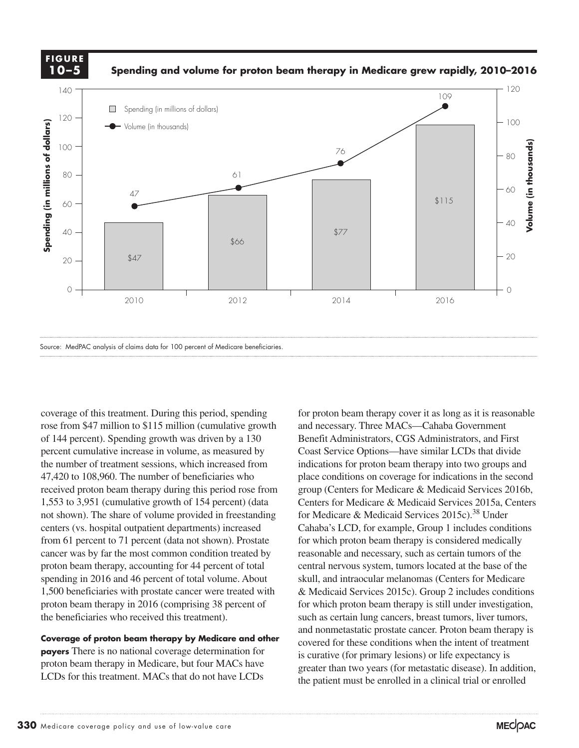**FIGURE 10–5**

**Spending and volume for proton beam therapy in Medicare grew rapidly, 2010–2016**

| Year | Spending (in millions of dollars) | Volume (in thousands) |
|---|---|---|
| 2010 | $47 | 47 |
| 2012 | $66 | 61 |
| 2014 | $77 | 76 |
| 2016 | $115 | 109 |

Source: MedPAC analysis of claims data for 100 percent of Medicare beneficiaries.

coverage of this treatment. During this period, spending rose from $47 million to $115 million (cumulative growth of 144 percent). Spending growth was driven by a 130 percent cumulative increase in volume, as measured by the number of treatment sessions, which increased from 47,420 to 108,960. The number of beneficiaries who received proton beam therapy during this period rose from 1,553 to 3,951 (cumulative growth of 154 percent) (data not shown). The share of volume provided in freestanding centers (vs. hospital outpatient departments) increased from 61 percent to 71 percent (data not shown). Prostate cancer was by far the most common condition treated by proton beam therapy, accounting for 44 percent of total spending in 2016 and 46 percent of total volume. About 1,500 beneficiaries with prostate cancer were treated with proton beam therapy in 2016 (comprising 38 percent of the beneficiaries who received this treatment).

**Coverage of proton beam therapy by Medicare and other payers** There is no national coverage determination for proton beam therapy in Medicare, but four MACs have LCDs for this treatment. MACs that do not have LCDs for proton beam therapy cover it as long as it is reasonable and necessary. Three MACs—Cahaba Government Benefit Administrators, CGS Administrators, and First Coast Service Options—have similar LCDs that divide indications for proton beam therapy into two groups and place conditions on coverage for indications in the second group (Centers for Medicare & Medicaid Services 2016b, Centers for Medicare & Medicaid Services 2015a, Centers for Medicare & Medicaid Services 2015c).[38] Under Cahaba's LCD, for example, Group 1 includes conditions for which proton beam therapy is considered medically reasonable and necessary, such as certain tumors of the central nervous system, tumors located at the base of the skull, and intraocular melanomas (Centers for Medicare & Medicaid Services 2015c). Group 2 includes conditions for which proton beam therapy is still under investigation, such as certain lung cancers, breast tumors, liver tumors, and nonmetastatic prostate cancer. Proton beam therapy is covered for these conditions when the intent of treatment is curative (for primary lesions) or life expectancy is greater than two years (for metastatic disease). In addition, the patient must be enrolled in a clinical trial or enrolled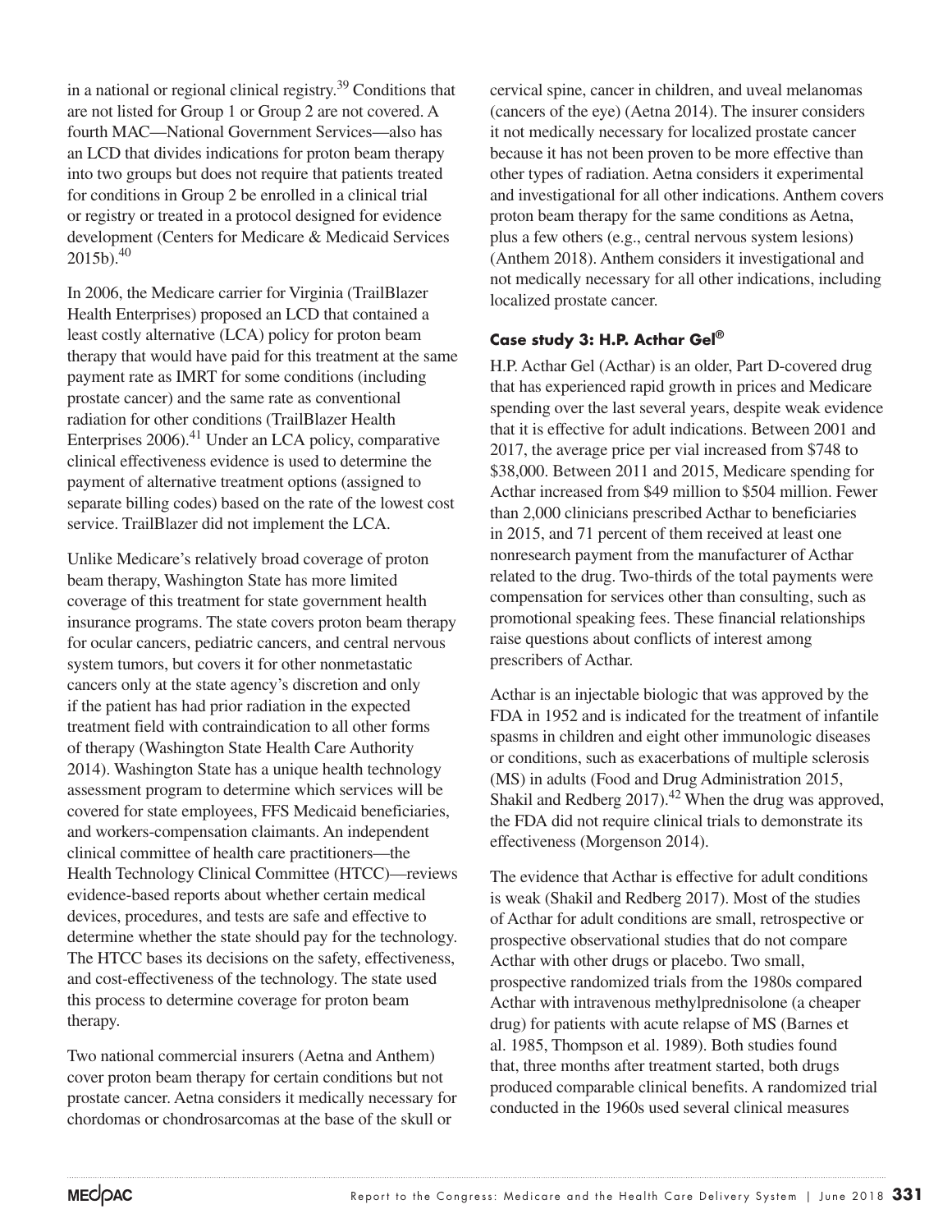in a national or regional clinical registry.[39] Conditions that are not listed for Group 1 or Group 2 are not covered. A fourth MAC—National Government Services—also has an LCD that divides indications for proton beam therapy into two groups but does not require that patients treated for conditions in Group 2 be enrolled in a clinical trial or registry or treated in a protocol designed for evidence development (Centers for Medicare & Medicaid Services 2015b).[40]

In 2006, the Medicare carrier for Virginia (TrailBlazer Health Enterprises) proposed an LCD that contained a least costly alternative (LCA) policy for proton beam therapy that would have paid for this treatment at the same payment rate as IMRT for some conditions (including prostate cancer) and the same rate as conventional radiation for other conditions (TrailBlazer Health Enterprises 2006).[41] Under an LCA policy, comparative clinical effectiveness evidence is used to determine the payment of alternative treatment options (assigned to separate billing codes) based on the rate of the lowest cost service. TrailBlazer did not implement the LCA.

Unlike Medicare's relatively broad coverage of proton beam therapy, Washington State has more limited coverage of this treatment for state government health insurance programs. The state covers proton beam therapy for ocular cancers, pediatric cancers, and central nervous system tumors, but covers it for other nonmetastatic cancers only at the state agency's discretion and only if the patient has had prior radiation in the expected treatment field with contraindication to all other forms of therapy (Washington State Health Care Authority 2014). Washington State has a unique health technology assessment program to determine which services will be covered for state employees, FFS Medicaid beneficiaries, and workers-compensation claimants. An independent clinical committee of health care practitioners—the Health Technology Clinical Committee (HTCC)—reviews evidence-based reports about whether certain medical devices, procedures, and tests are safe and effective to determine whether the state should pay for the technology. The HTCC bases its decisions on the safety, effectiveness, and cost-effectiveness of the technology. The state used this process to determine coverage for proton beam therapy.

Two national commercial insurers (Aetna and Anthem) cover proton beam therapy for certain conditions but not prostate cancer. Aetna considers it medically necessary for chordomas or chondrosarcomas at the base of the skull or cervical spine, cancer in children, and uveal melanomas (cancers of the eye) (Aetna 2014). The insurer considers it not medically necessary for localized prostate cancer because it has not been proven to be more effective than other types of radiation. Aetna considers it experimental and investigational for all other indications. Anthem covers proton beam therapy for the same conditions as Aetna, plus a few others (e.g., central nervous system lesions) (Anthem 2018). Anthem considers it investigational and not medically necessary for all other indications, including localized prostate cancer.

### Case study 3: H.P. Acthar Gel®

H.P. Acthar Gel (Acthar) is an older, Part D-covered drug that has experienced rapid growth in prices and Medicare spending over the last several years, despite weak evidence that it is effective for adult indications. Between 2001 and 2017, the average price per vial increased from $748 to $38,000. Between 2011 and 2015, Medicare spending for Acthar increased from $49 million to $504 million. Fewer than 2,000 clinicians prescribed Acthar to beneficiaries in 2015, and 71 percent of them received at least one nonresearch payment from the manufacturer of Acthar related to the drug. Two-thirds of the total payments were compensation for services other than consulting, such as promotional speaking fees. These financial relationships raise questions about conflicts of interest among prescribers of Acthar.

Acthar is an injectable biologic that was approved by the FDA in 1952 and is indicated for the treatment of infantile spasms in children and eight other immunologic diseases or conditions, such as exacerbations of multiple sclerosis (MS) in adults (Food and Drug Administration 2015, Shakil and Redberg 2017).[42] When the drug was approved, the FDA did not require clinical trials to demonstrate its effectiveness (Morgenson 2014).

The evidence that Acthar is effective for adult conditions is weak (Shakil and Redberg 2017). Most of the studies of Acthar for adult conditions are small, retrospective or prospective observational studies that do not compare Acthar with other drugs or placebo. Two small, prospective randomized trials from the 1980s compared Acthar with intravenous methylprednisolone (a cheaper drug) for patients with acute relapse of MS (Barnes et al. 1985, Thompson et al. 1989). Both studies found that, three months after treatment started, both drugs produced comparable clinical benefits. A randomized trial conducted in the 1960s used several clinical measures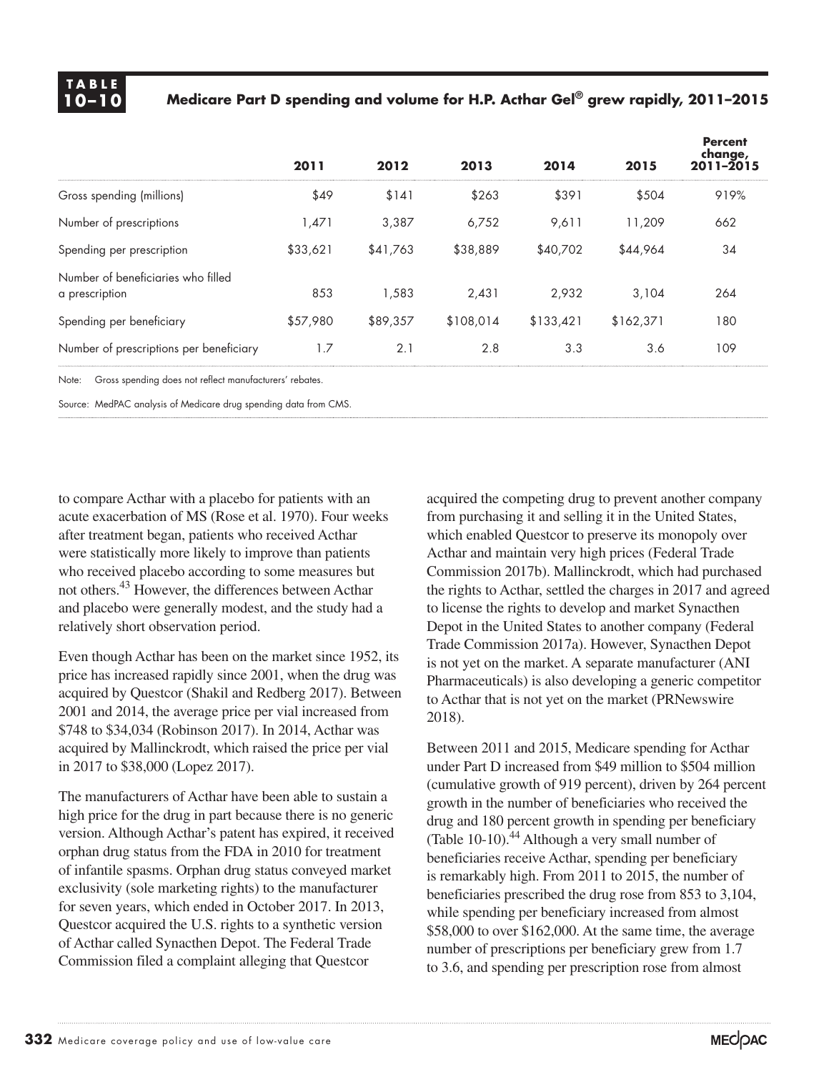**TABLE 10–10**

**Medicare Part D spending and volume for H.P. Acthar Gel® grew rapidly, 2011–2015**

| | 2011 | 2012 | 2013 | 2014 | 2015 | Percent change, 2011–2015 |
|---|---|---|---|---|---|---|
| Gross spending (millions) | $49 | $141 | $263 | $391 | $504 | 919% |
| Number of prescriptions | 1,471 | 3,387 | 6,752 | 9,611 | 11,209 | 662 |
| Spending per prescription | $33,621 | $41,763 | $38,889 | $40,702 | $44,964 | 34 |
| Number of beneficiaries who filled a prescription | 853 | 1,583 | 2,431 | 2,932 | 3,104 | 264 |
| Spending per beneficiary | $57,980 | $89,357 | $108,014 | $133,421 | $162,371 | 180 |
| Number of prescriptions per beneficiary | 1.7 | 2.1 | 2.8 | 3.3 | 3.6 | 109 |

Note: Gross spending does not reflect manufacturers' rebates.

Source: MedPAC analysis of Medicare drug spending data from CMS.

to compare Acthar with a placebo for patients with an acute exacerbation of MS (Rose et al. 1970). Four weeks after treatment began, patients who received Acthar were statistically more likely to improve than patients who received placebo according to some measures but not others.[43] However, the differences between Acthar and placebo were generally modest, and the study had a relatively short observation period.

Even though Acthar has been on the market since 1952, its price has increased rapidly since 2001, when the drug was acquired by Questcor (Shakil and Redberg 2017). Between 2001 and 2014, the average price per vial increased from $748 to $34,034 (Robinson 2017). In 2014, Acthar was acquired by Mallinckrodt, which raised the price per vial in 2017 to $38,000 (Lopez 2017).

The manufacturers of Acthar have been able to sustain a high price for the drug in part because there is no generic version. Although Acthar's patent has expired, it received orphan drug status from the FDA in 2010 for treatment of infantile spasms. Orphan drug status conveyed market exclusivity (sole marketing rights) to the manufacturer for seven years, which ended in October 2017. In 2013, Questcor acquired the U.S. rights to a synthetic version of Acthar called Synacthen Depot. The Federal Trade Commission filed a complaint alleging that Questcor acquired the competing drug to prevent another company from purchasing it and selling it in the United States, which enabled Questcor to preserve its monopoly over Acthar and maintain very high prices (Federal Trade Commission 2017b). Mallinckrodt, which had purchased the rights to Acthar, settled the charges in 2017 and agreed to license the rights to develop and market Synacthen Depot in the United States to another company (Federal Trade Commission 2017a). However, Synacthen Depot is not yet on the market. A separate manufacturer (ANI Pharmaceuticals) is also developing a generic competitor to Acthar that is not yet on the market (PRNewswire 2018).

Between 2011 and 2015, Medicare spending for Acthar under Part D increased from $49 million to $504 million (cumulative growth of 919 percent), driven by 264 percent growth in the number of beneficiaries who received the drug and 180 percent growth in spending per beneficiary (Table 10-10).[44] Although a very small number of beneficiaries receive Acthar, spending per beneficiary is remarkably high. From 2011 to 2015, the number of beneficiaries prescribed the drug rose from 853 to 3,104, while spending per beneficiary increased from almost $58,000 to over $162,000. At the same time, the average number of prescriptions per beneficiary grew from 1.7 to 3.6, and spending per prescription rose from almost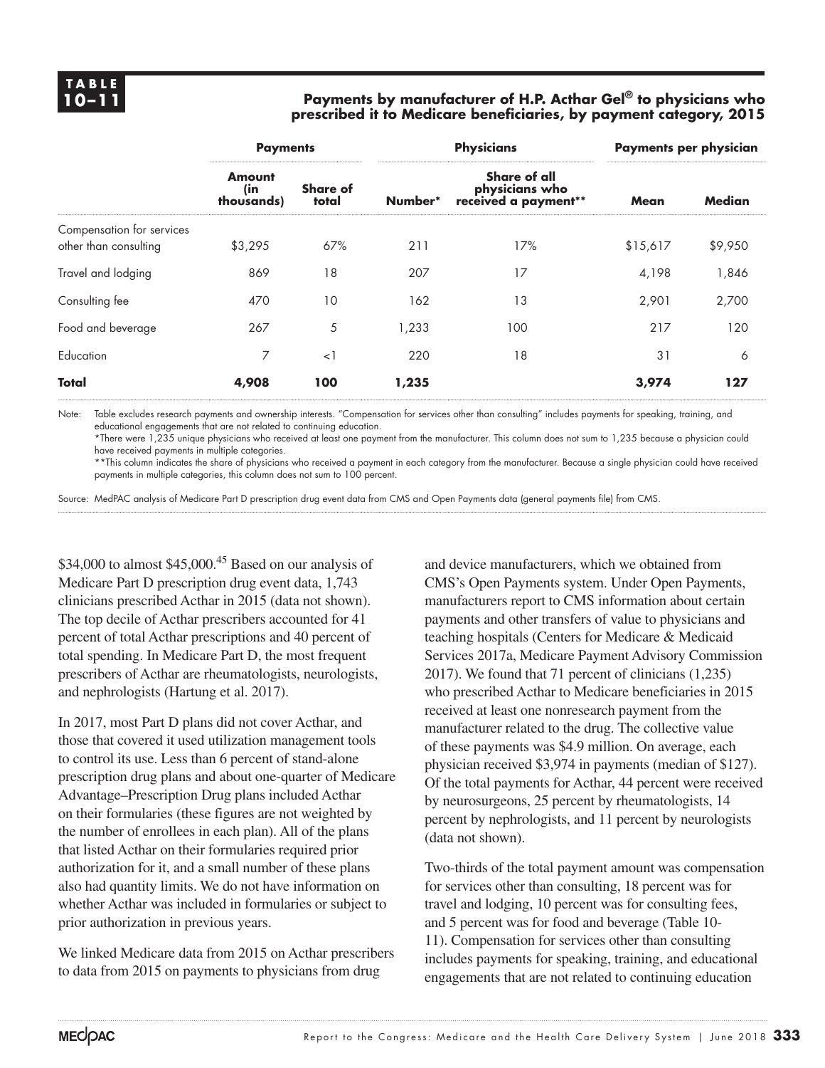**TABLE 10–11**

**Payments by manufacturer of H.P. Acthar Gel® to physicians who prescribed it to Medicare beneficiaries, by payment category, 2015**

| | Payments | | Physicians | | Payments per physician | |
|---|---|---|---|---|---|---|
| | Amount (in thousands) | Share of total | Number* | Share of all physicians who received a payment** | Mean | Median |
| Compensation for services other than consulting | $3,295 | 67% | 211 | 17% | $15,617 | $9,950 |
| Travel and lodging | 869 | 18 | 207 | 17 | 4,198 | 1,846 |
| Consulting fee | 470 | 10 | 162 | 13 | 2,901 | 2,700 |
| Food and beverage | 267 | 5 | 1,233 | 100 | 217 | 120 |
| Education | 7 | <1 | 220 | 18 | 31 | 6 |
| **Total** | **4,908** | **100** | **1,235** | | **3,974** | **127** |

Note: Table excludes research payments and ownership interests. "Compensation for services other than consulting" includes payments for speaking, training, and educational engagements that are not related to continuing education.
*There were 1,235 unique physicians who received at least one payment from the manufacturer. This column does not sum to 1,235 because a physician could have received payments in multiple categories.
**This column indicates the share of physicians who received a payment in each category from the manufacturer. Because a single physician could have received payments in multiple categories, this column does not sum to 100 percent.

Source: MedPAC analysis of Medicare Part D prescription drug event data from CMS and Open Payments data (general payments file) from CMS.

$34,000 to almost $45,000.[45] Based on our analysis of Medicare Part D prescription drug event data, 1,743 clinicians prescribed Acthar in 2015 (data not shown). The top decile of Acthar prescribers accounted for 41 percent of total Acthar prescriptions and 40 percent of total spending. In Medicare Part D, the most frequent prescribers of Acthar are rheumatologists, neurologists, and nephrologists (Hartung et al. 2017).

In 2017, most Part D plans did not cover Acthar, and those that covered it used utilization management tools to control its use. Less than 6 percent of stand-alone prescription drug plans and about one-quarter of Medicare Advantage–Prescription Drug plans included Acthar on their formularies (these figures are not weighted by the number of enrollees in each plan). All of the plans that listed Acthar on their formularies required prior authorization for it, and a small number of these plans also had quantity limits. We do not have information on whether Acthar was included in formularies or subject to prior authorization in previous years.

We linked Medicare data from 2015 on Acthar prescribers to data from 2015 on payments to physicians from drug and device manufacturers, which we obtained from CMS's Open Payments system. Under Open Payments, manufacturers report to CMS information about certain payments and other transfers of value to physicians and teaching hospitals (Centers for Medicare & Medicaid Services 2017a, Medicare Payment Advisory Commission 2017). We found that 71 percent of clinicians (1,235) who prescribed Acthar to Medicare beneficiaries in 2015 received at least one nonresearch payment from the manufacturer related to the drug. The collective value of these payments was $4.9 million. On average, each physician received $3,974 in payments (median of $127). Of the total payments for Acthar, 44 percent were received by neurosurgeons, 25 percent by rheumatologists, 14 percent by nephrologists, and 11 percent by neurologists (data not shown).

Two-thirds of the total payment amount was compensation for services other than consulting, 18 percent was for travel and lodging, 10 percent was for consulting fees, and 5 percent was for food and beverage (Table 10-11). Compensation for services other than consulting includes payments for speaking, training, and educational engagements that are not related to continuing education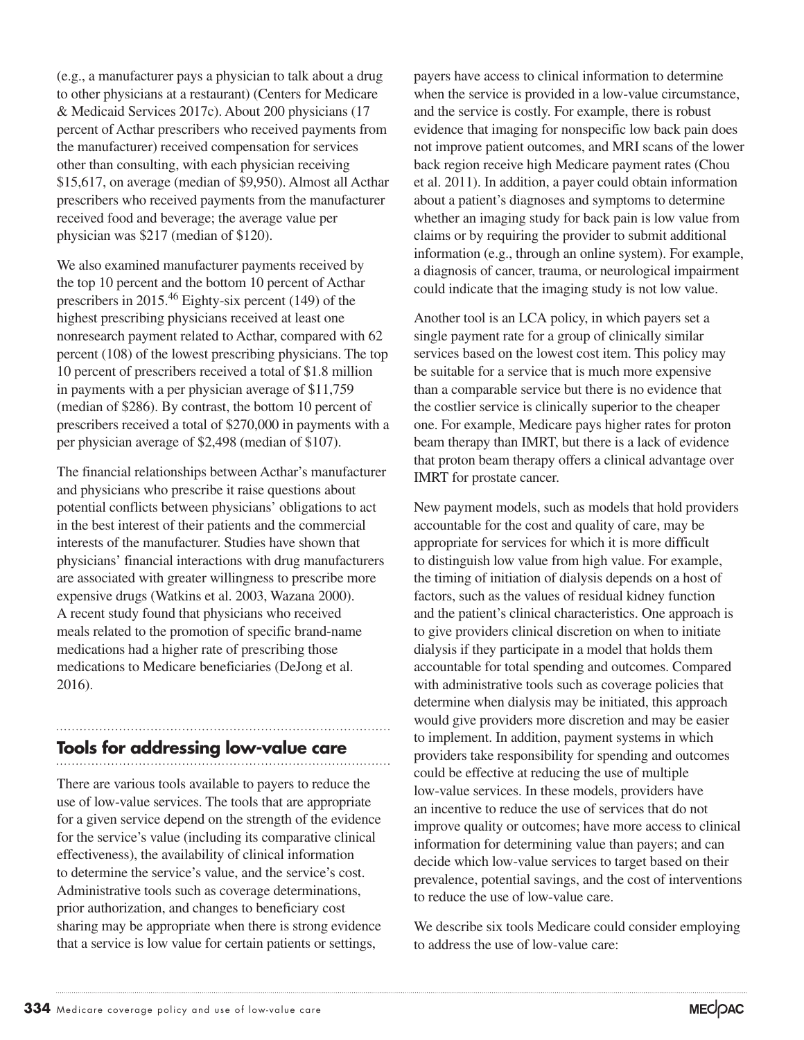(e.g., a manufacturer pays a physician to talk about a drug to other physicians at a restaurant) (Centers for Medicare & Medicaid Services 2017c). About 200 physicians (17 percent of Acthar prescribers who received payments from the manufacturer) received compensation for services other than consulting, with each physician receiving $15,617, on average (median of $9,950). Almost all Acthar prescribers who received payments from the manufacturer received food and beverage; the average value per physician was $217 (median of $120).

We also examined manufacturer payments received by the top 10 percent and the bottom 10 percent of Acthar prescribers in 2015.[46] Eighty-six percent (149) of the highest prescribing physicians received at least one nonresearch payment related to Acthar, compared with 62 percent (108) of the lowest prescribing physicians. The top 10 percent of prescribers received a total of $1.8 million in payments with a per physician average of $11,759 (median of $286). By contrast, the bottom 10 percent of prescribers received a total of $270,000 in payments with a per physician average of $2,498 (median of $107).

The financial relationships between Acthar's manufacturer and physicians who prescribe it raise questions about potential conflicts between physicians' obligations to act in the best interest of their patients and the commercial interests of the manufacturer. Studies have shown that physicians' financial interactions with drug manufacturers are associated with greater willingness to prescribe more expensive drugs (Watkins et al. 2003, Wazana 2000). A recent study found that physicians who received meals related to the promotion of specific brand-name medications had a higher rate of prescribing those medications to Medicare beneficiaries (DeJong et al. 2016).

## Tools for addressing low-value care

There are various tools available to payers to reduce the use of low-value services. The tools that are appropriate for a given service depend on the strength of the evidence for the service's value (including its comparative clinical effectiveness), the availability of clinical information to determine the service's value, and the service's cost. Administrative tools such as coverage determinations, prior authorization, and changes to beneficiary cost sharing may be appropriate when there is strong evidence that a service is low value for certain patients or settings, payers have access to clinical information to determine when the service is provided in a low-value circumstance, and the service is costly. For example, there is robust evidence that imaging for nonspecific low back pain does not improve patient outcomes, and MRI scans of the lower back region receive high Medicare payment rates (Chou et al. 2011). In addition, a payer could obtain information about a patient's diagnoses and symptoms to determine whether an imaging study for back pain is low value from claims or by requiring the provider to submit additional information (e.g., through an online system). For example, a diagnosis of cancer, trauma, or neurological impairment could indicate that the imaging study is not low value.

Another tool is an LCA policy, in which payers set a single payment rate for a group of clinically similar services based on the lowest cost item. This policy may be suitable for a service that is much more expensive than a comparable service but there is no evidence that the costlier service is clinically superior to the cheaper one. For example, Medicare pays higher rates for proton beam therapy than IMRT, but there is a lack of evidence that proton beam therapy offers a clinical advantage over IMRT for prostate cancer.

New payment models, such as models that hold providers accountable for the cost and quality of care, may be appropriate for services for which it is more difficult to distinguish low value from high value. For example, the timing of initiation of dialysis depends on a host of factors, such as the values of residual kidney function and the patient's clinical characteristics. One approach is to give providers clinical discretion on when to initiate dialysis if they participate in a model that holds them accountable for total spending and outcomes. Compared with administrative tools such as coverage policies that determine when dialysis may be initiated, this approach would give providers more discretion and may be easier to implement. In addition, payment systems in which providers take responsibility for spending and outcomes could be effective at reducing the use of multiple low-value services. In these models, providers have an incentive to reduce the use of services that do not improve quality or outcomes; have more access to clinical information for determining value than payers; and can decide which low-value services to target based on their prevalence, potential savings, and the cost of interventions to reduce the use of low-value care.

We describe six tools Medicare could consider employing to address the use of low-value care: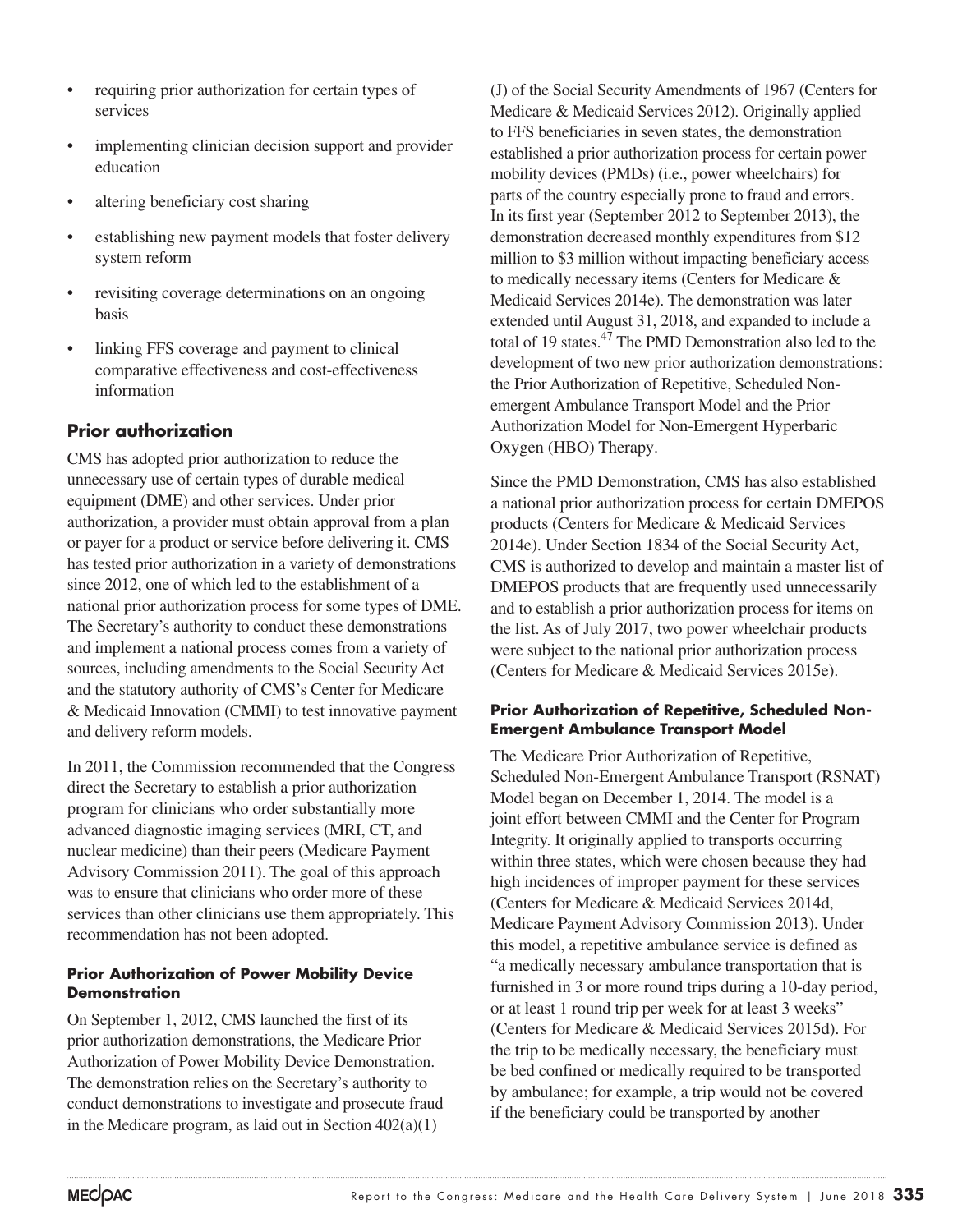- requiring prior authorization for certain types of services
- implementing clinician decision support and provider education
- altering beneficiary cost sharing
- establishing new payment models that foster delivery system reform
- revisiting coverage determinations on an ongoing basis
- linking FFS coverage and payment to clinical comparative effectiveness and cost-effectiveness information

## Prior authorization

CMS has adopted prior authorization to reduce the unnecessary use of certain types of durable medical equipment (DME) and other services. Under prior authorization, a provider must obtain approval from a plan or payer for a product or service before delivering it. CMS has tested prior authorization in a variety of demonstrations since 2012, one of which led to the establishment of a national prior authorization process for some types of DME. The Secretary's authority to conduct these demonstrations and implement a national process comes from a variety of sources, including amendments to the Social Security Act and the statutory authority of CMS's Center for Medicare & Medicaid Innovation (CMMI) to test innovative payment and delivery reform models.

In 2011, the Commission recommended that the Congress direct the Secretary to establish a prior authorization program for clinicians who order substantially more advanced diagnostic imaging services (MRI, CT, and nuclear medicine) than their peers (Medicare Payment Advisory Commission 2011). The goal of this approach was to ensure that clinicians who order more of these services than other clinicians use them appropriately. This recommendation has not been adopted.

### Prior Authorization of Power Mobility Device Demonstration

On September 1, 2012, CMS launched the first of its prior authorization demonstrations, the Medicare Prior Authorization of Power Mobility Device Demonstration. The demonstration relies on the Secretary's authority to conduct demonstrations to investigate and prosecute fraud in the Medicare program, as laid out in Section 402(a)(1)(J) of the Social Security Amendments of 1967 (Centers for Medicare & Medicaid Services 2012). Originally applied to FFS beneficiaries in seven states, the demonstration established a prior authorization process for certain power mobility devices (PMDs) (i.e., power wheelchairs) for parts of the country especially prone to fraud and errors. In its first year (September 2012 to September 2013), the demonstration decreased monthly expenditures from $12 million to $3 million without impacting beneficiary access to medically necessary items (Centers for Medicare & Medicaid Services 2014e). The demonstration was later extended until August 31, 2018, and expanded to include a total of 19 states.[47] The PMD Demonstration also led to the development of two new prior authorization demonstrations: the Prior Authorization of Repetitive, Scheduled Non-emergent Ambulance Transport Model and the Prior Authorization Model for Non-Emergent Hyperbaric Oxygen (HBO) Therapy.

Since the PMD Demonstration, CMS has also established a national prior authorization process for certain DMEPOS products (Centers for Medicare & Medicaid Services 2014e). Under Section 1834 of the Social Security Act, CMS is authorized to develop and maintain a master list of DMEPOS products that are frequently used unnecessarily and to establish a prior authorization process for items on the list. As of July 2017, two power wheelchair products were subject to the national prior authorization process (Centers for Medicare & Medicaid Services 2015e).

### Prior Authorization of Repetitive, Scheduled Non-Emergent Ambulance Transport Model

The Medicare Prior Authorization of Repetitive, Scheduled Non-Emergent Ambulance Transport (RSNAT) Model began on December 1, 2014. The model is a joint effort between CMMI and the Center for Program Integrity. It originally applied to transports occurring within three states, which were chosen because they had high incidences of improper payment for these services (Centers for Medicare & Medicaid Services 2014d, Medicare Payment Advisory Commission 2013). Under this model, a repetitive ambulance service is defined as "a medically necessary ambulance transportation that is furnished in 3 or more round trips during a 10-day period, or at least 1 round trip per week for at least 3 weeks" (Centers for Medicare & Medicaid Services 2015d). For the trip to be medically necessary, the beneficiary must be bed confined or medically required to be transported by ambulance; for example, a trip would not be covered if the beneficiary could be transported by another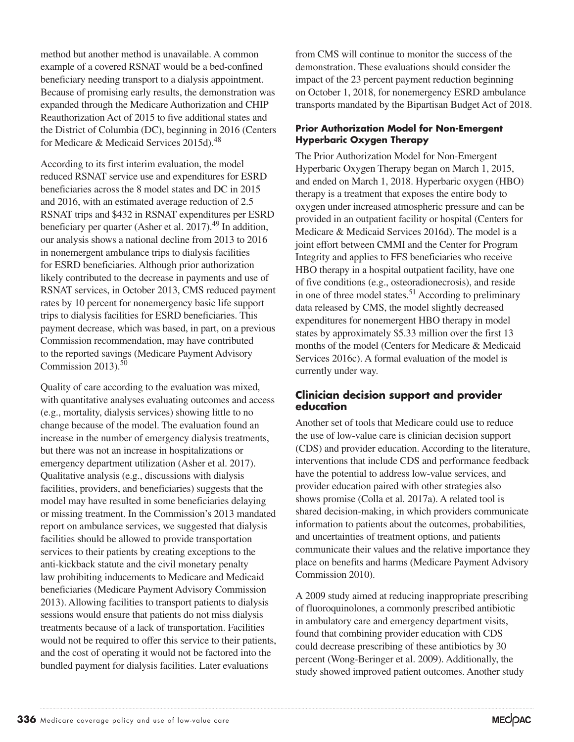method but another method is unavailable. A common example of a covered RSNAT would be a bed-confined beneficiary needing transport to a dialysis appointment. Because of promising early results, the demonstration was expanded through the Medicare Authorization and CHIP Reauthorization Act of 2015 to five additional states and the District of Columbia (DC), beginning in 2016 (Centers for Medicare & Medicaid Services 2015d).[48]

According to its first interim evaluation, the model reduced RSNAT service use and expenditures for ESRD beneficiaries across the 8 model states and DC in 2015 and 2016, with an estimated average reduction of 2.5 RSNAT trips and $432 in RSNAT expenditures per ESRD beneficiary per quarter (Asher et al. 2017).[49] In addition, our analysis shows a national decline from 2013 to 2016 in nonemergent ambulance trips to dialysis facilities for ESRD beneficiaries. Although prior authorization likely contributed to the decrease in payments and use of RSNAT services, in October 2013, CMS reduced payment rates by 10 percent for nonemergency basic life support trips to dialysis facilities for ESRD beneficiaries. This payment decrease, which was based, in part, on a previous Commission recommendation, may have contributed to the reported savings (Medicare Payment Advisory Commission 2013).[50]

Quality of care according to the evaluation was mixed, with quantitative analyses evaluating outcomes and access (e.g., mortality, dialysis services) showing little to no change because of the model. The evaluation found an increase in the number of emergency dialysis treatments, but there was not an increase in hospitalizations or emergency department utilization (Asher et al. 2017). Qualitative analysis (e.g., discussions with dialysis facilities, providers, and beneficiaries) suggests that the model may have resulted in some beneficiaries delaying or missing treatment. In the Commission's 2013 mandated report on ambulance services, we suggested that dialysis facilities should be allowed to provide transportation services to their patients by creating exceptions to the anti-kickback statute and the civil monetary penalty law prohibiting inducements to Medicare and Medicaid beneficiaries (Medicare Payment Advisory Commission 2013). Allowing facilities to transport patients to dialysis sessions would ensure that patients do not miss dialysis treatments because of a lack of transportation. Facilities would not be required to offer this service to their patients, and the cost of operating it would not be factored into the bundled payment for dialysis facilities. Later evaluations from CMS will continue to monitor the success of the demonstration. These evaluations should consider the impact of the 23 percent payment reduction beginning on October 1, 2018, for nonemergency ESRD ambulance transports mandated by the Bipartisan Budget Act of 2018.

#### Prior Authorization Model for Non-Emergent Hyperbaric Oxygen Therapy

The Prior Authorization Model for Non-Emergent Hyperbaric Oxygen Therapy began on March 1, 2015, and ended on March 1, 2018. Hyperbaric oxygen (HBO) therapy is a treatment that exposes the entire body to oxygen under increased atmospheric pressure and can be provided in an outpatient facility or hospital (Centers for Medicare & Medicaid Services 2016d). The model is a joint effort between CMMI and the Center for Program Integrity and applies to FFS beneficiaries who receive HBO therapy in a hospital outpatient facility, have one of five conditions (e.g., osteoradionecrosis), and reside in one of three model states.[51] According to preliminary data released by CMS, the model slightly decreased expenditures for nonemergent HBO therapy in model states by approximately $5.33 million over the first 13 months of the model (Centers for Medicare & Medicaid Services 2016c). A formal evaluation of the model is currently under way.

### Clinician decision support and provider education

Another set of tools that Medicare could use to reduce the use of low-value care is clinician decision support (CDS) and provider education. According to the literature, interventions that include CDS and performance feedback have the potential to address low-value services, and provider education paired with other strategies also shows promise (Colla et al. 2017a). A related tool is shared decision-making, in which providers communicate information to patients about the outcomes, probabilities, and uncertainties of treatment options, and patients communicate their values and the relative importance they place on benefits and harms (Medicare Payment Advisory Commission 2010).

A 2009 study aimed at reducing inappropriate prescribing of fluoroquinolones, a commonly prescribed antibiotic in ambulatory care and emergency department visits, found that combining provider education with CDS could decrease prescribing of these antibiotics by 30 percent (Wong-Beringer et al. 2009). Additionally, the study showed improved patient outcomes. Another study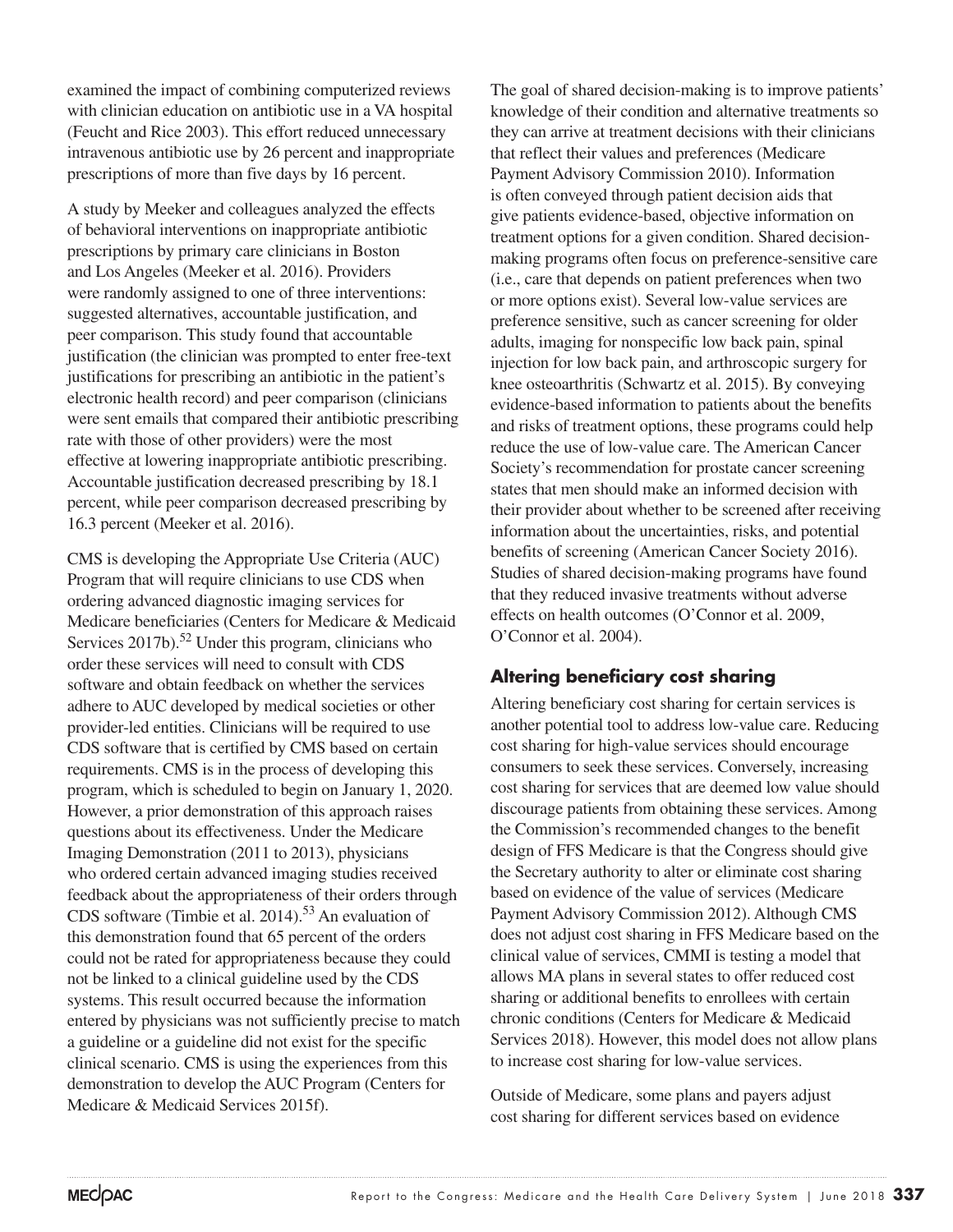examined the impact of combining computerized reviews with clinician education on antibiotic use in a VA hospital (Feucht and Rice 2003). This effort reduced unnecessary intravenous antibiotic use by 26 percent and inappropriate prescriptions of more than five days by 16 percent.

A study by Meeker and colleagues analyzed the effects of behavioral interventions on inappropriate antibiotic prescriptions by primary care clinicians in Boston and Los Angeles (Meeker et al. 2016). Providers were randomly assigned to one of three interventions: suggested alternatives, accountable justification, and peer comparison. This study found that accountable justification (the clinician was prompted to enter free-text justifications for prescribing an antibiotic in the patient's electronic health record) and peer comparison (clinicians were sent emails that compared their antibiotic prescribing rate with those of other providers) were the most effective at lowering inappropriate antibiotic prescribing. Accountable justification decreased prescribing by 18.1 percent, while peer comparison decreased prescribing by 16.3 percent (Meeker et al. 2016).

CMS is developing the Appropriate Use Criteria (AUC) Program that will require clinicians to use CDS when ordering advanced diagnostic imaging services for Medicare beneficiaries (Centers for Medicare & Medicaid Services 2017b).[52] Under this program, clinicians who order these services will need to consult with CDS software and obtain feedback on whether the services adhere to AUC developed by medical societies or other provider-led entities. Clinicians will be required to use CDS software that is certified by CMS based on certain requirements. CMS is in the process of developing this program, which is scheduled to begin on January 1, 2020. However, a prior demonstration of this approach raises questions about its effectiveness. Under the Medicare Imaging Demonstration (2011 to 2013), physicians who ordered certain advanced imaging studies received feedback about the appropriateness of their orders through CDS software (Timbie et al. 2014).[53] An evaluation of this demonstration found that 65 percent of the orders could not be rated for appropriateness because they could not be linked to a clinical guideline used by the CDS systems. This result occurred because the information entered by physicians was not sufficiently precise to match a guideline or a guideline did not exist for the specific clinical scenario. CMS is using the experiences from this demonstration to develop the AUC Program (Centers for Medicare & Medicaid Services 2015f).

The goal of shared decision-making is to improve patients' knowledge of their condition and alternative treatments so they can arrive at treatment decisions with their clinicians that reflect their values and preferences (Medicare Payment Advisory Commission 2010). Information is often conveyed through patient decision aids that give patients evidence-based, objective information on treatment options for a given condition. Shared decision-making programs often focus on preference-sensitive care (i.e., care that depends on patient preferences when two or more options exist). Several low-value services are preference sensitive, such as cancer screening for older adults, imaging for nonspecific low back pain, spinal injection for low back pain, and arthroscopic surgery for knee osteoarthritis (Schwartz et al. 2015). By conveying evidence-based information to patients about the benefits and risks of treatment options, these programs could help reduce the use of low-value care. The American Cancer Society's recommendation for prostate cancer screening states that men should make an informed decision with their provider about whether to be screened after receiving information about the uncertainties, risks, and potential benefits of screening (American Cancer Society 2016). Studies of shared decision-making programs have found that they reduced invasive treatments without adverse effects on health outcomes (O'Connor et al. 2009, O'Connor et al. 2004).

### Altering beneficiary cost sharing

Altering beneficiary cost sharing for certain services is another potential tool to address low-value care. Reducing cost sharing for high-value services should encourage consumers to seek these services. Conversely, increasing cost sharing for services that are deemed low value should discourage patients from obtaining these services. Among the Commission's recommended changes to the benefit design of FFS Medicare is that the Congress should give the Secretary authority to alter or eliminate cost sharing based on evidence of the value of services (Medicare Payment Advisory Commission 2012). Although CMS does not adjust cost sharing in FFS Medicare based on the clinical value of services, CMMI is testing a model that allows MA plans in several states to offer reduced cost sharing or additional benefits to enrollees with certain chronic conditions (Centers for Medicare & Medicaid Services 2018). However, this model does not allow plans to increase cost sharing for low-value services.

Outside of Medicare, some plans and payers adjust cost sharing for different services based on evidence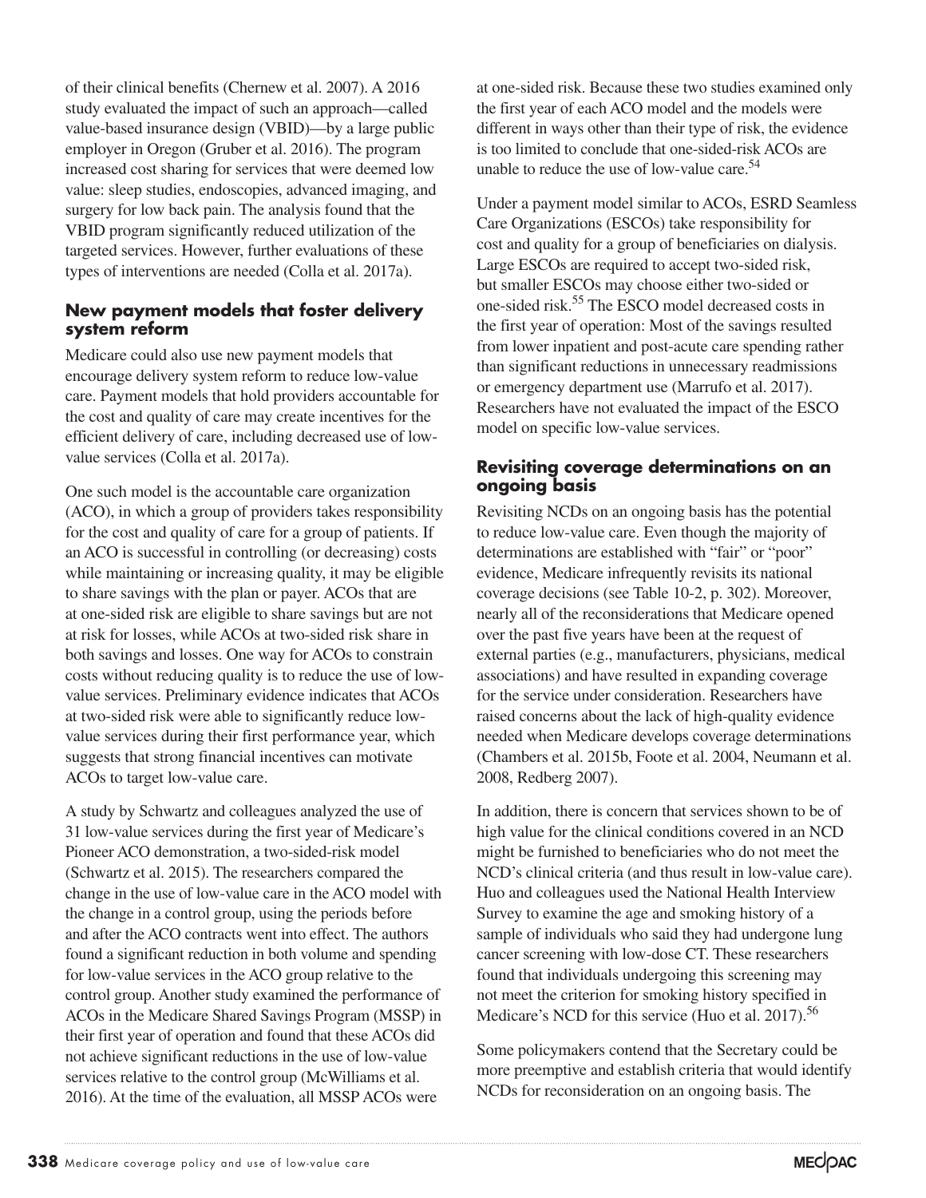of their clinical benefits (Chernew et al. 2007). A 2016 study evaluated the impact of such an approach—called value-based insurance design (VBID)—by a large public employer in Oregon (Gruber et al. 2016). The program increased cost sharing for services that were deemed low value: sleep studies, endoscopies, advanced imaging, and surgery for low back pain. The analysis found that the VBID program significantly reduced utilization of the targeted services. However, further evaluations of these types of interventions are needed (Colla et al. 2017a).

### New payment models that foster delivery system reform

Medicare could also use new payment models that encourage delivery system reform to reduce low-value care. Payment models that hold providers accountable for the cost and quality of care may create incentives for the efficient delivery of care, including decreased use of low-value services (Colla et al. 2017a).

One such model is the accountable care organization (ACO), in which a group of providers takes responsibility for the cost and quality of care for a group of patients. If an ACO is successful in controlling (or decreasing) costs while maintaining or increasing quality, it may be eligible to share savings with the plan or payer. ACOs that are at one-sided risk are eligible to share savings but are not at risk for losses, while ACOs at two-sided risk share in both savings and losses. One way for ACOs to constrain costs without reducing quality is to reduce the use of low-value services. Preliminary evidence indicates that ACOs at two-sided risk were able to significantly reduce low-value services during their first performance year, which suggests that strong financial incentives can motivate ACOs to target low-value care.

A study by Schwartz and colleagues analyzed the use of 31 low-value services during the first year of Medicare's Pioneer ACO demonstration, a two-sided-risk model (Schwartz et al. 2015). The researchers compared the change in the use of low-value care in the ACO model with the change in a control group, using the periods before and after the ACO contracts went into effect. The authors found a significant reduction in both volume and spending for low-value services in the ACO group relative to the control group. Another study examined the performance of ACOs in the Medicare Shared Savings Program (MSSP) in their first year of operation and found that these ACOs did not achieve significant reductions in the use of low-value services relative to the control group (McWilliams et al. 2016). At the time of the evaluation, all MSSP ACOs were at one-sided risk. Because these two studies examined only the first year of each ACO model and the models were different in ways other than their type of risk, the evidence is too limited to conclude that one-sided-risk ACOs are unable to reduce the use of low-value care.[54]

Under a payment model similar to ACOs, ESRD Seamless Care Organizations (ESCOs) take responsibility for cost and quality for a group of beneficiaries on dialysis. Large ESCOs are required to accept two-sided risk, but smaller ESCOs may choose either two-sided or one-sided risk.[55] The ESCO model decreased costs in the first year of operation: Most of the savings resulted from lower inpatient and post-acute care spending rather than significant reductions in unnecessary readmissions or emergency department use (Marrufo et al. 2017). Researchers have not evaluated the impact of the ESCO model on specific low-value services.

### Revisiting coverage determinations on an ongoing basis

Revisiting NCDs on an ongoing basis has the potential to reduce low-value care. Even though the majority of determinations are established with "fair" or "poor" evidence, Medicare infrequently revisits its national coverage decisions (see Table 10-2, p. 302). Moreover, nearly all of the reconsiderations that Medicare opened over the past five years have been at the request of external parties (e.g., manufacturers, physicians, medical associations) and have resulted in expanding coverage for the service under consideration. Researchers have raised concerns about the lack of high-quality evidence needed when Medicare develops coverage determinations (Chambers et al. 2015b, Foote et al. 2004, Neumann et al. 2008, Redberg 2007).

In addition, there is concern that services shown to be of high value for the clinical conditions covered in an NCD might be furnished to beneficiaries who do not meet the NCD's clinical criteria (and thus result in low-value care). Huo and colleagues used the National Health Interview Survey to examine the age and smoking history of a sample of individuals who said they had undergone lung cancer screening with low-dose CT. These researchers found that individuals undergoing this screening may not meet the criterion for smoking history specified in Medicare's NCD for this service (Huo et al. 2017).[56]

Some policymakers contend that the Secretary could be more preemptive and establish criteria that would identify NCDs for reconsideration on an ongoing basis. The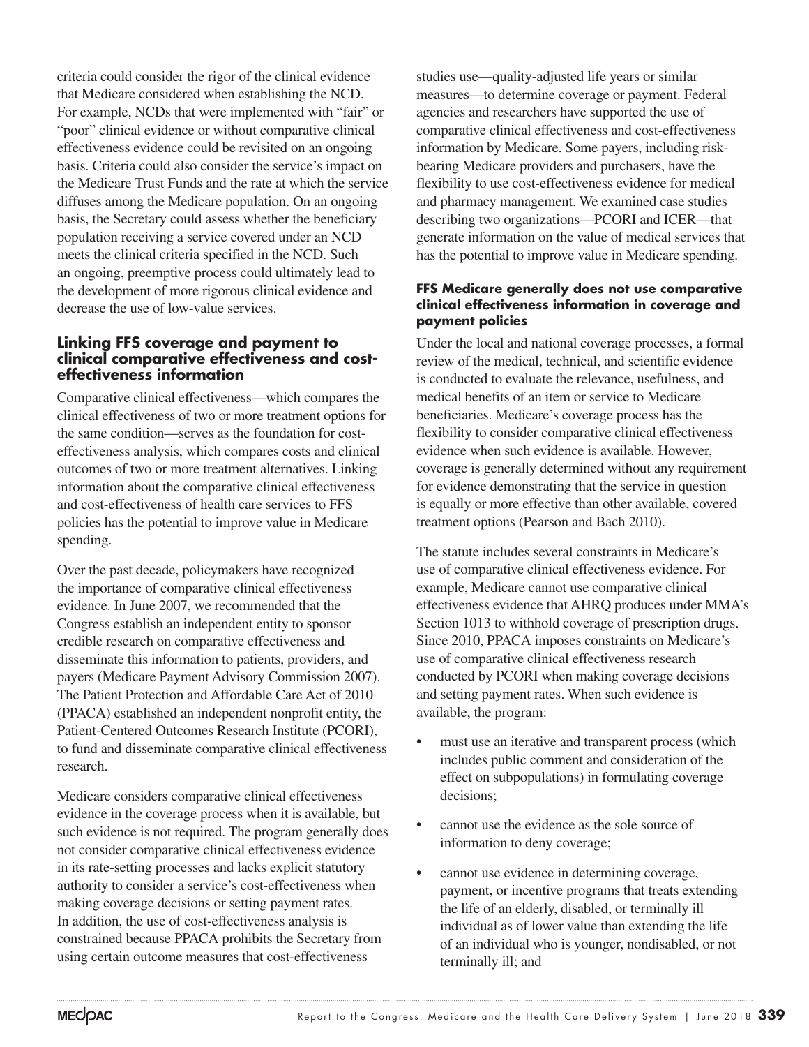criteria could consider the rigor of the clinical evidence that Medicare considered when establishing the NCD. For example, NCDs that were implemented with "fair" or "poor" clinical evidence or without comparative clinical effectiveness evidence could be revisited on an ongoing basis. Criteria could also consider the service's impact on the Medicare Trust Funds and the rate at which the service diffuses among the Medicare population. On an ongoing basis, the Secretary could assess whether the beneficiary population receiving a service covered under an NCD meets the clinical criteria specified in the NCD. Such an ongoing, preemptive process could ultimately lead to the development of more rigorous clinical evidence and decrease the use of low-value services.

### Linking FFS coverage and payment to clinical comparative effectiveness and cost-effectiveness information

Comparative clinical effectiveness—which compares the clinical effectiveness of two or more treatment options for the same condition—serves as the foundation for cost-effectiveness analysis, which compares costs and clinical outcomes of two or more treatment alternatives. Linking information about the comparative clinical effectiveness and cost-effectiveness of health care services to FFS policies has the potential to improve value in Medicare spending.

Over the past decade, policymakers have recognized the importance of comparative clinical effectiveness evidence. In June 2007, we recommended that the Congress establish an independent entity to sponsor credible research on comparative effectiveness and disseminate this information to patients, providers, and payers (Medicare Payment Advisory Commission 2007). The Patient Protection and Affordable Care Act of 2010 (PPACA) established an independent nonprofit entity, the Patient-Centered Outcomes Research Institute (PCORI), to fund and disseminate comparative clinical effectiveness research.

Medicare considers comparative clinical effectiveness evidence in the coverage process when it is available, but such evidence is not required. The program generally does not consider comparative clinical effectiveness evidence in its rate-setting processes and lacks explicit statutory authority to consider a service's cost-effectiveness when making coverage decisions or setting payment rates. In addition, the use of cost-effectiveness analysis is constrained because PPACA prohibits the Secretary from using certain outcome measures that cost-effectiveness studies use—quality-adjusted life years or similar measures—to determine coverage or payment. Federal agencies and researchers have supported the use of comparative clinical effectiveness and cost-effectiveness information by Medicare. Some payers, including risk-bearing Medicare providers and purchasers, have the flexibility to use cost-effectiveness evidence for medical and pharmacy management. We examined case studies describing two organizations—PCORI and ICER—that generate information on the value of medical services that has the potential to improve value in Medicare spending.

#### FFS Medicare generally does not use comparative clinical effectiveness information in coverage and payment policies

Under the local and national coverage processes, a formal review of the medical, technical, and scientific evidence is conducted to evaluate the relevance, usefulness, and medical benefits of an item or service to Medicare beneficiaries. Medicare's coverage process has the flexibility to consider comparative clinical effectiveness evidence when such evidence is available. However, coverage is generally determined without any requirement for evidence demonstrating that the service in question is equally or more effective than other available, covered treatment options (Pearson and Bach 2010).

The statute includes several constraints in Medicare's use of comparative clinical effectiveness evidence. For example, Medicare cannot use comparative clinical effectiveness evidence that AHRQ produces under MMA's Section 1013 to withhold coverage of prescription drugs. Since 2010, PPACA imposes constraints on Medicare's use of comparative clinical effectiveness research conducted by PCORI when making coverage decisions and setting payment rates. When such evidence is available, the program:

- must use an iterative and transparent process (which includes public comment and consideration of the effect on subpopulations) in formulating coverage decisions;
- cannot use the evidence as the sole source of information to deny coverage;
- cannot use evidence in determining coverage, payment, or incentive programs that treats extending the life of an elderly, disabled, or terminally ill individual as of lower value than extending the life of an individual who is younger, nondisabled, or not terminally ill; and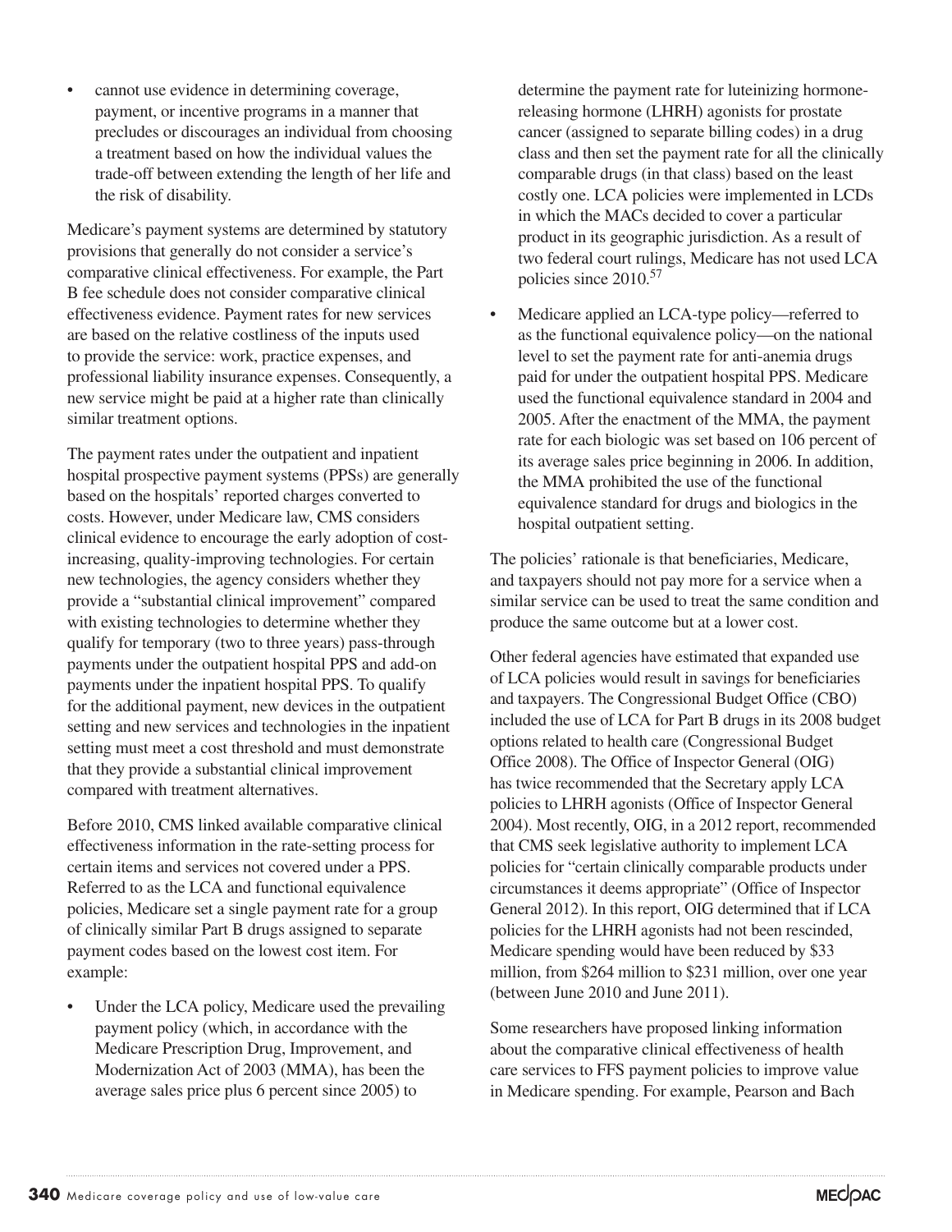- cannot use evidence in determining coverage, payment, or incentive programs in a manner that precludes or discourages an individual from choosing a treatment based on how the individual values the trade-off between extending the length of her life and the risk of disability.

Medicare's payment systems are determined by statutory provisions that generally do not consider a service's comparative clinical effectiveness. For example, the Part B fee schedule does not consider comparative clinical effectiveness evidence. Payment rates for new services are based on the relative costliness of the inputs used to provide the service: work, practice expenses, and professional liability insurance expenses. Consequently, a new service might be paid at a higher rate than clinically similar treatment options.

The payment rates under the outpatient and inpatient hospital prospective payment systems (PPSs) are generally based on the hospitals' reported charges converted to costs. However, under Medicare law, CMS considers clinical evidence to encourage the early adoption of cost-increasing, quality-improving technologies. For certain new technologies, the agency considers whether they provide a "substantial clinical improvement" compared with existing technologies to determine whether they qualify for temporary (two to three years) pass-through payments under the outpatient hospital PPS and add-on payments under the inpatient hospital PPS. To qualify for the additional payment, new devices in the outpatient setting and new services and technologies in the inpatient setting must meet a cost threshold and must demonstrate that they provide a substantial clinical improvement compared with treatment alternatives.

Before 2010, CMS linked available comparative clinical effectiveness information in the rate-setting process for certain items and services not covered under a PPS. Referred to as the LCA and functional equivalence policies, Medicare set a single payment rate for a group of clinically similar Part B drugs assigned to separate payment codes based on the lowest cost item. For example:

- Under the LCA policy, Medicare used the prevailing payment policy (which, in accordance with the Medicare Prescription Drug, Improvement, and Modernization Act of 2003 (MMA), has been the average sales price plus 6 percent since 2005) to determine the payment rate for luteinizing hormone-releasing hormone (LHRH) agonists for prostate cancer (assigned to separate billing codes) in a drug class and then set the payment rate for all the clinically comparable drugs (in that class) based on the least costly one. LCA policies were implemented in LCDs in which the MACs decided to cover a particular product in its geographic jurisdiction. As a result of two federal court rulings, Medicare has not used LCA policies since 2010.[57]
- Medicare applied an LCA-type policy—referred to as the functional equivalence policy—on the national level to set the payment rate for anti-anemia drugs paid for under the outpatient hospital PPS. Medicare used the functional equivalence standard in 2004 and 2005. After the enactment of the MMA, the payment rate for each biologic was set based on 106 percent of its average sales price beginning in 2006. In addition, the MMA prohibited the use of the functional equivalence standard for drugs and biologics in the hospital outpatient setting.

The policies' rationale is that beneficiaries, Medicare, and taxpayers should not pay more for a service when a similar service can be used to treat the same condition and produce the same outcome but at a lower cost.

Other federal agencies have estimated that expanded use of LCA policies would result in savings for beneficiaries and taxpayers. The Congressional Budget Office (CBO) included the use of LCA for Part B drugs in its 2008 budget options related to health care (Congressional Budget Office 2008). The Office of Inspector General (OIG) has twice recommended that the Secretary apply LCA policies to LHRH agonists (Office of Inspector General 2004). Most recently, OIG, in a 2012 report, recommended that CMS seek legislative authority to implement LCA policies for "certain clinically comparable products under circumstances it deems appropriate" (Office of Inspector General 2012). In this report, OIG determined that if LCA policies for the LHRH agonists had not been rescinded, Medicare spending would have been reduced by $33 million, from $264 million to $231 million, over one year (between June 2010 and June 2011).

Some researchers have proposed linking information about the comparative clinical effectiveness of health care services to FFS payment policies to improve value in Medicare spending. For example, Pearson and Bach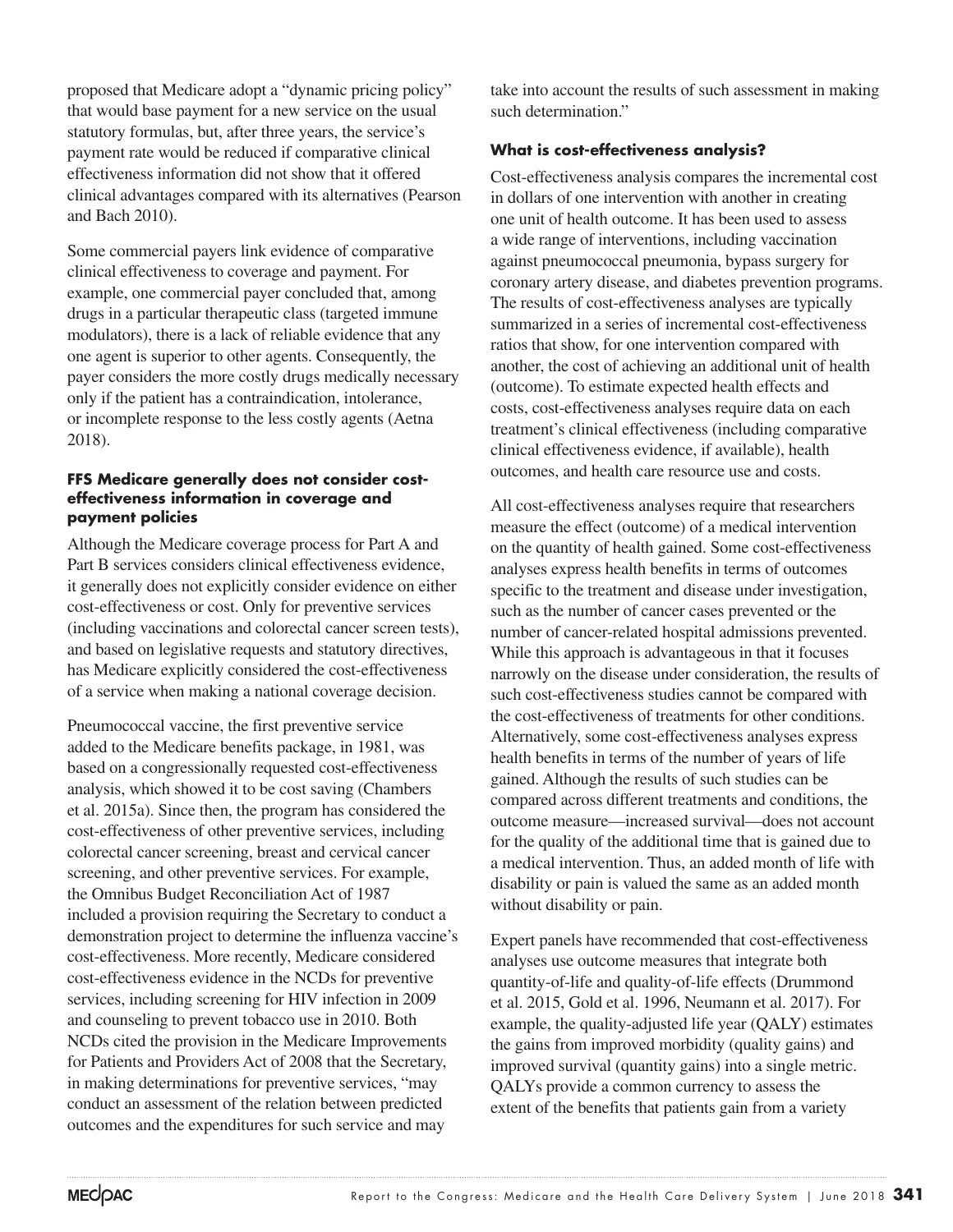proposed that Medicare adopt a "dynamic pricing policy" that would base payment for a new service on the usual statutory formulas, but, after three years, the service's payment rate would be reduced if comparative clinical effectiveness information did not show that it offered clinical advantages compared with its alternatives (Pearson and Bach 2010).

Some commercial payers link evidence of comparative clinical effectiveness to coverage and payment. For example, one commercial payer concluded that, among drugs in a particular therapeutic class (targeted immune modulators), there is a lack of reliable evidence that any one agent is superior to other agents. Consequently, the payer considers the more costly drugs medically necessary only if the patient has a contraindication, intolerance, or incomplete response to the less costly agents (Aetna 2018).

#### FFS Medicare generally does not consider cost-effectiveness information in coverage and payment policies

Although the Medicare coverage process for Part A and Part B services considers clinical effectiveness evidence, it generally does not explicitly consider evidence on either cost-effectiveness or cost. Only for preventive services (including vaccinations and colorectal cancer screen tests), and based on legislative requests and statutory directives, has Medicare explicitly considered the cost-effectiveness of a service when making a national coverage decision.

Pneumococcal vaccine, the first preventive service added to the Medicare benefits package, in 1981, was based on a congressionally requested cost-effectiveness analysis, which showed it to be cost saving (Chambers et al. 2015a). Since then, the program has considered the cost-effectiveness of other preventive services, including colorectal cancer screening, breast and cervical cancer screening, and other preventive services. For example, the Omnibus Budget Reconciliation Act of 1987 included a provision requiring the Secretary to conduct a demonstration project to determine the influenza vaccine's cost-effectiveness. More recently, Medicare considered cost-effectiveness evidence in the NCDs for preventive services, including screening for HIV infection in 2009 and counseling to prevent tobacco use in 2010. Both NCDs cited the provision in the Medicare Improvements for Patients and Providers Act of 2008 that the Secretary, in making determinations for preventive services, "may conduct an assessment of the relation between predicted outcomes and the expenditures for such service and may take into account the results of such assessment in making such determination."

### What is cost-effectiveness analysis?

Cost-effectiveness analysis compares the incremental cost in dollars of one intervention with another in creating one unit of health outcome. It has been used to assess a wide range of interventions, including vaccination against pneumococcal pneumonia, bypass surgery for coronary artery disease, and diabetes prevention programs. The results of cost-effectiveness analyses are typically summarized in a series of incremental cost-effectiveness ratios that show, for one intervention compared with another, the cost of achieving an additional unit of health (outcome). To estimate expected health effects and costs, cost-effectiveness analyses require data on each treatment's clinical effectiveness (including comparative clinical effectiveness evidence, if available), health outcomes, and health care resource use and costs.

All cost-effectiveness analyses require that researchers measure the effect (outcome) of a medical intervention on the quantity of health gained. Some cost-effectiveness analyses express health benefits in terms of outcomes specific to the treatment and disease under investigation, such as the number of cancer cases prevented or the number of cancer-related hospital admissions prevented. While this approach is advantageous in that it focuses narrowly on the disease under consideration, the results of such cost-effectiveness studies cannot be compared with the cost-effectiveness of treatments for other conditions. Alternatively, some cost-effectiveness analyses express health benefits in terms of the number of years of life gained. Although the results of such studies can be compared across different treatments and conditions, the outcome measure—increased survival—does not account for the quality of the additional time that is gained due to a medical intervention. Thus, an added month of life with disability or pain is valued the same as an added month without disability or pain.

Expert panels have recommended that cost-effectiveness analyses use outcome measures that integrate both quantity-of-life and quality-of-life effects (Drummond et al. 2015, Gold et al. 1996, Neumann et al. 2017). For example, the quality-adjusted life year (QALY) estimates the gains from improved morbidity (quality gains) and improved survival (quantity gains) into a single metric. QALYs provide a common currency to assess the extent of the benefits that patients gain from a variety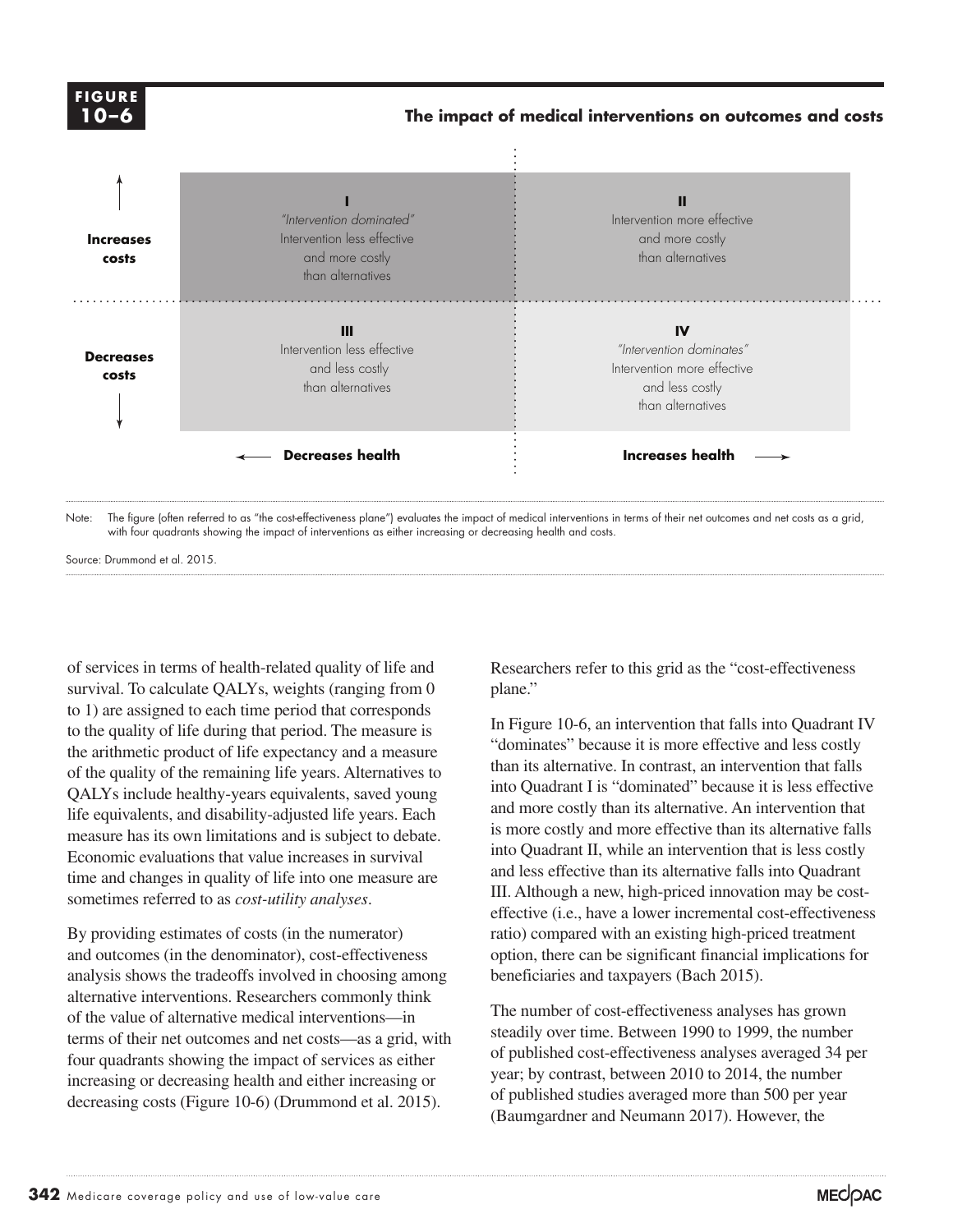**FIGURE 10–6**

**The impact of medical interventions on outcomes and costs**

| | **Decreases health** | **Increases health** |
|---|---|---|
| **Increases costs** | **I** *"Intervention dominated"* Intervention less effective and more costly than alternatives | **II** Intervention more effective and more costly than alternatives |
| **Decreases costs** | **III** Intervention less effective and less costly than alternatives | **IV** *"Intervention dominates"* Intervention more effective and less costly than alternatives |

Note: The figure (often referred to as "the cost-effectiveness plane") evaluates the impact of medical interventions in terms of their net outcomes and net costs as a grid, with four quadrants showing the impact of interventions as either increasing or decreasing health and costs.

Source: Drummond et al. 2015.

of services in terms of health-related quality of life and survival. To calculate QALYs, weights (ranging from 0 to 1) are assigned to each time period that corresponds to the quality of life during that period. The measure is the arithmetic product of life expectancy and a measure of the quality of the remaining life years. Alternatives to QALYs include healthy-years equivalents, saved young life equivalents, and disability-adjusted life years. Each measure has its own limitations and is subject to debate. Economic evaluations that value increases in survival time and changes in quality of life into one measure are sometimes referred to as *cost-utility analyses*.

By providing estimates of costs (in the numerator) and outcomes (in the denominator), cost-effectiveness analysis shows the tradeoffs involved in choosing among alternative interventions. Researchers commonly think of the value of alternative medical interventions—in terms of their net outcomes and net costs—as a grid, with four quadrants showing the impact of services as either increasing or decreasing health and either increasing or decreasing costs (Figure 10-6) (Drummond et al. 2015). Researchers refer to this grid as the "cost-effectiveness plane."

In Figure 10-6, an intervention that falls into Quadrant IV "dominates" because it is more effective and less costly than its alternative. In contrast, an intervention that falls into Quadrant I is "dominated" because it is less effective and more costly than its alternative. An intervention that is more costly and more effective than its alternative falls into Quadrant II, while an intervention that is less costly and less effective than its alternative falls into Quadrant III. Although a new, high-priced innovation may be cost-effective (i.e., have a lower incremental cost-effectiveness ratio) compared with an existing high-priced treatment option, there can be significant financial implications for beneficiaries and taxpayers (Bach 2015).

The number of cost-effectiveness analyses has grown steadily over time. Between 1990 to 1999, the number of published cost-effectiveness analyses averaged 34 per year; by contrast, between 2010 to 2014, the number of published studies averaged more than 500 per year (Baumgardner and Neumann 2017). However, the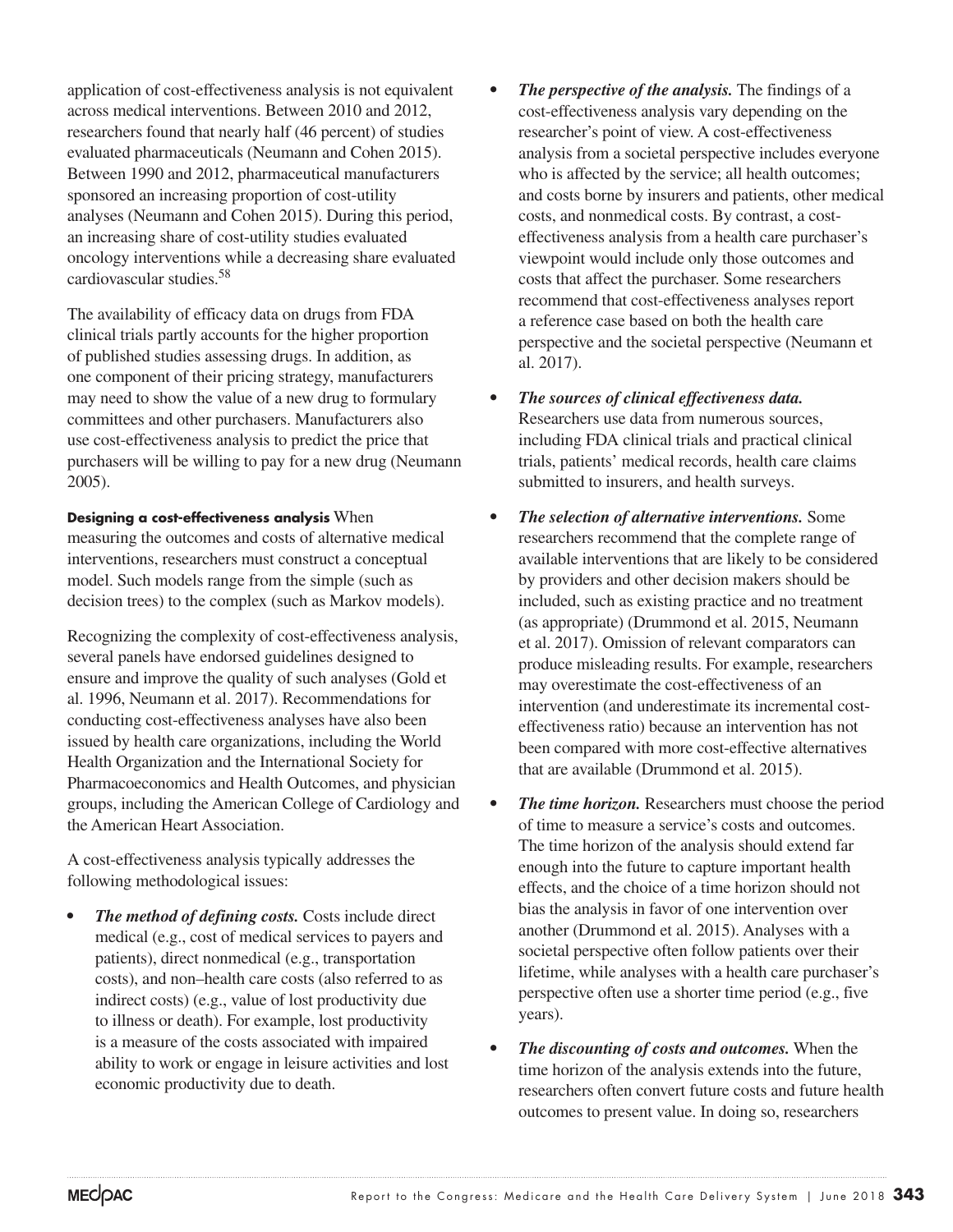application of cost-effectiveness analysis is not equivalent across medical interventions. Between 2010 and 2012, researchers found that nearly half (46 percent) of studies evaluated pharmaceuticals (Neumann and Cohen 2015). Between 1990 and 2012, pharmaceutical manufacturers sponsored an increasing proportion of cost-utility analyses (Neumann and Cohen 2015). During this period, an increasing share of cost-utility studies evaluated oncology interventions while a decreasing share evaluated cardiovascular studies.[58]

The availability of efficacy data on drugs from FDA clinical trials partly accounts for the higher proportion of published studies assessing drugs. In addition, as one component of their pricing strategy, manufacturers may need to show the value of a new drug to formulary committees and other purchasers. Manufacturers also use cost-effectiveness analysis to predict the price that purchasers will be willing to pay for a new drug (Neumann 2005).

**Designing a cost-effectiveness analysis** When measuring the outcomes and costs of alternative medical interventions, researchers must construct a conceptual model. Such models range from the simple (such as decision trees) to the complex (such as Markov models).

Recognizing the complexity of cost-effectiveness analysis, several panels have endorsed guidelines designed to ensure and improve the quality of such analyses (Gold et al. 1996, Neumann et al. 2017). Recommendations for conducting cost-effectiveness analyses have also been issued by health care organizations, including the World Health Organization and the International Society for Pharmacoeconomics and Health Outcomes, and physician groups, including the American College of Cardiology and the American Heart Association.

A cost-effectiveness analysis typically addresses the following methodological issues:

- ***The method of defining costs.*** Costs include direct medical (e.g., cost of medical services to payers and patients), direct nonmedical (e.g., transportation costs), and non–health care costs (also referred to as indirect costs) (e.g., value of lost productivity due to illness or death). For example, lost productivity is a measure of the costs associated with impaired ability to work or engage in leisure activities and lost economic productivity due to death.
- ***The perspective of the analysis.*** The findings of a cost-effectiveness analysis vary depending on the researcher's point of view. A cost-effectiveness analysis from a societal perspective includes everyone who is affected by the service; all health outcomes; and costs borne by insurers and patients, other medical costs, and nonmedical costs. By contrast, a cost-effectiveness analysis from a health care purchaser's viewpoint would include only those outcomes and costs that affect the purchaser. Some researchers recommend that cost-effectiveness analyses report a reference case based on both the health care perspective and the societal perspective (Neumann et al. 2017).
- ***The sources of clinical effectiveness data.*** Researchers use data from numerous sources, including FDA clinical trials and practical clinical trials, patients' medical records, health care claims submitted to insurers, and health surveys.
- ***The selection of alternative interventions.*** Some researchers recommend that the complete range of available interventions that are likely to be considered by providers and other decision makers should be included, such as existing practice and no treatment (as appropriate) (Drummond et al. 2015, Neumann et al. 2017). Omission of relevant comparators can produce misleading results. For example, researchers may overestimate the cost-effectiveness of an intervention (and underestimate its incremental cost-effectiveness ratio) because an intervention has not been compared with more cost-effective alternatives that are available (Drummond et al. 2015).
- ***The time horizon.*** Researchers must choose the period of time to measure a service's costs and outcomes. The time horizon of the analysis should extend far enough into the future to capture important health effects, and the choice of a time horizon should not bias the analysis in favor of one intervention over another (Drummond et al. 2015). Analyses with a societal perspective often follow patients over their lifetime, while analyses with a health care purchaser's perspective often use a shorter time period (e.g., five years).
- ***The discounting of costs and outcomes.*** When the time horizon of the analysis extends into the future, researchers often convert future costs and future health outcomes to present value. In doing so, researchers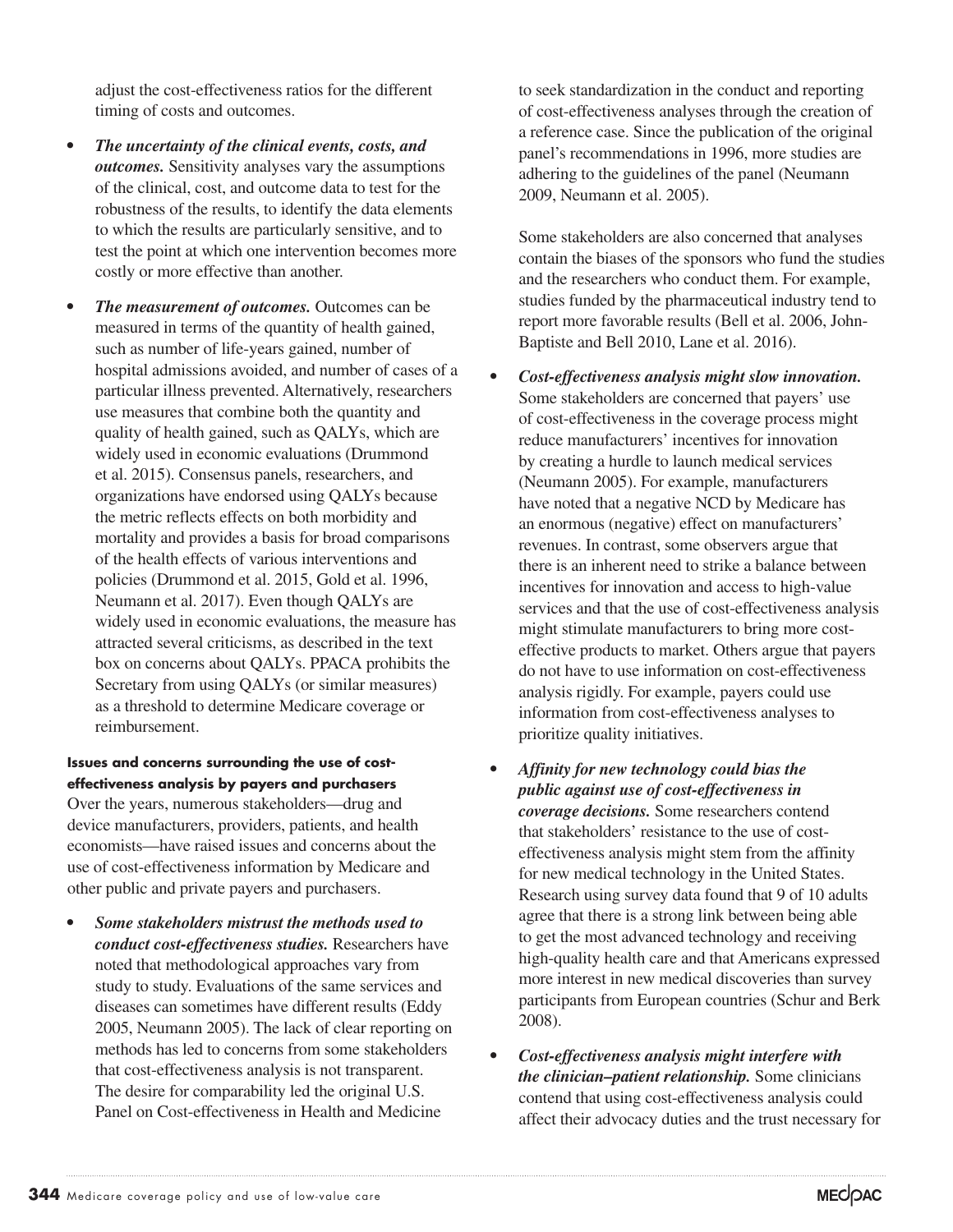adjust the cost-effectiveness ratios for the different timing of costs and outcomes.

- ***The uncertainty of the clinical events, costs, and outcomes.*** Sensitivity analyses vary the assumptions of the clinical, cost, and outcome data to test for the robustness of the results, to identify the data elements to which the results are particularly sensitive, and to test the point at which one intervention becomes more costly or more effective than another.
- ***The measurement of outcomes.*** Outcomes can be measured in terms of the quantity of health gained, such as number of life-years gained, number of hospital admissions avoided, and number of cases of a particular illness prevented. Alternatively, researchers use measures that combine both the quantity and quality of health gained, such as QALYs, which are widely used in economic evaluations (Drummond et al. 2015). Consensus panels, researchers, and organizations have endorsed using QALYs because the metric reflects effects on both morbidity and mortality and provides a basis for broad comparisons of the health effects of various interventions and policies (Drummond et al. 2015, Gold et al. 1996, Neumann et al. 2017). Even though QALYs are widely used in economic evaluations, the measure has attracted several criticisms, as described in the text box on concerns about QALYs. PPACA prohibits the Secretary from using QALYs (or similar measures) as a threshold to determine Medicare coverage or reimbursement.

#### Issues and concerns surrounding the use of cost-effectiveness analysis by payers and purchasers

Over the years, numerous stakeholders—drug and device manufacturers, providers, patients, and health economists—have raised issues and concerns about the use of cost-effectiveness information by Medicare and other public and private payers and purchasers.

- ***Some stakeholders mistrust the methods used to conduct cost-effectiveness studies.*** Researchers have noted that methodological approaches vary from study to study. Evaluations of the same services and diseases can sometimes have different results (Eddy 2005, Neumann 2005). The lack of clear reporting on methods has led to concerns from some stakeholders that cost-effectiveness analysis is not transparent. The desire for comparability led the original U.S. Panel on Cost-effectiveness in Health and Medicine to seek standardization in the conduct and reporting of cost-effectiveness analyses through the creation of a reference case. Since the publication of the original panel's recommendations in 1996, more studies are adhering to the guidelines of the panel (Neumann 2009, Neumann et al. 2005).

  Some stakeholders are also concerned that analyses contain the biases of the sponsors who fund the studies and the researchers who conduct them. For example, studies funded by the pharmaceutical industry tend to report more favorable results (Bell et al. 2006, John-Baptiste and Bell 2010, Lane et al. 2016).
- ***Cost-effectiveness analysis might slow innovation.*** Some stakeholders are concerned that payers' use of cost-effectiveness in the coverage process might reduce manufacturers' incentives for innovation by creating a hurdle to launch medical services (Neumann 2005). For example, manufacturers have noted that a negative NCD by Medicare has an enormous (negative) effect on manufacturers' revenues. In contrast, some observers argue that there is an inherent need to strike a balance between incentives for innovation and access to high-value services and that the use of cost-effectiveness analysis might stimulate manufacturers to bring more cost-effective products to market. Others argue that payers do not have to use information on cost-effectiveness analysis rigidly. For example, payers could use information from cost-effectiveness analyses to prioritize quality initiatives.
- ***Affinity for new technology could bias the public against use of cost-effectiveness in coverage decisions.*** Some researchers contend that stakeholders' resistance to the use of cost-effectiveness analysis might stem from the affinity for new medical technology in the United States. Research using survey data found that 9 of 10 adults agree that there is a strong link between being able to get the most advanced technology and receiving high-quality health care and that Americans expressed more interest in new medical discoveries than survey participants from European countries (Schur and Berk 2008).
- ***Cost-effectiveness analysis might interfere with the clinician–patient relationship.*** Some clinicians contend that using cost-effectiveness analysis could affect their advocacy duties and the trust necessary for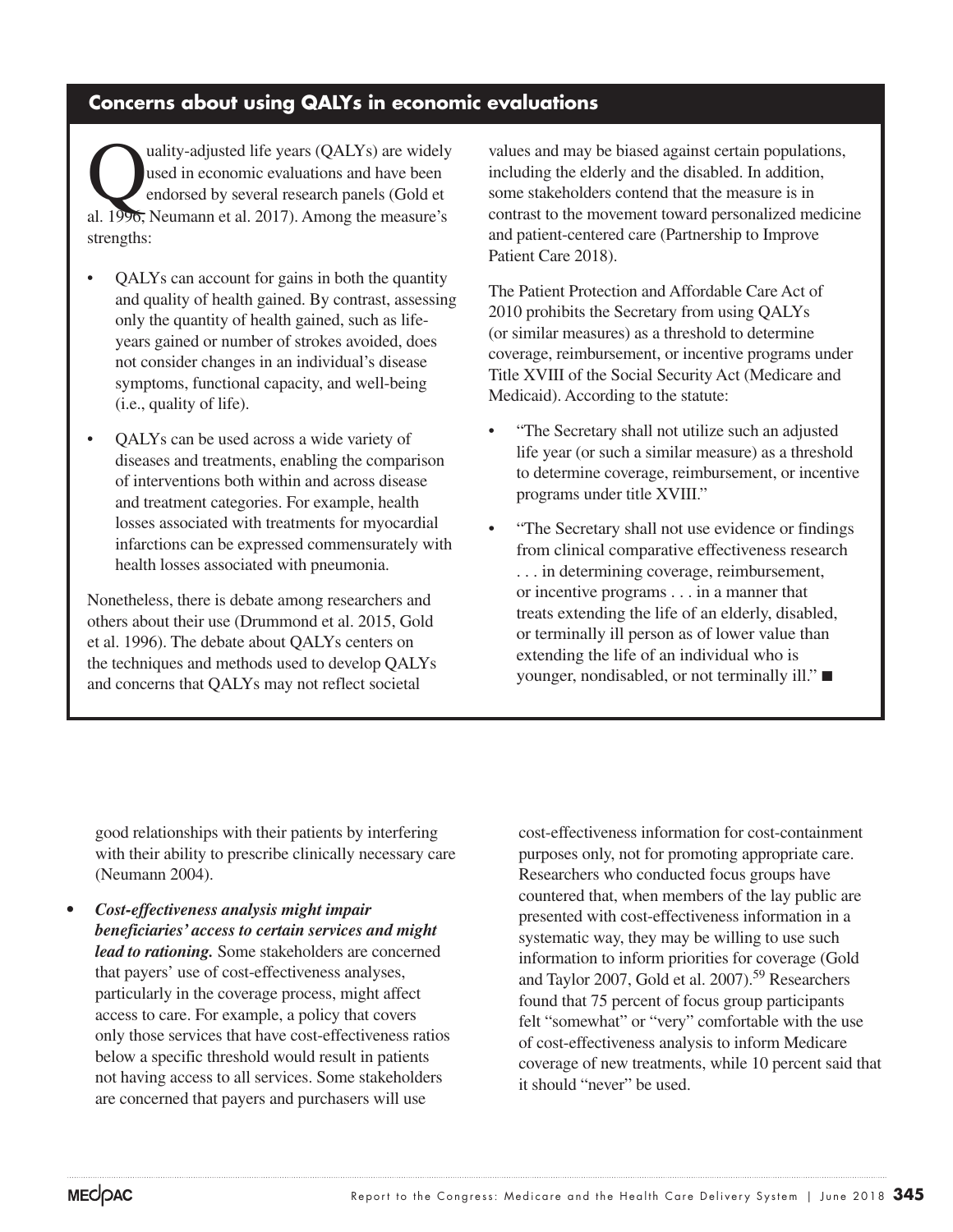## Concerns about using QALYs in economic evaluations

Quality-adjusted life years (QALYs) are widely used in economic evaluations and have been endorsed by several research panels (Gold et al. 1996, Neumann et al. 2017). Among the measure's strengths:

- QALYs can account for gains in both the quantity and quality of health gained. By contrast, assessing only the quantity of health gained, such as life-years gained or number of strokes avoided, does not consider changes in an individual's disease symptoms, functional capacity, and well-being (i.e., quality of life).
- QALYs can be used across a wide variety of diseases and treatments, enabling the comparison of interventions both within and across disease and treatment categories. For example, health losses associated with treatments for myocardial infarctions can be expressed commensurately with health losses associated with pneumonia.

Nonetheless, there is debate among researchers and others about their use (Drummond et al. 2015, Gold et al. 1996). The debate about QALYs centers on the techniques and methods used to develop QALYs and concerns that QALYs may not reflect societal values and may be biased against certain populations, including the elderly and the disabled. In addition, some stakeholders contend that the measure is in contrast to the movement toward personalized medicine and patient-centered care (Partnership to Improve Patient Care 2018).

The Patient Protection and Affordable Care Act of 2010 prohibits the Secretary from using QALYs (or similar measures) as a threshold to determine coverage, reimbursement, or incentive programs under Title XVIII of the Social Security Act (Medicare and Medicaid). According to the statute:

- "The Secretary shall not utilize such an adjusted life year (or such a similar measure) as a threshold to determine coverage, reimbursement, or incentive programs under title XVIII."
- "The Secretary shall not use evidence or findings from clinical comparative effectiveness research . . . in determining coverage, reimbursement, or incentive programs . . . in a manner that treats extending the life of an elderly, disabled, or terminally ill person as of lower value than extending the life of an individual who is younger, nondisabled, or not terminally ill." ■

good relationships with their patients by interfering with their ability to prescribe clinically necessary care (Neumann 2004).

- ***Cost-effectiveness analysis might impair beneficiaries' access to certain services and might lead to rationing.*** Some stakeholders are concerned that payers' use of cost-effectiveness analyses, particularly in the coverage process, might affect access to care. For example, a policy that covers only those services that have cost-effectiveness ratios below a specific threshold would result in patients not having access to all services. Some stakeholders are concerned that payers and purchasers will use cost-effectiveness information for cost-containment purposes only, not for promoting appropriate care. Researchers who conducted focus groups have countered that, when members of the lay public are presented with cost-effectiveness information in a systematic way, they may be willing to use such information to inform priorities for coverage (Gold and Taylor 2007, Gold et al. 2007).[59] Researchers found that 75 percent of focus group participants felt "somewhat" or "very" comfortable with the use of cost-effectiveness analysis to inform Medicare coverage of new treatments, while 10 percent said that it should "never" be used.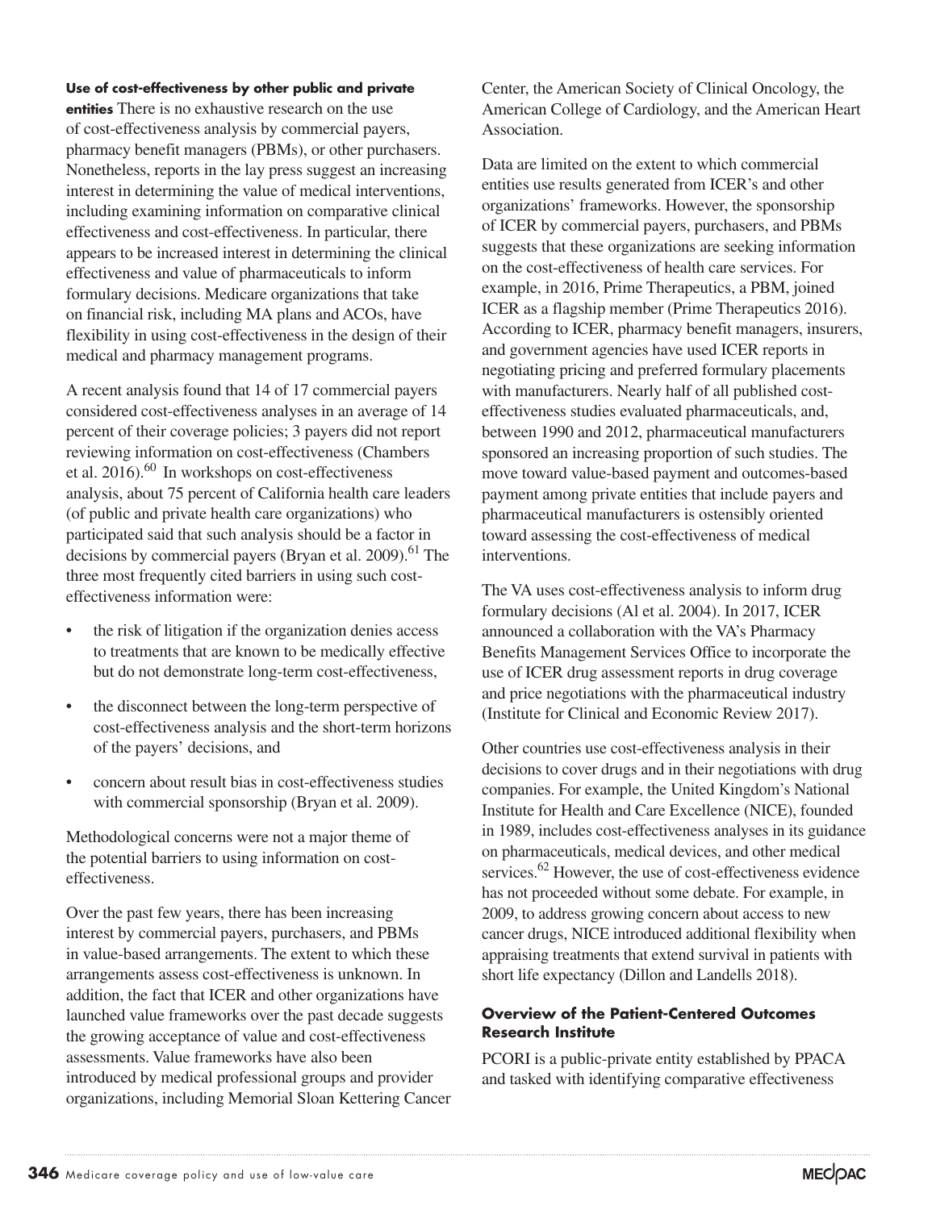**Use of cost-effectiveness by other public and private entities** There is no exhaustive research on the use of cost-effectiveness analysis by commercial payers, pharmacy benefit managers (PBMs), or other purchasers. Nonetheless, reports in the lay press suggest an increasing interest in determining the value of medical interventions, including examining information on comparative clinical effectiveness and cost-effectiveness. In particular, there appears to be increased interest in determining the clinical effectiveness and value of pharmaceuticals to inform formulary decisions. Medicare organizations that take on financial risk, including MA plans and ACOs, have flexibility in using cost-effectiveness in the design of their medical and pharmacy management programs.

A recent analysis found that 14 of 17 commercial payers considered cost-effectiveness analyses in an average of 14 percent of their coverage policies; 3 payers did not report reviewing information on cost-effectiveness (Chambers et al. 2016).[60] In workshops on cost-effectiveness analysis, about 75 percent of California health care leaders (of public and private health care organizations) who participated said that such analysis should be a factor in decisions by commercial payers (Bryan et al. 2009).[61] The three most frequently cited barriers in using such cost-effectiveness information were:

- the risk of litigation if the organization denies access to treatments that are known to be medically effective but do not demonstrate long-term cost-effectiveness,
- the disconnect between the long-term perspective of cost-effectiveness analysis and the short-term horizons of the payers' decisions, and
- concern about result bias in cost-effectiveness studies with commercial sponsorship (Bryan et al. 2009).

Methodological concerns were not a major theme of the potential barriers to using information on cost-effectiveness.

Over the past few years, there has been increasing interest by commercial payers, purchasers, and PBMs in value-based arrangements. The extent to which these arrangements assess cost-effectiveness is unknown. In addition, the fact that ICER and other organizations have launched value frameworks over the past decade suggests the growing acceptance of value and cost-effectiveness assessments. Value frameworks have also been introduced by medical professional groups and provider organizations, including Memorial Sloan Kettering Cancer Center, the American Society of Clinical Oncology, the American College of Cardiology, and the American Heart Association.

Data are limited on the extent to which commercial entities use results generated from ICER's and other organizations' frameworks. However, the sponsorship of ICER by commercial payers, purchasers, and PBMs suggests that these organizations are seeking information on the cost-effectiveness of health care services. For example, in 2016, Prime Therapeutics, a PBM, joined ICER as a flagship member (Prime Therapeutics 2016). According to ICER, pharmacy benefit managers, insurers, and government agencies have used ICER reports in negotiating pricing and preferred formulary placements with manufacturers. Nearly half of all published cost-effectiveness studies evaluated pharmaceuticals, and, between 1990 and 2012, pharmaceutical manufacturers sponsored an increasing proportion of such studies. The move toward value-based payment and outcomes-based payment among private entities that include payers and pharmaceutical manufacturers is ostensibly oriented toward assessing the cost-effectiveness of medical interventions.

The VA uses cost-effectiveness analysis to inform drug formulary decisions (Al et al. 2004). In 2017, ICER announced a collaboration with the VA's Pharmacy Benefits Management Services Office to incorporate the use of ICER drug assessment reports in drug coverage and price negotiations with the pharmaceutical industry (Institute for Clinical and Economic Review 2017).

Other countries use cost-effectiveness analysis in their decisions to cover drugs and in their negotiations with drug companies. For example, the United Kingdom's National Institute for Health and Care Excellence (NICE), founded in 1989, includes cost-effectiveness analyses in its guidance on pharmaceuticals, medical devices, and other medical services.[62] However, the use of cost-effectiveness evidence has not proceeded without some debate. For example, in 2009, to address growing concern about access to new cancer drugs, NICE introduced additional flexibility when appraising treatments that extend survival in patients with short life expectancy (Dillon and Landells 2018).

### Overview of the Patient-Centered Outcomes Research Institute

PCORI is a public-private entity established by PPACA and tasked with identifying comparative effectiveness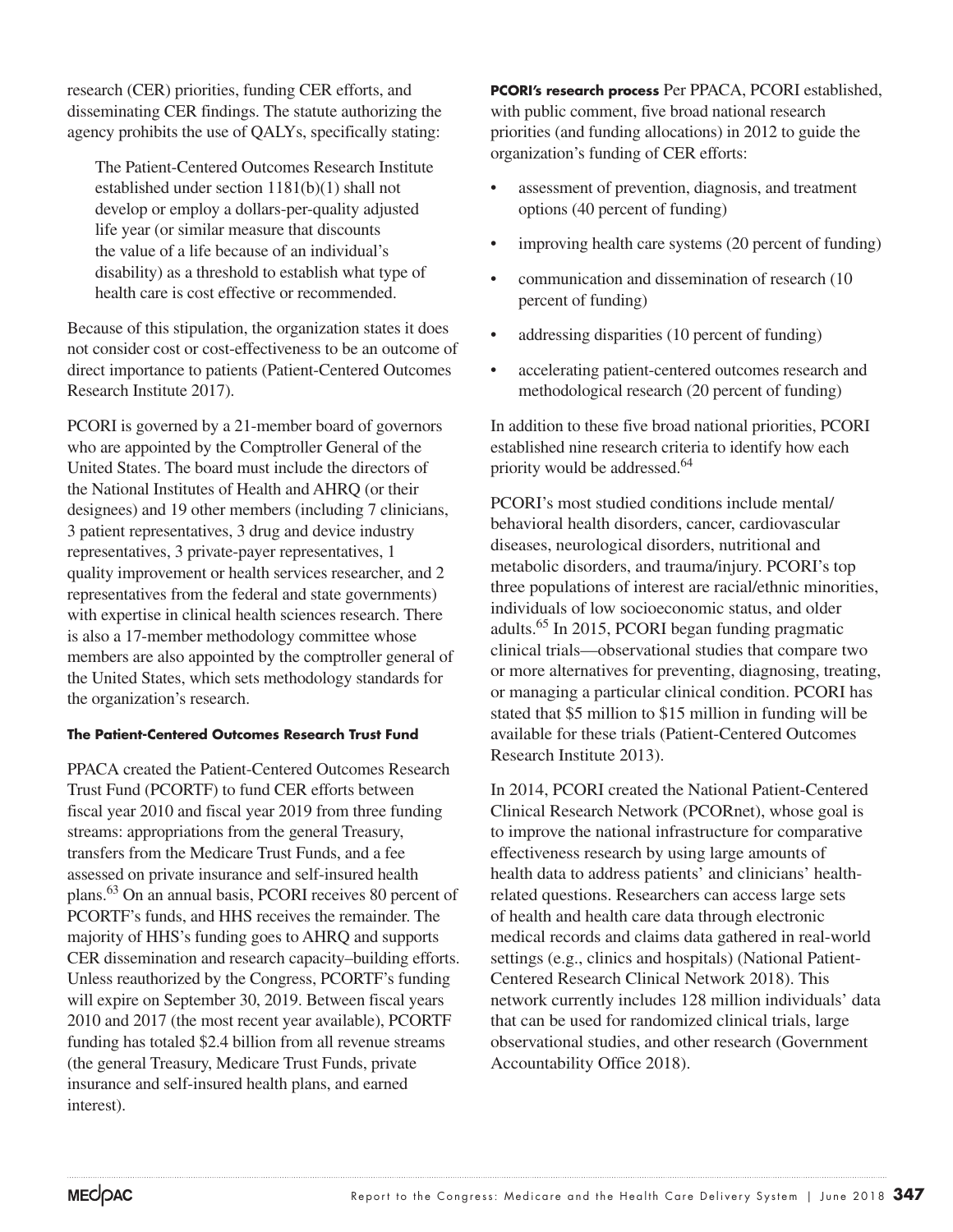research (CER) priorities, funding CER efforts, and disseminating CER findings. The statute authorizing the agency prohibits the use of QALYs, specifically stating:

> The Patient-Centered Outcomes Research Institute established under section 1181(b)(1) shall not develop or employ a dollars-per-quality adjusted life year (or similar measure that discounts the value of a life because of an individual's disability) as a threshold to establish what type of health care is cost effective or recommended.

Because of this stipulation, the organization states it does not consider cost or cost-effectiveness to be an outcome of direct importance to patients (Patient-Centered Outcomes Research Institute 2017).

PCORI is governed by a 21-member board of governors who are appointed by the Comptroller General of the United States. The board must include the directors of the National Institutes of Health and AHRQ (or their designees) and 19 other members (including 7 clinicians, 3 patient representatives, 3 drug and device industry representatives, 3 private-payer representatives, 1 quality improvement or health services researcher, and 2 representatives from the federal and state governments) with expertise in clinical health sciences research. There is also a 17-member methodology committee whose members are also appointed by the comptroller general of the United States, which sets methodology standards for the organization's research.

#### The Patient-Centered Outcomes Research Trust Fund

PPACA created the Patient-Centered Outcomes Research Trust Fund (PCORTF) to fund CER efforts between fiscal year 2010 and fiscal year 2019 from three funding streams: appropriations from the general Treasury, transfers from the Medicare Trust Funds, and a fee assessed on private insurance and self-insured health plans.[63] On an annual basis, PCORI receives 80 percent of PCORTF's funds, and HHS receives the remainder. The majority of HHS's funding goes to AHRQ and supports CER dissemination and research capacity–building efforts. Unless reauthorized by the Congress, PCORTF's funding will expire on September 30, 2019. Between fiscal years 2010 and 2017 (the most recent year available), PCORTF funding has totaled $2.4 billion from all revenue streams (the general Treasury, Medicare Trust Funds, private insurance and self-insured health plans, and earned interest).

**PCORI's research process** Per PPACA, PCORI established, with public comment, five broad national research priorities (and funding allocations) in 2012 to guide the organization's funding of CER efforts:

- assessment of prevention, diagnosis, and treatment options (40 percent of funding)
- improving health care systems (20 percent of funding)
- communication and dissemination of research (10 percent of funding)
- addressing disparities (10 percent of funding)
- accelerating patient-centered outcomes research and methodological research (20 percent of funding)

In addition to these five broad national priorities, PCORI established nine research criteria to identify how each priority would be addressed.[64]

PCORI's most studied conditions include mental/behavioral health disorders, cancer, cardiovascular diseases, neurological disorders, nutritional and metabolic disorders, and trauma/injury. PCORI's top three populations of interest are racial/ethnic minorities, individuals of low socioeconomic status, and older adults.[65] In 2015, PCORI began funding pragmatic clinical trials—observational studies that compare two or more alternatives for preventing, diagnosing, treating, or managing a particular clinical condition. PCORI has stated that $5 million to $15 million in funding will be available for these trials (Patient-Centered Outcomes Research Institute 2013).

In 2014, PCORI created the National Patient-Centered Clinical Research Network (PCORnet), whose goal is to improve the national infrastructure for comparative effectiveness research by using large amounts of health data to address patients' and clinicians' health-related questions. Researchers can access large sets of health and health care data through electronic medical records and claims data gathered in real-world settings (e.g., clinics and hospitals) (National Patient-Centered Research Clinical Network 2018). This network currently includes 128 million individuals' data that can be used for randomized clinical trials, large observational studies, and other research (Government Accountability Office 2018).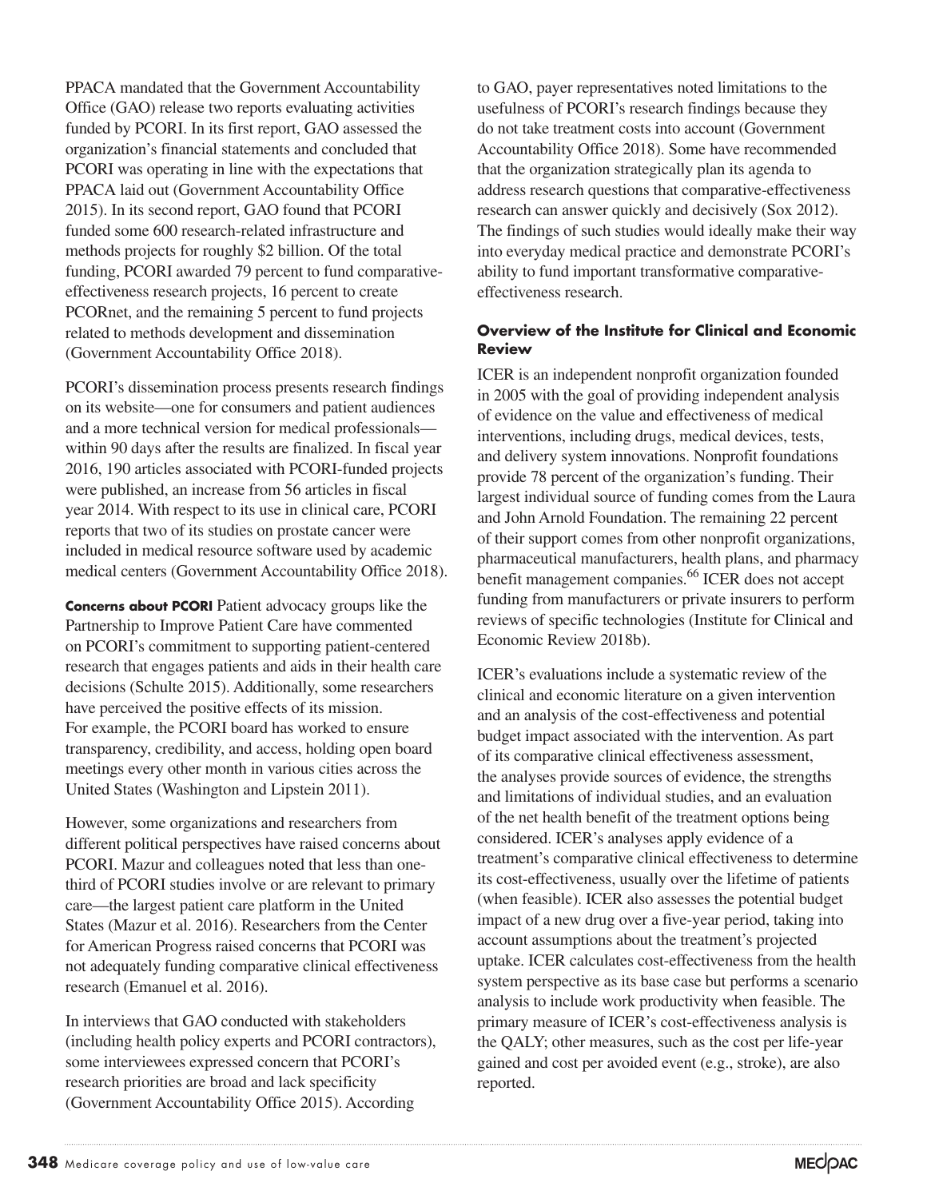PPACA mandated that the Government Accountability Office (GAO) release two reports evaluating activities funded by PCORI. In its first report, GAO assessed the organization's financial statements and concluded that PCORI was operating in line with the expectations that PPACA laid out (Government Accountability Office 2015). In its second report, GAO found that PCORI funded some 600 research-related infrastructure and methods projects for roughly $2 billion. Of the total funding, PCORI awarded 79 percent to fund comparative-effectiveness research projects, 16 percent to create PCORnet, and the remaining 5 percent to fund projects related to methods development and dissemination (Government Accountability Office 2018).

PCORI's dissemination process presents research findings on its website—one for consumers and patient audiences and a more technical version for medical professionals—within 90 days after the results are finalized. In fiscal year 2016, 190 articles associated with PCORI-funded projects were published, an increase from 56 articles in fiscal year 2014. With respect to its use in clinical care, PCORI reports that two of its studies on prostate cancer were included in medical resource software used by academic medical centers (Government Accountability Office 2018).

**Concerns about PCORI** Patient advocacy groups like the Partnership to Improve Patient Care have commented on PCORI's commitment to supporting patient-centered research that engages patients and aids in their health care decisions (Schulte 2015). Additionally, some researchers have perceived the positive effects of its mission. For example, the PCORI board has worked to ensure transparency, credibility, and access, holding open board meetings every other month in various cities across the United States (Washington and Lipstein 2011).

However, some organizations and researchers from different political perspectives have raised concerns about PCORI. Mazur and colleagues noted that less than one-third of PCORI studies involve or are relevant to primary care—the largest patient care platform in the United States (Mazur et al. 2016). Researchers from the Center for American Progress raised concerns that PCORI was not adequately funding comparative clinical effectiveness research (Emanuel et al. 2016).

In interviews that GAO conducted with stakeholders (including health policy experts and PCORI contractors), some interviewees expressed concern that PCORI's research priorities are broad and lack specificity (Government Accountability Office 2015). According to GAO, payer representatives noted limitations to the usefulness of PCORI's research findings because they do not take treatment costs into account (Government Accountability Office 2018). Some have recommended that the organization strategically plan its agenda to address research questions that comparative-effectiveness research can answer quickly and decisively (Sox 2012). The findings of such studies would ideally make their way into everyday medical practice and demonstrate PCORI's ability to fund important transformative comparative-effectiveness research.

#### Overview of the Institute for Clinical and Economic Review

ICER is an independent nonprofit organization founded in 2005 with the goal of providing independent analysis of evidence on the value and effectiveness of medical interventions, including drugs, medical devices, tests, and delivery system innovations. Nonprofit foundations provide 78 percent of the organization's funding. Their largest individual source of funding comes from the Laura and John Arnold Foundation. The remaining 22 percent of their support comes from other nonprofit organizations, pharmaceutical manufacturers, health plans, and pharmacy benefit management companies.[66] ICER does not accept funding from manufacturers or private insurers to perform reviews of specific technologies (Institute for Clinical and Economic Review 2018b).

ICER's evaluations include a systematic review of the clinical and economic literature on a given intervention and an analysis of the cost-effectiveness and potential budget impact associated with the intervention. As part of its comparative clinical effectiveness assessment, the analyses provide sources of evidence, the strengths and limitations of individual studies, and an evaluation of the net health benefit of the treatment options being considered. ICER's analyses apply evidence of a treatment's comparative clinical effectiveness to determine its cost-effectiveness, usually over the lifetime of patients (when feasible). ICER also assesses the potential budget impact of a new drug over a five-year period, taking into account assumptions about the treatment's projected uptake. ICER calculates cost-effectiveness from the health system perspective as its base case but performs a scenario analysis to include work productivity when feasible. The primary measure of ICER's cost-effectiveness analysis is the QALY; other measures, such as the cost per life-year gained and cost per avoided event (e.g., stroke), are also reported.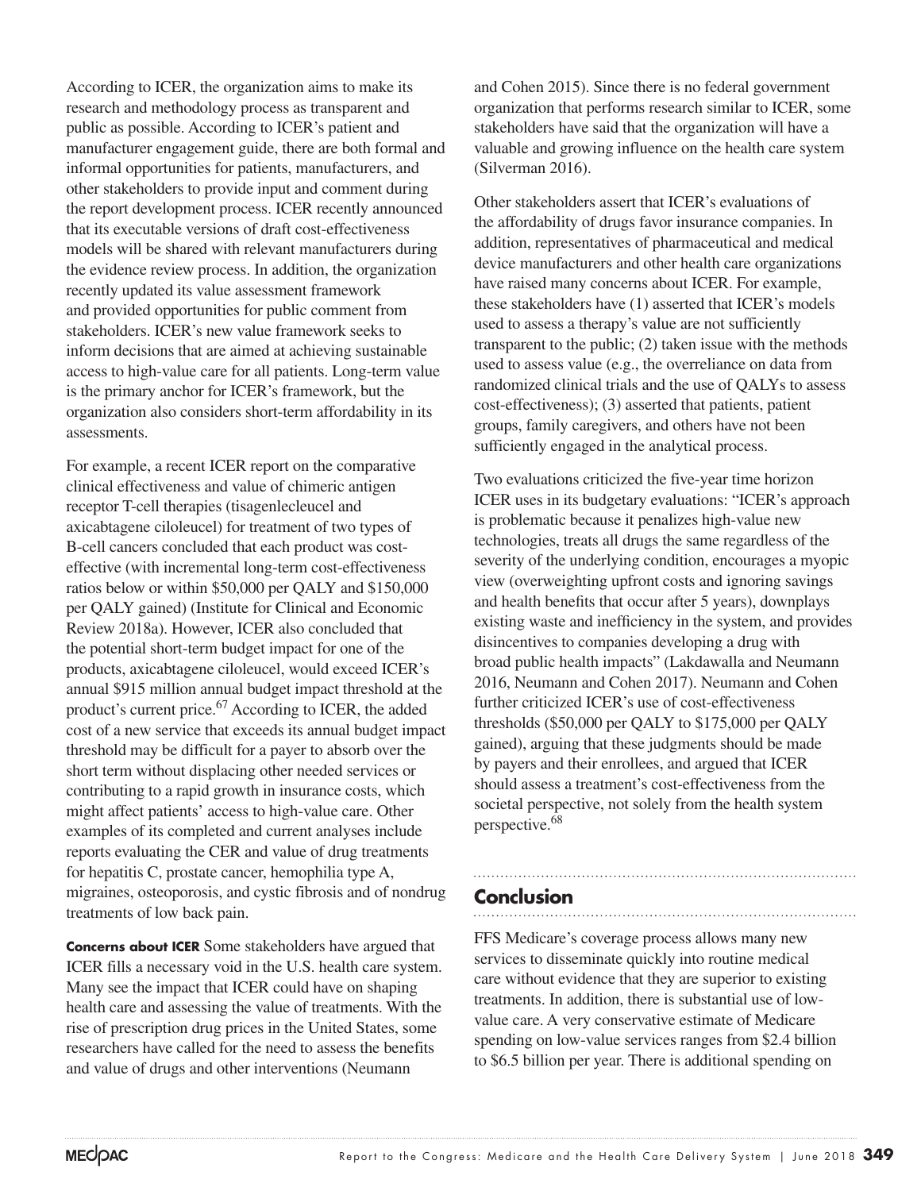According to ICER, the organization aims to make its research and methodology process as transparent and public as possible. According to ICER's patient and manufacturer engagement guide, there are both formal and informal opportunities for patients, manufacturers, and other stakeholders to provide input and comment during the report development process. ICER recently announced that its executable versions of draft cost-effectiveness models will be shared with relevant manufacturers during the evidence review process. In addition, the organization recently updated its value assessment framework and provided opportunities for public comment from stakeholders. ICER's new value framework seeks to inform decisions that are aimed at achieving sustainable access to high-value care for all patients. Long-term value is the primary anchor for ICER's framework, but the organization also considers short-term affordability in its assessments.

For example, a recent ICER report on the comparative clinical effectiveness and value of chimeric antigen receptor T-cell therapies (tisagenlecleucel and axicabtagene ciloleucel) for treatment of two types of B-cell cancers concluded that each product was cost-effective (with incremental long-term cost-effectiveness ratios below or within \$50,000 per QALY and \$150,000 per QALY gained) (Institute for Clinical and Economic Review 2018a). However, ICER also concluded that the potential short-term budget impact for one of the products, axicabtagene ciloleucel, would exceed ICER's annual \$915 million annual budget impact threshold at the product's current price.[67] According to ICER, the added cost of a new service that exceeds its annual budget impact threshold may be difficult for a payer to absorb over the short term without displacing other needed services or contributing to a rapid growth in insurance costs, which might affect patients' access to high-value care. Other examples of its completed and current analyses include reports evaluating the CER and value of drug treatments for hepatitis C, prostate cancer, hemophilia type A, migraines, osteoporosis, and cystic fibrosis and of nondrug treatments of low back pain.

**Concerns about ICER** Some stakeholders have argued that ICER fills a necessary void in the U.S. health care system. Many see the impact that ICER could have on shaping health care and assessing the value of treatments. With the rise of prescription drug prices in the United States, some researchers have called for the need to assess the benefits and value of drugs and other interventions (Neumann and Cohen 2015). Since there is no federal government organization that performs research similar to ICER, some stakeholders have said that the organization will have a valuable and growing influence on the health care system (Silverman 2016).

Other stakeholders assert that ICER's evaluations of the affordability of drugs favor insurance companies. In addition, representatives of pharmaceutical and medical device manufacturers and other health care organizations have raised many concerns about ICER. For example, these stakeholders have (1) asserted that ICER's models used to assess a therapy's value are not sufficiently transparent to the public; (2) taken issue with the methods used to assess value (e.g., the overreliance on data from randomized clinical trials and the use of QALYs to assess cost-effectiveness); (3) asserted that patients, patient groups, family caregivers, and others have not been sufficiently engaged in the analytical process.

Two evaluations criticized the five-year time horizon ICER uses in its budgetary evaluations: "ICER's approach is problematic because it penalizes high-value new technologies, treats all drugs the same regardless of the severity of the underlying condition, encourages a myopic view (overweighting upfront costs and ignoring savings and health benefits that occur after 5 years), downplays existing waste and inefficiency in the system, and provides disincentives to companies developing a drug with broad public health impacts" (Lakdawalla and Neumann 2016, Neumann and Cohen 2017). Neumann and Cohen further criticized ICER's use of cost-effectiveness thresholds (\$50,000 per QALY to \$175,000 per QALY gained), arguing that these judgments should be made by payers and their enrollees, and argued that ICER should assess a treatment's cost-effectiveness from the societal perspective, not solely from the health system perspective.[68]

## Conclusion

FFS Medicare's coverage process allows many new services to disseminate quickly into routine medical care without evidence that they are superior to existing treatments. In addition, there is substantial use of low-value care. A very conservative estimate of Medicare spending on low-value services ranges from \$2.4 billion to \$6.5 billion per year. There is additional spending on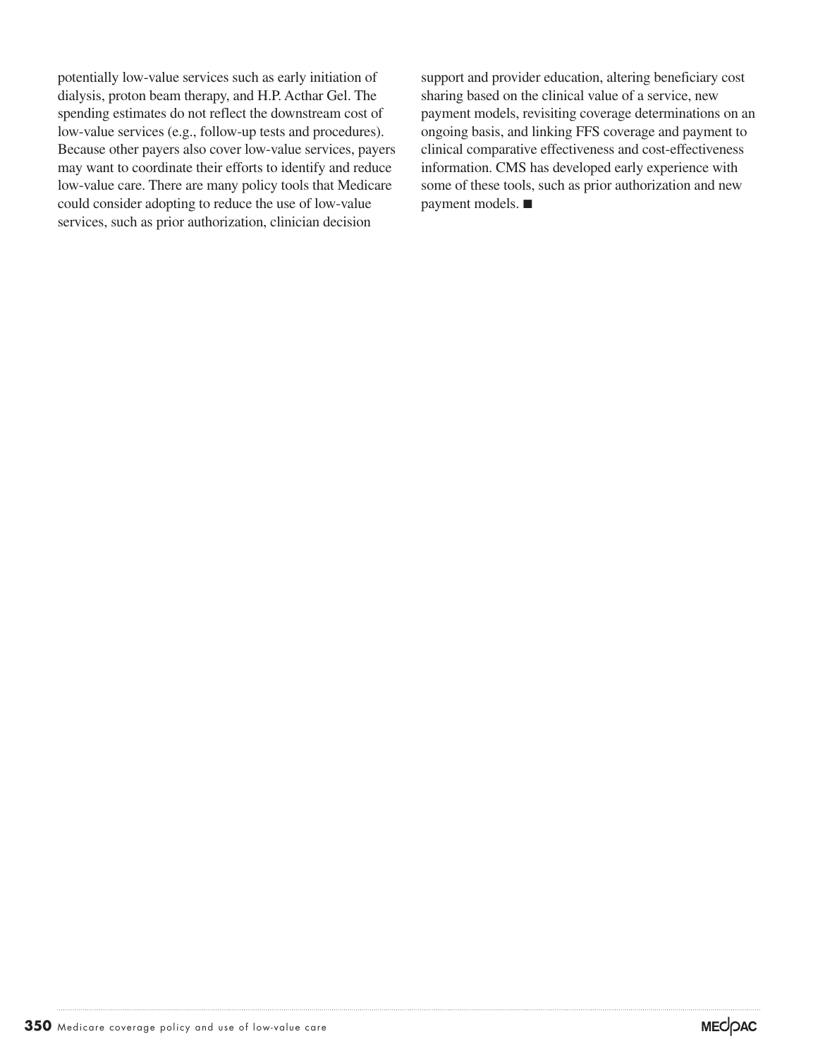potentially low-value services such as early initiation of dialysis, proton beam therapy, and H.P. Acthar Gel. The spending estimates do not reflect the downstream cost of low-value services (e.g., follow-up tests and procedures). Because other payers also cover low-value services, payers may want to coordinate their efforts to identify and reduce low-value care. There are many policy tools that Medicare could consider adopting to reduce the use of low-value services, such as prior authorization, clinician decision support and provider education, altering beneficiary cost sharing based on the clinical value of a service, new payment models, revisiting coverage determinations on an ongoing basis, and linking FFS coverage and payment to clinical comparative effectiveness and cost-effectiveness information. CMS has developed early experience with some of these tools, such as prior authorization and new payment models. ■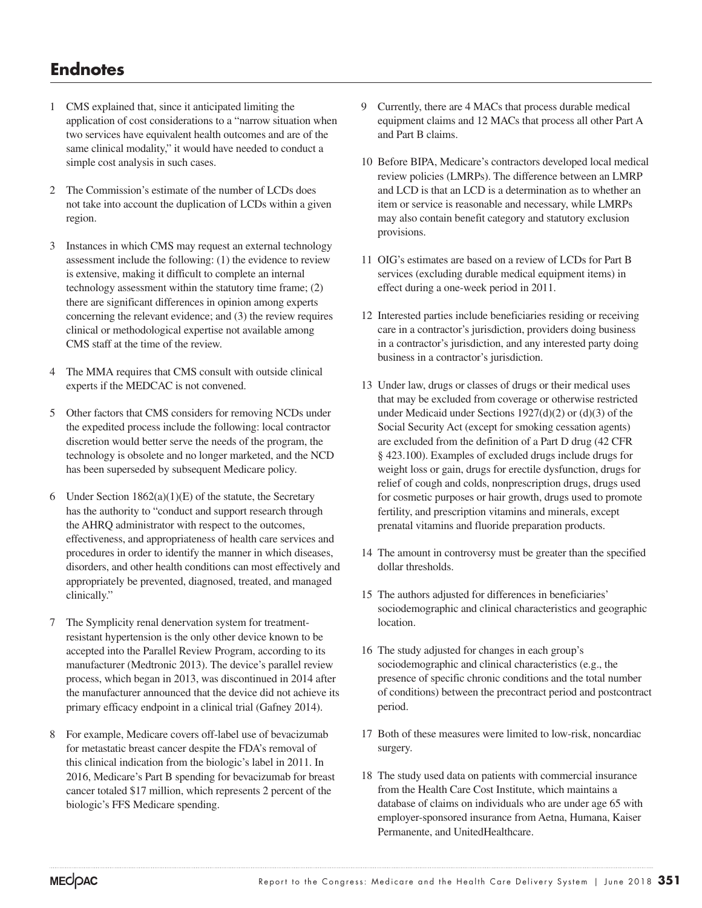## Endnotes

1 CMS explained that, since it anticipated limiting the application of cost considerations to a "narrow situation when two services have equivalent health outcomes and are of the same clinical modality," it would have needed to conduct a simple cost analysis in such cases.

2 The Commission's estimate of the number of LCDs does not take into account the duplication of LCDs within a given region.

3 Instances in which CMS may request an external technology assessment include the following: (1) the evidence to review is extensive, making it difficult to complete an internal technology assessment within the statutory time frame; (2) there are significant differences in opinion among experts concerning the relevant evidence; and (3) the review requires clinical or methodological expertise not available among CMS staff at the time of the review.

4 The MMA requires that CMS consult with outside clinical experts if the MEDCAC is not convened.

5 Other factors that CMS considers for removing NCDs under the expedited process include the following: local contractor discretion would better serve the needs of the program, the technology is obsolete and no longer marketed, and the NCD has been superseded by subsequent Medicare policy.

6 Under Section 1862(a)(1)(E) of the statute, the Secretary has the authority to "conduct and support research through the AHRQ administrator with respect to the outcomes, effectiveness, and appropriateness of health care services and procedures in order to identify the manner in which diseases, disorders, and other health conditions can most effectively and appropriately be prevented, diagnosed, treated, and managed clinically."

7 The Symplicity renal denervation system for treatment-resistant hypertension is the only other device known to be accepted into the Parallel Review Program, according to its manufacturer (Medtronic 2013). The device's parallel review process, which began in 2013, was discontinued in 2014 after the manufacturer announced that the device did not achieve its primary efficacy endpoint in a clinical trial (Gafney 2014).

8 For example, Medicare covers off-label use of bevacizumab for metastatic breast cancer despite the FDA's removal of this clinical indication from the biologic's label in 2011. In 2016, Medicare's Part B spending for bevacizumab for breast cancer totaled $17 million, which represents 2 percent of the biologic's FFS Medicare spending.

9 Currently, there are 4 MACs that process durable medical equipment claims and 12 MACs that process all other Part A and Part B claims.

10 Before BIPA, Medicare's contractors developed local medical review policies (LMRPs). The difference between an LMRP and LCD is that an LCD is a determination as to whether an item or service is reasonable and necessary, while LMRPs may also contain benefit category and statutory exclusion provisions.

11 OIG's estimates are based on a review of LCDs for Part B services (excluding durable medical equipment items) in effect during a one-week period in 2011.

12 Interested parties include beneficiaries residing or receiving care in a contractor's jurisdiction, providers doing business in a contractor's jurisdiction, and any interested party doing business in a contractor's jurisdiction.

13 Under law, drugs or classes of drugs or their medical uses that may be excluded from coverage or otherwise restricted under Medicaid under Sections 1927(d)(2) or (d)(3) of the Social Security Act (except for smoking cessation agents) are excluded from the definition of a Part D drug (42 CFR § 423.100). Examples of excluded drugs include drugs for weight loss or gain, drugs for erectile dysfunction, drugs for relief of cough and colds, nonprescription drugs, drugs used for cosmetic purposes or hair growth, drugs used to promote fertility, and prescription vitamins and minerals, except prenatal vitamins and fluoride preparation products.

14 The amount in controversy must be greater than the specified dollar thresholds.

15 The authors adjusted for differences in beneficiaries' sociodemographic and clinical characteristics and geographic location.

16 The study adjusted for changes in each group's sociodemographic and clinical characteristics (e.g., the presence of specific chronic conditions and the total number of conditions) between the precontract period and postcontract period.

17 Both of these measures were limited to low-risk, noncardiac surgery.

18 The study used data on patients with commercial insurance from the Health Care Cost Institute, which maintains a database of claims on individuals who are under age 65 with employer-sponsored insurance from Aetna, Humana, Kaiser Permanente, and UnitedHealthcare.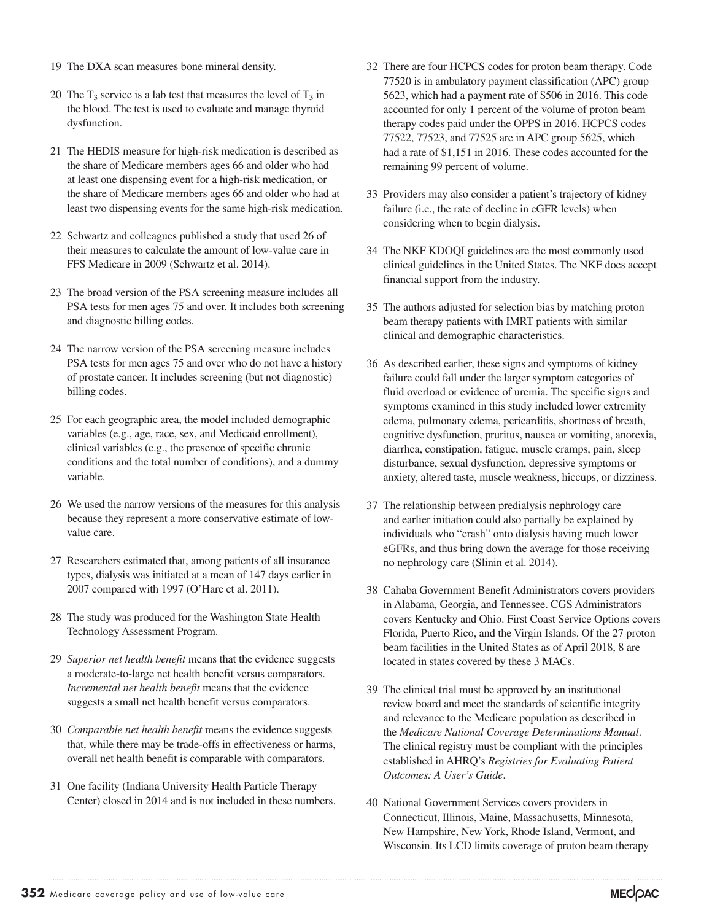19 The DXA scan measures bone mineral density.

20 The $T_3$ service is a lab test that measures the level of $T_3$ in the blood. The test is used to evaluate and manage thyroid dysfunction.

21 The HEDIS measure for high-risk medication is described as the share of Medicare members ages 66 and older who had at least one dispensing event for a high-risk medication, or the share of Medicare members ages 66 and older who had at least two dispensing events for the same high-risk medication.

22 Schwartz and colleagues published a study that used 26 of their measures to calculate the amount of low-value care in FFS Medicare in 2009 (Schwartz et al. 2014).

23 The broad version of the PSA screening measure includes all PSA tests for men ages 75 and over. It includes both screening and diagnostic billing codes.

24 The narrow version of the PSA screening measure includes PSA tests for men ages 75 and over who do not have a history of prostate cancer. It includes screening (but not diagnostic) billing codes.

25 For each geographic area, the model included demographic variables (e.g., age, race, sex, and Medicaid enrollment), clinical variables (e.g., the presence of specific chronic conditions and the total number of conditions), and a dummy variable.

26 We used the narrow versions of the measures for this analysis because they represent a more conservative estimate of low-value care.

27 Researchers estimated that, among patients of all insurance types, dialysis was initiated at a mean of 147 days earlier in 2007 compared with 1997 (O'Hare et al. 2011).

28 The study was produced for the Washington State Health Technology Assessment Program.

29 *Superior net health benefit* means that the evidence suggests a moderate-to-large net health benefit versus comparators. *Incremental net health benefit* means that the evidence suggests a small net health benefit versus comparators.

30 *Comparable net health benefit* means the evidence suggests that, while there may be trade-offs in effectiveness or harms, overall net health benefit is comparable with comparators.

31 One facility (Indiana University Health Particle Therapy Center) closed in 2014 and is not included in these numbers.

32 There are four HCPCS codes for proton beam therapy. Code 77520 is in ambulatory payment classification (APC) group 5623, which had a payment rate of $506 in 2016. This code accounted for only 1 percent of the volume of proton beam therapy codes paid under the OPPS in 2016. HCPCS codes 77522, 77523, and 77525 are in APC group 5625, which had a rate of $1,151 in 2016. These codes accounted for the remaining 99 percent of volume.

33 Providers may also consider a patient's trajectory of kidney failure (i.e., the rate of decline in eGFR levels) when considering when to begin dialysis.

34 The NKF KDOQI guidelines are the most commonly used clinical guidelines in the United States. The NKF does accept financial support from the industry.

35 The authors adjusted for selection bias by matching proton beam therapy patients with IMRT patients with similar clinical and demographic characteristics.

36 As described earlier, these signs and symptoms of kidney failure could fall under the larger symptom categories of fluid overload or evidence of uremia. The specific signs and symptoms examined in this study included lower extremity edema, pulmonary edema, pericarditis, shortness of breath, cognitive dysfunction, pruritus, nausea or vomiting, anorexia, diarrhea, constipation, fatigue, muscle cramps, pain, sleep disturbance, sexual dysfunction, depressive symptoms or anxiety, altered taste, muscle weakness, hiccups, or dizziness.

37 The relationship between predialysis nephrology care and earlier initiation could also partially be explained by individuals who "crash" onto dialysis having much lower eGFRs, and thus bring down the average for those receiving no nephrology care (Slinin et al. 2014).

38 Cahaba Government Benefit Administrators covers providers in Alabama, Georgia, and Tennessee. CGS Administrators covers Kentucky and Ohio. First Coast Service Options covers Florida, Puerto Rico, and the Virgin Islands. Of the 27 proton beam facilities in the United States as of April 2018, 8 are located in states covered by these 3 MACs.

39 The clinical trial must be approved by an institutional review board and meet the standards of scientific integrity and relevance to the Medicare population as described in the *Medicare National Coverage Determinations Manual*. The clinical registry must be compliant with the principles established in AHRQ's *Registries for Evaluating Patient Outcomes: A User's Guide*.

40 National Government Services covers providers in Connecticut, Illinois, Maine, Massachusetts, Minnesota, New Hampshire, New York, Rhode Island, Vermont, and Wisconsin. Its LCD limits coverage of proton beam therapy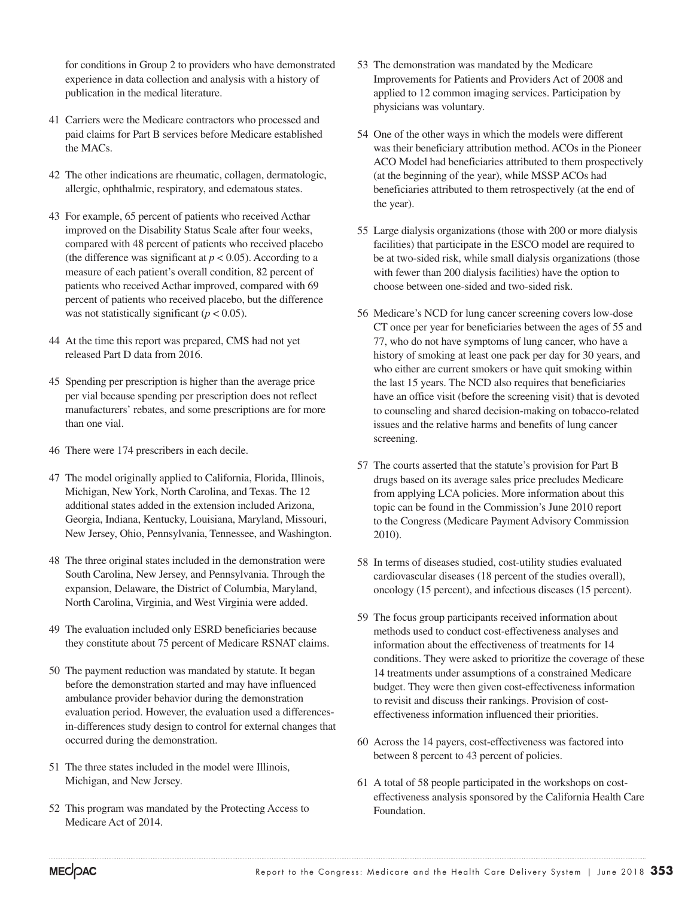for conditions in Group 2 to providers who have demonstrated experience in data collection and analysis with a history of publication in the medical literature.

41 Carriers were the Medicare contractors who processed and paid claims for Part B services before Medicare established the MACs.

42 The other indications are rheumatic, collagen, dermatologic, allergic, ophthalmic, respiratory, and edematous states.

43 For example, 65 percent of patients who received Acthar improved on the Disability Status Scale after four weeks, compared with 48 percent of patients who received placebo (the difference was significant at $p < 0.05$). According to a measure of each patient's overall condition, 82 percent of patients who received Acthar improved, compared with 69 percent of patients who received placebo, but the difference was not statistically significant ($p < 0.05$).

44 At the time this report was prepared, CMS had not yet released Part D data from 2016.

45 Spending per prescription is higher than the average price per vial because spending per prescription does not reflect manufacturers' rebates, and some prescriptions are for more than one vial.

46 There were 174 prescribers in each decile.

47 The model originally applied to California, Florida, Illinois, Michigan, New York, North Carolina, and Texas. The 12 additional states added in the extension included Arizona, Georgia, Indiana, Kentucky, Louisiana, Maryland, Missouri, New Jersey, Ohio, Pennsylvania, Tennessee, and Washington.

48 The three original states included in the demonstration were South Carolina, New Jersey, and Pennsylvania. Through the expansion, Delaware, the District of Columbia, Maryland, North Carolina, Virginia, and West Virginia were added.

49 The evaluation included only ESRD beneficiaries because they constitute about 75 percent of Medicare RSNAT claims.

50 The payment reduction was mandated by statute. It began before the demonstration started and may have influenced ambulance provider behavior during the demonstration evaluation period. However, the evaluation used a differences-in-differences study design to control for external changes that occurred during the demonstration.

51 The three states included in the model were Illinois, Michigan, and New Jersey.

52 This program was mandated by the Protecting Access to Medicare Act of 2014.

53 The demonstration was mandated by the Medicare Improvements for Patients and Providers Act of 2008 and applied to 12 common imaging services. Participation by physicians was voluntary.

54 One of the other ways in which the models were different was their beneficiary attribution method. ACOs in the Pioneer ACO Model had beneficiaries attributed to them prospectively (at the beginning of the year), while MSSP ACOs had beneficiaries attributed to them retrospectively (at the end of the year).

55 Large dialysis organizations (those with 200 or more dialysis facilities) that participate in the ESCO model are required to be at two-sided risk, while small dialysis organizations (those with fewer than 200 dialysis facilities) have the option to choose between one-sided and two-sided risk.

56 Medicare's NCD for lung cancer screening covers low-dose CT once per year for beneficiaries between the ages of 55 and 77, who do not have symptoms of lung cancer, who have a history of smoking at least one pack per day for 30 years, and who either are current smokers or have quit smoking within the last 15 years. The NCD also requires that beneficiaries have an office visit (before the screening visit) that is devoted to counseling and shared decision-making on tobacco-related issues and the relative harms and benefits of lung cancer screening.

57 The courts asserted that the statute's provision for Part B drugs based on its average sales price precludes Medicare from applying LCA policies. More information about this topic can be found in the Commission's June 2010 report to the Congress (Medicare Payment Advisory Commission 2010).

58 In terms of diseases studied, cost-utility studies evaluated cardiovascular diseases (18 percent of the studies overall), oncology (15 percent), and infectious diseases (15 percent).

59 The focus group participants received information about methods used to conduct cost-effectiveness analyses and information about the effectiveness of treatments for 14 conditions. They were asked to prioritize the coverage of these 14 treatments under assumptions of a constrained Medicare budget. They were then given cost-effectiveness information to revisit and discuss their rankings. Provision of cost-effectiveness information influenced their priorities.

60 Across the 14 payers, cost-effectiveness was factored into between 8 percent to 43 percent of policies.

61 A total of 58 people participated in the workshops on cost-effectiveness analysis sponsored by the California Health Care Foundation.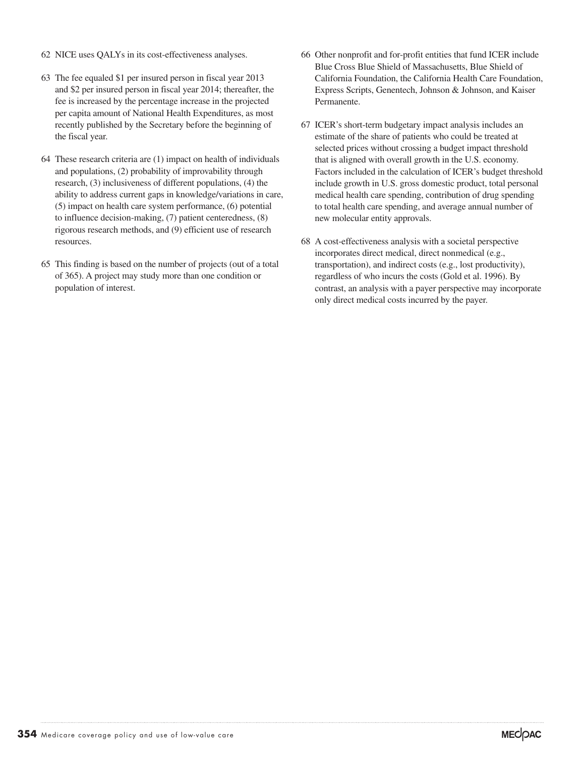62 NICE uses QALYs in its cost-effectiveness analyses.

63 The fee equaled $1 per insured person in fiscal year 2013 and $2 per insured person in fiscal year 2014; thereafter, the fee is increased by the percentage increase in the projected per capita amount of National Health Expenditures, as most recently published by the Secretary before the beginning of the fiscal year.

64 These research criteria are (1) impact on health of individuals and populations, (2) probability of improvability through research, (3) inclusiveness of different populations, (4) the ability to address current gaps in knowledge/variations in care, (5) impact on health care system performance, (6) potential to influence decision-making, (7) patient centeredness, (8) rigorous research methods, and (9) efficient use of research resources.

65 This finding is based on the number of projects (out of a total of 365). A project may study more than one condition or population of interest.

66 Other nonprofit and for-profit entities that fund ICER include Blue Cross Blue Shield of Massachusetts, Blue Shield of California Foundation, the California Health Care Foundation, Express Scripts, Genentech, Johnson & Johnson, and Kaiser Permanente.

67 ICER's short-term budgetary impact analysis includes an estimate of the share of patients who could be treated at selected prices without crossing a budget impact threshold that is aligned with overall growth in the U.S. economy. Factors included in the calculation of ICER's budget threshold include growth in U.S. gross domestic product, total personal medical health care spending, contribution of drug spending to total health care spending, and average annual number of new molecular entity approvals.

68 A cost-effectiveness analysis with a societal perspective incorporates direct medical, direct nonmedical (e.g., transportation), and indirect costs (e.g., lost productivity), regardless of who incurs the costs (Gold et al. 1996). By contrast, an analysis with a payer perspective may incorporate only direct medical costs incurred by the payer.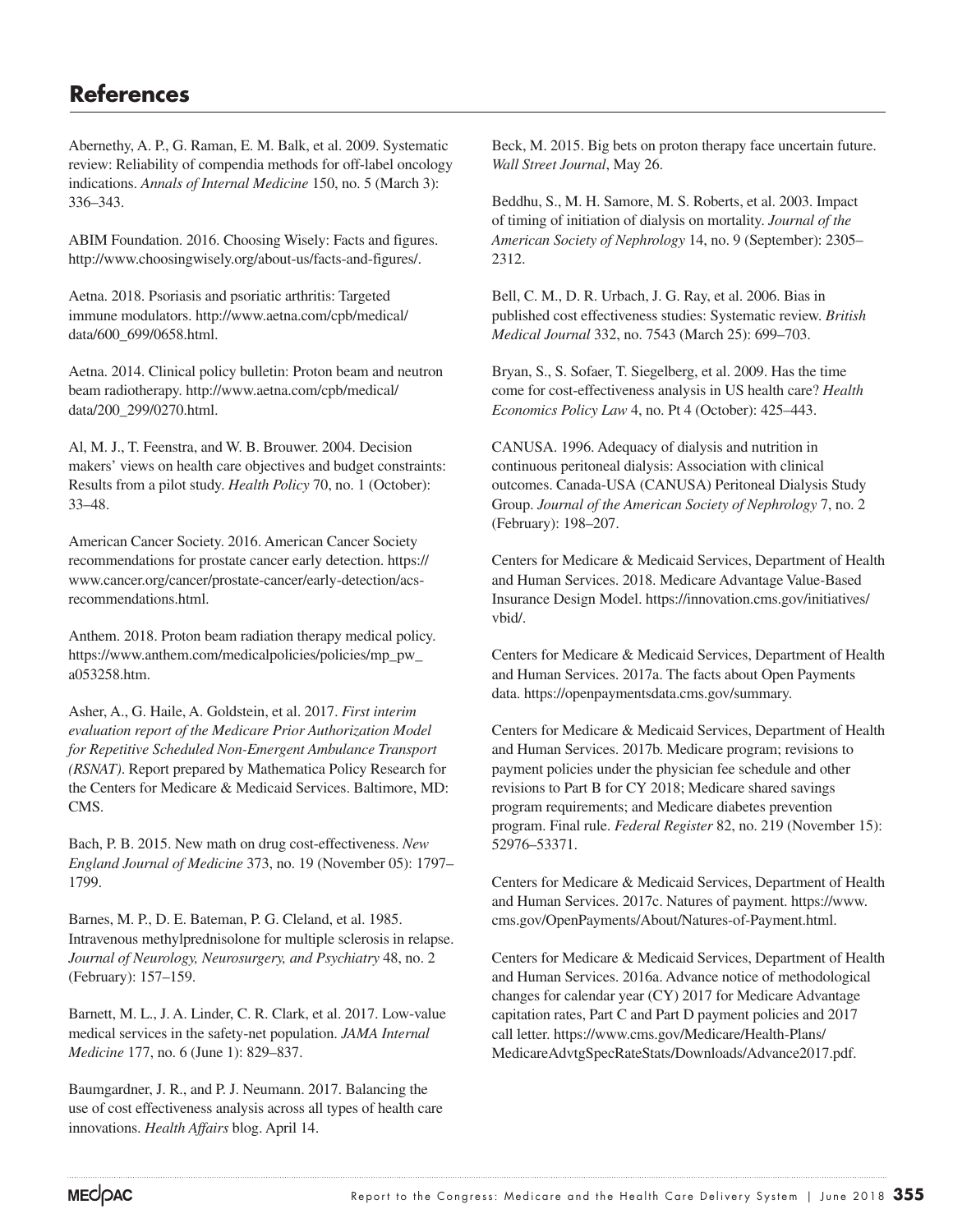## References

Abernethy, A. P., G. Raman, E. M. Balk, et al. 2009. Systematic review: Reliability of compendia methods for off-label oncology indications. *Annals of Internal Medicine* 150, no. 5 (March 3): 336–343.

ABIM Foundation. 2016. Choosing Wisely: Facts and figures. http://www.choosingwisely.org/about-us/facts-and-figures/.

Aetna. 2018. Psoriasis and psoriatic arthritis: Targeted immune modulators. http://www.aetna.com/cpb/medical/data/600_699/0658.html.

Aetna. 2014. Clinical policy bulletin: Proton beam and neutron beam radiotherapy. http://www.aetna.com/cpb/medical/data/200_299/0270.html.

Al, M. J., T. Feenstra, and W. B. Brouwer. 2004. Decision makers' views on health care objectives and budget constraints: Results from a pilot study. *Health Policy* 70, no. 1 (October): 33–48.

American Cancer Society. 2016. American Cancer Society recommendations for prostate cancer early detection. https://www.cancer.org/cancer/prostate-cancer/early-detection/acs-recommendations.html.

Anthem. 2018. Proton beam radiation therapy medical policy. https://www.anthem.com/medicalpolicies/policies/mp_pw_a053258.htm.

Asher, A., G. Haile, A. Goldstein, et al. 2017. *First interim evaluation report of the Medicare Prior Authorization Model for Repetitive Scheduled Non-Emergent Ambulance Transport (RSNAT)*. Report prepared by Mathematica Policy Research for the Centers for Medicare & Medicaid Services. Baltimore, MD: CMS.

Bach, P. B. 2015. New math on drug cost-effectiveness. *New England Journal of Medicine* 373, no. 19 (November 05): 1797–1799.

Barnes, M. P., D. E. Bateman, P. G. Cleland, et al. 1985. Intravenous methylprednisolone for multiple sclerosis in relapse. *Journal of Neurology, Neurosurgery, and Psychiatry* 48, no. 2 (February): 157–159.

Barnett, M. L., J. A. Linder, C. R. Clark, et al. 2017. Low-value medical services in the safety-net population. *JAMA Internal Medicine* 177, no. 6 (June 1): 829–837.

Baumgardner, J. R., and P. J. Neumann. 2017. Balancing the use of cost effectiveness analysis across all types of health care innovations. *Health Affairs* blog. April 14.

Beck, M. 2015. Big bets on proton therapy face uncertain future. *Wall Street Journal*, May 26.

Beddhu, S., M. H. Samore, M. S. Roberts, et al. 2003. Impact of timing of initiation of dialysis on mortality. *Journal of the American Society of Nephrology* 14, no. 9 (September): 2305–2312.

Bell, C. M., D. R. Urbach, J. G. Ray, et al. 2006. Bias in published cost effectiveness studies: Systematic review. *British Medical Journal* 332, no. 7543 (March 25): 699–703.

Bryan, S., S. Sofaer, T. Siegelberg, et al. 2009. Has the time come for cost-effectiveness analysis in US health care? *Health Economics Policy Law* 4, no. Pt 4 (October): 425–443.

CANUSA. 1996. Adequacy of dialysis and nutrition in continuous peritoneal dialysis: Association with clinical outcomes. Canada-USA (CANUSA) Peritoneal Dialysis Study Group. *Journal of the American Society of Nephrology* 7, no. 2 (February): 198–207.

Centers for Medicare & Medicaid Services, Department of Health and Human Services. 2018. Medicare Advantage Value-Based Insurance Design Model. https://innovation.cms.gov/initiatives/vbid/.

Centers for Medicare & Medicaid Services, Department of Health and Human Services. 2017a. The facts about Open Payments data. https://openpaymentsdata.cms.gov/summary.

Centers for Medicare & Medicaid Services, Department of Health and Human Services. 2017b. Medicare program; revisions to payment policies under the physician fee schedule and other revisions to Part B for CY 2018; Medicare shared savings program requirements; and Medicare diabetes prevention program. Final rule. *Federal Register* 82, no. 219 (November 15): 52976–53371.

Centers for Medicare & Medicaid Services, Department of Health and Human Services. 2017c. Natures of payment. https://www.cms.gov/OpenPayments/About/Natures-of-Payment.html.

Centers for Medicare & Medicaid Services, Department of Health and Human Services. 2016a. Advance notice of methodological changes for calendar year (CY) 2017 for Medicare Advantage capitation rates, Part C and Part D payment policies and 2017 call letter. https://www.cms.gov/Medicare/Health-Plans/MedicareAdvtgSpecRateStats/Downloads/Advance2017.pdf.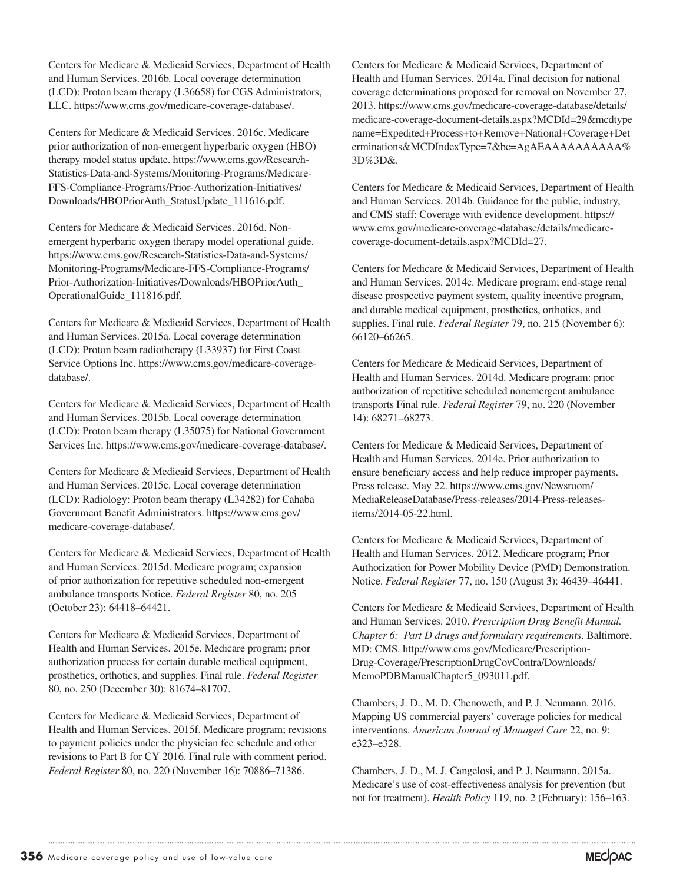Centers for Medicare & Medicaid Services, Department of Health and Human Services. 2016b. Local coverage determination (LCD): Proton beam therapy (L36658) for CGS Administrators, LLC. https://www.cms.gov/medicare-coverage-database/.

Centers for Medicare & Medicaid Services. 2016c. Medicare prior authorization of non-emergent hyperbaric oxygen (HBO) therapy model status update. https://www.cms.gov/Research-Statistics-Data-and-Systems/Monitoring-Programs/Medicare-FFS-Compliance-Programs/Prior-Authorization-Initiatives/Downloads/HBOPriorAuth_StatusUpdate_111616.pdf.

Centers for Medicare & Medicaid Services. 2016d. Non-emergent hyperbaric oxygen therapy model operational guide. https://www.cms.gov/Research-Statistics-Data-and-Systems/Monitoring-Programs/Medicare-FFS-Compliance-Programs/Prior-Authorization-Initiatives/Downloads/HBOPriorAuth_OperationalGuide_111816.pdf.

Centers for Medicare & Medicaid Services, Department of Health and Human Services. 2015a. Local coverage determination (LCD): Proton beam radiotherapy (L33937) for First Coast Service Options Inc. https://www.cms.gov/medicare-coverage-database/.

Centers for Medicare & Medicaid Services, Department of Health and Human Services. 2015b. Local coverage determination (LCD): Proton beam therapy (L35075) for National Government Services Inc. https://www.cms.gov/medicare-coverage-database/.

Centers for Medicare & Medicaid Services, Department of Health and Human Services. 2015c. Local coverage determination (LCD): Radiology: Proton beam therapy (L34282) for Cahaba Government Benefit Administrators. https://www.cms.gov/medicare-coverage-database/.

Centers for Medicare & Medicaid Services, Department of Health and Human Services. 2015d. Medicare program; expansion of prior authorization for repetitive scheduled non-emergent ambulance transports Notice. *Federal Register* 80, no. 205 (October 23): 64418–64421.

Centers for Medicare & Medicaid Services, Department of Health and Human Services. 2015e. Medicare program; prior authorization process for certain durable medical equipment, prosthetics, orthotics, and supplies. Final rule. *Federal Register* 80, no. 250 (December 30): 81674–81707.

Centers for Medicare & Medicaid Services, Department of Health and Human Services. 2015f. Medicare program; revisions to payment policies under the physician fee schedule and other revisions to Part B for CY 2016. Final rule with comment period. *Federal Register* 80, no. 220 (November 16): 70886–71386.

Centers for Medicare & Medicaid Services, Department of Health and Human Services. 2014a. Final decision for national coverage determinations proposed for removal on November 27, 2013. https://www.cms.gov/medicare-coverage-database/details/medicare-coverage-document-details.aspx?MCDId=29&mcdtypename=Expedited+Process+to+Remove+National+Coverage+Determinations&MCDIndexType=7&bc=AgAEAAAAAAAAAA%3D%3D&.

Centers for Medicare & Medicaid Services, Department of Health and Human Services. 2014b. Guidance for the public, industry, and CMS staff: Coverage with evidence development. https://www.cms.gov/medicare-coverage-database/details/medicare-coverage-document-details.aspx?MCDId=27.

Centers for Medicare & Medicaid Services, Department of Health and Human Services. 2014c. Medicare program; end-stage renal disease prospective payment system, quality incentive program, and durable medical equipment, prosthetics, orthotics, and supplies. Final rule. *Federal Register* 79, no. 215 (November 6): 66120–66265.

Centers for Medicare & Medicaid Services, Department of Health and Human Services. 2014d. Medicare program: prior authorization of repetitive scheduled nonemergent ambulance transports Final rule. *Federal Register* 79, no. 220 (November 14): 68271–68273.

Centers for Medicare & Medicaid Services, Department of Health and Human Services. 2014e. Prior authorization to ensure beneficiary access and help reduce improper payments. Press release. May 22. https://www.cms.gov/Newsroom/MediaReleaseDatabase/Press-releases/2014-Press-releases-items/2014-05-22.html.

Centers for Medicare & Medicaid Services, Department of Health and Human Services. 2012. Medicare program; Prior Authorization for Power Mobility Device (PMD) Demonstration. Notice. *Federal Register* 77, no. 150 (August 3): 46439–46441.

Centers for Medicare & Medicaid Services, Department of Health and Human Services. 2010. *Prescription Drug Benefit Manual. Chapter 6: Part D drugs and formulary requirements*. Baltimore, MD: CMS. http://www.cms.gov/Medicare/Prescription-Drug-Coverage/PrescriptionDrugCovContra/Downloads/MemoPDBManualChapter5_093011.pdf.

Chambers, J. D., M. D. Chenoweth, and P. J. Neumann. 2016. Mapping US commercial payers' coverage policies for medical interventions. *American Journal of Managed Care* 22, no. 9: e323–e328.

Chambers, J. D., M. J. Cangelosi, and P. J. Neumann. 2015a. Medicare's use of cost-effectiveness analysis for prevention (but not for treatment). *Health Policy* 119, no. 2 (February): 156–163.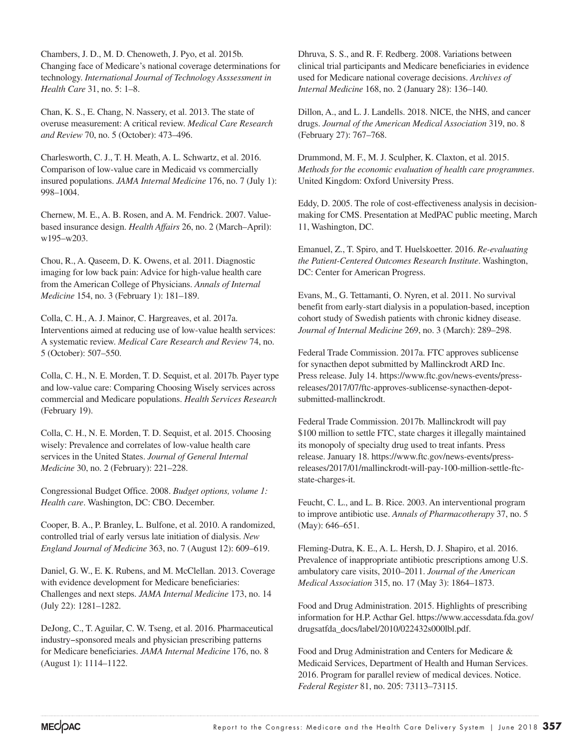Chambers, J. D., M. D. Chenoweth, J. Pyo, et al. 2015b. Changing face of Medicare's national coverage determinations for technology. *International Journal of Technology Asssessment in Health Care* 31, no. 5: 1–8.

Chan, K. S., E. Chang, N. Nassery, et al. 2013. The state of overuse measurement: A critical review. *Medical Care Research and Review* 70, no. 5 (October): 473–496.

Charlesworth, C. J., T. H. Meath, A. L. Schwartz, et al. 2016. Comparison of low-value care in Medicaid vs commercially insured populations. *JAMA Internal Medicine* 176, no. 7 (July 1): 998–1004.

Chernew, M. E., A. B. Rosen, and A. M. Fendrick. 2007. Value-based insurance design. *Health Affairs* 26, no. 2 (March–April): w195–w203.

Chou, R., A. Qaseem, D. K. Owens, et al. 2011. Diagnostic imaging for low back pain: Advice for high-value health care from the American College of Physicians. *Annals of Internal Medicine* 154, no. 3 (February 1): 181–189.

Colla, C. H., A. J. Mainor, C. Hargreaves, et al. 2017a. Interventions aimed at reducing use of low-value health services: A systematic review. *Medical Care Research and Review* 74, no. 5 (October): 507–550.

Colla, C. H., N. E. Morden, T. D. Sequist, et al. 2017b. Payer type and low-value care: Comparing Choosing Wisely services across commercial and Medicare populations. *Health Services Research* (February 19).

Colla, C. H., N. E. Morden, T. D. Sequist, et al. 2015. Choosing wisely: Prevalence and correlates of low-value health care services in the United States. *Journal of General Internal Medicine* 30, no. 2 (February): 221–228.

Congressional Budget Office. 2008. *Budget options, volume 1: Health care*. Washington, DC: CBO. December.

Cooper, B. A., P. Branley, L. Bulfone, et al. 2010. A randomized, controlled trial of early versus late initiation of dialysis. *New England Journal of Medicine* 363, no. 7 (August 12): 609–619.

Daniel, G. W., E. K. Rubens, and M. McClellan. 2013. Coverage with evidence development for Medicare beneficiaries: Challenges and next steps. *JAMA Internal Medicine* 173, no. 14 (July 22): 1281–1282.

DeJong, C., T. Aguilar, C. W. Tseng, et al. 2016. Pharmaceutical industry–sponsored meals and physician prescribing patterns for Medicare beneficiaries. *JAMA Internal Medicine* 176, no. 8 (August 1): 1114–1122.

Dhruva, S. S., and R. F. Redberg. 2008. Variations between clinical trial participants and Medicare beneficiaries in evidence used for Medicare national coverage decisions. *Archives of Internal Medicine* 168, no. 2 (January 28): 136–140.

Dillon, A., and L. J. Landells. 2018. NICE, the NHS, and cancer drugs. *Journal of the American Medical Association* 319, no. 8 (February 27): 767–768.

Drummond, M. F., M. J. Sculpher, K. Claxton, et al. 2015. *Methods for the economic evaluation of health care programmes*. United Kingdom: Oxford University Press.

Eddy, D. 2005. The role of cost-effectiveness analysis in decision-making for CMS. Presentation at MedPAC public meeting, March 11, Washington, DC.

Emanuel, Z., T. Spiro, and T. Huelskoetter. 2016. *Re-evaluating the Patient-Centered Outcomes Research Institute*. Washington, DC: Center for American Progress.

Evans, M., G. Tettamanti, O. Nyren, et al. 2011. No survival benefit from early-start dialysis in a population-based, inception cohort study of Swedish patients with chronic kidney disease. *Journal of Internal Medicine* 269, no. 3 (March): 289–298.

Federal Trade Commission. 2017a. FTC approves sublicense for synacthen depot submitted by Mallinckrodt ARD Inc. Press release. July 14. https://www.ftc.gov/news-events/press-releases/2017/07/ftc-approves-sublicense-synacthen-depot-submitted-mallinckrodt.

Federal Trade Commission. 2017b. Mallinckrodt will pay $100 million to settle FTC, state charges it illegally maintained its monopoly of specialty drug used to treat infants. Press release. January 18. https://www.ftc.gov/news-events/press-releases/2017/01/mallinckrodt-will-pay-100-million-settle-ftc-state-charges-it.

Feucht, C. L., and L. B. Rice. 2003. An interventional program to improve antibiotic use. *Annals of Pharmacotherapy* 37, no. 5 (May): 646–651.

Fleming-Dutra, K. E., A. L. Hersh, D. J. Shapiro, et al. 2016. Prevalence of inappropriate antibiotic prescriptions among U.S. ambulatory care visits, 2010–2011. *Journal of the American Medical Association* 315, no. 17 (May 3): 1864–1873.

Food and Drug Administration. 2015. Highlights of prescribing information for H.P. Acthar Gel. https://www.accessdata.fda.gov/drugsatfda_docs/label/2010/022432s000lbl.pdf.

Food and Drug Administration and Centers for Medicare & Medicaid Services, Department of Health and Human Services. 2016. Program for parallel review of medical devices. Notice. *Federal Register* 81, no. 205: 73113–73115.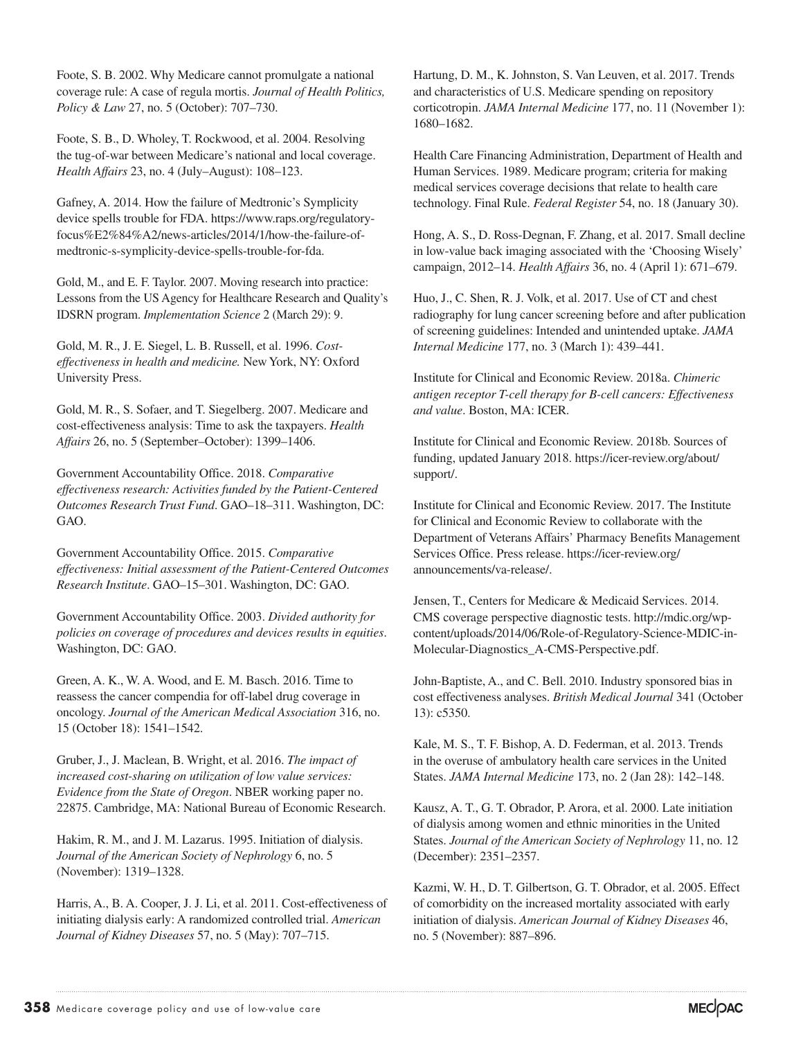Foote, S. B. 2002. Why Medicare cannot promulgate a national coverage rule: A case of regula mortis. *Journal of Health Politics, Policy & Law* 27, no. 5 (October): 707–730.

Foote, S. B., D. Wholey, T. Rockwood, et al. 2004. Resolving the tug-of-war between Medicare's national and local coverage. *Health Affairs* 23, no. 4 (July–August): 108–123.

Gafney, A. 2014. How the failure of Medtronic's Symplicity device spells trouble for FDA. https://www.raps.org/regulatory-focus%E2%84%A2/news-articles/2014/1/how-the-failure-of-medtronic-s-symplicity-device-spells-trouble-for-fda.

Gold, M., and E. F. Taylor. 2007. Moving research into practice: Lessons from the US Agency for Healthcare Research and Quality's IDSRN program. *Implementation Science* 2 (March 29): 9.

Gold, M. R., J. E. Siegel, L. B. Russell, et al. 1996. *Cost-effectiveness in health and medicine.* New York, NY: Oxford University Press.

Gold, M. R., S. Sofaer, and T. Siegelberg. 2007. Medicare and cost-effectiveness analysis: Time to ask the taxpayers. *Health Affairs* 26, no. 5 (September–October): 1399–1406.

Government Accountability Office. 2018. *Comparative effectiveness research: Activities funded by the Patient-Centered Outcomes Research Trust Fund*. GAO–18–311. Washington, DC: GAO.

Government Accountability Office. 2015. *Comparative effectiveness: Initial assessment of the Patient-Centered Outcomes Research Institute*. GAO–15–301. Washington, DC: GAO.

Government Accountability Office. 2003. *Divided authority for policies on coverage of procedures and devices results in equities*. Washington, DC: GAO.

Green, A. K., W. A. Wood, and E. M. Basch. 2016. Time to reassess the cancer compendia for off-label drug coverage in oncology. *Journal of the American Medical Association* 316, no. 15 (October 18): 1541–1542.

Gruber, J., J. Maclean, B. Wright, et al. 2016. *The impact of increased cost-sharing on utilization of low value services: Evidence from the State of Oregon*. NBER working paper no. 22875. Cambridge, MA: National Bureau of Economic Research.

Hakim, R. M., and J. M. Lazarus. 1995. Initiation of dialysis. *Journal of the American Society of Nephrology* 6, no. 5 (November): 1319–1328.

Harris, A., B. A. Cooper, J. J. Li, et al. 2011. Cost-effectiveness of initiating dialysis early: A randomized controlled trial. *American Journal of Kidney Diseases* 57, no. 5 (May): 707–715.

Hartung, D. M., K. Johnston, S. Van Leuven, et al. 2017. Trends and characteristics of U.S. Medicare spending on repository corticotropin. *JAMA Internal Medicine* 177, no. 11 (November 1): 1680–1682.

Health Care Financing Administration, Department of Health and Human Services. 1989. Medicare program; criteria for making medical services coverage decisions that relate to health care technology. Final Rule. *Federal Register* 54, no. 18 (January 30).

Hong, A. S., D. Ross-Degnan, F. Zhang, et al. 2017. Small decline in low-value back imaging associated with the 'Choosing Wisely' campaign, 2012–14. *Health Affairs* 36, no. 4 (April 1): 671–679.

Huo, J., C. Shen, R. J. Volk, et al. 2017. Use of CT and chest radiography for lung cancer screening before and after publication of screening guidelines: Intended and unintended uptake. *JAMA Internal Medicine* 177, no. 3 (March 1): 439–441.

Institute for Clinical and Economic Review. 2018a. *Chimeric antigen receptor T-cell therapy for B-cell cancers: Effectiveness and value*. Boston, MA: ICER.

Institute for Clinical and Economic Review. 2018b. Sources of funding, updated January 2018. https://icer-review.org/about/support/.

Institute for Clinical and Economic Review. 2017. The Institute for Clinical and Economic Review to collaborate with the Department of Veterans Affairs' Pharmacy Benefits Management Services Office. Press release. https://icer-review.org/announcements/va-release/.

Jensen, T., Centers for Medicare & Medicaid Services. 2014. CMS coverage perspective diagnostic tests. http://mdic.org/wp-content/uploads/2014/06/Role-of-Regulatory-Science-MDIC-in-Molecular-Diagnostics_A-CMS-Perspective.pdf.

John-Baptiste, A., and C. Bell. 2010. Industry sponsored bias in cost effectiveness analyses. *British Medical Journal* 341 (October 13): c5350.

Kale, M. S., T. F. Bishop, A. D. Federman, et al. 2013. Trends in the overuse of ambulatory health care services in the United States. *JAMA Internal Medicine* 173, no. 2 (Jan 28): 142–148.

Kausz, A. T., G. T. Obrador, P. Arora, et al. 2000. Late initiation of dialysis among women and ethnic minorities in the United States. *Journal of the American Society of Nephrology* 11, no. 12 (December): 2351–2357.

Kazmi, W. H., D. T. Gilbertson, G. T. Obrador, et al. 2005. Effect of comorbidity on the increased mortality associated with early initiation of dialysis. *American Journal of Kidney Diseases* 46, no. 5 (November): 887–896.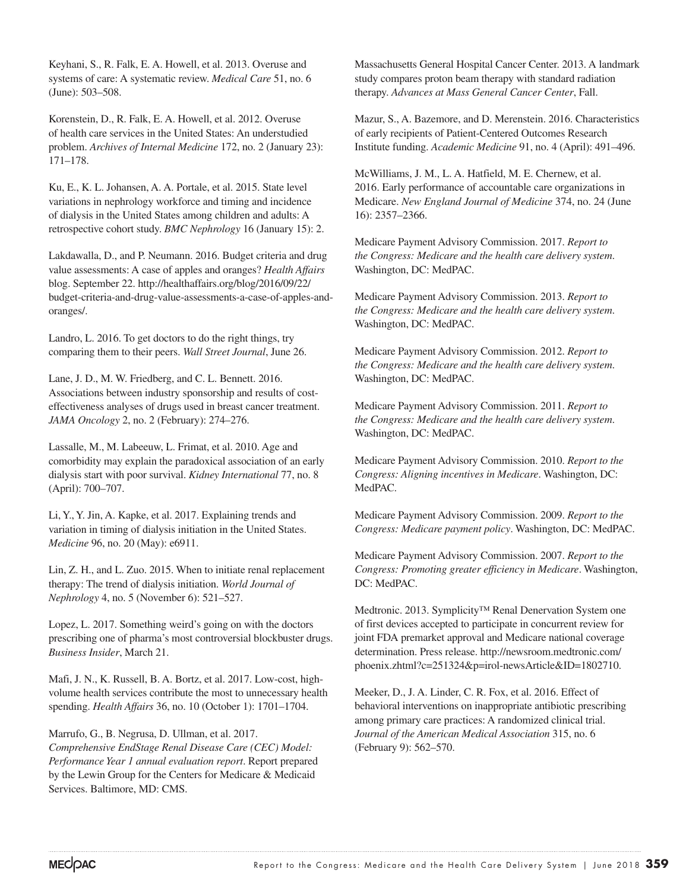Keyhani, S., R. Falk, E. A. Howell, et al. 2013. Overuse and systems of care: A systematic review. *Medical Care* 51, no. 6 (June): 503–508.

Korenstein, D., R. Falk, E. A. Howell, et al. 2012. Overuse of health care services in the United States: An understudied problem. *Archives of Internal Medicine* 172, no. 2 (January 23): 171–178.

Ku, E., K. L. Johansen, A. A. Portale, et al. 2015. State level variations in nephrology workforce and timing and incidence of dialysis in the United States among children and adults: A retrospective cohort study. *BMC Nephrology* 16 (January 15): 2.

Lakdawalla, D., and P. Neumann. 2016. Budget criteria and drug value assessments: A case of apples and oranges? *Health Affairs* blog. September 22. http://healthaffairs.org/blog/2016/09/22/budget-criteria-and-drug-value-assessments-a-case-of-apples-and-oranges/.

Landro, L. 2016. To get doctors to do the right things, try comparing them to their peers. *Wall Street Journal*, June 26.

Lane, J. D., M. W. Friedberg, and C. L. Bennett. 2016. Associations between industry sponsorship and results of cost-effectiveness analyses of drugs used in breast cancer treatment. *JAMA Oncology* 2, no. 2 (February): 274–276.

Lassalle, M., M. Labeeuw, L. Frimat, et al. 2010. Age and comorbidity may explain the paradoxical association of an early dialysis start with poor survival. *Kidney International* 77, no. 8 (April): 700–707.

Li, Y., Y. Jin, A. Kapke, et al. 2017. Explaining trends and variation in timing of dialysis initiation in the United States. *Medicine* 96, no. 20 (May): e6911.

Lin, Z. H., and L. Zuo. 2015. When to initiate renal replacement therapy: The trend of dialysis initiation. *World Journal of Nephrology* 4, no. 5 (November 6): 521–527.

Lopez, L. 2017. Something weird's going on with the doctors prescribing one of pharma's most controversial blockbuster drugs. *Business Insider*, March 21.

Mafi, J. N., K. Russell, B. A. Bortz, et al. 2017. Low-cost, high-volume health services contribute the most to unnecessary health spending. *Health Affairs* 36, no. 10 (October 1): 1701–1704.

Marrufo, G., B. Negrusa, D. Ullman, et al. 2017. *Comprehensive EndStage Renal Disease Care (CEC) Model: Performance Year 1 annual evaluation report*. Report prepared by the Lewin Group for the Centers for Medicare & Medicaid Services. Baltimore, MD: CMS.

Massachusetts General Hospital Cancer Center. 2013. A landmark study compares proton beam therapy with standard radiation therapy. *Advances at Mass General Cancer Center*, Fall.

Mazur, S., A. Bazemore, and D. Merenstein. 2016. Characteristics of early recipients of Patient-Centered Outcomes Research Institute funding. *Academic Medicine* 91, no. 4 (April): 491–496.

McWilliams, J. M., L. A. Hatfield, M. E. Chernew, et al. 2016. Early performance of accountable care organizations in Medicare. *New England Journal of Medicine* 374, no. 24 (June 16): 2357–2366.

Medicare Payment Advisory Commission. 2017. *Report to the Congress: Medicare and the health care delivery system*. Washington, DC: MedPAC.

Medicare Payment Advisory Commission. 2013. *Report to the Congress: Medicare and the health care delivery system*. Washington, DC: MedPAC.

Medicare Payment Advisory Commission. 2012. *Report to the Congress: Medicare and the health care delivery system*. Washington, DC: MedPAC.

Medicare Payment Advisory Commission. 2011. *Report to the Congress: Medicare and the health care delivery system*. Washington, DC: MedPAC.

Medicare Payment Advisory Commission. 2010. *Report to the Congress: Aligning incentives in Medicare*. Washington, DC: MedPAC.

Medicare Payment Advisory Commission. 2009. *Report to the Congress: Medicare payment policy*. Washington, DC: MedPAC.

Medicare Payment Advisory Commission. 2007. *Report to the Congress: Promoting greater efficiency in Medicare*. Washington, DC: MedPAC.

Medtronic. 2013. Symplicity™ Renal Denervation System one of first devices accepted to participate in concurrent review for joint FDA premarket approval and Medicare national coverage determination. Press release. http://newsroom.medtronic.com/phoenix.zhtml?c=251324&p=irol-newsArticle&ID=1802710.

Meeker, D., J. A. Linder, C. R. Fox, et al. 2016. Effect of behavioral interventions on inappropriate antibiotic prescribing among primary care practices: A randomized clinical trial. *Journal of the American Medical Association* 315, no. 6 (February 9): 562–570.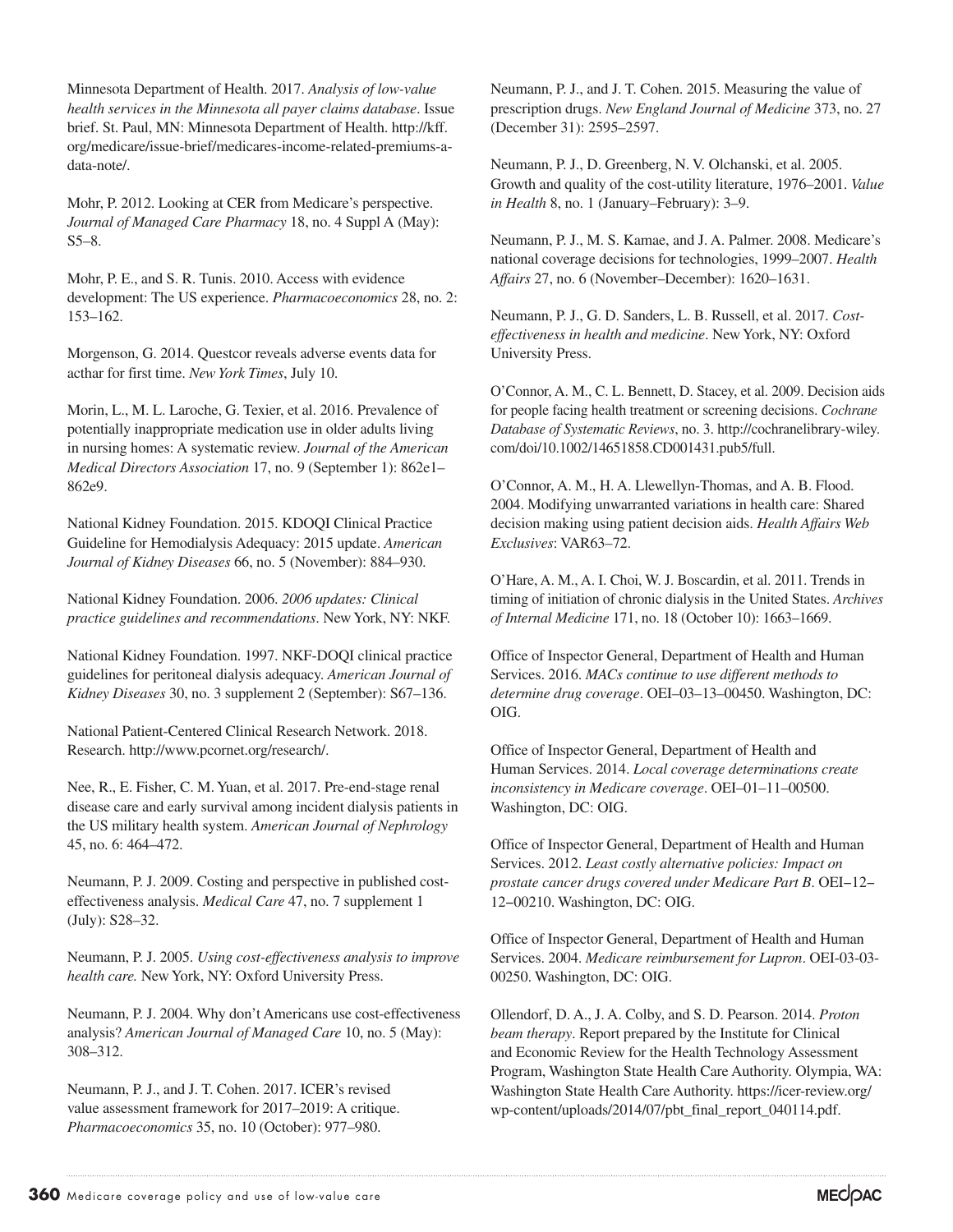Minnesota Department of Health. 2017. *Analysis of low-value health services in the Minnesota all payer claims database*. Issue brief. St. Paul, MN: Minnesota Department of Health. http://kff.org/medicare/issue-brief/medicares-income-related-premiums-a-data-note/.

Mohr, P. 2012. Looking at CER from Medicare's perspective. *Journal of Managed Care Pharmacy* 18, no. 4 Suppl A (May): S5–8.

Mohr, P. E., and S. R. Tunis. 2010. Access with evidence development: The US experience. *Pharmacoeconomics* 28, no. 2: 153–162.

Morgenson, G. 2014. Questcor reveals adverse events data for acthar for first time. *New York Times*, July 10.

Morin, L., M. L. Laroche, G. Texier, et al. 2016. Prevalence of potentially inappropriate medication use in older adults living in nursing homes: A systematic review. *Journal of the American Medical Directors Association* 17, no. 9 (September 1): 862e1–862e9.

National Kidney Foundation. 2015. KDOQI Clinical Practice Guideline for Hemodialysis Adequacy: 2015 update. *American Journal of Kidney Diseases* 66, no. 5 (November): 884–930.

National Kidney Foundation. 2006. *2006 updates: Clinical practice guidelines and recommendations*. New York, NY: NKF.

National Kidney Foundation. 1997. NKF-DOQI clinical practice guidelines for peritoneal dialysis adequacy. *American Journal of Kidney Diseases* 30, no. 3 supplement 2 (September): S67–136.

National Patient-Centered Clinical Research Network. 2018. Research. http://www.pcornet.org/research/.

Nee, R., E. Fisher, C. M. Yuan, et al. 2017. Pre-end-stage renal disease care and early survival among incident dialysis patients in the US military health system. *American Journal of Nephrology* 45, no. 6: 464–472.

Neumann, P. J. 2009. Costing and perspective in published cost-effectiveness analysis. *Medical Care* 47, no. 7 supplement 1 (July): S28–32.

Neumann, P. J. 2005. *Using cost-effectiveness analysis to improve health care.* New York, NY: Oxford University Press.

Neumann, P. J. 2004. Why don't Americans use cost-effectiveness analysis? *American Journal of Managed Care* 10, no. 5 (May): 308–312.

Neumann, P. J., and J. T. Cohen. 2017. ICER's revised value assessment framework for 2017–2019: A critique. *Pharmacoeconomics* 35, no. 10 (October): 977–980.

Neumann, P. J., and J. T. Cohen. 2015. Measuring the value of prescription drugs. *New England Journal of Medicine* 373, no. 27 (December 31): 2595–2597.

Neumann, P. J., D. Greenberg, N. V. Olchanski, et al. 2005. Growth and quality of the cost-utility literature, 1976–2001. *Value in Health* 8, no. 1 (January–February): 3–9.

Neumann, P. J., M. S. Kamae, and J. A. Palmer. 2008. Medicare's national coverage decisions for technologies, 1999–2007. *Health Affairs* 27, no. 6 (November–December): 1620–1631.

Neumann, P. J., G. D. Sanders, L. B. Russell, et al. 2017. *Cost-effectiveness in health and medicine*. New York, NY: Oxford University Press.

O'Connor, A. M., C. L. Bennett, D. Stacey, et al. 2009. Decision aids for people facing health treatment or screening decisions. *Cochrane Database of Systematic Reviews*, no. 3. http://cochranelibrary-wiley.com/doi/10.1002/14651858.CD001431.pub5/full.

O'Connor, A. M., H. A. Llewellyn-Thomas, and A. B. Flood. 2004. Modifying unwarranted variations in health care: Shared decision making using patient decision aids. *Health Affairs Web Exclusives*: VAR63–72.

O'Hare, A. M., A. I. Choi, W. J. Boscardin, et al. 2011. Trends in timing of initiation of chronic dialysis in the United States. *Archives of Internal Medicine* 171, no. 18 (October 10): 1663–1669.

Office of Inspector General, Department of Health and Human Services. 2016. *MACs continue to use different methods to determine drug coverage*. OEI–03–13–00450. Washington, DC: OIG.

Office of Inspector General, Department of Health and Human Services. 2014. *Local coverage determinations create inconsistency in Medicare coverage*. OEI–01–11–00500. Washington, DC: OIG.

Office of Inspector General, Department of Health and Human Services. 2012. *Least costly alternative policies: Impact on prostate cancer drugs covered under Medicare Part B*. OEI–12–12–00210. Washington, DC: OIG.

Office of Inspector General, Department of Health and Human Services. 2004. *Medicare reimbursement for Lupron*. OEI-03-03-00250. Washington, DC: OIG.

Ollendorf, D. A., J. A. Colby, and S. D. Pearson. 2014. *Proton beam therapy*. Report prepared by the Institute for Clinical and Economic Review for the Health Technology Assessment Program, Washington State Health Care Authority. Olympia, WA: Washington State Health Care Authority. https://icer-review.org/wp-content/uploads/2014/07/pbt_final_report_040114.pdf.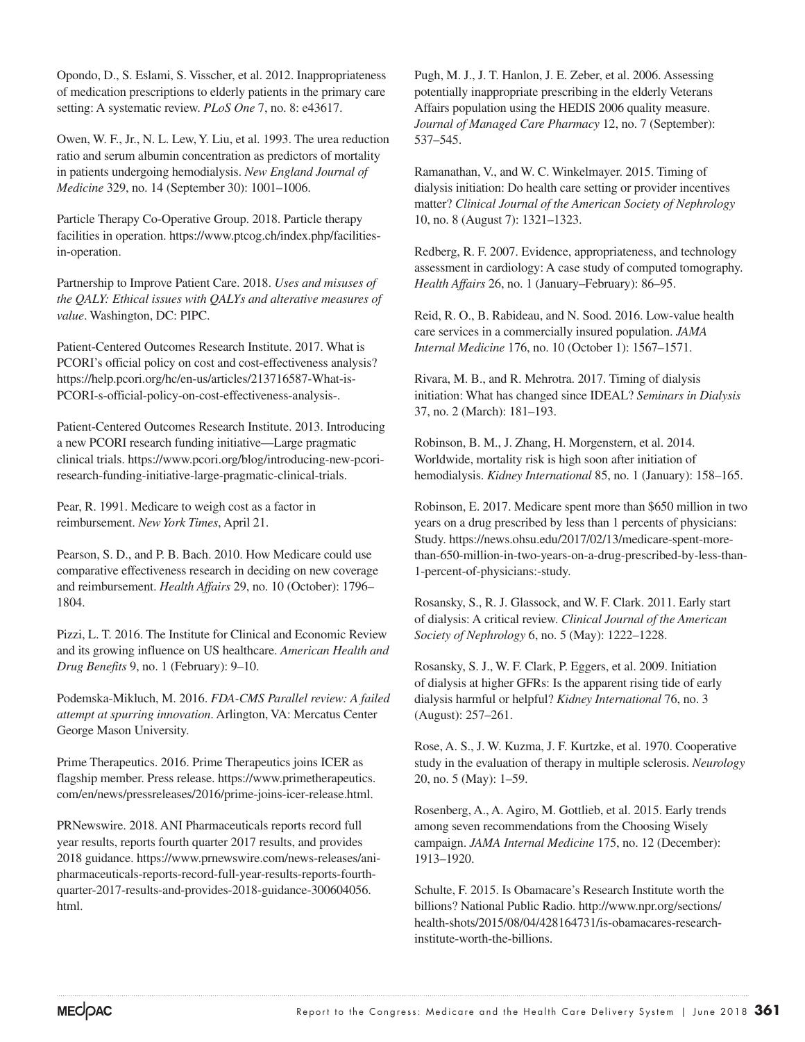Opondo, D., S. Eslami, S. Visscher, et al. 2012. Inappropriateness of medication prescriptions to elderly patients in the primary care setting: A systematic review. *PLoS One* 7, no. 8: e43617.

Owen, W. F., Jr., N. L. Lew, Y. Liu, et al. 1993. The urea reduction ratio and serum albumin concentration as predictors of mortality in patients undergoing hemodialysis. *New England Journal of Medicine* 329, no. 14 (September 30): 1001–1006.

Particle Therapy Co-Operative Group. 2018. Particle therapy facilities in operation. https://www.ptcog.ch/index.php/facilities-in-operation.

Partnership to Improve Patient Care. 2018. *Uses and misuses of the QALY: Ethical issues with QALYs and alterative measures of value*. Washington, DC: PIPC.

Patient-Centered Outcomes Research Institute. 2017. What is PCORI's official policy on cost and cost-effectiveness analysis? https://help.pcori.org/hc/en-us/articles/213716587-What-is-PCORI-s-official-policy-on-cost-effectiveness-analysis-.

Patient-Centered Outcomes Research Institute. 2013. Introducing a new PCORI research funding initiative—Large pragmatic clinical trials. https://www.pcori.org/blog/introducing-new-pcori-research-funding-initiative-large-pragmatic-clinical-trials.

Pear, R. 1991. Medicare to weigh cost as a factor in reimbursement. *New York Times*, April 21.

Pearson, S. D., and P. B. Bach. 2010. How Medicare could use comparative effectiveness research in deciding on new coverage and reimbursement. *Health Affairs* 29, no. 10 (October): 1796–1804.

Pizzi, L. T. 2016. The Institute for Clinical and Economic Review and its growing influence on US healthcare. *American Health and Drug Benefits* 9, no. 1 (February): 9–10.

Podemska-Mikluch, M. 2016. *FDA-CMS Parallel review: A failed attempt at spurring innovation*. Arlington, VA: Mercatus Center George Mason University.

Prime Therapeutics. 2016. Prime Therapeutics joins ICER as flagship member. Press release. https://www.primetherapeutics.com/en/news/pressreleases/2016/prime-joins-icer-release.html.

PRNewswire. 2018. ANI Pharmaceuticals reports record full year results, reports fourth quarter 2017 results, and provides 2018 guidance. https://www.prnewswire.com/news-releases/ani-pharmaceuticals-reports-record-full-year-results-reports-fourth-quarter-2017-results-and-provides-2018-guidance-300604056.html.

Pugh, M. J., J. T. Hanlon, J. E. Zeber, et al. 2006. Assessing potentially inappropriate prescribing in the elderly Veterans Affairs population using the HEDIS 2006 quality measure. *Journal of Managed Care Pharmacy* 12, no. 7 (September): 537–545.

Ramanathan, V., and W. C. Winkelmayer. 2015. Timing of dialysis initiation: Do health care setting or provider incentives matter? *Clinical Journal of the American Society of Nephrology* 10, no. 8 (August 7): 1321–1323.

Redberg, R. F. 2007. Evidence, appropriateness, and technology assessment in cardiology: A case study of computed tomography. *Health Affairs* 26, no. 1 (January–February): 86–95.

Reid, R. O., B. Rabideau, and N. Sood. 2016. Low-value health care services in a commercially insured population. *JAMA Internal Medicine* 176, no. 10 (October 1): 1567–1571.

Rivara, M. B., and R. Mehrotra. 2017. Timing of dialysis initiation: What has changed since IDEAL? *Seminars in Dialysis* 37, no. 2 (March): 181–193.

Robinson, B. M., J. Zhang, H. Morgenstern, et al. 2014. Worldwide, mortality risk is high soon after initiation of hemodialysis. *Kidney International* 85, no. 1 (January): 158–165.

Robinson, E. 2017. Medicare spent more than $650 million in two years on a drug prescribed by less than 1 percents of physicians: Study. https://news.ohsu.edu/2017/02/13/medicare-spent-more-than-650-million-in-two-years-on-a-drug-prescribed-by-less-than-1-percent-of-physicians:-study.

Rosansky, S., R. J. Glassock, and W. F. Clark. 2011. Early start of dialysis: A critical review. *Clinical Journal of the American Society of Nephrology* 6, no. 5 (May): 1222–1228.

Rosansky, S. J., W. F. Clark, P. Eggers, et al. 2009. Initiation of dialysis at higher GFRs: Is the apparent rising tide of early dialysis harmful or helpful? *Kidney International* 76, no. 3 (August): 257–261.

Rose, A. S., J. W. Kuzma, J. F. Kurtzke, et al. 1970. Cooperative study in the evaluation of therapy in multiple sclerosis. *Neurology* 20, no. 5 (May): 1–59.

Rosenberg, A., A. Agiro, M. Gottlieb, et al. 2015. Early trends among seven recommendations from the Choosing Wisely campaign. *JAMA Internal Medicine* 175, no. 12 (December): 1913–1920.

Schulte, F. 2015. Is Obamacare's Research Institute worth the billions? National Public Radio. http://www.npr.org/sections/health-shots/2015/08/04/428164731/is-obamacares-research-institute-worth-the-billions.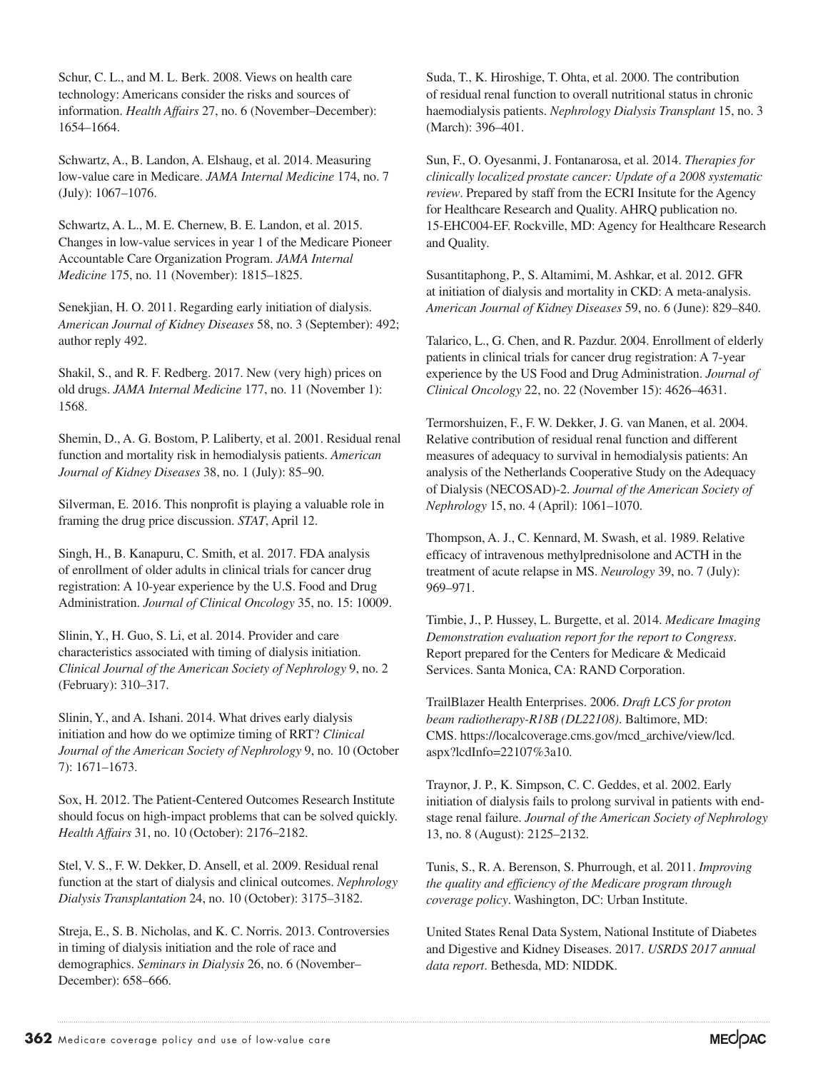Schur, C. L., and M. L. Berk. 2008. Views on health care technology: Americans consider the risks and sources of information. *Health Affairs* 27, no. 6 (November–December): 1654–1664.

Schwartz, A., B. Landon, A. Elshaug, et al. 2014. Measuring low-value care in Medicare. *JAMA Internal Medicine* 174, no. 7 (July): 1067–1076.

Schwartz, A. L., M. E. Chernew, B. E. Landon, et al. 2015. Changes in low-value services in year 1 of the Medicare Pioneer Accountable Care Organization Program. *JAMA Internal Medicine* 175, no. 11 (November): 1815–1825.

Senekjian, H. O. 2011. Regarding early initiation of dialysis. *American Journal of Kidney Diseases* 58, no. 3 (September): 492; author reply 492.

Shakil, S., and R. F. Redberg. 2017. New (very high) prices on old drugs. *JAMA Internal Medicine* 177, no. 11 (November 1): 1568.

Shemin, D., A. G. Bostom, P. Laliberty, et al. 2001. Residual renal function and mortality risk in hemodialysis patients. *American Journal of Kidney Diseases* 38, no. 1 (July): 85–90.

Silverman, E. 2016. This nonprofit is playing a valuable role in framing the drug price discussion. *STAT*, April 12.

Singh, H., B. Kanapuru, C. Smith, et al. 2017. FDA analysis of enrollment of older adults in clinical trials for cancer drug registration: A 10-year experience by the U.S. Food and Drug Administration. *Journal of Clinical Oncology* 35, no. 15: 10009.

Slinin, Y., H. Guo, S. Li, et al. 2014. Provider and care characteristics associated with timing of dialysis initiation. *Clinical Journal of the American Society of Nephrology* 9, no. 2 (February): 310–317.

Slinin, Y., and A. Ishani. 2014. What drives early dialysis initiation and how do we optimize timing of RRT? *Clinical Journal of the American Society of Nephrology* 9, no. 10 (October 7): 1671–1673.

Sox, H. 2012. The Patient-Centered Outcomes Research Institute should focus on high-impact problems that can be solved quickly. *Health Affairs* 31, no. 10 (October): 2176–2182.

Stel, V. S., F. W. Dekker, D. Ansell, et al. 2009. Residual renal function at the start of dialysis and clinical outcomes. *Nephrology Dialysis Transplantation* 24, no. 10 (October): 3175–3182.

Streja, E., S. B. Nicholas, and K. C. Norris. 2013. Controversies in timing of dialysis initiation and the role of race and demographics. *Seminars in Dialysis* 26, no. 6 (November–December): 658–666.

Suda, T., K. Hiroshige, T. Ohta, et al. 2000. The contribution of residual renal function to overall nutritional status in chronic haemodialysis patients. *Nephrology Dialysis Transplant* 15, no. 3 (March): 396–401.

Sun, F., O. Oyesanmi, J. Fontanarosa, et al. 2014. *Therapies for clinically localized prostate cancer: Update of a 2008 systematic review*. Prepared by staff from the ECRI Insitute for the Agency for Healthcare Research and Quality. AHRQ publication no. 15-EHC004-EF. Rockville, MD: Agency for Healthcare Research and Quality.

Susantitaphong, P., S. Altamimi, M. Ashkar, et al. 2012. GFR at initiation of dialysis and mortality in CKD: A meta-analysis. *American Journal of Kidney Diseases* 59, no. 6 (June): 829–840.

Talarico, L., G. Chen, and R. Pazdur. 2004. Enrollment of elderly patients in clinical trials for cancer drug registration: A 7-year experience by the US Food and Drug Administration. *Journal of Clinical Oncology* 22, no. 22 (November 15): 4626–4631.

Termorshuizen, F., F. W. Dekker, J. G. van Manen, et al. 2004. Relative contribution of residual renal function and different measures of adequacy to survival in hemodialysis patients: An analysis of the Netherlands Cooperative Study on the Adequacy of Dialysis (NECOSAD)-2. *Journal of the American Society of Nephrology* 15, no. 4 (April): 1061–1070.

Thompson, A. J., C. Kennard, M. Swash, et al. 1989. Relative efficacy of intravenous methylprednisolone and ACTH in the treatment of acute relapse in MS. *Neurology* 39, no. 7 (July): 969–971.

Timbie, J., P. Hussey, L. Burgette, et al. 2014. *Medicare Imaging Demonstration evaluation report for the report to Congress*. Report prepared for the Centers for Medicare & Medicaid Services. Santa Monica, CA: RAND Corporation.

TrailBlazer Health Enterprises. 2006. *Draft LCS for proton beam radiotherapy-R18B (DL22108)*. Baltimore, MD: CMS. https://localcoverage.cms.gov/mcd_archive/view/lcd.aspx?lcdInfo=22107%3a10.

Traynor, J. P., K. Simpson, C. C. Geddes, et al. 2002. Early initiation of dialysis fails to prolong survival in patients with end-stage renal failure. *Journal of the American Society of Nephrology* 13, no. 8 (August): 2125–2132.

Tunis, S., R. A. Berenson, S. Phurrough, et al. 2011. *Improving the quality and efficiency of the Medicare program through coverage policy*. Washington, DC: Urban Institute.

United States Renal Data System, National Institute of Diabetes and Digestive and Kidney Diseases. 2017. *USRDS 2017 annual data report*. Bethesda, MD: NIDDK.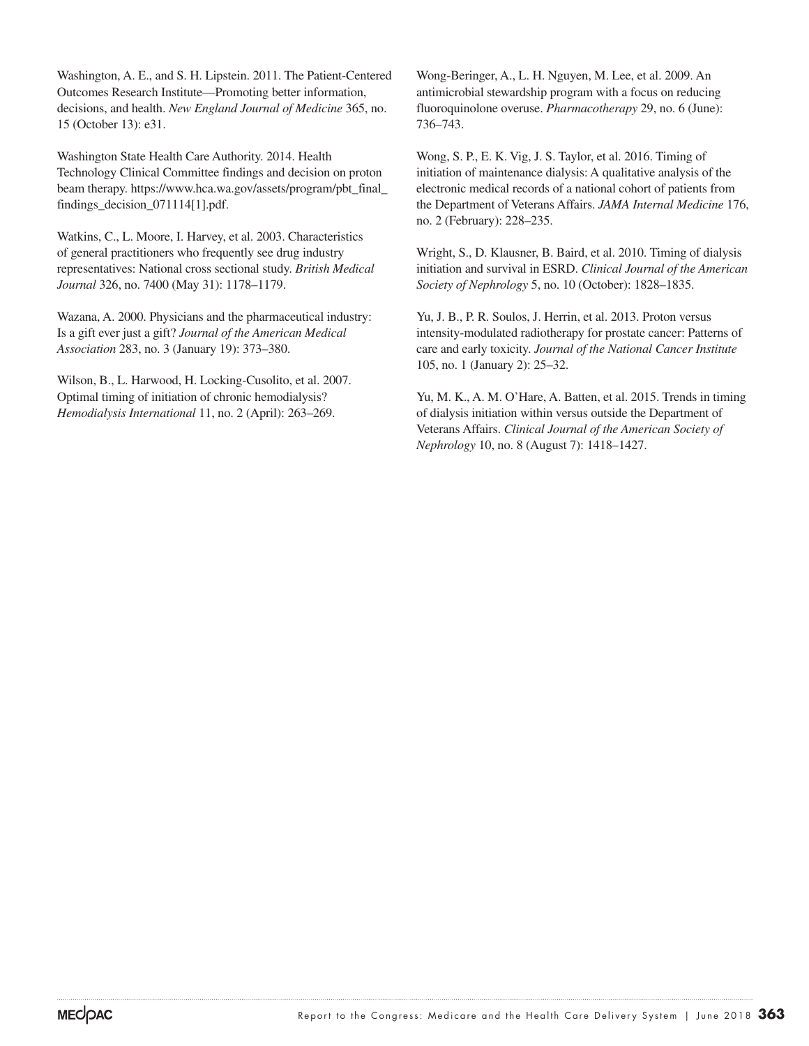Washington, A. E., and S. H. Lipstein. 2011. The Patient-Centered Outcomes Research Institute—Promoting better information, decisions, and health. *New England Journal of Medicine* 365, no. 15 (October 13): e31.

Washington State Health Care Authority. 2014. Health Technology Clinical Committee findings and decision on proton beam therapy. https://www.hca.wa.gov/assets/program/pbt_final_findings_decision_071114[1].pdf.

Watkins, C., L. Moore, I. Harvey, et al. 2003. Characteristics of general practitioners who frequently see drug industry representatives: National cross sectional study. *British Medical Journal* 326, no. 7400 (May 31): 1178–1179.

Wazana, A. 2000. Physicians and the pharmaceutical industry: Is a gift ever just a gift? *Journal of the American Medical Association* 283, no. 3 (January 19): 373–380.

Wilson, B., L. Harwood, H. Locking-Cusolito, et al. 2007. Optimal timing of initiation of chronic hemodialysis? *Hemodialysis International* 11, no. 2 (April): 263–269.

Wong-Beringer, A., L. H. Nguyen, M. Lee, et al. 2009. An antimicrobial stewardship program with a focus on reducing fluoroquinolone overuse. *Pharmacotherapy* 29, no. 6 (June): 736–743.

Wong, S. P., E. K. Vig, J. S. Taylor, et al. 2016. Timing of initiation of maintenance dialysis: A qualitative analysis of the electronic medical records of a national cohort of patients from the Department of Veterans Affairs. *JAMA Internal Medicine* 176, no. 2 (February): 228–235.

Wright, S., D. Klausner, B. Baird, et al. 2010. Timing of dialysis initiation and survival in ESRD. *Clinical Journal of the American Society of Nephrology* 5, no. 10 (October): 1828–1835.

Yu, J. B., P. R. Soulos, J. Herrin, et al. 2013. Proton versus intensity-modulated radiotherapy for prostate cancer: Patterns of care and early toxicity. *Journal of the National Cancer Institute* 105, no. 1 (January 2): 25–32.

Yu, M. K., A. M. O'Hare, A. Batten, et al. 2015. Trends in timing of dialysis initiation within versus outside the Department of Veterans Affairs. *Clinical Journal of the American Society of Nephrology* 10, no. 8 (August 7): 1418–1427.